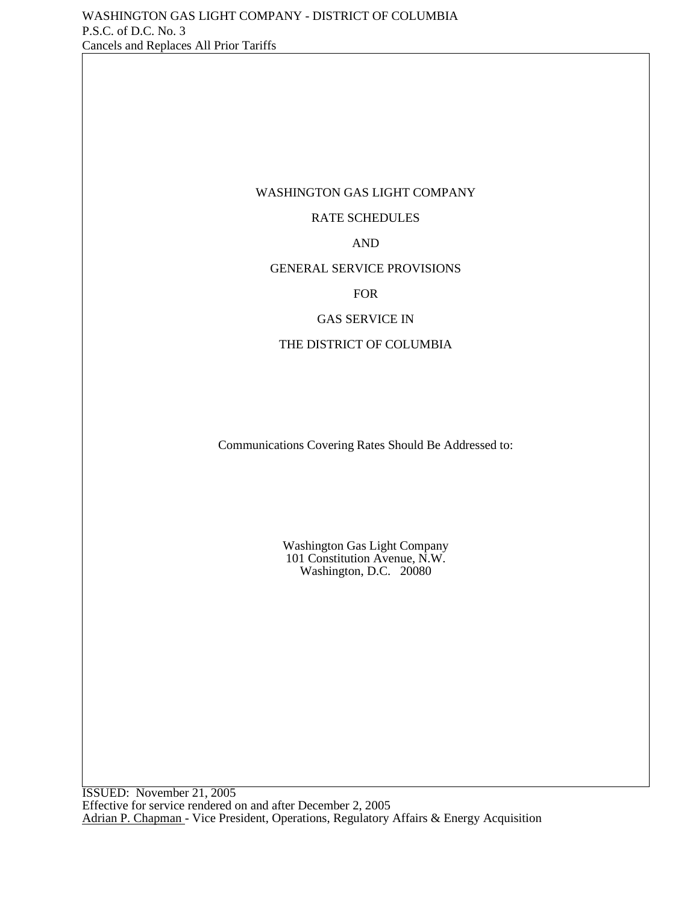WASHINGTON GAS LIGHT COMPANY - DISTRICT OF COLUMBIA
P.S.C. of D.C. No. 3
Cancels and Replaces All Prior Tariffs

# WASHINGTON GAS LIGHT COMPANY

# RATE SCHEDULES

# AND

# GENERAL SERVICE PROVISIONS

# FOR

# GAS SERVICE IN

# THE DISTRICT OF COLUMBIA

Communications Covering Rates Should Be Addressed to:

Washington Gas Light Company
101 Constitution Avenue, N.W.
Washington, D.C. 20080

ISSUED: November 21, 2005
Effective for service rendered on and after December 2, 2005
Adrian P. Chapman - Vice President, Operations, Regulatory Affairs & Energy Acquisition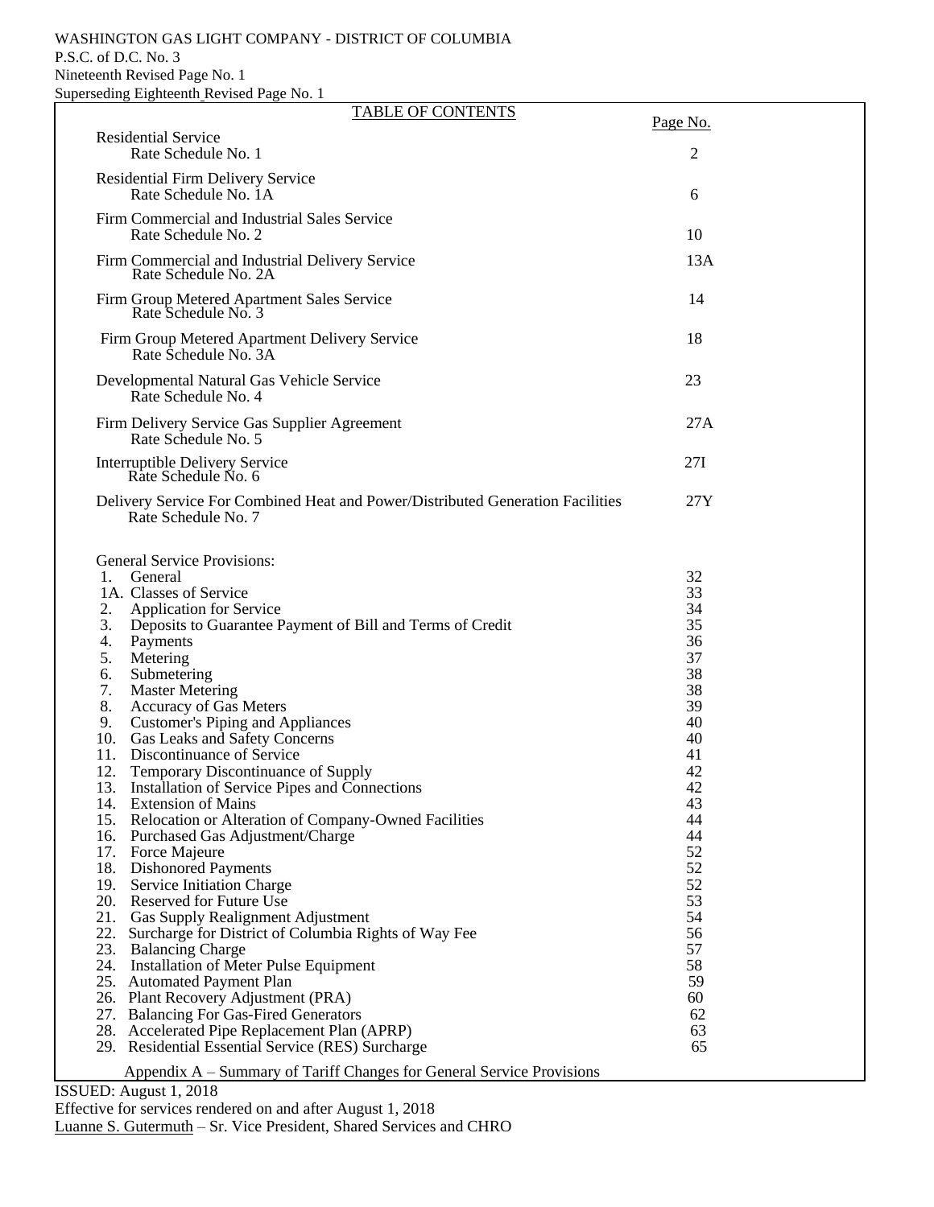WASHINGTON GAS LIGHT COMPANY - DISTRICT OF COLUMBIA
P.S.C. of D.C. No. 3
Nineteenth Revised Page No. 1
Superseding Eighteenth Revised Page No. 1

# TABLE OF CONTENTS

| | Page No. |
|---|---|
| Residential Service<br>Rate Schedule No. 1 | 2 |
| Residential Firm Delivery Service<br>Rate Schedule No. 1A | 6 |
| Firm Commercial and Industrial Sales Service<br>Rate Schedule No. 2 | 10 |
| Firm Commercial and Industrial Delivery Service<br>Rate Schedule No. 2A | 13A |
| Firm Group Metered Apartment Sales Service<br>Rate Schedule No. 3 | 14 |
| Firm Group Metered Apartment Delivery Service<br>Rate Schedule No. 3A | 18 |
| Developmental Natural Gas Vehicle Service<br>Rate Schedule No. 4 | 23 |
| Firm Delivery Service Gas Supplier Agreement<br>Rate Schedule No. 5 | 27A |
| Interruptible Delivery Service<br>Rate Schedule No. 6 | 27I |
| Delivery Service For Combined Heat and Power/Distributed Generation Facilities<br>Rate Schedule No. 7 | 27Y |

General Service Provisions:

| | Page No. |
|---|---|
| 1. General | 32 |
| 1A. Classes of Service | 33 |
| 2. Application for Service | 34 |
| 3. Deposits to Guarantee Payment of Bill and Terms of Credit | 35 |
| 4. Payments | 36 |
| 5. Metering | 37 |
| 6. Submetering | 38 |
| 7. Master Metering | 38 |
| 8. Accuracy of Gas Meters | 39 |
| 9. Customer's Piping and Appliances | 40 |
| 10. Gas Leaks and Safety Concerns | 40 |
| 11. Discontinuance of Service | 41 |
| 12. Temporary Discontinuance of Supply | 42 |
| 13. Installation of Service Pipes and Connections | 42 |
| 14. Extension of Mains | 43 |
| 15. Relocation or Alteration of Company-Owned Facilities | 44 |
| 16. Purchased Gas Adjustment/Charge | 44 |
| 17. Force Majeure | 52 |
| 18. Dishonored Payments | 52 |
| 19. Service Initiation Charge | 52 |
| 20. Reserved for Future Use | 53 |
| 21. Gas Supply Realignment Adjustment | 54 |
| 22. Surcharge for District of Columbia Rights of Way Fee | 56 |
| 23. Balancing Charge | 57 |
| 24. Installation of Meter Pulse Equipment | 58 |
| 25. Automated Payment Plan | 59 |
| 26. Plant Recovery Adjustment (PRA) | 60 |
| 27. Balancing For Gas-Fired Generators | 62 |
| 28. Accelerated Pipe Replacement Plan (APRP) | 63 |
| 29. Residential Essential Service (RES) Surcharge | 65 |

Appendix A – Summary of Tariff Changes for General Service Provisions

ISSUED: August 1, 2018
Effective for services rendered on and after August 1, 2018
Luanne S. Gutermuth – Sr. Vice President, Shared Services and CHRO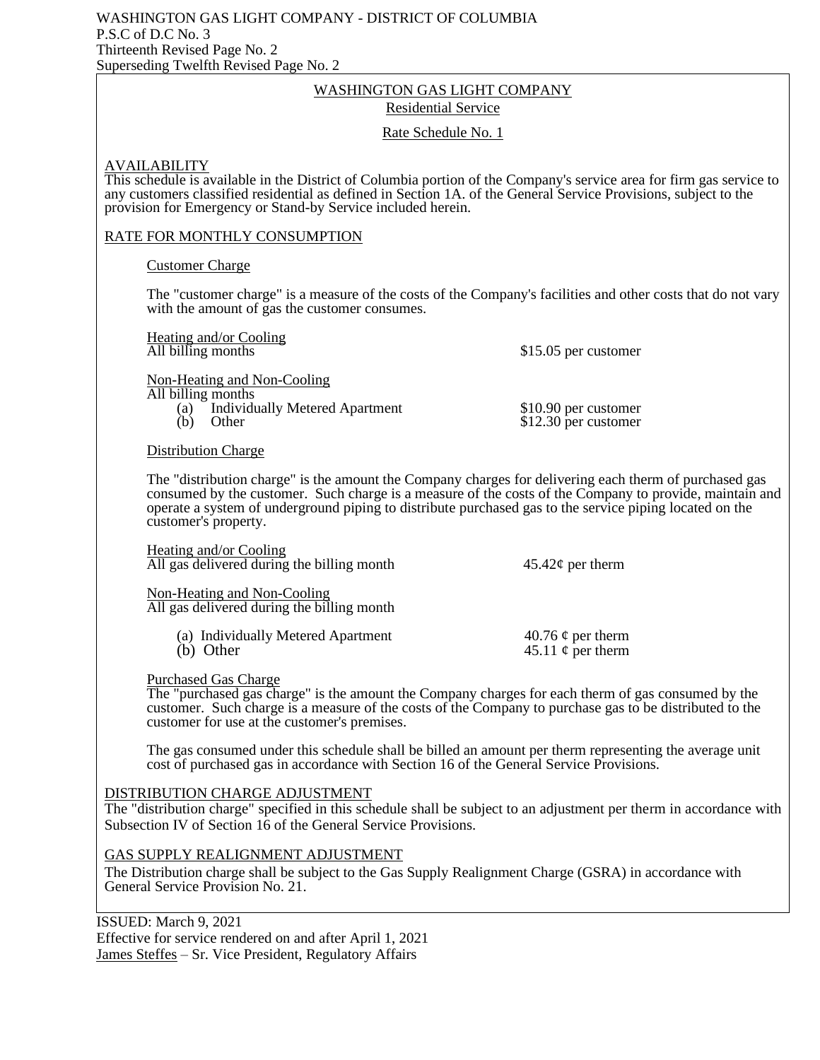WASHINGTON GAS LIGHT COMPANY - DISTRICT OF COLUMBIA
P.S.C of D.C No. 3
Thirteenth Revised Page No. 2
Superseding Twelfth Revised Page No. 2

# WASHINGTON GAS LIGHT COMPANY

## Residential Service

## Rate Schedule No. 1

### AVAILABILITY

This schedule is available in the District of Columbia portion of the Company's service area for firm gas service to any customers classified residential as defined in Section 1A. of the General Service Provisions, subject to the provision for Emergency or Stand-by Service included herein.

### RATE FOR MONTHLY CONSUMPTION

#### Customer Charge

The "customer charge" is a measure of the costs of the Company's facilities and other costs that do not vary with the amount of gas the customer consumes.

Heating and/or Cooling
All billing months — $15.05 per customer

Non-Heating and Non-Cooling
All billing months
- (a) Individually Metered Apartment — $10.90 per customer
- (b) Other — $12.30 per customer

#### Distribution Charge

The "distribution charge" is the amount the Company charges for delivering each therm of purchased gas consumed by the customer. Such charge is a measure of the costs of the Company to provide, maintain and operate a system of underground piping to distribute purchased gas to the service piping located on the customer's property.

Heating and/or Cooling
All gas delivered during the billing month — 45.42¢ per therm

Non-Heating and Non-Cooling
All gas delivered during the billing month
- (a) Individually Metered Apartment — 40.76 ¢ per therm
- (b) Other — 45.11 ¢ per therm

#### Purchased Gas Charge

The "purchased gas charge" is the amount the Company charges for each therm of gas consumed by the customer. Such charge is a measure of the costs of the Company to purchase gas to be distributed to the customer for use at the customer's premises.

The gas consumed under this schedule shall be billed an amount per therm representing the average unit cost of purchased gas in accordance with Section 16 of the General Service Provisions.

### DISTRIBUTION CHARGE ADJUSTMENT

The "distribution charge" specified in this schedule shall be subject to an adjustment per therm in accordance with Subsection IV of Section 16 of the General Service Provisions.

### GAS SUPPLY REALIGNMENT ADJUSTMENT

The Distribution charge shall be subject to the Gas Supply Realignment Charge (GSRA) in accordance with General Service Provision No. 21.

ISSUED: March 9, 2021
Effective for service rendered on and after April 1, 2021
James Steffes – Sr. Vice President, Regulatory Affairs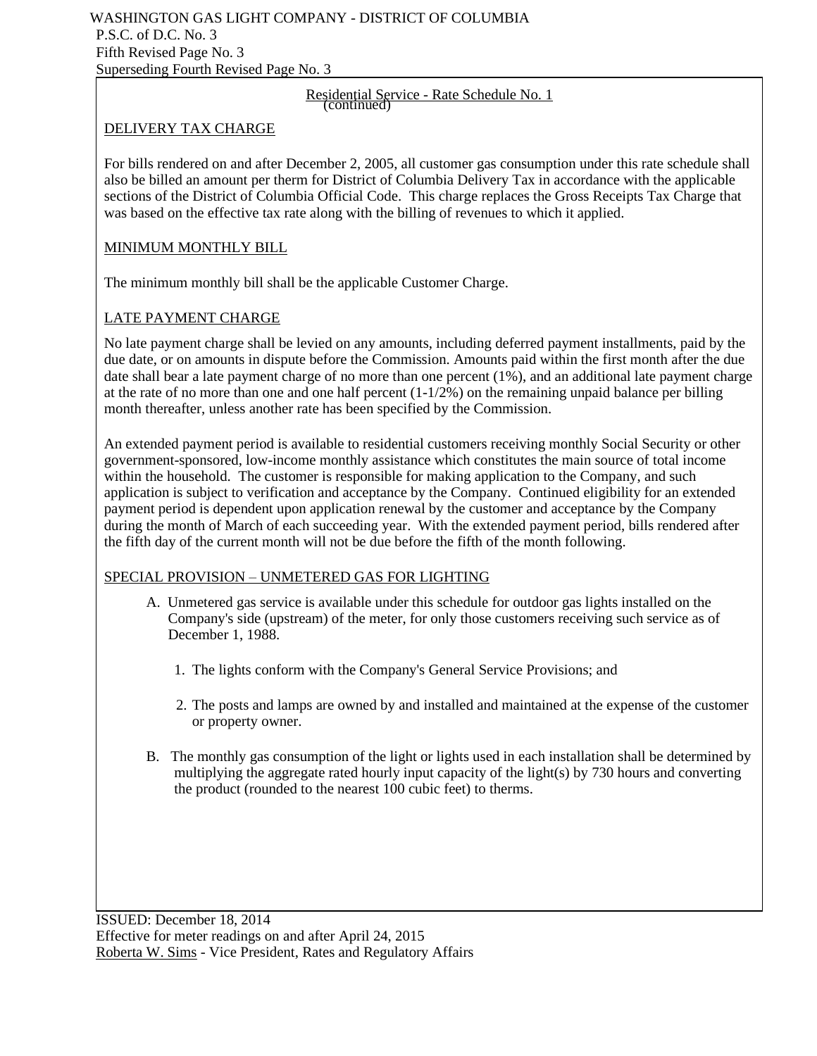WASHINGTON GAS LIGHT COMPANY - DISTRICT OF COLUMBIA
P.S.C. of D.C. No. 3
Fifth Revised Page No. 3
Superseding Fourth Revised Page No. 3

Residential Service - Rate Schedule No. 1
(continued)

DELIVERY TAX CHARGE

For bills rendered on and after December 2, 2005, all customer gas consumption under this rate schedule shall also be billed an amount per therm for District of Columbia Delivery Tax in accordance with the applicable sections of the District of Columbia Official Code. This charge replaces the Gross Receipts Tax Charge that was based on the effective tax rate along with the billing of revenues to which it applied.

MINIMUM MONTHLY BILL

The minimum monthly bill shall be the applicable Customer Charge.

LATE PAYMENT CHARGE

No late payment charge shall be levied on any amounts, including deferred payment installments, paid by the due date, or on amounts in dispute before the Commission. Amounts paid within the first month after the due date shall bear a late payment charge of no more than one percent (1%), and an additional late payment charge at the rate of no more than one and one half percent (1-1/2%) on the remaining unpaid balance per billing month thereafter, unless another rate has been specified by the Commission.

An extended payment period is available to residential customers receiving monthly Social Security or other government-sponsored, low-income monthly assistance which constitutes the main source of total income within the household. The customer is responsible for making application to the Company, and such application is subject to verification and acceptance by the Company. Continued eligibility for an extended payment period is dependent upon application renewal by the customer and acceptance by the Company during the month of March of each succeeding year. With the extended payment period, bills rendered after the fifth day of the current month will not be due before the fifth of the month following.

SPECIAL PROVISION – UNMETERED GAS FOR LIGHTING

A. Unmetered gas service is available under this schedule for outdoor gas lights installed on the Company's side (upstream) of the meter, for only those customers receiving such service as of December 1, 1988.

   1. The lights conform with the Company's General Service Provisions; and

   2. The posts and lamps are owned by and installed and maintained at the expense of the customer or property owner.

B. The monthly gas consumption of the light or lights used in each installation shall be determined by multiplying the aggregate rated hourly input capacity of the light(s) by 730 hours and converting the product (rounded to the nearest 100 cubic feet) to therms.

ISSUED: December 18, 2014
Effective for meter readings on and after April 24, 2015
Roberta W. Sims - Vice President, Rates and Regulatory Affairs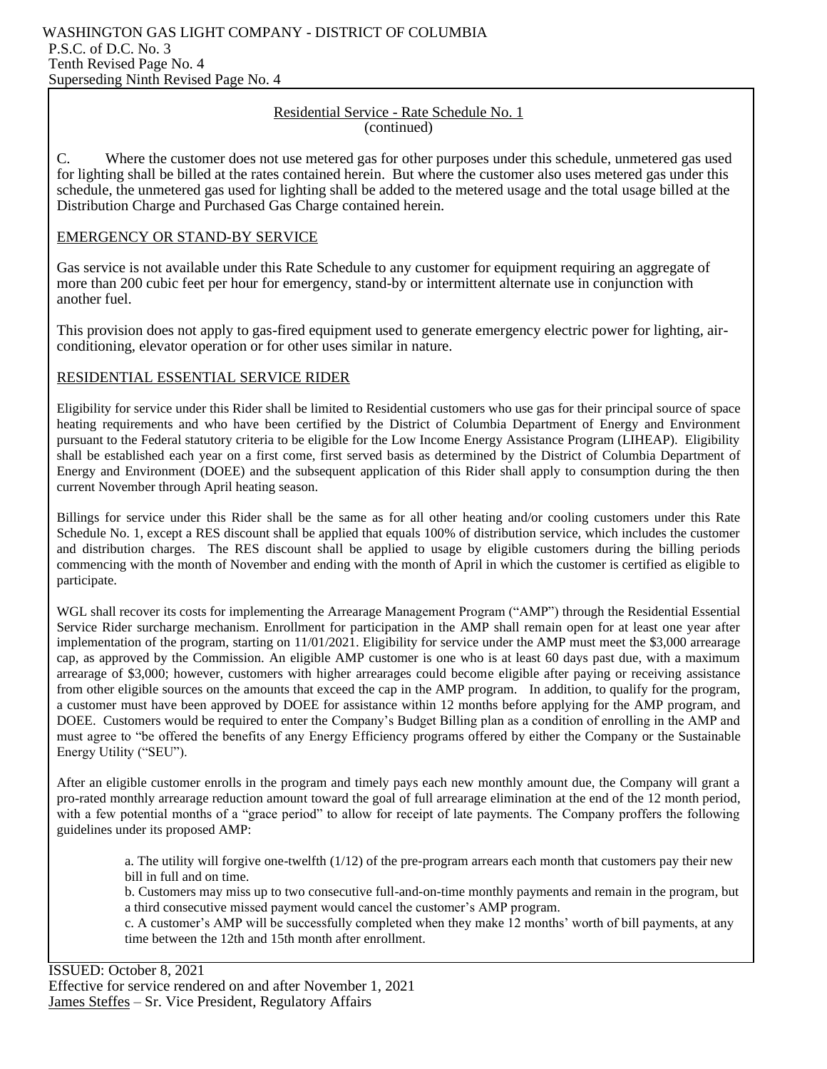WASHINGTON GAS LIGHT COMPANY - DISTRICT OF COLUMBIA
P.S.C. of D.C. No. 3
Tenth Revised Page No. 4
Superseding Ninth Revised Page No. 4

## Residential Service - Rate Schedule No. 1
(continued)

C. Where the customer does not use metered gas for other purposes under this schedule, unmetered gas used for lighting shall be billed at the rates contained herein. But where the customer also uses metered gas under this schedule, the unmetered gas used for lighting shall be added to the metered usage and the total usage billed at the Distribution Charge and Purchased Gas Charge contained herein.

### EMERGENCY OR STAND-BY SERVICE

Gas service is not available under this Rate Schedule to any customer for equipment requiring an aggregate of more than 200 cubic feet per hour for emergency, stand-by or intermittent alternate use in conjunction with another fuel.

This provision does not apply to gas-fired equipment used to generate emergency electric power for lighting, air-conditioning, elevator operation or for other uses similar in nature.

### RESIDENTIAL ESSENTIAL SERVICE RIDER

Eligibility for service under this Rider shall be limited to Residential customers who use gas for their principal source of space heating requirements and who have been certified by the District of Columbia Department of Energy and Environment pursuant to the Federal statutory criteria to be eligible for the Low Income Energy Assistance Program (LIHEAP). Eligibility shall be established each year on a first come, first served basis as determined by the District of Columbia Department of Energy and Environment (DOEE) and the subsequent application of this Rider shall apply to consumption during the then current November through April heating season.

Billings for service under this Rider shall be the same as for all other heating and/or cooling customers under this Rate Schedule No. 1, except a RES discount shall be applied that equals 100% of distribution service, which includes the customer and distribution charges. The RES discount shall be applied to usage by eligible customers during the billing periods commencing with the month of November and ending with the month of April in which the customer is certified as eligible to participate.

WGL shall recover its costs for implementing the Arrearage Management Program ("AMP") through the Residential Essential Service Rider surcharge mechanism. Enrollment for participation in the AMP shall remain open for at least one year after implementation of the program, starting on 11/01/2021. Eligibility for service under the AMP must meet the $3,000 arrearage cap, as approved by the Commission. An eligible AMP customer is one who is at least 60 days past due, with a maximum arrearage of $3,000; however, customers with higher arrearages could become eligible after paying or receiving assistance from other eligible sources on the amounts that exceed the cap in the AMP program. In addition, to qualify for the program, a customer must have been approved by DOEE for assistance within 12 months before applying for the AMP program, and DOEE. Customers would be required to enter the Company's Budget Billing plan as a condition of enrolling in the AMP and must agree to "be offered the benefits of any Energy Efficiency programs offered by either the Company or the Sustainable Energy Utility ("SEU").

After an eligible customer enrolls in the program and timely pays each new monthly amount due, the Company will grant a pro-rated monthly arrearage reduction amount toward the goal of full arrearage elimination at the end of the 12 month period, with a few potential months of a "grace period" to allow for receipt of late payments. The Company proffers the following guidelines under its proposed AMP:

a. The utility will forgive one-twelfth (1/12) of the pre-program arrears each month that customers pay their new bill in full and on time.
b. Customers may miss up to two consecutive full-and-on-time monthly payments and remain in the program, but a third consecutive missed payment would cancel the customer's AMP program.
c. A customer's AMP will be successfully completed when they make 12 months' worth of bill payments, at any time between the 12th and 15th month after enrollment.

ISSUED: October 8, 2021
Effective for service rendered on and after November 1, 2021
James Steffes – Sr. Vice President, Regulatory Affairs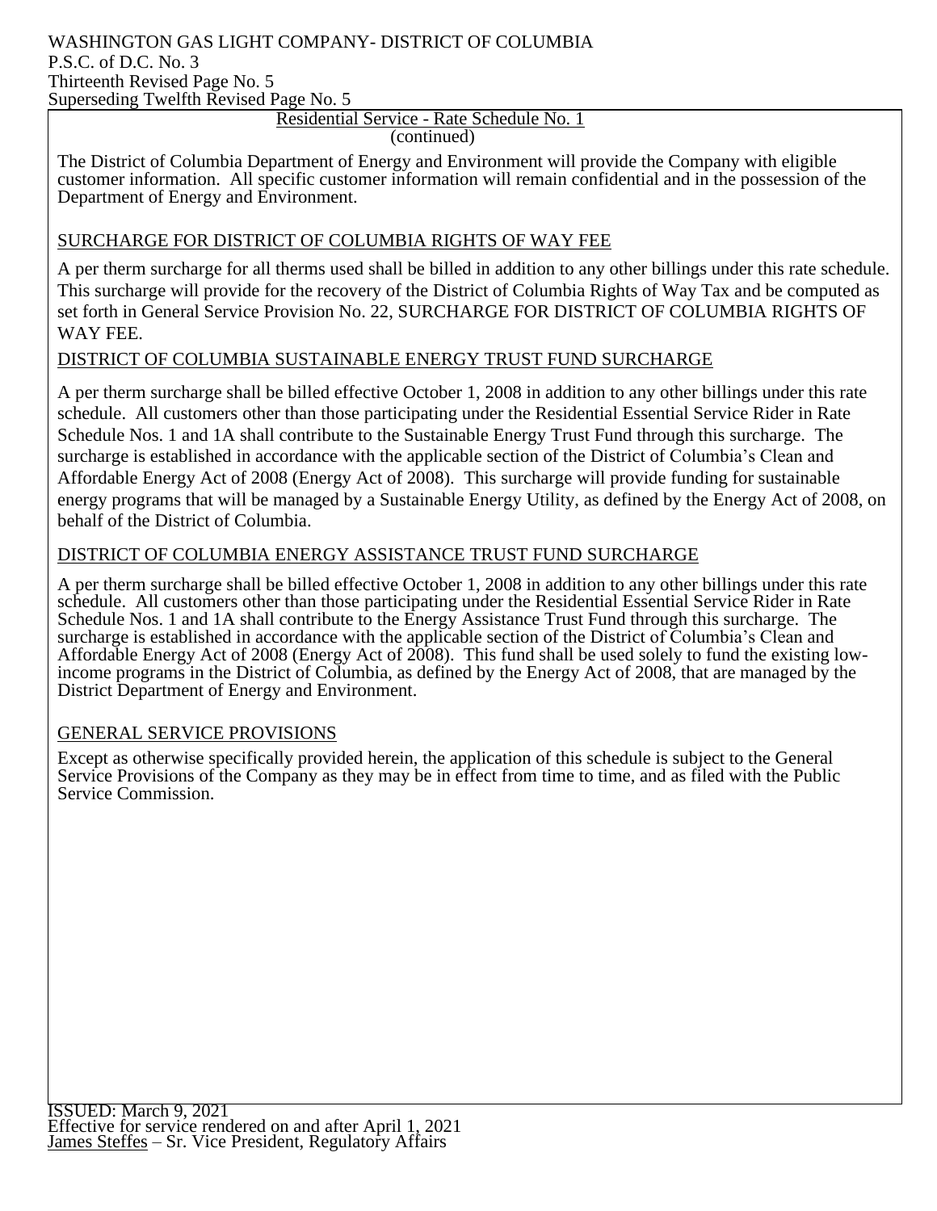Residential Service - Rate Schedule No. 1
(continued)

The District of Columbia Department of Energy and Environment will provide the Company with eligible customer information. All specific customer information will remain confidential and in the possession of the Department of Energy and Environment.

## SURCHARGE FOR DISTRICT OF COLUMBIA RIGHTS OF WAY FEE

A per therm surcharge for all therms used shall be billed in addition to any other billings under this rate schedule. This surcharge will provide for the recovery of the District of Columbia Rights of Way Tax and be computed as set forth in General Service Provision No. 22, SURCHARGE FOR DISTRICT OF COLUMBIA RIGHTS OF WAY FEE.

## DISTRICT OF COLUMBIA SUSTAINABLE ENERGY TRUST FUND SURCHARGE

A per therm surcharge shall be billed effective October 1, 2008 in addition to any other billings under this rate schedule. All customers other than those participating under the Residential Essential Service Rider in Rate Schedule Nos. 1 and 1A shall contribute to the Sustainable Energy Trust Fund through this surcharge. The surcharge is established in accordance with the applicable section of the District of Columbia's Clean and Affordable Energy Act of 2008 (Energy Act of 2008). This surcharge will provide funding for sustainable energy programs that will be managed by a Sustainable Energy Utility, as defined by the Energy Act of 2008, on behalf of the District of Columbia.

## DISTRICT OF COLUMBIA ENERGY ASSISTANCE TRUST FUND SURCHARGE

A per therm surcharge shall be billed effective October 1, 2008 in addition to any other billings under this rate schedule. All customers other than those participating under the Residential Essential Service Rider in Rate Schedule Nos. 1 and 1A shall contribute to the Energy Assistance Trust Fund through this surcharge. The surcharge is established in accordance with the applicable section of the District of Columbia's Clean and Affordable Energy Act of 2008 (Energy Act of 2008). This fund shall be used solely to fund the existing low-income programs in the District of Columbia, as defined by the Energy Act of 2008, that are managed by the District Department of Energy and Environment.

## GENERAL SERVICE PROVISIONS

Except as otherwise specifically provided herein, the application of this schedule is subject to the General Service Provisions of the Company as they may be in effect from time to time, and as filed with the Public Service Commission.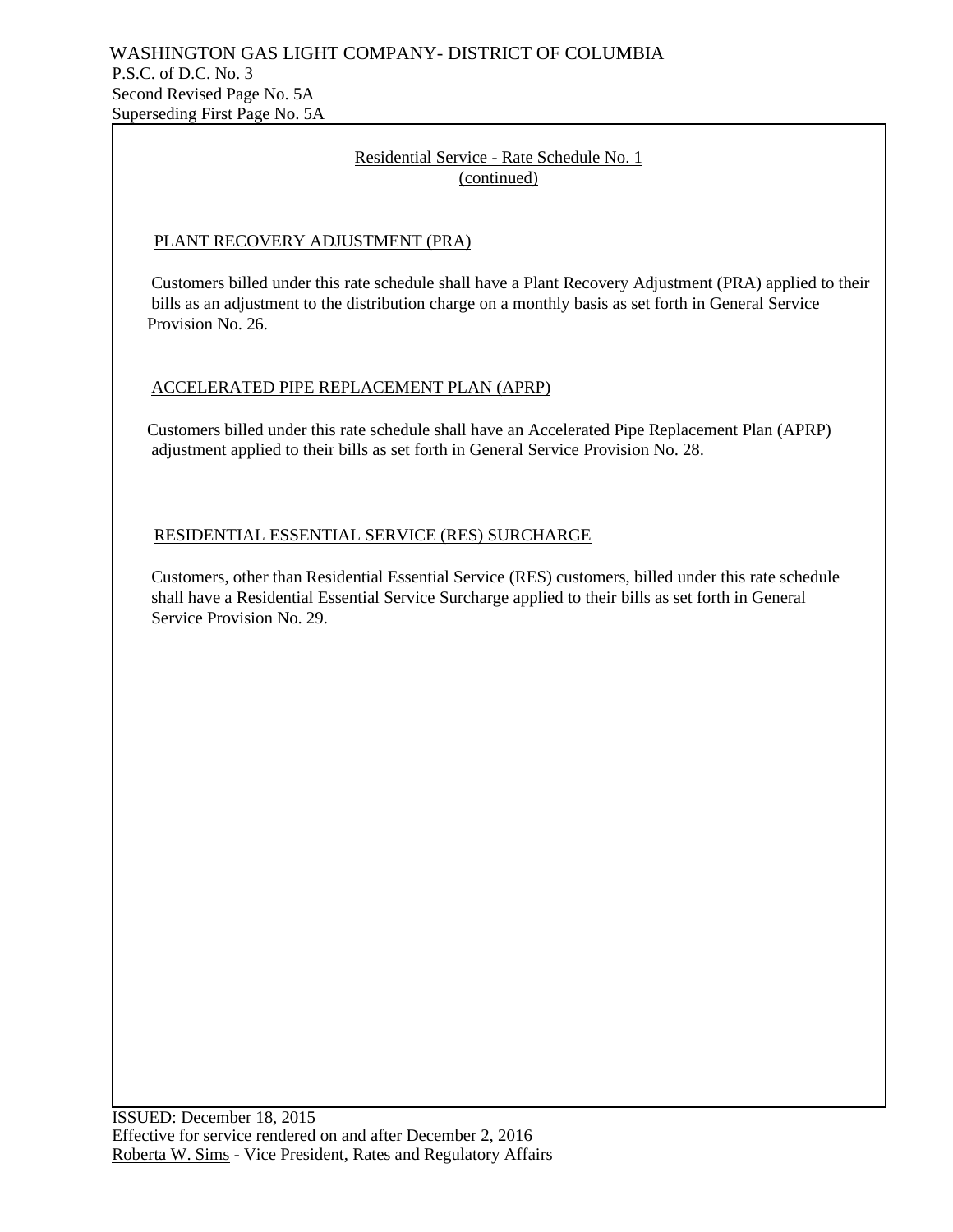WASHINGTON GAS LIGHT COMPANY- DISTRICT OF COLUMBIA
P.S.C. of D.C. No. 3
Second Revised Page No. 5A
Superseding First Page No. 5A

## Residential Service - Rate Schedule No. 1
(continued)

### PLANT RECOVERY ADJUSTMENT (PRA)

Customers billed under this rate schedule shall have a Plant Recovery Adjustment (PRA) applied to their bills as an adjustment to the distribution charge on a monthly basis as set forth in General Service Provision No. 26.

### ACCELERATED PIPE REPLACEMENT PLAN (APRP)

Customers billed under this rate schedule shall have an Accelerated Pipe Replacement Plan (APRP) adjustment applied to their bills as set forth in General Service Provision No. 28.

### RESIDENTIAL ESSENTIAL SERVICE (RES) SURCHARGE

Customers, other than Residential Essential Service (RES) customers, billed under this rate schedule shall have a Residential Essential Service Surcharge applied to their bills as set forth in General Service Provision No. 29.

ISSUED: December 18, 2015
Effective for service rendered on and after December 2, 2016
Roberta W. Sims - Vice President, Rates and Regulatory Affairs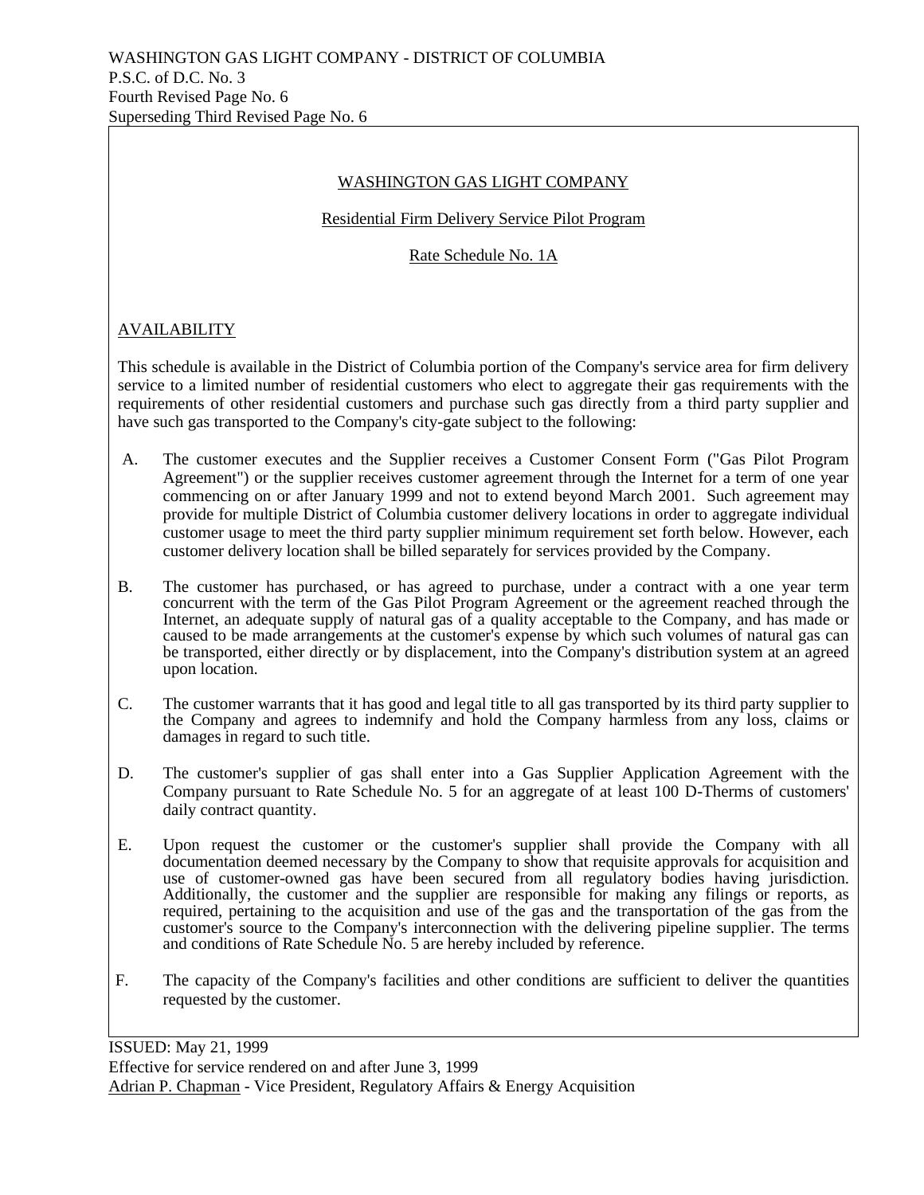WASHINGTON GAS LIGHT COMPANY - DISTRICT OF COLUMBIA
P.S.C. of D.C. No. 3
Fourth Revised Page No. 6
Superseding Third Revised Page No. 6

# WASHINGTON GAS LIGHT COMPANY

## Residential Firm Delivery Service Pilot Program

## Rate Schedule No. 1A

### AVAILABILITY

This schedule is available in the District of Columbia portion of the Company's service area for firm delivery service to a limited number of residential customers who elect to aggregate their gas requirements with the requirements of other residential customers and purchase such gas directly from a third party supplier and have such gas transported to the Company's city-gate subject to the following:

A. The customer executes and the Supplier receives a Customer Consent Form ("Gas Pilot Program Agreement") or the supplier receives customer agreement through the Internet for a term of one year commencing on or after January 1999 and not to extend beyond March 2001. Such agreement may provide for multiple District of Columbia customer delivery locations in order to aggregate individual customer usage to meet the third party supplier minimum requirement set forth below. However, each customer delivery location shall be billed separately for services provided by the Company.

B. The customer has purchased, or has agreed to purchase, under a contract with a one year term concurrent with the term of the Gas Pilot Program Agreement or the agreement reached through the Internet, an adequate supply of natural gas of a quality acceptable to the Company, and has made or caused to be made arrangements at the customer's expense by which such volumes of natural gas can be transported, either directly or by displacement, into the Company's distribution system at an agreed upon location.

C. The customer warrants that it has good and legal title to all gas transported by its third party supplier to the Company and agrees to indemnify and hold the Company harmless from any loss, claims or damages in regard to such title.

D. The customer's supplier of gas shall enter into a Gas Supplier Application Agreement with the Company pursuant to Rate Schedule No. 5 for an aggregate of at least 100 D-Therms of customers' daily contract quantity.

E. Upon request the customer or the customer's supplier shall provide the Company with all documentation deemed necessary by the Company to show that requisite approvals for acquisition and use of customer-owned gas have been secured from all regulatory bodies having jurisdiction. Additionally, the customer and the supplier are responsible for making any filings or reports, as required, pertaining to the acquisition and use of the gas and the transportation of the gas from the customer's source to the Company's interconnection with the delivering pipeline supplier. The terms and conditions of Rate Schedule No. 5 are hereby included by reference.

F. The capacity of the Company's facilities and other conditions are sufficient to deliver the quantities requested by the customer.

ISSUED: May 21, 1999
Effective for service rendered on and after June 3, 1999
Adrian P. Chapman - Vice President, Regulatory Affairs & Energy Acquisition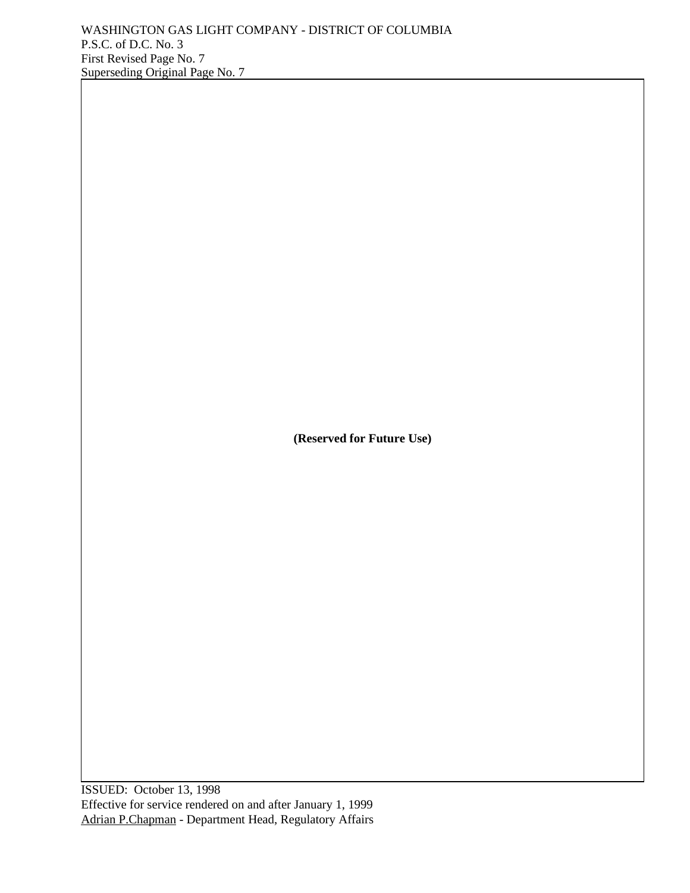**(Reserved for Future Use)**

ISSUED: October 13, 1998
Effective for service rendered on and after January 1, 1999
Adrian P.Chapman - Department Head, Regulatory Affairs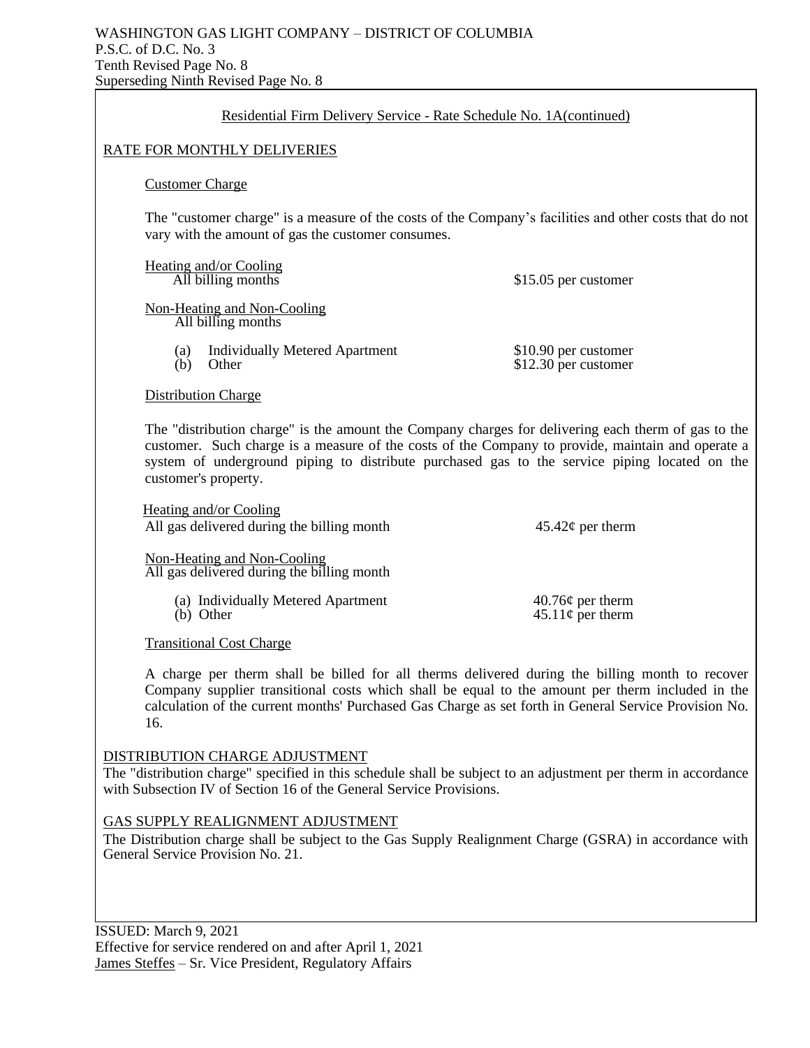WASHINGTON GAS LIGHT COMPANY – DISTRICT OF COLUMBIA
P.S.C. of D.C. No. 3
Tenth Revised Page No. 8
Superseding Ninth Revised Page No. 8

## Residential Firm Delivery Service - Rate Schedule No. 1A(continued)

### RATE FOR MONTHLY DELIVERIES

#### Customer Charge

The "customer charge" is a measure of the costs of the Company's facilities and other costs that do not vary with the amount of gas the customer consumes.

Heating and/or Cooling

| | |
|---|---|
| All billing months | \$15.05 per customer |

Non-Heating and Non-Cooling

All billing months

| | |
|---|---|
| (a) Individually Metered Apartment | \$10.90 per customer |
| (b) Other | \$12.30 per customer |

#### Distribution Charge

The "distribution charge" is the amount the Company charges for delivering each therm of gas to the customer. Such charge is a measure of the costs of the Company to provide, maintain and operate a system of underground piping to distribute purchased gas to the service piping located on the customer's property.

Heating and/or Cooling

| | |
|---|---|
| All gas delivered during the billing month | 45.42¢ per therm |

Non-Heating and Non-Cooling

All gas delivered during the billing month

| | |
|---|---|
| (a) Individually Metered Apartment | 40.76¢ per therm |
| (b) Other | 45.11¢ per therm |

#### Transitional Cost Charge

A charge per therm shall be billed for all therms delivered during the billing month to recover Company supplier transitional costs which shall be equal to the amount per therm included in the calculation of the current months' Purchased Gas Charge as set forth in General Service Provision No. 16.

### DISTRIBUTION CHARGE ADJUSTMENT

The "distribution charge" specified in this schedule shall be subject to an adjustment per therm in accordance with Subsection IV of Section 16 of the General Service Provisions.

### GAS SUPPLY REALIGNMENT ADJUSTMENT

The Distribution charge shall be subject to the Gas Supply Realignment Charge (GSRA) in accordance with General Service Provision No. 21.

ISSUED: March 9, 2021
Effective for service rendered on and after April 1, 2021
James Steffes – Sr. Vice President, Regulatory Affairs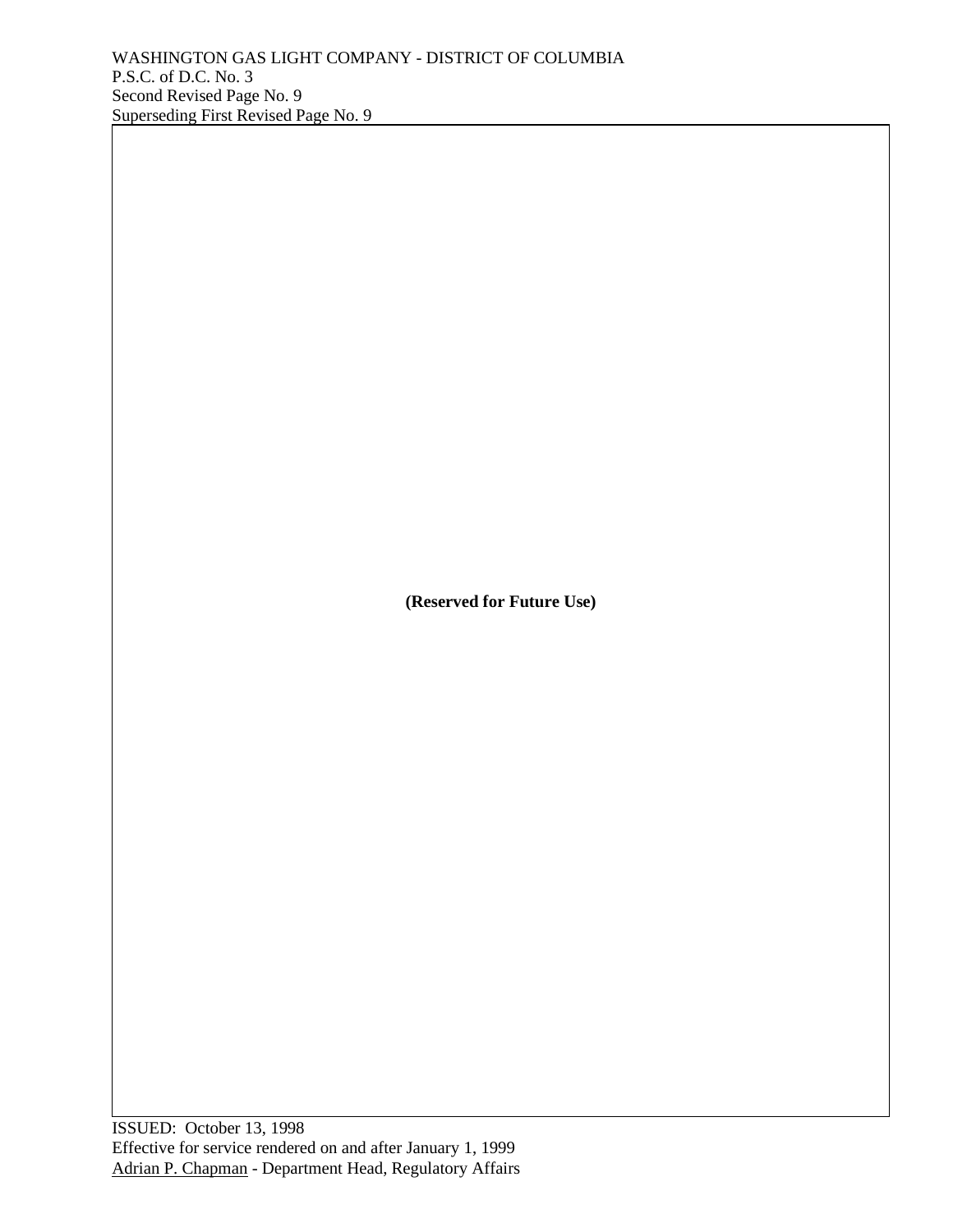WASHINGTON GAS LIGHT COMPANY - DISTRICT OF COLUMBIA
P.S.C. of D.C. No. 3
Second Revised Page No. 9
Superseding First Revised Page No. 9

**(Reserved for Future Use)**

ISSUED: October 13, 1998
Effective for service rendered on and after January 1, 1999
Adrian P. Chapman - Department Head, Regulatory Affairs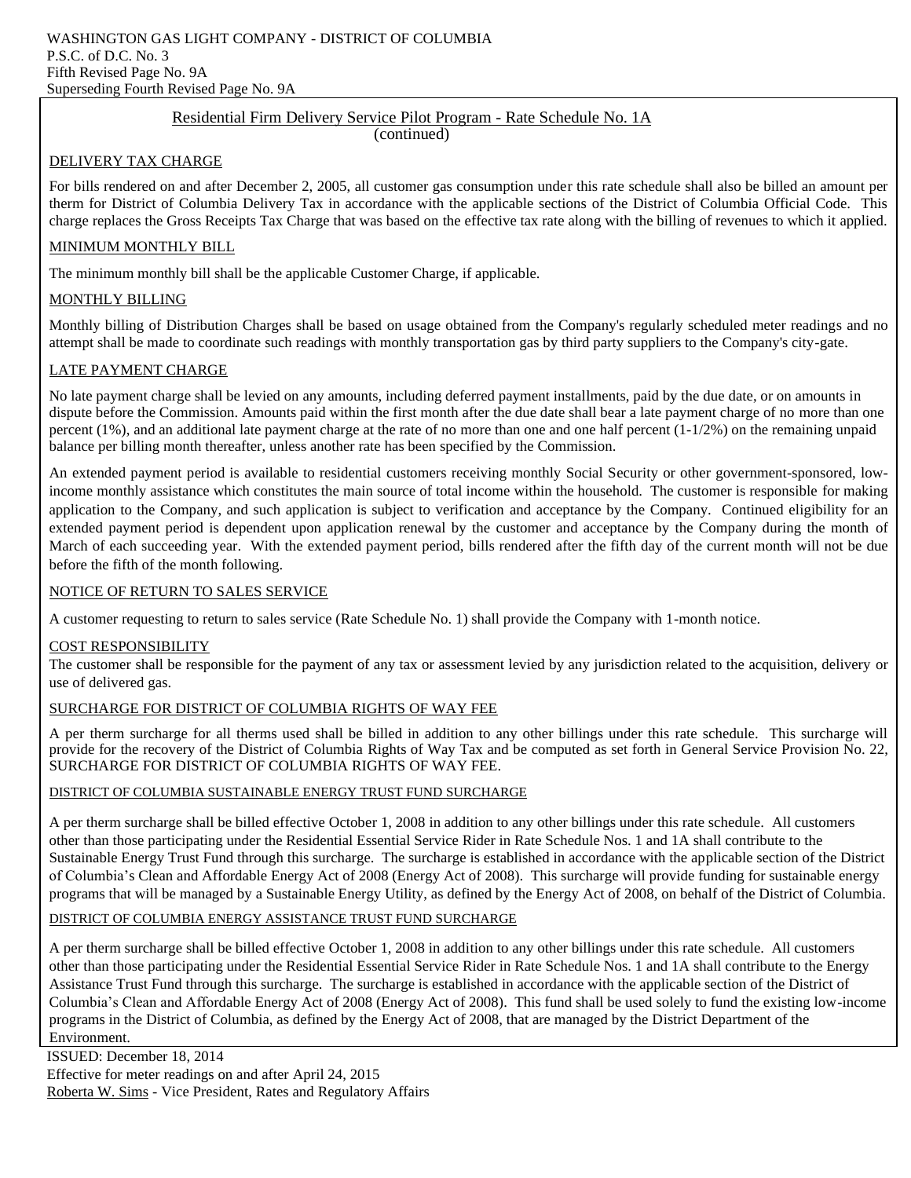WASHINGTON GAS LIGHT COMPANY - DISTRICT OF COLUMBIA
P.S.C. of D.C. No. 3
Fifth Revised Page No. 9A
Superseding Fourth Revised Page No. 9A

## Residential Firm Delivery Service Pilot Program - Rate Schedule No. 1A
(continued)

### DELIVERY TAX CHARGE

For bills rendered on and after December 2, 2005, all customer gas consumption under this rate schedule shall also be billed an amount per therm for District of Columbia Delivery Tax in accordance with the applicable sections of the District of Columbia Official Code. This charge replaces the Gross Receipts Tax Charge that was based on the effective tax rate along with the billing of revenues to which it applied.

### MINIMUM MONTHLY BILL

The minimum monthly bill shall be the applicable Customer Charge, if applicable.

### MONTHLY BILLING

Monthly billing of Distribution Charges shall be based on usage obtained from the Company's regularly scheduled meter readings and no attempt shall be made to coordinate such readings with monthly transportation gas by third party suppliers to the Company's city-gate.

### LATE PAYMENT CHARGE

No late payment charge shall be levied on any amounts, including deferred payment installments, paid by the due date, or on amounts in dispute before the Commission. Amounts paid within the first month after the due date shall bear a late payment charge of no more than one percent (1%), and an additional late payment charge at the rate of no more than one and one half percent (1-1/2%) on the remaining unpaid balance per billing month thereafter, unless another rate has been specified by the Commission.

An extended payment period is available to residential customers receiving monthly Social Security or other government-sponsored, low-income monthly assistance which constitutes the main source of total income within the household. The customer is responsible for making application to the Company, and such application is subject to verification and acceptance by the Company. Continued eligibility for an extended payment period is dependent upon application renewal by the customer and acceptance by the Company during the month of March of each succeeding year. With the extended payment period, bills rendered after the fifth day of the current month will not be due before the fifth of the month following.

### NOTICE OF RETURN TO SALES SERVICE

A customer requesting to return to sales service (Rate Schedule No. 1) shall provide the Company with 1-month notice.

### COST RESPONSIBILITY

The customer shall be responsible for the payment of any tax or assessment levied by any jurisdiction related to the acquisition, delivery or use of delivered gas.

### SURCHARGE FOR DISTRICT OF COLUMBIA RIGHTS OF WAY FEE

A per therm surcharge for all therms used shall be billed in addition to any other billings under this rate schedule. This surcharge will provide for the recovery of the District of Columbia Rights of Way Tax and be computed as set forth in General Service Provision No. 22, SURCHARGE FOR DISTRICT OF COLUMBIA RIGHTS OF WAY FEE.

### DISTRICT OF COLUMBIA SUSTAINABLE ENERGY TRUST FUND SURCHARGE

A per therm surcharge shall be billed effective October 1, 2008 in addition to any other billings under this rate schedule. All customers other than those participating under the Residential Essential Service Rider in Rate Schedule Nos. 1 and 1A shall contribute to the Sustainable Energy Trust Fund through this surcharge. The surcharge is established in accordance with the applicable section of the District of Columbia's Clean and Affordable Energy Act of 2008 (Energy Act of 2008). This surcharge will provide funding for sustainable energy programs that will be managed by a Sustainable Energy Utility, as defined by the Energy Act of 2008, on behalf of the District of Columbia.

### DISTRICT OF COLUMBIA ENERGY ASSISTANCE TRUST FUND SURCHARGE

A per therm surcharge shall be billed effective October 1, 2008 in addition to any other billings under this rate schedule. All customers other than those participating under the Residential Essential Service Rider in Rate Schedule Nos. 1 and 1A shall contribute to the Energy Assistance Trust Fund through this surcharge. The surcharge is established in accordance with the applicable section of the District of Columbia's Clean and Affordable Energy Act of 2008 (Energy Act of 2008). This fund shall be used solely to fund the existing low-income programs in the District of Columbia, as defined by the Energy Act of 2008, that are managed by the District Department of the Environment.

ISSUED: December 18, 2014
Effective for meter readings on and after April 24, 2015
Roberta W. Sims - Vice President, Rates and Regulatory Affairs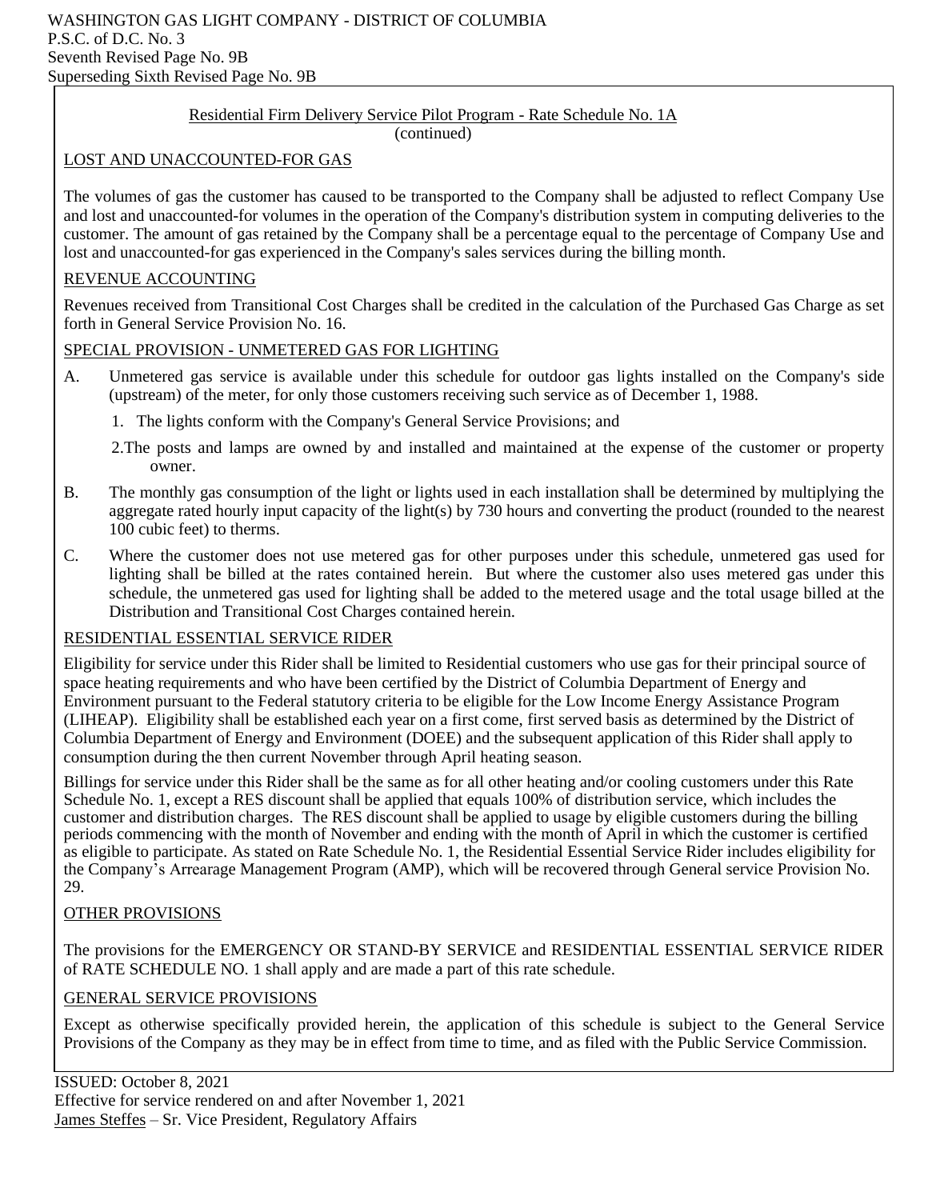WASHINGTON GAS LIGHT COMPANY - DISTRICT OF COLUMBIA
P.S.C. of D.C. No. 3
Seventh Revised Page No. 9B
Superseding Sixth Revised Page No. 9B

Residential Firm Delivery Service Pilot Program - Rate Schedule No. 1A
(continued)

## LOST AND UNACCOUNTED-FOR GAS

The volumes of gas the customer has caused to be transported to the Company shall be adjusted to reflect Company Use and lost and unaccounted-for volumes in the operation of the Company's distribution system in computing deliveries to the customer. The amount of gas retained by the Company shall be a percentage equal to the percentage of Company Use and lost and unaccounted-for gas experienced in the Company's sales services during the billing month.

## REVENUE ACCOUNTING

Revenues received from Transitional Cost Charges shall be credited in the calculation of the Purchased Gas Charge as set forth in General Service Provision No. 16.

## SPECIAL PROVISION - UNMETERED GAS FOR LIGHTING

A. Unmetered gas service is available under this schedule for outdoor gas lights installed on the Company's side (upstream) of the meter, for only those customers receiving such service as of December 1, 1988.

   1. The lights conform with the Company's General Service Provisions; and

   2. The posts and lamps are owned by and installed and maintained at the expense of the customer or property owner.

B. The monthly gas consumption of the light or lights used in each installation shall be determined by multiplying the aggregate rated hourly input capacity of the light(s) by 730 hours and converting the product (rounded to the nearest 100 cubic feet) to therms.

C. Where the customer does not use metered gas for other purposes under this schedule, unmetered gas used for lighting shall be billed at the rates contained herein. But where the customer also uses metered gas under this schedule, the unmetered gas used for lighting shall be added to the metered usage and the total usage billed at the Distribution and Transitional Cost Charges contained herein.

## RESIDENTIAL ESSENTIAL SERVICE RIDER

Eligibility for service under this Rider shall be limited to Residential customers who use gas for their principal source of space heating requirements and who have been certified by the District of Columbia Department of Energy and Environment pursuant to the Federal statutory criteria to be eligible for the Low Income Energy Assistance Program (LIHEAP). Eligibility shall be established each year on a first come, first served basis as determined by the District of Columbia Department of Energy and Environment (DOEE) and the subsequent application of this Rider shall apply to consumption during the then current November through April heating season.

Billings for service under this Rider shall be the same as for all other heating and/or cooling customers under this Rate Schedule No. 1, except a RES discount shall be applied that equals 100% of distribution service, which includes the customer and distribution charges. The RES discount shall be applied to usage by eligible customers during the billing periods commencing with the month of November and ending with the month of April in which the customer is certified as eligible to participate. As stated on Rate Schedule No. 1, the Residential Essential Service Rider includes eligibility for the Company's Arrearage Management Program (AMP), which will be recovered through General service Provision No. 29.

## OTHER PROVISIONS

The provisions for the EMERGENCY OR STAND-BY SERVICE and RESIDENTIAL ESSENTIAL SERVICE RIDER of RATE SCHEDULE NO. 1 shall apply and are made a part of this rate schedule.

## GENERAL SERVICE PROVISIONS

Except as otherwise specifically provided herein, the application of this schedule is subject to the General Service Provisions of the Company as they may be in effect from time to time, and as filed with the Public Service Commission.

ISSUED: October 8, 2021
Effective for service rendered on and after November 1, 2021
James Steffes – Sr. Vice President, Regulatory Affairs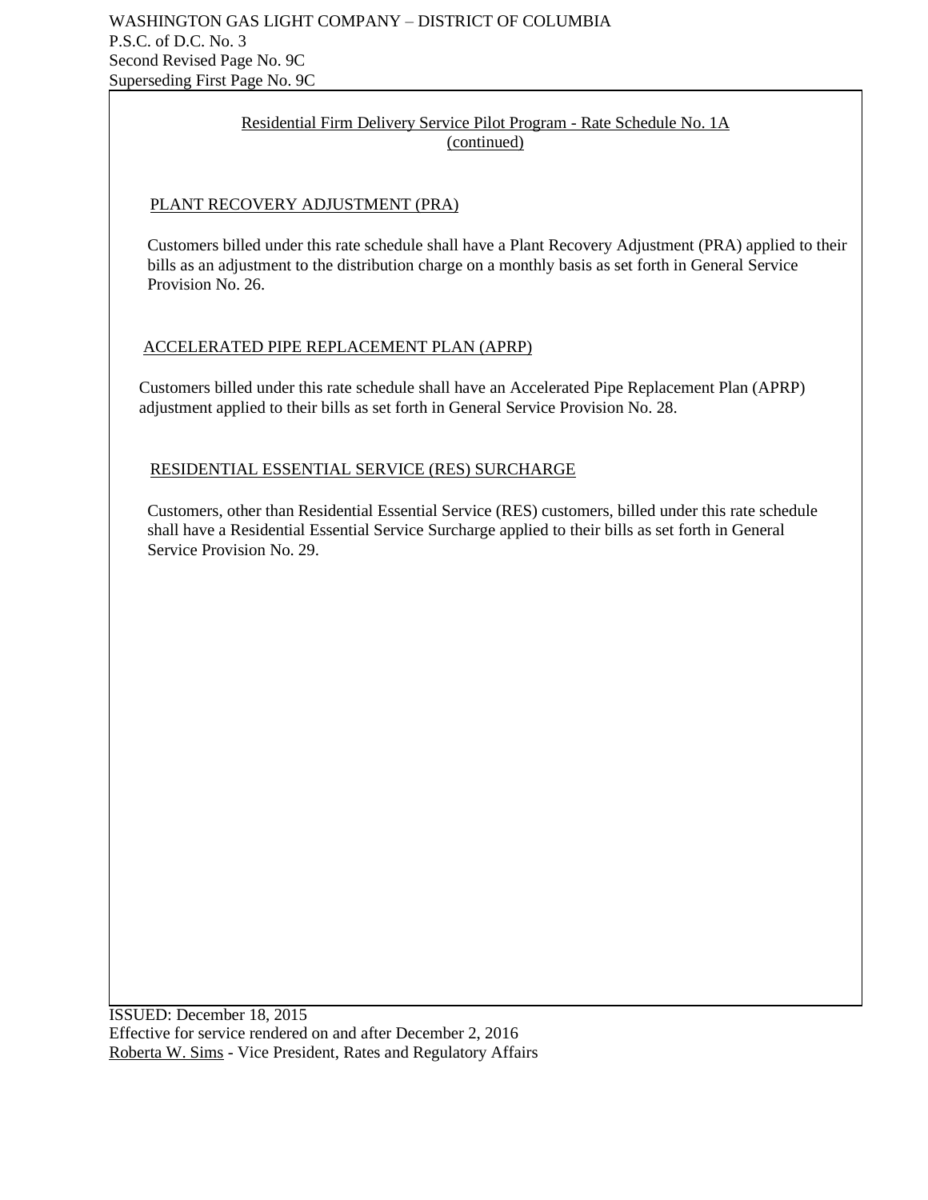Residential Firm Delivery Service Pilot Program - Rate Schedule No. 1A (continued)

## PLANT RECOVERY ADJUSTMENT (PRA)

Customers billed under this rate schedule shall have a Plant Recovery Adjustment (PRA) applied to their bills as an adjustment to the distribution charge on a monthly basis as set forth in General Service Provision No. 26.

## ACCELERATED PIPE REPLACEMENT PLAN (APRP)

Customers billed under this rate schedule shall have an Accelerated Pipe Replacement Plan (APRP) adjustment applied to their bills as set forth in General Service Provision No. 28.

## RESIDENTIAL ESSENTIAL SERVICE (RES) SURCHARGE

Customers, other than Residential Essential Service (RES) customers, billed under this rate schedule shall have a Residential Essential Service Surcharge applied to their bills as set forth in General Service Provision No. 29.

ISSUED: December 18, 2015
Effective for service rendered on and after December 2, 2016
Roberta W. Sims - Vice President, Rates and Regulatory Affairs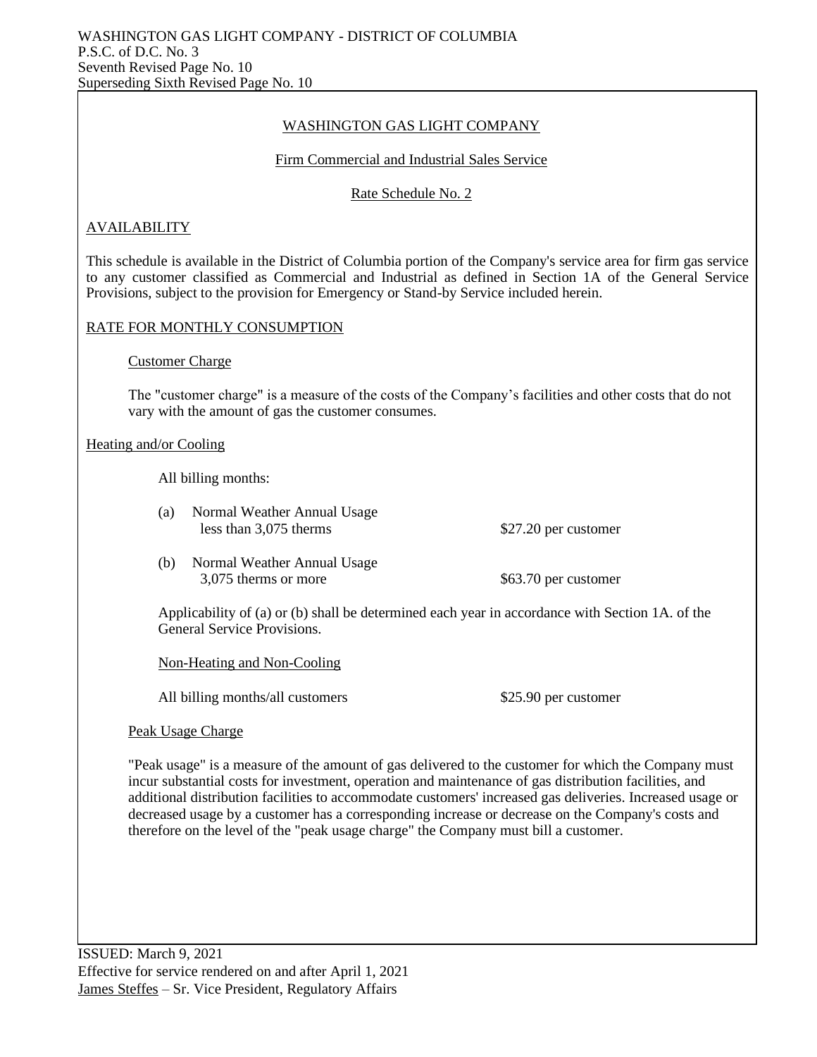WASHINGTON GAS LIGHT COMPANY - DISTRICT OF COLUMBIA
P.S.C. of D.C. No. 3
Seventh Revised Page No. 10
Superseding Sixth Revised Page No. 10

## WASHINGTON GAS LIGHT COMPANY

### Firm Commercial and Industrial Sales Service

### Rate Schedule No. 2

#### AVAILABILITY

This schedule is available in the District of Columbia portion of the Company's service area for firm gas service to any customer classified as Commercial and Industrial as defined in Section 1A of the General Service Provisions, subject to the provision for Emergency or Stand-by Service included herein.

#### RATE FOR MONTHLY CONSUMPTION

##### Customer Charge

The "customer charge" is a measure of the costs of the Company's facilities and other costs that do not vary with the amount of gas the customer consumes.

##### Heating and/or Cooling

All billing months:

(a) Normal Weather Annual Usage less than 3,075 therms — $27.20 per customer

(b) Normal Weather Annual Usage 3,075 therms or more — $63.70 per customer

Applicability of (a) or (b) shall be determined each year in accordance with Section 1A. of the General Service Provisions.

##### Non-Heating and Non-Cooling

All billing months/all customers — $25.90 per customer

##### Peak Usage Charge

"Peak usage" is a measure of the amount of gas delivered to the customer for which the Company must incur substantial costs for investment, operation and maintenance of gas distribution facilities, and additional distribution facilities to accommodate customers' increased gas deliveries. Increased usage or decreased usage by a customer has a corresponding increase or decrease on the Company's costs and therefore on the level of the "peak usage charge" the Company must bill a customer.

ISSUED: March 9, 2021
Effective for service rendered on and after April 1, 2021
James Steffes – Sr. Vice President, Regulatory Affairs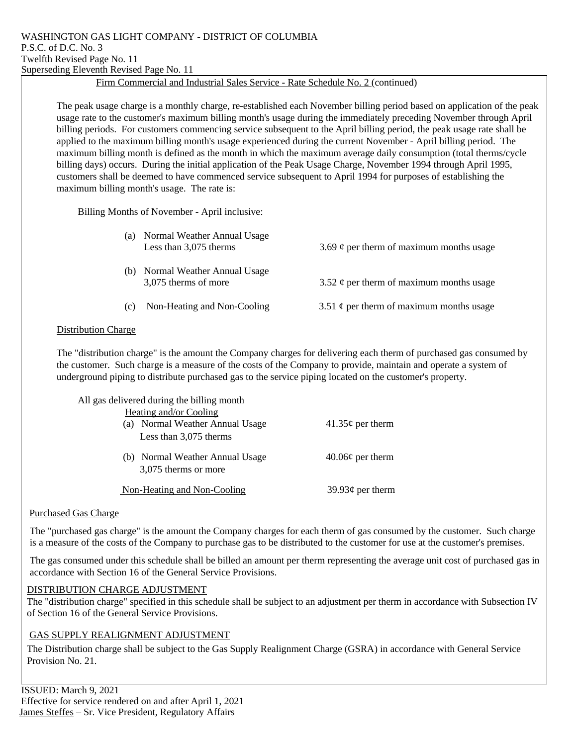WASHINGTON GAS LIGHT COMPANY - DISTRICT OF COLUMBIA
P.S.C. of D.C. No. 3
Twelfth Revised Page No. 11
Superseding Eleventh Revised Page No. 11

Firm Commercial and Industrial Sales Service - Rate Schedule No. 2 (continued)

The peak usage charge is a monthly charge, re-established each November billing period based on application of the peak usage rate to the customer's maximum billing month's usage during the immediately preceding November through April billing periods. For customers commencing service subsequent to the April billing period, the peak usage rate shall be applied to the maximum billing month's usage experienced during the current November - April billing period. The maximum billing month is defined as the month in which the maximum average daily consumption (total therms/cycle billing days) occurs. During the initial application of the Peak Usage Charge, November 1994 through April 1995, customers shall be deemed to have commenced service subsequent to April 1994 for purposes of establishing the maximum billing month's usage. The rate is:

Billing Months of November - April inclusive:

| | |
|---|---|
| (a) Normal Weather Annual Usage Less than 3,075 therms | 3.69 ¢ per therm of maximum months usage |
| (b) Normal Weather Annual Usage 3,075 therms of more | 3.52 ¢ per therm of maximum months usage |
| (c) Non-Heating and Non-Cooling | 3.51 ¢ per therm of maximum months usage |

Distribution Charge

The "distribution charge" is the amount the Company charges for delivering each therm of purchased gas consumed by the customer. Such charge is a measure of the costs of the Company to provide, maintain and operate a system of underground piping to distribute purchased gas to the service piping located on the customer's property.

All gas delivered during the billing month

Heating and/or Cooling

| | |
|---|---|
| (a) Normal Weather Annual Usage Less than 3,075 therms | 41.35¢ per therm |
| (b) Normal Weather Annual Usage 3,075 therms or more | 40.06¢ per therm |
| Non-Heating and Non-Cooling | 39.93¢ per therm |

Purchased Gas Charge

The "purchased gas charge" is the amount the Company charges for each therm of gas consumed by the customer. Such charge is a measure of the costs of the Company to purchase gas to be distributed to the customer for use at the customer's premises.

The gas consumed under this schedule shall be billed an amount per therm representing the average unit cost of purchased gas in accordance with Section 16 of the General Service Provisions.

DISTRIBUTION CHARGE ADJUSTMENT

The "distribution charge" specified in this schedule shall be subject to an adjustment per therm in accordance with Subsection IV of Section 16 of the General Service Provisions.

GAS SUPPLY REALIGNMENT ADJUSTMENT

The Distribution charge shall be subject to the Gas Supply Realignment Charge (GSRA) in accordance with General Service Provision No. 21.

ISSUED: March 9, 2021
Effective for service rendered on and after April 1, 2021
James Steffes – Sr. Vice President, Regulatory Affairs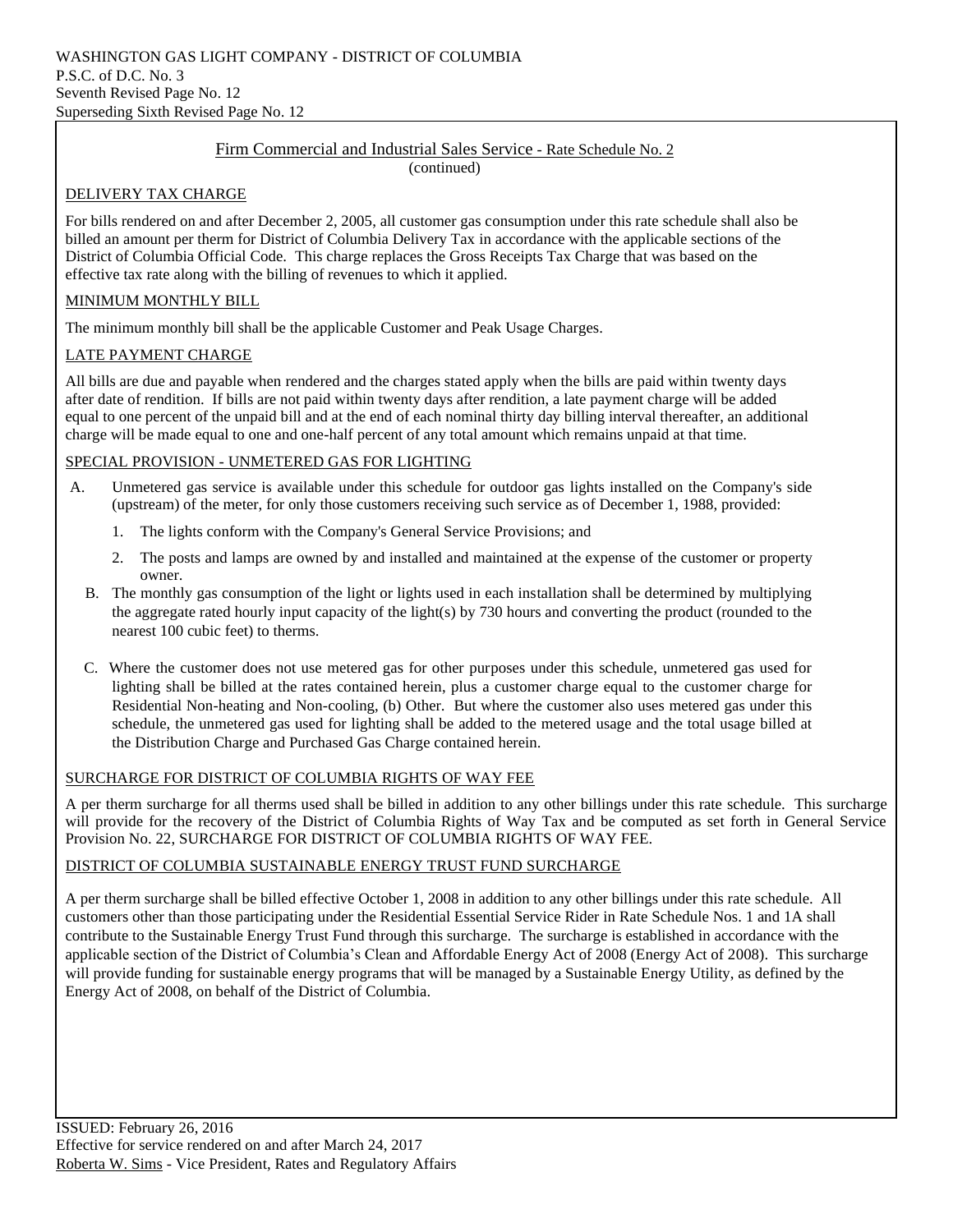WASHINGTON GAS LIGHT COMPANY - DISTRICT OF COLUMBIA
P.S.C. of D.C. No. 3
Seventh Revised Page No. 12
Superseding Sixth Revised Page No. 12

## Firm Commercial and Industrial Sales Service - Rate Schedule No. 2
(continued)

### DELIVERY TAX CHARGE

For bills rendered on and after December 2, 2005, all customer gas consumption under this rate schedule shall also be billed an amount per therm for District of Columbia Delivery Tax in accordance with the applicable sections of the District of Columbia Official Code. This charge replaces the Gross Receipts Tax Charge that was based on the effective tax rate along with the billing of revenues to which it applied.

### MINIMUM MONTHLY BILL

The minimum monthly bill shall be the applicable Customer and Peak Usage Charges.

### LATE PAYMENT CHARGE

All bills are due and payable when rendered and the charges stated apply when the bills are paid within twenty days after date of rendition. If bills are not paid within twenty days after rendition, a late payment charge will be added equal to one percent of the unpaid bill and at the end of each nominal thirty day billing interval thereafter, an additional charge will be made equal to one and one-half percent of any total amount which remains unpaid at that time.

### SPECIAL PROVISION - UNMETERED GAS FOR LIGHTING

A. Unmetered gas service is available under this schedule for outdoor gas lights installed on the Company's side (upstream) of the meter, for only those customers receiving such service as of December 1, 1988, provided:

   1. The lights conform with the Company's General Service Provisions; and

   2. The posts and lamps are owned by and installed and maintained at the expense of the customer or property owner.

B. The monthly gas consumption of the light or lights used in each installation shall be determined by multiplying the aggregate rated hourly input capacity of the light(s) by 730 hours and converting the product (rounded to the nearest 100 cubic feet) to therms.

C. Where the customer does not use metered gas for other purposes under this schedule, unmetered gas used for lighting shall be billed at the rates contained herein, plus a customer charge equal to the customer charge for Residential Non-heating and Non-cooling, (b) Other. But where the customer also uses metered gas under this schedule, the unmetered gas used for lighting shall be added to the metered usage and the total usage billed at the Distribution Charge and Purchased Gas Charge contained herein.

### SURCHARGE FOR DISTRICT OF COLUMBIA RIGHTS OF WAY FEE

A per therm surcharge for all therms used shall be billed in addition to any other billings under this rate schedule. This surcharge will provide for the recovery of the District of Columbia Rights of Way Tax and be computed as set forth in General Service Provision No. 22, SURCHARGE FOR DISTRICT OF COLUMBIA RIGHTS OF WAY FEE.

### DISTRICT OF COLUMBIA SUSTAINABLE ENERGY TRUST FUND SURCHARGE

A per therm surcharge shall be billed effective October 1, 2008 in addition to any other billings under this rate schedule. All customers other than those participating under the Residential Essential Service Rider in Rate Schedule Nos. 1 and 1A shall contribute to the Sustainable Energy Trust Fund through this surcharge. The surcharge is established in accordance with the applicable section of the District of Columbia's Clean and Affordable Energy Act of 2008 (Energy Act of 2008). This surcharge will provide funding for sustainable energy programs that will be managed by a Sustainable Energy Utility, as defined by the Energy Act of 2008, on behalf of the District of Columbia.

ISSUED: February 26, 2016
Effective for service rendered on and after March 24, 2017
Roberta W. Sims - Vice President, Rates and Regulatory Affairs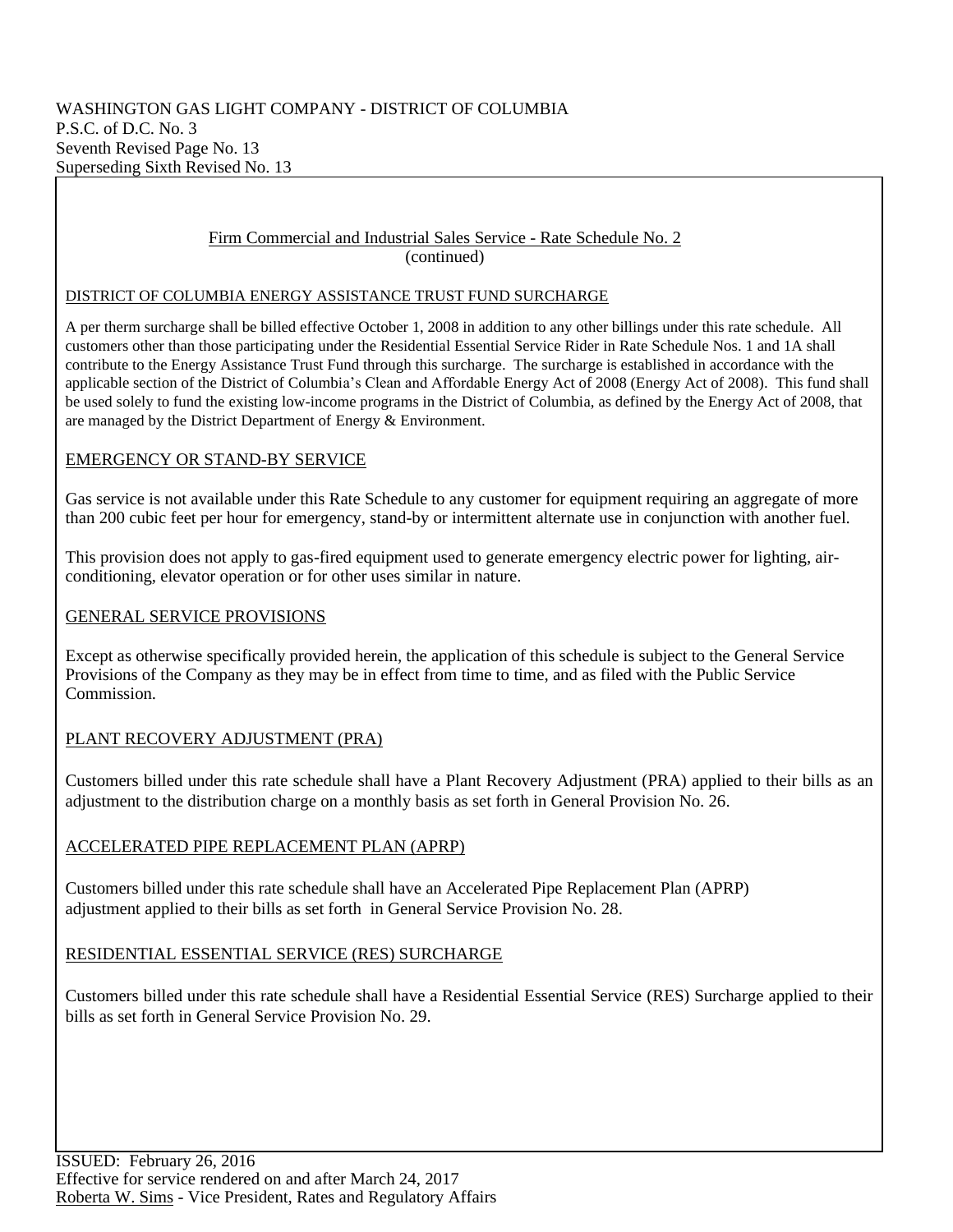WASHINGTON GAS LIGHT COMPANY - DISTRICT OF COLUMBIA
P.S.C. of D.C. No. 3
Seventh Revised Page No. 13
Superseding Sixth Revised No. 13

## Firm Commercial and Industrial Sales Service - Rate Schedule No. 2
(continued)

### DISTRICT OF COLUMBIA ENERGY ASSISTANCE TRUST FUND SURCHARGE

A per therm surcharge shall be billed effective October 1, 2008 in addition to any other billings under this rate schedule. All customers other than those participating under the Residential Essential Service Rider in Rate Schedule Nos. 1 and 1A shall contribute to the Energy Assistance Trust Fund through this surcharge. The surcharge is established in accordance with the applicable section of the District of Columbia's Clean and Affordable Energy Act of 2008 (Energy Act of 2008). This fund shall be used solely to fund the existing low-income programs in the District of Columbia, as defined by the Energy Act of 2008, that are managed by the District Department of Energy & Environment.

### EMERGENCY OR STAND-BY SERVICE

Gas service is not available under this Rate Schedule to any customer for equipment requiring an aggregate of more than 200 cubic feet per hour for emergency, stand-by or intermittent alternate use in conjunction with another fuel.

This provision does not apply to gas-fired equipment used to generate emergency electric power for lighting, air-conditioning, elevator operation or for other uses similar in nature.

### GENERAL SERVICE PROVISIONS

Except as otherwise specifically provided herein, the application of this schedule is subject to the General Service Provisions of the Company as they may be in effect from time to time, and as filed with the Public Service Commission.

### PLANT RECOVERY ADJUSTMENT (PRA)

Customers billed under this rate schedule shall have a Plant Recovery Adjustment (PRA) applied to their bills as an adjustment to the distribution charge on a monthly basis as set forth in General Provision No. 26.

### ACCELERATED PIPE REPLACEMENT PLAN (APRP)

Customers billed under this rate schedule shall have an Accelerated Pipe Replacement Plan (APRP) adjustment applied to their bills as set forth in General Service Provision No. 28.

### RESIDENTIAL ESSENTIAL SERVICE (RES) SURCHARGE

Customers billed under this rate schedule shall have a Residential Essential Service (RES) Surcharge applied to their bills as set forth in General Service Provision No. 29.

ISSUED: February 26, 2016
Effective for service rendered on and after March 24, 2017
Roberta W. Sims - Vice President, Rates and Regulatory Affairs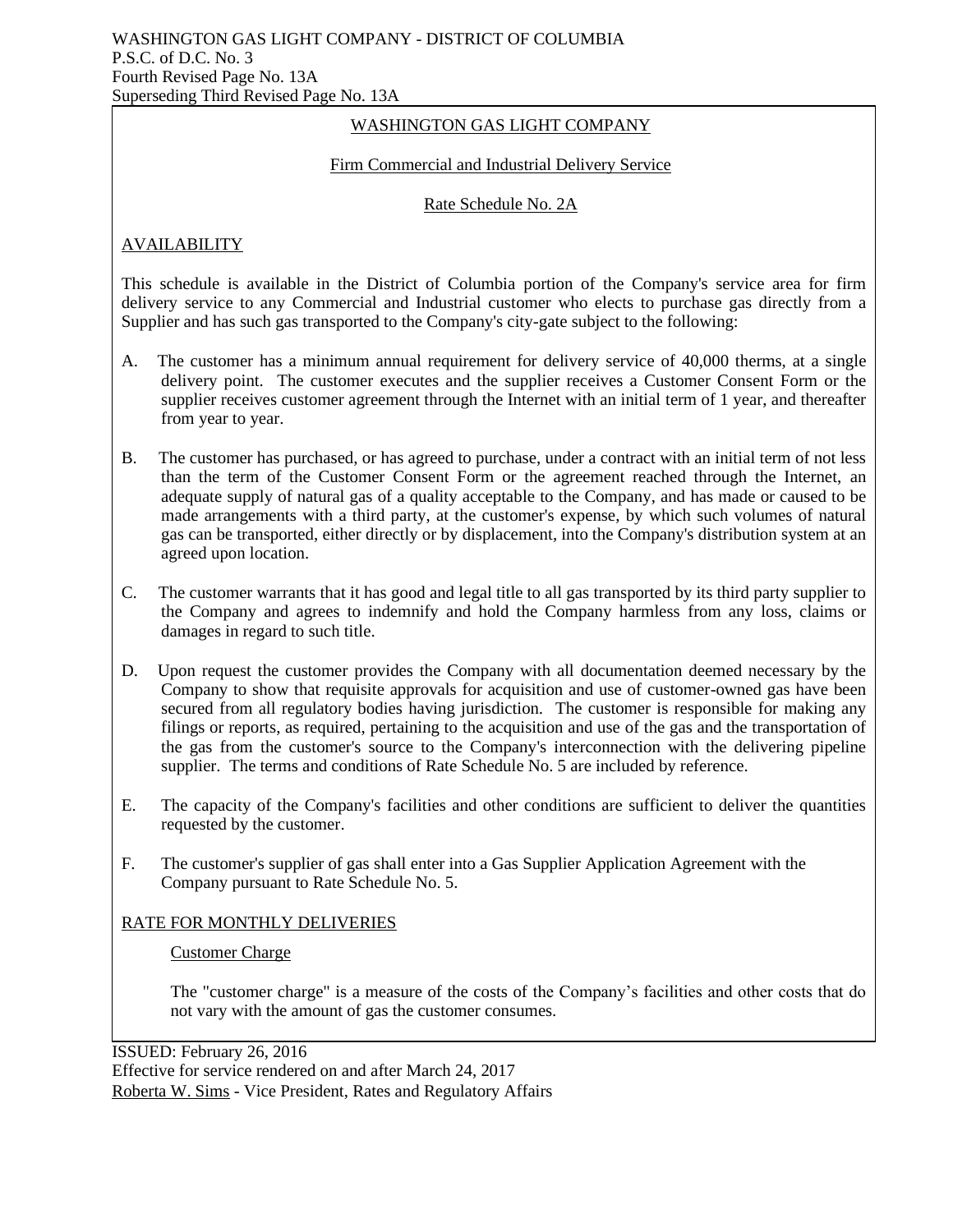WASHINGTON GAS LIGHT COMPANY - DISTRICT OF COLUMBIA
P.S.C. of D.C. No. 3
Fourth Revised Page No. 13A
Superseding Third Revised Page No. 13A

# WASHINGTON GAS LIGHT COMPANY

## Firm Commercial and Industrial Delivery Service

## Rate Schedule No. 2A

### AVAILABILITY

This schedule is available in the District of Columbia portion of the Company's service area for firm delivery service to any Commercial and Industrial customer who elects to purchase gas directly from a Supplier and has such gas transported to the Company's city-gate subject to the following:

A. The customer has a minimum annual requirement for delivery service of 40,000 therms, at a single delivery point. The customer executes and the supplier receives a Customer Consent Form or the supplier receives customer agreement through the Internet with an initial term of 1 year, and thereafter from year to year.

B. The customer has purchased, or has agreed to purchase, under a contract with an initial term of not less than the term of the Customer Consent Form or the agreement reached through the Internet, an adequate supply of natural gas of a quality acceptable to the Company, and has made or caused to be made arrangements with a third party, at the customer's expense, by which such volumes of natural gas can be transported, either directly or by displacement, into the Company's distribution system at an agreed upon location.

C. The customer warrants that it has good and legal title to all gas transported by its third party supplier to the Company and agrees to indemnify and hold the Company harmless from any loss, claims or damages in regard to such title.

D. Upon request the customer provides the Company with all documentation deemed necessary by the Company to show that requisite approvals for acquisition and use of customer-owned gas have been secured from all regulatory bodies having jurisdiction. The customer is responsible for making any filings or reports, as required, pertaining to the acquisition and use of the gas and the transportation of the gas from the customer's source to the Company's interconnection with the delivering pipeline supplier. The terms and conditions of Rate Schedule No. 5 are included by reference.

E. The capacity of the Company's facilities and other conditions are sufficient to deliver the quantities requested by the customer.

F. The customer's supplier of gas shall enter into a Gas Supplier Application Agreement with the Company pursuant to Rate Schedule No. 5.

### RATE FOR MONTHLY DELIVERIES

#### Customer Charge

The "customer charge" is a measure of the costs of the Company's facilities and other costs that do not vary with the amount of gas the customer consumes.

ISSUED: February 26, 2016
Effective for service rendered on and after March 24, 2017
Roberta W. Sims - Vice President, Rates and Regulatory Affairs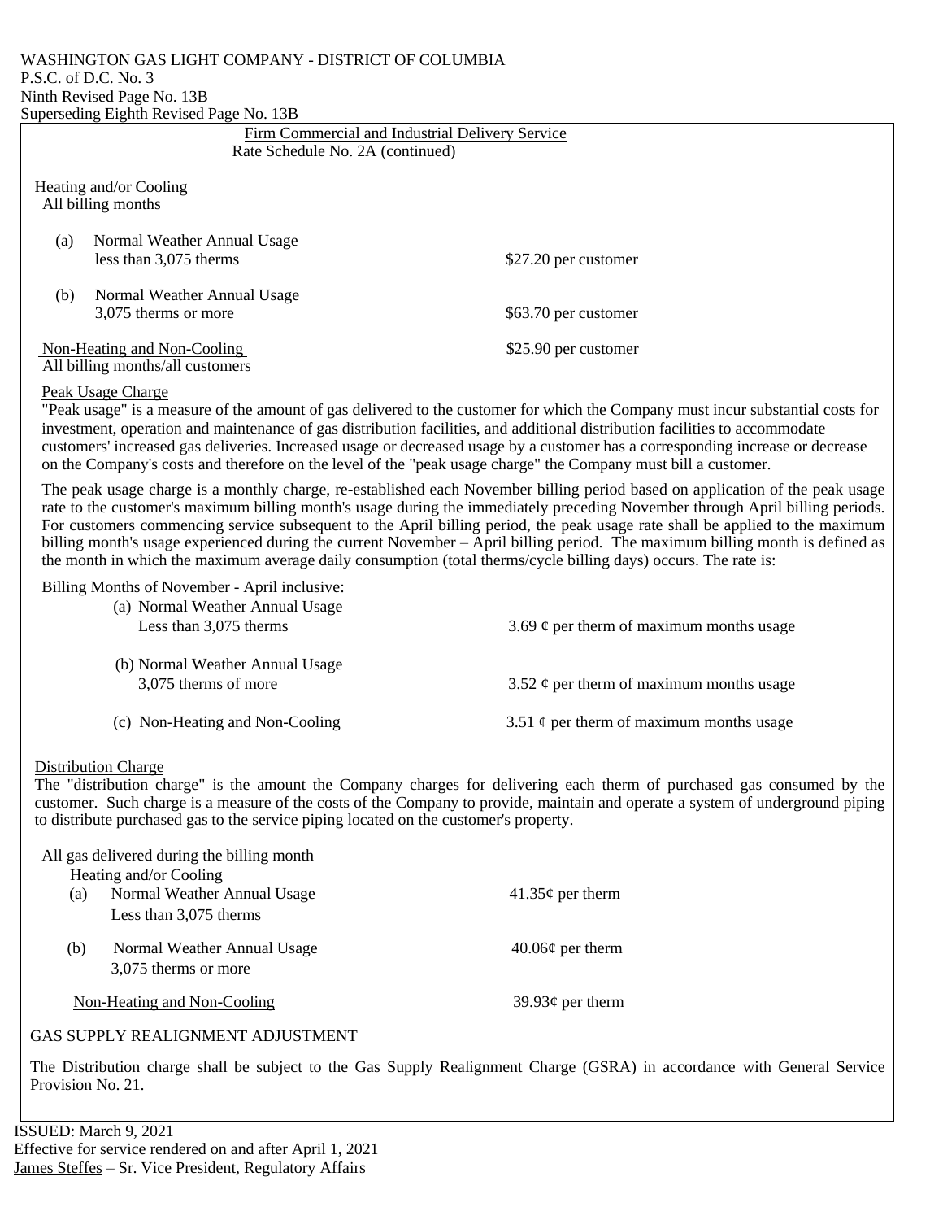WASHINGTON GAS LIGHT COMPANY - DISTRICT OF COLUMBIA
P.S.C. of D.C. No. 3
Ninth Revised Page No. 13B
Superseding Eighth Revised Page No. 13B

Firm Commercial and Industrial Delivery Service
Rate Schedule No. 2A (continued)

Heating and/or Cooling
All billing months

| | |
|---|---|
| (a) Normal Weather Annual Usage less than 3,075 therms | $27.20 per customer |
| (b) Normal Weather Annual Usage 3,075 therms or more | $63.70 per customer |
| Non-Heating and Non-Cooling All billing months/all customers | $25.90 per customer |

Peak Usage Charge
"Peak usage" is a measure of the amount of gas delivered to the customer for which the Company must incur substantial costs for investment, operation and maintenance of gas distribution facilities, and additional distribution facilities to accommodate customers' increased gas deliveries. Increased usage or decreased usage by a customer has a corresponding increase or decrease on the Company's costs and therefore on the level of the "peak usage charge" the Company must bill a customer.

The peak usage charge is a monthly charge, re-established each November billing period based on application of the peak usage rate to the customer's maximum billing month's usage during the immediately preceding November through April billing periods. For customers commencing service subsequent to the April billing period, the peak usage rate shall be applied to the maximum billing month's usage experienced during the current November – April billing period. The maximum billing month is defined as the month in which the maximum average daily consumption (total therms/cycle billing days) occurs. The rate is:

Billing Months of November - April inclusive:

| | |
|---|---|
| (a) Normal Weather Annual Usage Less than 3,075 therms | 3.69 ¢ per therm of maximum months usage |
| (b) Normal Weather Annual Usage 3,075 therms of more | 3.52 ¢ per therm of maximum months usage |
| (c) Non-Heating and Non-Cooling | 3.51 ¢ per therm of maximum months usage |

Distribution Charge
The "distribution charge" is the amount the Company charges for delivering each therm of purchased gas consumed by the customer. Such charge is a measure of the costs of the Company to provide, maintain and operate a system of underground piping to distribute purchased gas to the service piping located on the customer's property.

All gas delivered during the billing month
Heating and/or Cooling

| | |
|---|---|
| (a) Normal Weather Annual Usage Less than 3,075 therms | 41.35¢ per therm |
| (b) Normal Weather Annual Usage 3,075 therms or more | 40.06¢ per therm |
| Non-Heating and Non-Cooling | 39.93¢ per therm |

GAS SUPPLY REALIGNMENT ADJUSTMENT

The Distribution charge shall be subject to the Gas Supply Realignment Charge (GSRA) in accordance with General Service Provision No. 21.

ISSUED: March 9, 2021
Effective for service rendered on and after April 1, 2021
James Steffes – Sr. Vice President, Regulatory Affairs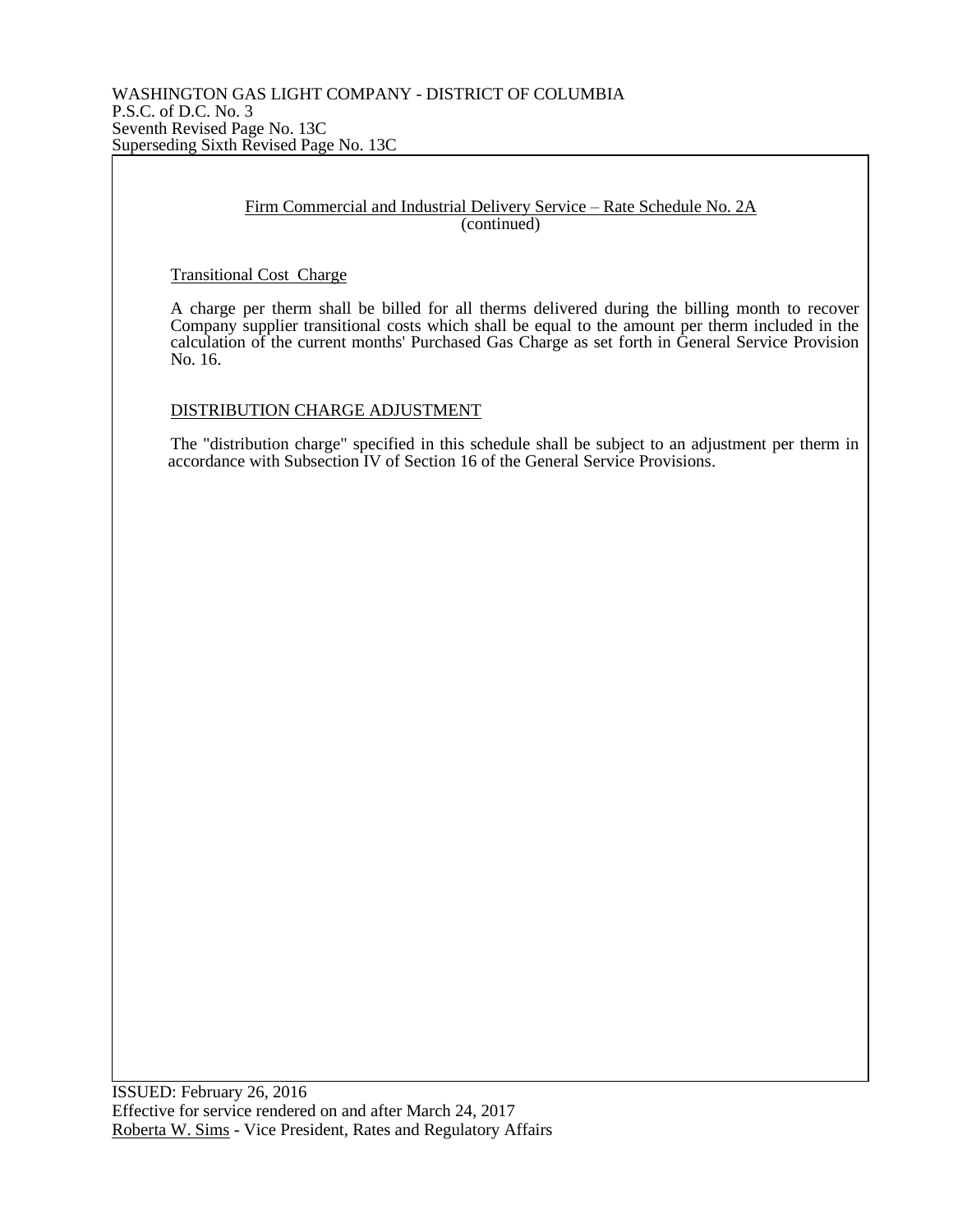WASHINGTON GAS LIGHT COMPANY - DISTRICT OF COLUMBIA
P.S.C. of D.C. No. 3
Seventh Revised Page No. 13C
Superseding Sixth Revised Page No. 13C

## Firm Commercial and Industrial Delivery Service – Rate Schedule No. 2A
(continued)

### Transitional Cost Charge

A charge per therm shall be billed for all therms delivered during the billing month to recover Company supplier transitional costs which shall be equal to the amount per therm included in the calculation of the current months' Purchased Gas Charge as set forth in General Service Provision No. 16.

### DISTRIBUTION CHARGE ADJUSTMENT

The "distribution charge" specified in this schedule shall be subject to an adjustment per therm in accordance with Subsection IV of Section 16 of the General Service Provisions.

ISSUED: February 26, 2016
Effective for service rendered on and after March 24, 2017
Roberta W. Sims - Vice President, Rates and Regulatory Affairs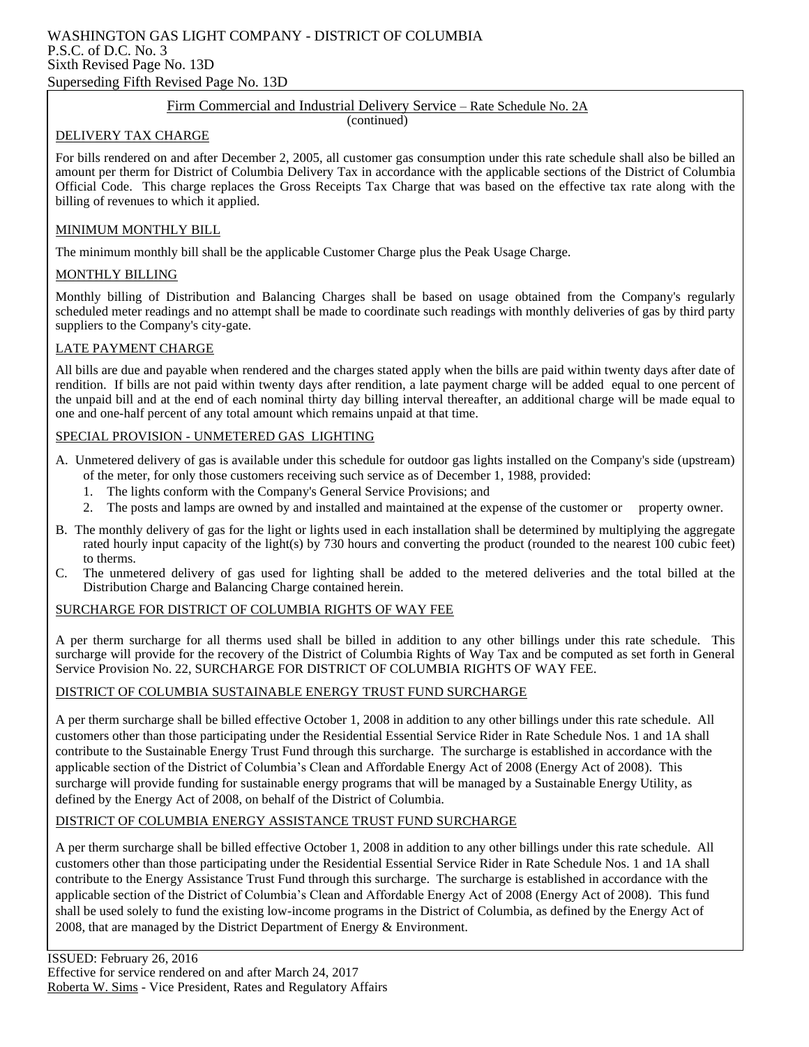WASHINGTON GAS LIGHT COMPANY - DISTRICT OF COLUMBIA
P.S.C. of D.C. No. 3
Sixth Revised Page No. 13D
Superseding Fifth Revised Page No. 13D

## Firm Commercial and Industrial Delivery Service – Rate Schedule No. 2A
(continued)

### DELIVERY TAX CHARGE

For bills rendered on and after December 2, 2005, all customer gas consumption under this rate schedule shall also be billed an amount per therm for District of Columbia Delivery Tax in accordance with the applicable sections of the District of Columbia Official Code. This charge replaces the Gross Receipts Tax Charge that was based on the effective tax rate along with the billing of revenues to which it applied.

### MINIMUM MONTHLY BILL

The minimum monthly bill shall be the applicable Customer Charge plus the Peak Usage Charge.

### MONTHLY BILLING

Monthly billing of Distribution and Balancing Charges shall be based on usage obtained from the Company's regularly scheduled meter readings and no attempt shall be made to coordinate such readings with monthly deliveries of gas by third party suppliers to the Company's city-gate.

### LATE PAYMENT CHARGE

All bills are due and payable when rendered and the charges stated apply when the bills are paid within twenty days after date of rendition. If bills are not paid within twenty days after rendition, a late payment charge will be added equal to one percent of the unpaid bill and at the end of each nominal thirty day billing interval thereafter, an additional charge will be made equal to one and one-half percent of any total amount which remains unpaid at that time.

### SPECIAL PROVISION - UNMETERED GAS LIGHTING

A. Unmetered delivery of gas is available under this schedule for outdoor gas lights installed on the Company's side (upstream) of the meter, for only those customers receiving such service as of December 1, 1988, provided:
   1. The lights conform with the Company's General Service Provisions; and
   2. The posts and lamps are owned by and installed and maintained at the expense of the customer or property owner.

B. The monthly delivery of gas for the light or lights used in each installation shall be determined by multiplying the aggregate rated hourly input capacity of the light(s) by 730 hours and converting the product (rounded to the nearest 100 cubic feet) to therms.

C. The unmetered delivery of gas used for lighting shall be added to the metered deliveries and the total billed at the Distribution Charge and Balancing Charge contained herein.

### SURCHARGE FOR DISTRICT OF COLUMBIA RIGHTS OF WAY FEE

A per therm surcharge for all therms used shall be billed in addition to any other billings under this rate schedule. This surcharge will provide for the recovery of the District of Columbia Rights of Way Tax and be computed as set forth in General Service Provision No. 22, SURCHARGE FOR DISTRICT OF COLUMBIA RIGHTS OF WAY FEE.

### DISTRICT OF COLUMBIA SUSTAINABLE ENERGY TRUST FUND SURCHARGE

A per therm surcharge shall be billed effective October 1, 2008 in addition to any other billings under this rate schedule. All customers other than those participating under the Residential Essential Service Rider in Rate Schedule Nos. 1 and 1A shall contribute to the Sustainable Energy Trust Fund through this surcharge. The surcharge is established in accordance with the applicable section of the District of Columbia's Clean and Affordable Energy Act of 2008 (Energy Act of 2008). This surcharge will provide funding for sustainable energy programs that will be managed by a Sustainable Energy Utility, as defined by the Energy Act of 2008, on behalf of the District of Columbia.

### DISTRICT OF COLUMBIA ENERGY ASSISTANCE TRUST FUND SURCHARGE

A per therm surcharge shall be billed effective October 1, 2008 in addition to any other billings under this rate schedule. All customers other than those participating under the Residential Essential Service Rider in Rate Schedule Nos. 1 and 1A shall contribute to the Energy Assistance Trust Fund through this surcharge. The surcharge is established in accordance with the applicable section of the District of Columbia's Clean and Affordable Energy Act of 2008 (Energy Act of 2008). This fund shall be used solely to fund the existing low-income programs in the District of Columbia, as defined by the Energy Act of 2008, that are managed by the District Department of Energy & Environment.

ISSUED: February 26, 2016
Effective for service rendered on and after March 24, 2017
Roberta W. Sims - Vice President, Rates and Regulatory Affairs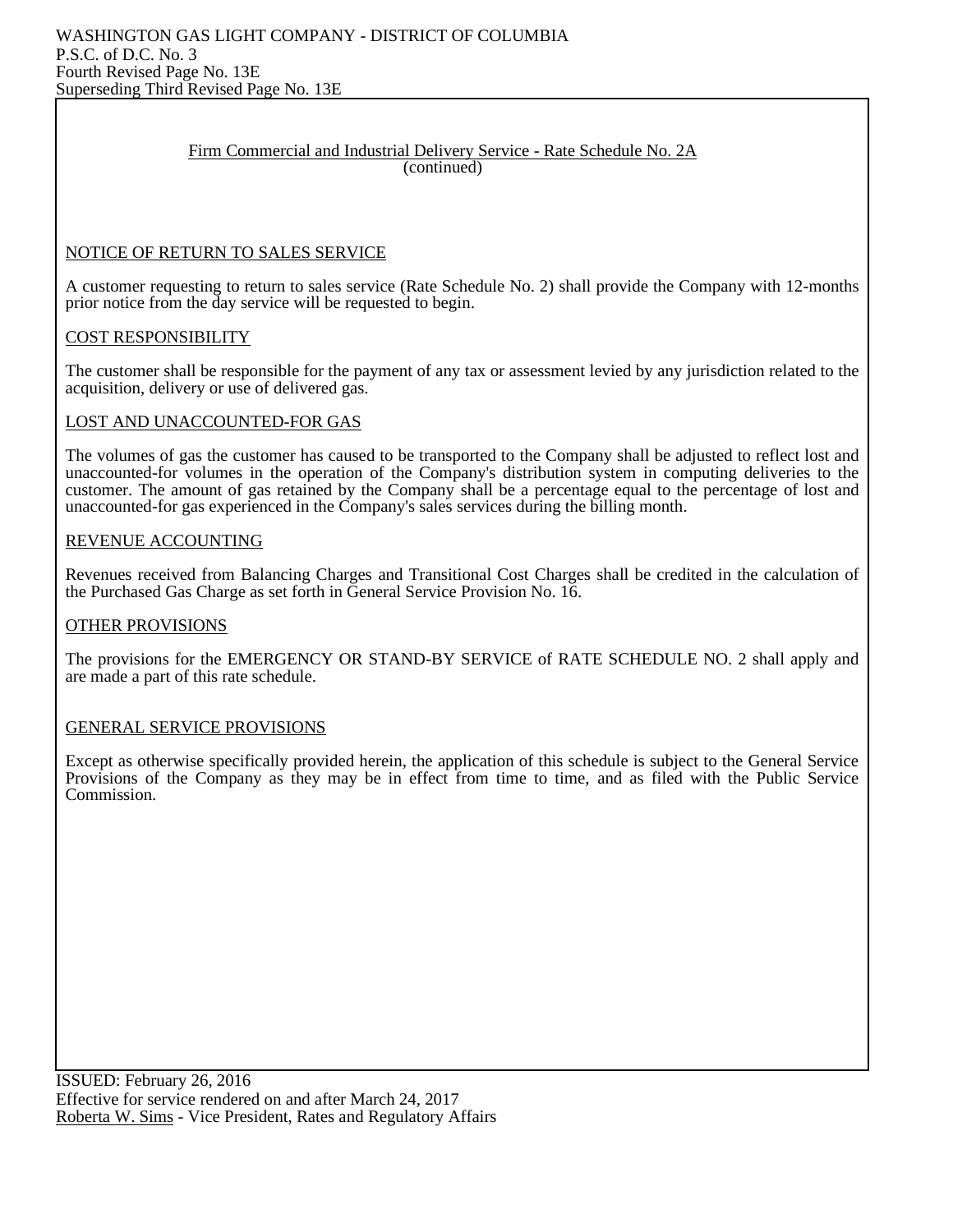WASHINGTON GAS LIGHT COMPANY - DISTRICT OF COLUMBIA
P.S.C. of D.C. No. 3
Fourth Revised Page No. 13E
Superseding Third Revised Page No. 13E

## Firm Commercial and Industrial Delivery Service - Rate Schedule No. 2A
(continued)

### NOTICE OF RETURN TO SALES SERVICE

A customer requesting to return to sales service (Rate Schedule No. 2) shall provide the Company with 12-months prior notice from the day service will be requested to begin.

### COST RESPONSIBILITY

The customer shall be responsible for the payment of any tax or assessment levied by any jurisdiction related to the acquisition, delivery or use of delivered gas.

### LOST AND UNACCOUNTED-FOR GAS

The volumes of gas the customer has caused to be transported to the Company shall be adjusted to reflect lost and unaccounted-for volumes in the operation of the Company's distribution system in computing deliveries to the customer. The amount of gas retained by the Company shall be a percentage equal to the percentage of lost and unaccounted-for gas experienced in the Company's sales services during the billing month.

### REVENUE ACCOUNTING

Revenues received from Balancing Charges and Transitional Cost Charges shall be credited in the calculation of the Purchased Gas Charge as set forth in General Service Provision No. 16.

### OTHER PROVISIONS

The provisions for the EMERGENCY OR STAND-BY SERVICE of RATE SCHEDULE NO. 2 shall apply and are made a part of this rate schedule.

### GENERAL SERVICE PROVISIONS

Except as otherwise specifically provided herein, the application of this schedule is subject to the General Service Provisions of the Company as they may be in effect from time to time, and as filed with the Public Service Commission.

ISSUED: February 26, 2016
Effective for service rendered on and after March 24, 2017
Roberta W. Sims - Vice President, Rates and Regulatory Affairs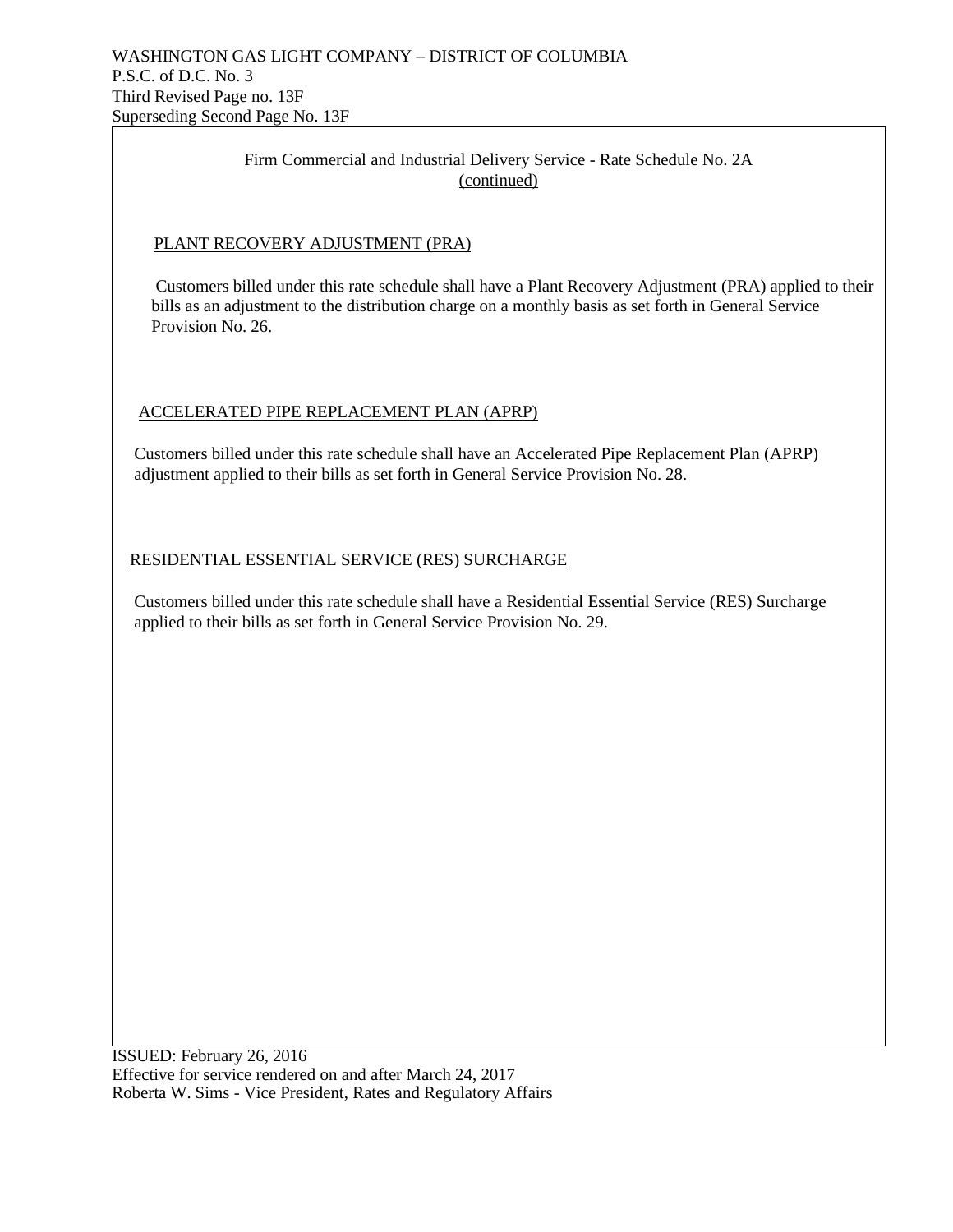WASHINGTON GAS LIGHT COMPANY – DISTRICT OF COLUMBIA
P.S.C. of D.C. No. 3
Third Revised Page no. 13F
Superseding Second Page No. 13F

## Firm Commercial and Industrial Delivery Service - Rate Schedule No. 2A (continued)

### PLANT RECOVERY ADJUSTMENT (PRA)

Customers billed under this rate schedule shall have a Plant Recovery Adjustment (PRA) applied to their bills as an adjustment to the distribution charge on a monthly basis as set forth in General Service Provision No. 26.

### ACCELERATED PIPE REPLACEMENT PLAN (APRP)

Customers billed under this rate schedule shall have an Accelerated Pipe Replacement Plan (APRP) adjustment applied to their bills as set forth in General Service Provision No. 28.

### RESIDENTIAL ESSENTIAL SERVICE (RES) SURCHARGE

Customers billed under this rate schedule shall have a Residential Essential Service (RES) Surcharge applied to their bills as set forth in General Service Provision No. 29.

ISSUED: February 26, 2016
Effective for service rendered on and after March 24, 2017
Roberta W. Sims - Vice President, Rates and Regulatory Affairs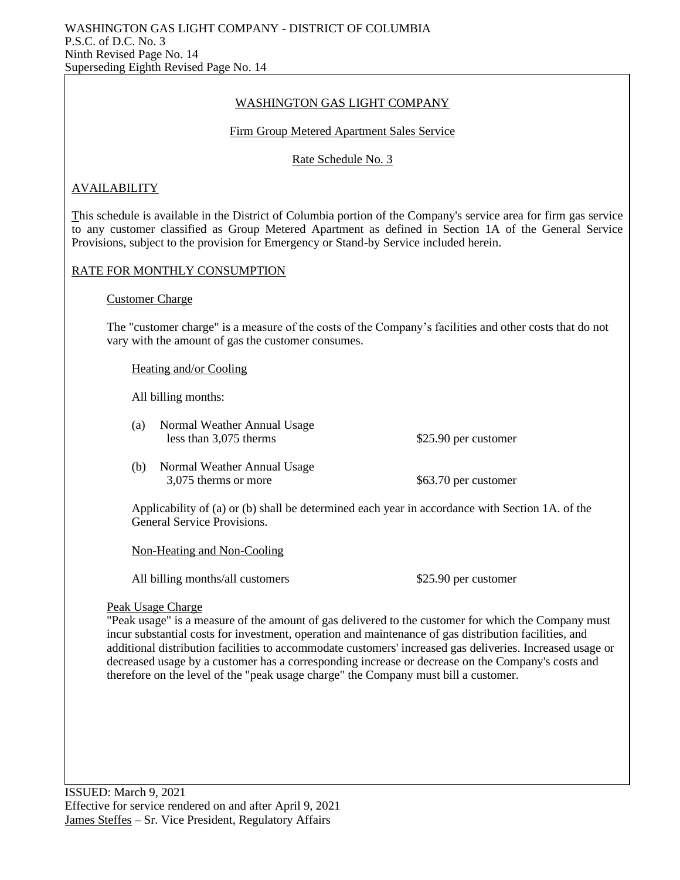WASHINGTON GAS LIGHT COMPANY - DISTRICT OF COLUMBIA
P.S.C. of D.C. No. 3
Ninth Revised Page No. 14
Superseding Eighth Revised Page No. 14

## WASHINGTON GAS LIGHT COMPANY

### Firm Group Metered Apartment Sales Service

### Rate Schedule No. 3

### AVAILABILITY

This schedule is available in the District of Columbia portion of the Company's service area for firm gas service to any customer classified as Group Metered Apartment as defined in Section 1A of the General Service Provisions, subject to the provision for Emergency or Stand-by Service included herein.

### RATE FOR MONTHLY CONSUMPTION

#### Customer Charge

The "customer charge" is a measure of the costs of the Company's facilities and other costs that do not vary with the amount of gas the customer consumes.

Heating and/or Cooling

All billing months:

| | | |
|---|---|---|
| (a) | Normal Weather Annual Usage less than 3,075 therms | \$25.90 per customer |
| (b) | Normal Weather Annual Usage 3,075 therms or more | \$63.70 per customer |

Applicability of (a) or (b) shall be determined each year in accordance with Section 1A. of the General Service Provisions.

Non-Heating and Non-Cooling

All billing months/all customers — \$25.90 per customer

#### Peak Usage Charge

"Peak usage" is a measure of the amount of gas delivered to the customer for which the Company must incur substantial costs for investment, operation and maintenance of gas distribution facilities, and additional distribution facilities to accommodate customers' increased gas deliveries. Increased usage or decreased usage by a customer has a corresponding increase or decrease on the Company's costs and therefore on the level of the "peak usage charge" the Company must bill a customer.

ISSUED: March 9, 2021
Effective for service rendered on and after April 9, 2021
James Steffes – Sr. Vice President, Regulatory Affairs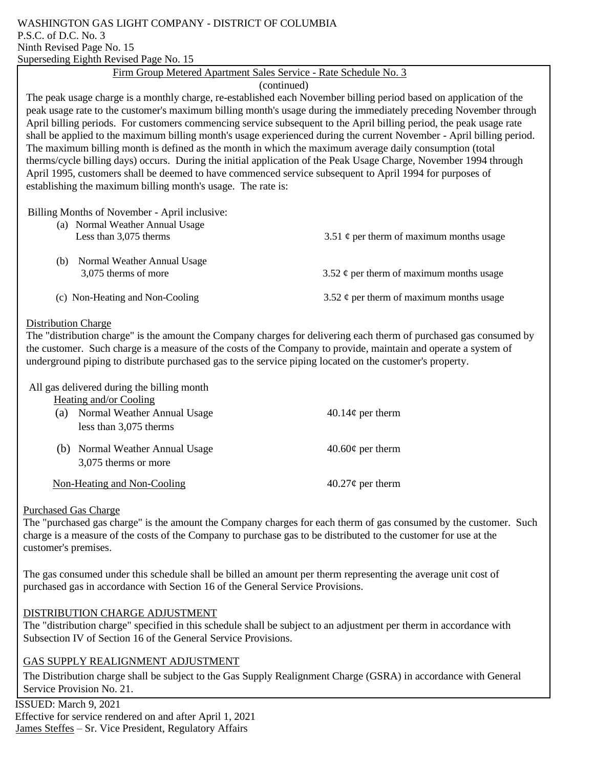WASHINGTON GAS LIGHT COMPANY - DISTRICT OF COLUMBIA
P.S.C. of D.C. No. 3
Ninth Revised Page No. 15
Superseding Eighth Revised Page No. 15

## Firm Group Metered Apartment Sales Service - Rate Schedule No. 3
(continued)

The peak usage charge is a monthly charge, re-established each November billing period based on application of the peak usage rate to the customer's maximum billing month's usage during the immediately preceding November through April billing periods. For customers commencing service subsequent to the April billing period, the peak usage rate shall be applied to the maximum billing month's usage experienced during the current November - April billing period. The maximum billing month is defined as the month in which the maximum average daily consumption (total therms/cycle billing days) occurs. During the initial application of the Peak Usage Charge, November 1994 through April 1995, customers shall be deemed to have commenced service subsequent to April 1994 for purposes of establishing the maximum billing month's usage. The rate is:

Billing Months of November - April inclusive:

| | |
|---|---|
| (a) Normal Weather Annual Usage Less than 3,075 therms | 3.51 ¢ per therm of maximum months usage |
| (b) Normal Weather Annual Usage 3,075 therms of more | 3.52 ¢ per therm of maximum months usage |
| (c) Non-Heating and Non-Cooling | 3.52 ¢ per therm of maximum months usage |

### Distribution Charge

The "distribution charge" is the amount the Company charges for delivering each therm of purchased gas consumed by the customer. Such charge is a measure of the costs of the Company to provide, maintain and operate a system of underground piping to distribute purchased gas to the service piping located on the customer's property.

All gas delivered during the billing month

Heating and/or Cooling

| | |
|---|---|
| (a) Normal Weather Annual Usage less than 3,075 therms | 40.14¢ per therm |
| (b) Normal Weather Annual Usage 3,075 therms or more | 40.60¢ per therm |
| Non-Heating and Non-Cooling | 40.27¢ per therm |

### Purchased Gas Charge

The "purchased gas charge" is the amount the Company charges for each therm of gas consumed by the customer. Such charge is a measure of the costs of the Company to purchase gas to be distributed to the customer for use at the customer's premises.

The gas consumed under this schedule shall be billed an amount per therm representing the average unit cost of purchased gas in accordance with Section 16 of the General Service Provisions.

### DISTRIBUTION CHARGE ADJUSTMENT

The "distribution charge" specified in this schedule shall be subject to an adjustment per therm in accordance with Subsection IV of Section 16 of the General Service Provisions.

### GAS SUPPLY REALIGNMENT ADJUSTMENT

The Distribution charge shall be subject to the Gas Supply Realignment Charge (GSRA) in accordance with General Service Provision No. 21.

ISSUED: March 9, 2021
Effective for service rendered on and after April 1, 2021
James Steffes – Sr. Vice President, Regulatory Affairs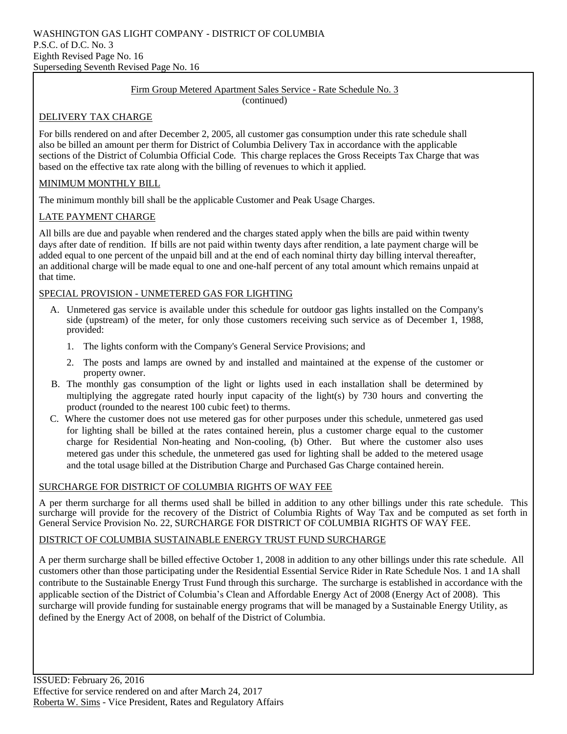WASHINGTON GAS LIGHT COMPANY - DISTRICT OF COLUMBIA
P.S.C. of D.C. No. 3
Eighth Revised Page No. 16
Superseding Seventh Revised Page No. 16

Firm Group Metered Apartment Sales Service - Rate Schedule No. 3
(continued)

## DELIVERY TAX CHARGE

For bills rendered on and after December 2, 2005, all customer gas consumption under this rate schedule shall also be billed an amount per therm for District of Columbia Delivery Tax in accordance with the applicable sections of the District of Columbia Official Code. This charge replaces the Gross Receipts Tax Charge that was based on the effective tax rate along with the billing of revenues to which it applied.

## MINIMUM MONTHLY BILL

The minimum monthly bill shall be the applicable Customer and Peak Usage Charges.

## LATE PAYMENT CHARGE

All bills are due and payable when rendered and the charges stated apply when the bills are paid within twenty days after date of rendition. If bills are not paid within twenty days after rendition, a late payment charge will be added equal to one percent of the unpaid bill and at the end of each nominal thirty day billing interval thereafter, an additional charge will be made equal to one and one-half percent of any total amount which remains unpaid at that time.

## SPECIAL PROVISION - UNMETERED GAS FOR LIGHTING

A. Unmetered gas service is available under this schedule for outdoor gas lights installed on the Company's side (upstream) of the meter, for only those customers receiving such service as of December 1, 1988, provided:

   1. The lights conform with the Company's General Service Provisions; and

   2. The posts and lamps are owned by and installed and maintained at the expense of the customer or property owner.

B. The monthly gas consumption of the light or lights used in each installation shall be determined by multiplying the aggregate rated hourly input capacity of the light(s) by 730 hours and converting the product (rounded to the nearest 100 cubic feet) to therms.

C. Where the customer does not use metered gas for other purposes under this schedule, unmetered gas used for lighting shall be billed at the rates contained herein, plus a customer charge equal to the customer charge for Residential Non-heating and Non-cooling, (b) Other. But where the customer also uses metered gas under this schedule, the unmetered gas used for lighting shall be added to the metered usage and the total usage billed at the Distribution Charge and Purchased Gas Charge contained herein.

## SURCHARGE FOR DISTRICT OF COLUMBIA RIGHTS OF WAY FEE

A per therm surcharge for all therms used shall be billed in addition to any other billings under this rate schedule. This surcharge will provide for the recovery of the District of Columbia Rights of Way Tax and be computed as set forth in General Service Provision No. 22, SURCHARGE FOR DISTRICT OF COLUMBIA RIGHTS OF WAY FEE.

## DISTRICT OF COLUMBIA SUSTAINABLE ENERGY TRUST FUND SURCHARGE

A per therm surcharge shall be billed effective October 1, 2008 in addition to any other billings under this rate schedule. All customers other than those participating under the Residential Essential Service Rider in Rate Schedule Nos. 1 and 1A shall contribute to the Sustainable Energy Trust Fund through this surcharge. The surcharge is established in accordance with the applicable section of the District of Columbia's Clean and Affordable Energy Act of 2008 (Energy Act of 2008). This surcharge will provide funding for sustainable energy programs that will be managed by a Sustainable Energy Utility, as defined by the Energy Act of 2008, on behalf of the District of Columbia.

ISSUED: February 26, 2016
Effective for service rendered on and after March 24, 2017
Roberta W. Sims - Vice President, Rates and Regulatory Affairs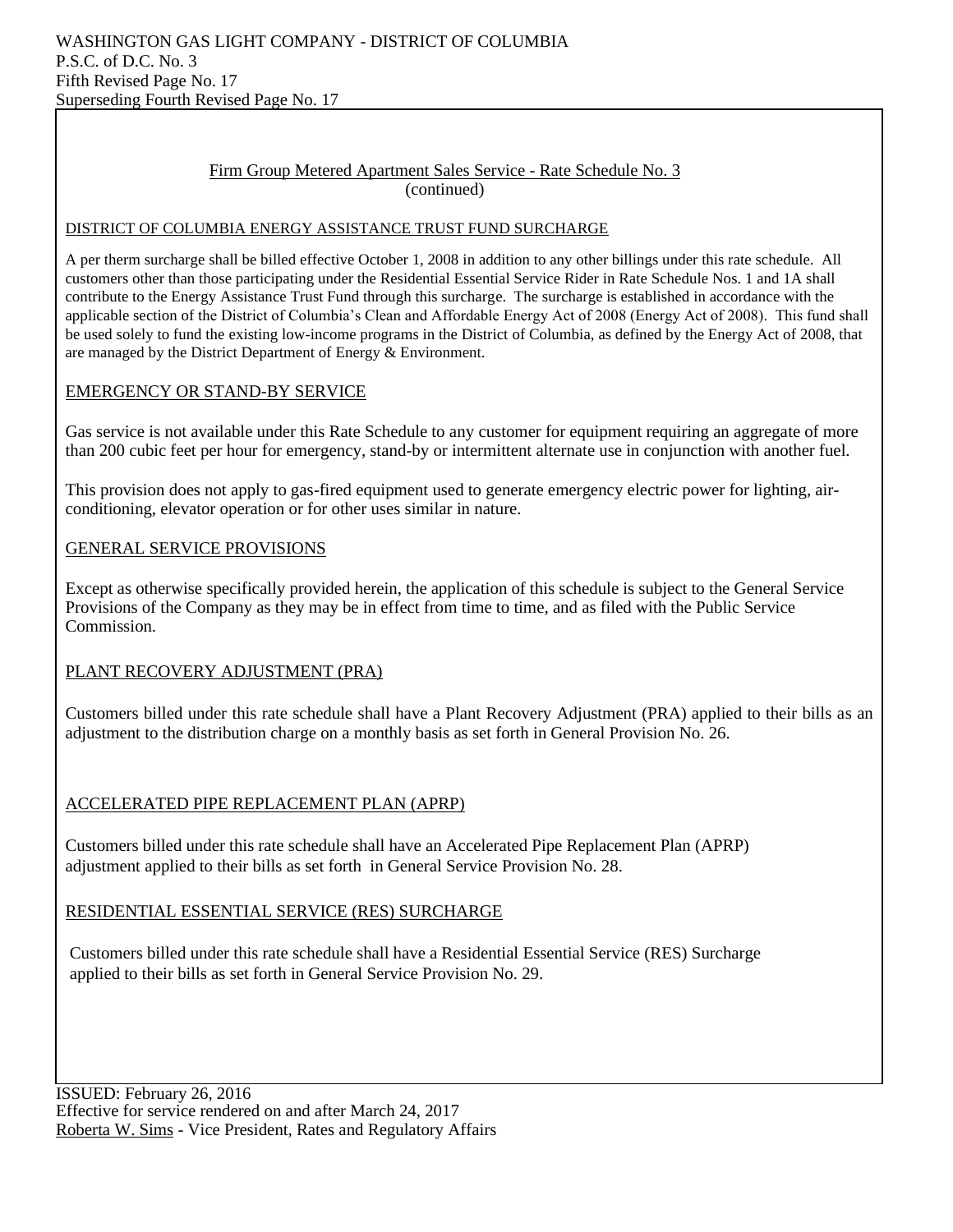WASHINGTON GAS LIGHT COMPANY - DISTRICT OF COLUMBIA
P.S.C. of D.C. No. 3
Fifth Revised Page No. 17
Superseding Fourth Revised Page No. 17

## Firm Group Metered Apartment Sales Service - Rate Schedule No. 3
(continued)

### DISTRICT OF COLUMBIA ENERGY ASSISTANCE TRUST FUND SURCHARGE

A per therm surcharge shall be billed effective October 1, 2008 in addition to any other billings under this rate schedule. All customers other than those participating under the Residential Essential Service Rider in Rate Schedule Nos. 1 and 1A shall contribute to the Energy Assistance Trust Fund through this surcharge. The surcharge is established in accordance with the applicable section of the District of Columbia's Clean and Affordable Energy Act of 2008 (Energy Act of 2008). This fund shall be used solely to fund the existing low-income programs in the District of Columbia, as defined by the Energy Act of 2008, that are managed by the District Department of Energy & Environment.

### EMERGENCY OR STAND-BY SERVICE

Gas service is not available under this Rate Schedule to any customer for equipment requiring an aggregate of more than 200 cubic feet per hour for emergency, stand-by or intermittent alternate use in conjunction with another fuel.

This provision does not apply to gas-fired equipment used to generate emergency electric power for lighting, air-conditioning, elevator operation or for other uses similar in nature.

### GENERAL SERVICE PROVISIONS

Except as otherwise specifically provided herein, the application of this schedule is subject to the General Service Provisions of the Company as they may be in effect from time to time, and as filed with the Public Service Commission.

### PLANT RECOVERY ADJUSTMENT (PRA)

Customers billed under this rate schedule shall have a Plant Recovery Adjustment (PRA) applied to their bills as an adjustment to the distribution charge on a monthly basis as set forth in General Provision No. 26.

### ACCELERATED PIPE REPLACEMENT PLAN (APRP)

Customers billed under this rate schedule shall have an Accelerated Pipe Replacement Plan (APRP) adjustment applied to their bills as set forth in General Service Provision No. 28.

### RESIDENTIAL ESSENTIAL SERVICE (RES) SURCHARGE

Customers billed under this rate schedule shall have a Residential Essential Service (RES) Surcharge applied to their bills as set forth in General Service Provision No. 29.

ISSUED: February 26, 2016
Effective for service rendered on and after March 24, 2017
Roberta W. Sims - Vice President, Rates and Regulatory Affairs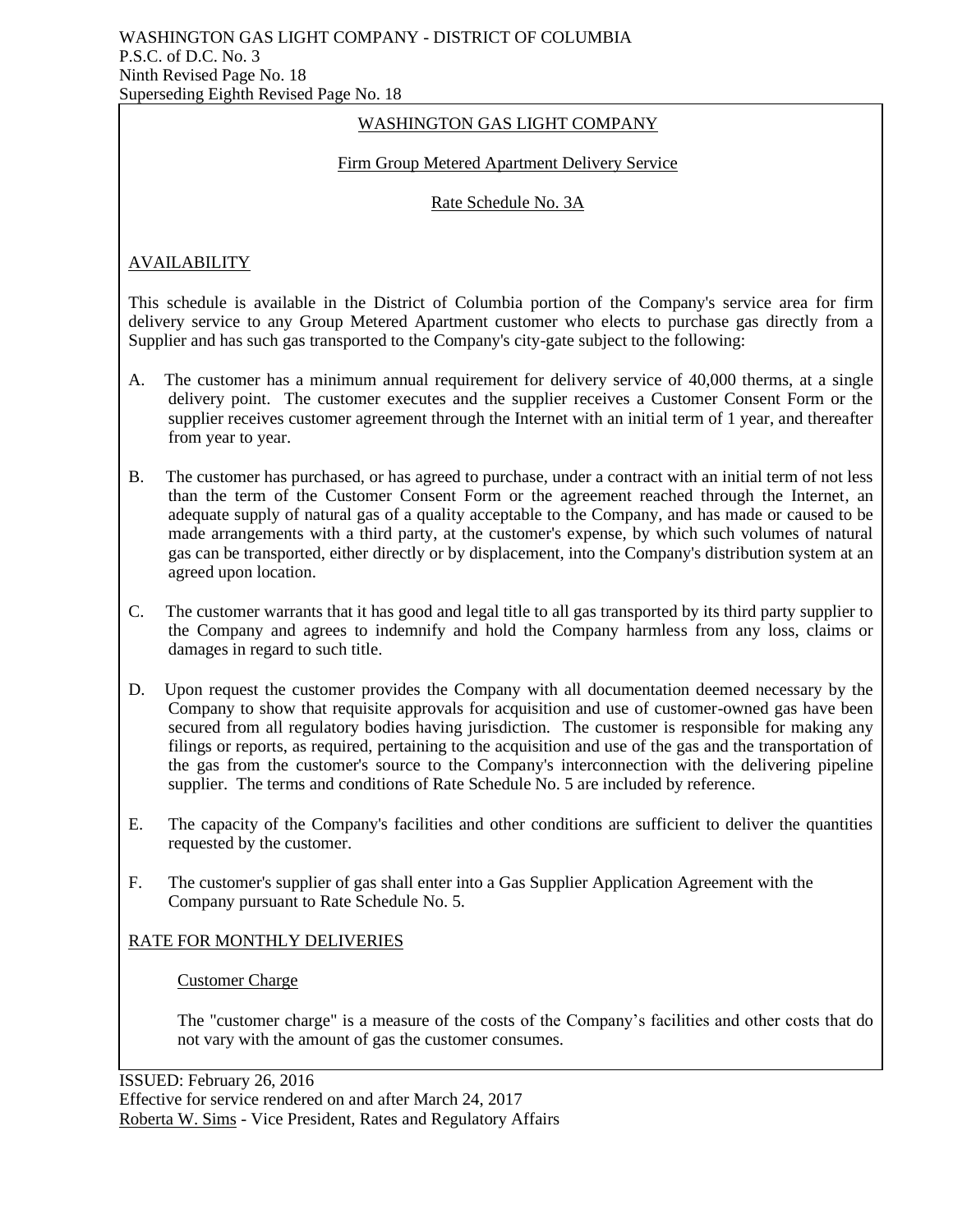WASHINGTON GAS LIGHT COMPANY - DISTRICT OF COLUMBIA
P.S.C. of D.C. No. 3
Ninth Revised Page No. 18
Superseding Eighth Revised Page No. 18

# WASHINGTON GAS LIGHT COMPANY

## Firm Group Metered Apartment Delivery Service

## Rate Schedule No. 3A

### AVAILABILITY

This schedule is available in the District of Columbia portion of the Company's service area for firm delivery service to any Group Metered Apartment customer who elects to purchase gas directly from a Supplier and has such gas transported to the Company's city-gate subject to the following:

A. The customer has a minimum annual requirement for delivery service of 40,000 therms, at a single delivery point. The customer executes and the supplier receives a Customer Consent Form or the supplier receives customer agreement through the Internet with an initial term of 1 year, and thereafter from year to year.

B. The customer has purchased, or has agreed to purchase, under a contract with an initial term of not less than the term of the Customer Consent Form or the agreement reached through the Internet, an adequate supply of natural gas of a quality acceptable to the Company, and has made or caused to be made arrangements with a third party, at the customer's expense, by which such volumes of natural gas can be transported, either directly or by displacement, into the Company's distribution system at an agreed upon location.

C. The customer warrants that it has good and legal title to all gas transported by its third party supplier to the Company and agrees to indemnify and hold the Company harmless from any loss, claims or damages in regard to such title.

D. Upon request the customer provides the Company with all documentation deemed necessary by the Company to show that requisite approvals for acquisition and use of customer-owned gas have been secured from all regulatory bodies having jurisdiction. The customer is responsible for making any filings or reports, as required, pertaining to the acquisition and use of the gas and the transportation of the gas from the customer's source to the Company's interconnection with the delivering pipeline supplier. The terms and conditions of Rate Schedule No. 5 are included by reference.

E. The capacity of the Company's facilities and other conditions are sufficient to deliver the quantities requested by the customer.

F. The customer's supplier of gas shall enter into a Gas Supplier Application Agreement with the Company pursuant to Rate Schedule No. 5.

### RATE FOR MONTHLY DELIVERIES

#### Customer Charge

The "customer charge" is a measure of the costs of the Company's facilities and other costs that do not vary with the amount of gas the customer consumes.

ISSUED: February 26, 2016
Effective for service rendered on and after March 24, 2017
Roberta W. Sims - Vice President, Rates and Regulatory Affairs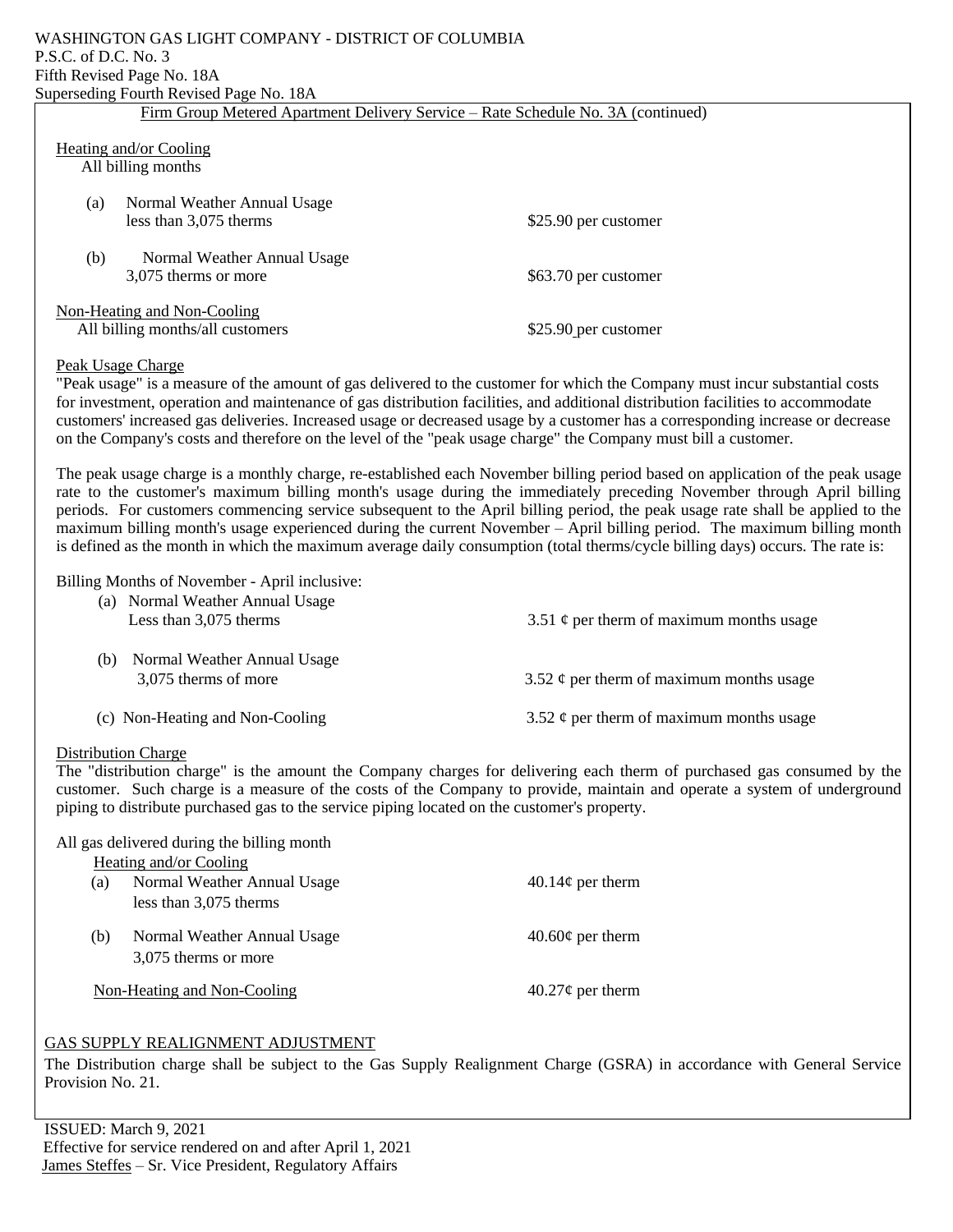WASHINGTON GAS LIGHT COMPANY - DISTRICT OF COLUMBIA
P.S.C. of D.C. No. 3
Fifth Revised Page No. 18A
Superseding Fourth Revised Page No. 18A

Firm Group Metered Apartment Delivery Service – Rate Schedule No. 3A (continued)

Heating and/or Cooling
All billing months

| | |
|---|---|
| (a) Normal Weather Annual Usage less than 3,075 therms | $25.90 per customer |
| (b) Normal Weather Annual Usage 3,075 therms or more | $63.70 per customer |

Non-Heating and Non-Cooling

| | |
|---|---|
| All billing months/all customers | $25.90 per customer |

Peak Usage Charge

"Peak usage" is a measure of the amount of gas delivered to the customer for which the Company must incur substantial costs for investment, operation and maintenance of gas distribution facilities, and additional distribution facilities to accommodate customers' increased gas deliveries. Increased usage or decreased usage by a customer has a corresponding increase or decrease on the Company's costs and therefore on the level of the "peak usage charge" the Company must bill a customer.

The peak usage charge is a monthly charge, re-established each November billing period based on application of the peak usage rate to the customer's maximum billing month's usage during the immediately preceding November through April billing periods. For customers commencing service subsequent to the April billing period, the peak usage rate shall be applied to the maximum billing month's usage experienced during the current November – April billing period. The maximum billing month is defined as the month in which the maximum average daily consumption (total therms/cycle billing days) occurs. The rate is:

Billing Months of November - April inclusive:

| | |
|---|---|
| (a) Normal Weather Annual Usage Less than 3,075 therms | 3.51 ¢ per therm of maximum months usage |
| (b) Normal Weather Annual Usage 3,075 therms of more | 3.52 ¢ per therm of maximum months usage |
| (c) Non-Heating and Non-Cooling | 3.52 ¢ per therm of maximum months usage |

Distribution Charge

The "distribution charge" is the amount the Company charges for delivering each therm of purchased gas consumed by the customer. Such charge is a measure of the costs of the Company to provide, maintain and operate a system of underground piping to distribute purchased gas to the service piping located on the customer's property.

All gas delivered during the billing month

Heating and/or Cooling

| | |
|---|---|
| (a) Normal Weather Annual Usage less than 3,075 therms | 40.14¢ per therm |
| (b) Normal Weather Annual Usage 3,075 therms or more | 40.60¢ per therm |
| Non-Heating and Non-Cooling | 40.27¢ per therm |

GAS SUPPLY REALIGNMENT ADJUSTMENT

The Distribution charge shall be subject to the Gas Supply Realignment Charge (GSRA) in accordance with General Service Provision No. 21.

ISSUED: March 9, 2021
Effective for service rendered on and after April 1, 2021
James Steffes – Sr. Vice President, Regulatory Affairs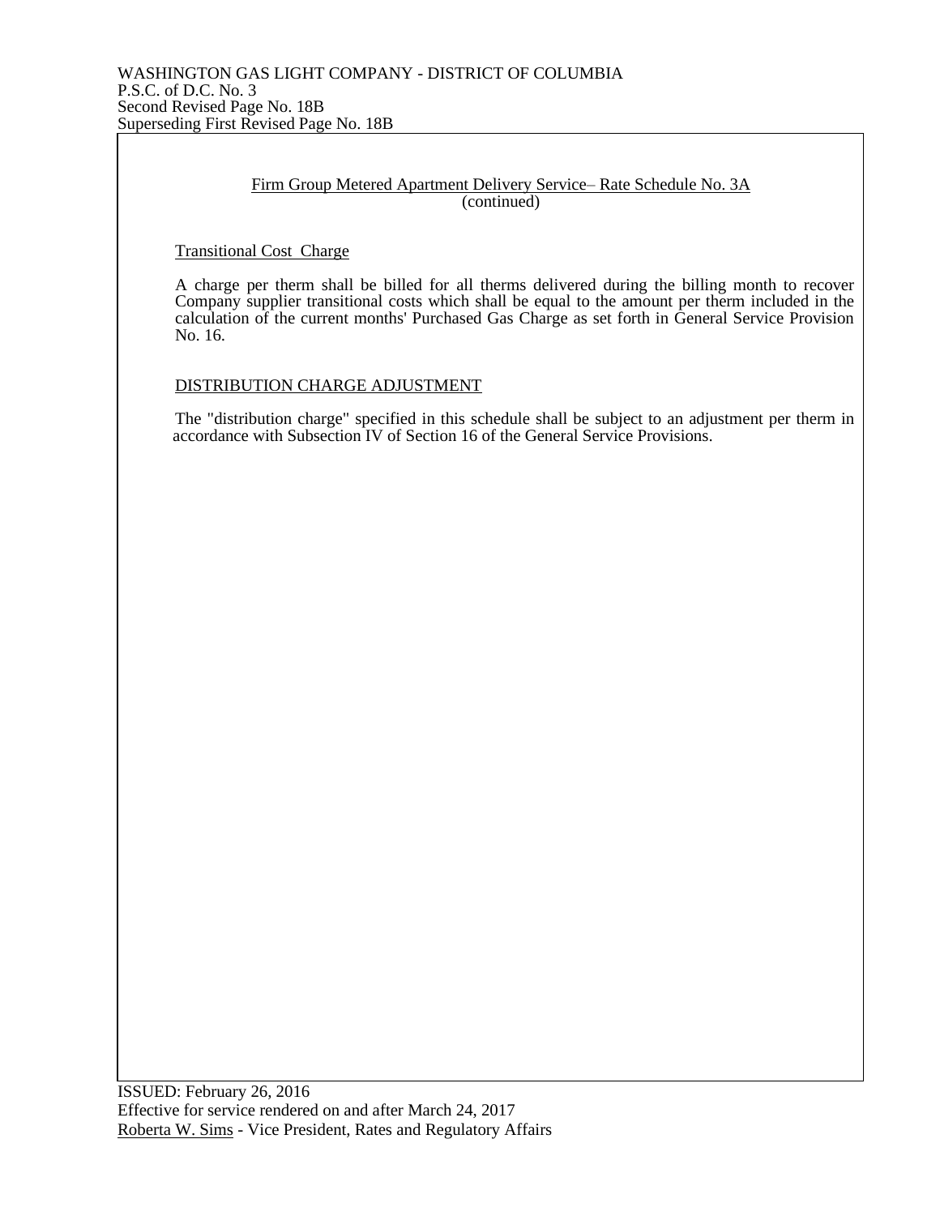WASHINGTON GAS LIGHT COMPANY - DISTRICT OF COLUMBIA
P.S.C. of D.C. No. 3
Second Revised Page No. 18B
Superseding First Revised Page No. 18B

Firm Group Metered Apartment Delivery Service– Rate Schedule No. 3A
(continued)

Transitional Cost Charge

A charge per therm shall be billed for all therms delivered during the billing month to recover Company supplier transitional costs which shall be equal to the amount per therm included in the calculation of the current months' Purchased Gas Charge as set forth in General Service Provision No. 16.

DISTRIBUTION CHARGE ADJUSTMENT

The "distribution charge" specified in this schedule shall be subject to an adjustment per therm in accordance with Subsection IV of Section 16 of the General Service Provisions.

ISSUED: February 26, 2016
Effective for service rendered on and after March 24, 2017
Roberta W. Sims - Vice President, Rates and Regulatory Affairs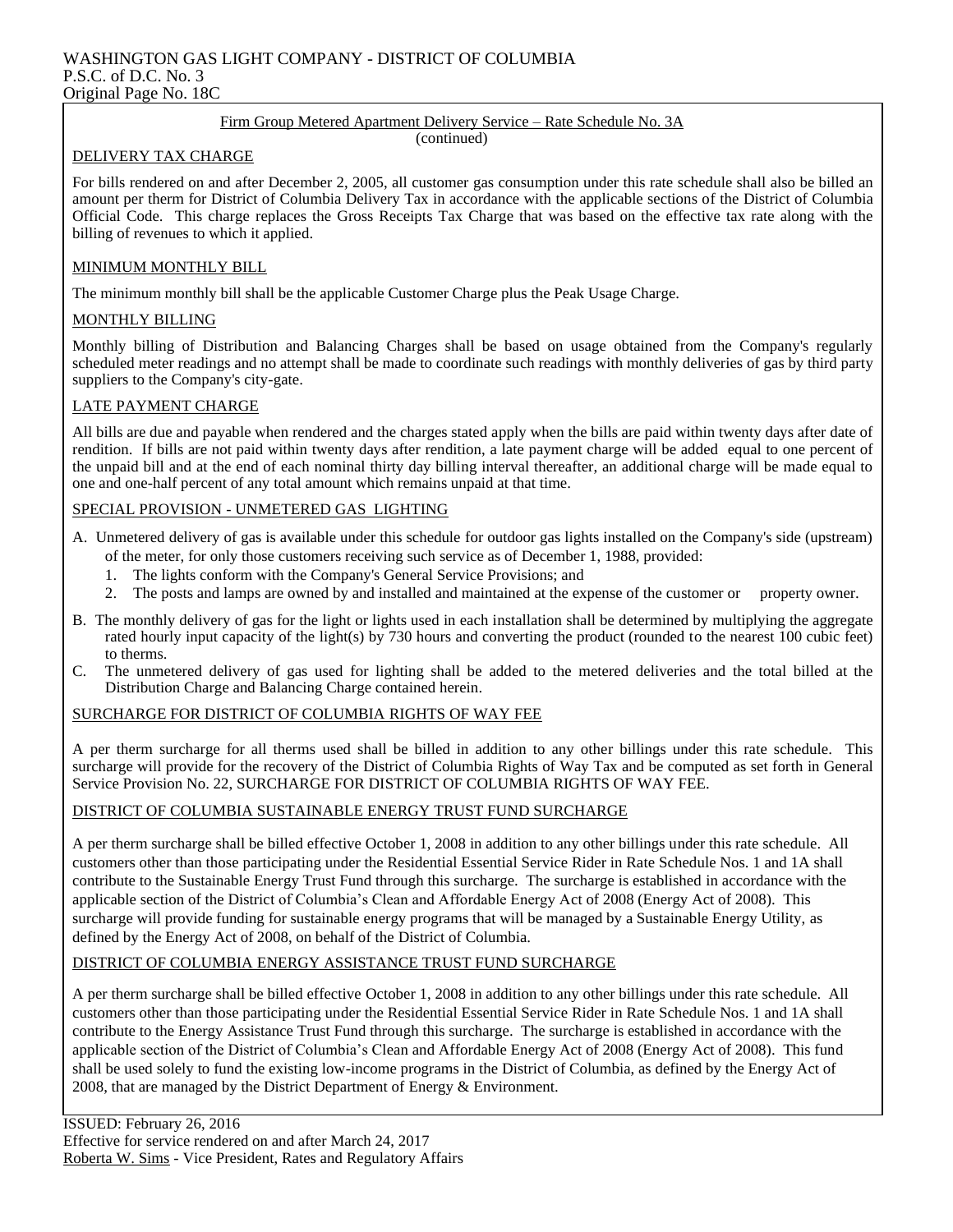WASHINGTON GAS LIGHT COMPANY - DISTRICT OF COLUMBIA
P.S.C. of D.C. No. 3
Original Page No. 18C

Firm Group Metered Apartment Delivery Service – Rate Schedule No. 3A
(continued)

## DELIVERY TAX CHARGE

For bills rendered on and after December 2, 2005, all customer gas consumption under this rate schedule shall also be billed an amount per therm for District of Columbia Delivery Tax in accordance with the applicable sections of the District of Columbia Official Code. This charge replaces the Gross Receipts Tax Charge that was based on the effective tax rate along with the billing of revenues to which it applied.

## MINIMUM MONTHLY BILL

The minimum monthly bill shall be the applicable Customer Charge plus the Peak Usage Charge.

## MONTHLY BILLING

Monthly billing of Distribution and Balancing Charges shall be based on usage obtained from the Company's regularly scheduled meter readings and no attempt shall be made to coordinate such readings with monthly deliveries of gas by third party suppliers to the Company's city-gate.

## LATE PAYMENT CHARGE

All bills are due and payable when rendered and the charges stated apply when the bills are paid within twenty days after date of rendition. If bills are not paid within twenty days after rendition, a late payment charge will be added equal to one percent of the unpaid bill and at the end of each nominal thirty day billing interval thereafter, an additional charge will be made equal to one and one-half percent of any total amount which remains unpaid at that time.

## SPECIAL PROVISION - UNMETERED GAS LIGHTING

A. Unmetered delivery of gas is available under this schedule for outdoor gas lights installed on the Company's side (upstream) of the meter, for only those customers receiving such service as of December 1, 1988, provided:
   1. The lights conform with the Company's General Service Provisions; and
   2. The posts and lamps are owned by and installed and maintained at the expense of the customer or property owner.

B. The monthly delivery of gas for the light or lights used in each installation shall be determined by multiplying the aggregate rated hourly input capacity of the light(s) by 730 hours and converting the product (rounded to the nearest 100 cubic feet) to therms.

C. The unmetered delivery of gas used for lighting shall be added to the metered deliveries and the total billed at the Distribution Charge and Balancing Charge contained herein.

## SURCHARGE FOR DISTRICT OF COLUMBIA RIGHTS OF WAY FEE

A per therm surcharge for all therms used shall be billed in addition to any other billings under this rate schedule. This surcharge will provide for the recovery of the District of Columbia Rights of Way Tax and be computed as set forth in General Service Provision No. 22, SURCHARGE FOR DISTRICT OF COLUMBIA RIGHTS OF WAY FEE.

## DISTRICT OF COLUMBIA SUSTAINABLE ENERGY TRUST FUND SURCHARGE

A per therm surcharge shall be billed effective October 1, 2008 in addition to any other billings under this rate schedule. All customers other than those participating under the Residential Essential Service Rider in Rate Schedule Nos. 1 and 1A shall contribute to the Sustainable Energy Trust Fund through this surcharge. The surcharge is established in accordance with the applicable section of the District of Columbia's Clean and Affordable Energy Act of 2008 (Energy Act of 2008). This surcharge will provide funding for sustainable energy programs that will be managed by a Sustainable Energy Utility, as defined by the Energy Act of 2008, on behalf of the District of Columbia.

## DISTRICT OF COLUMBIA ENERGY ASSISTANCE TRUST FUND SURCHARGE

A per therm surcharge shall be billed effective October 1, 2008 in addition to any other billings under this rate schedule. All customers other than those participating under the Residential Essential Service Rider in Rate Schedule Nos. 1 and 1A shall contribute to the Energy Assistance Trust Fund through this surcharge. The surcharge is established in accordance with the applicable section of the District of Columbia's Clean and Affordable Energy Act of 2008 (Energy Act of 2008). This fund shall be used solely to fund the existing low-income programs in the District of Columbia, as defined by the Energy Act of 2008, that are managed by the District Department of Energy & Environment.

ISSUED: February 26, 2016
Effective for service rendered on and after March 24, 2017
Roberta W. Sims - Vice President, Rates and Regulatory Affairs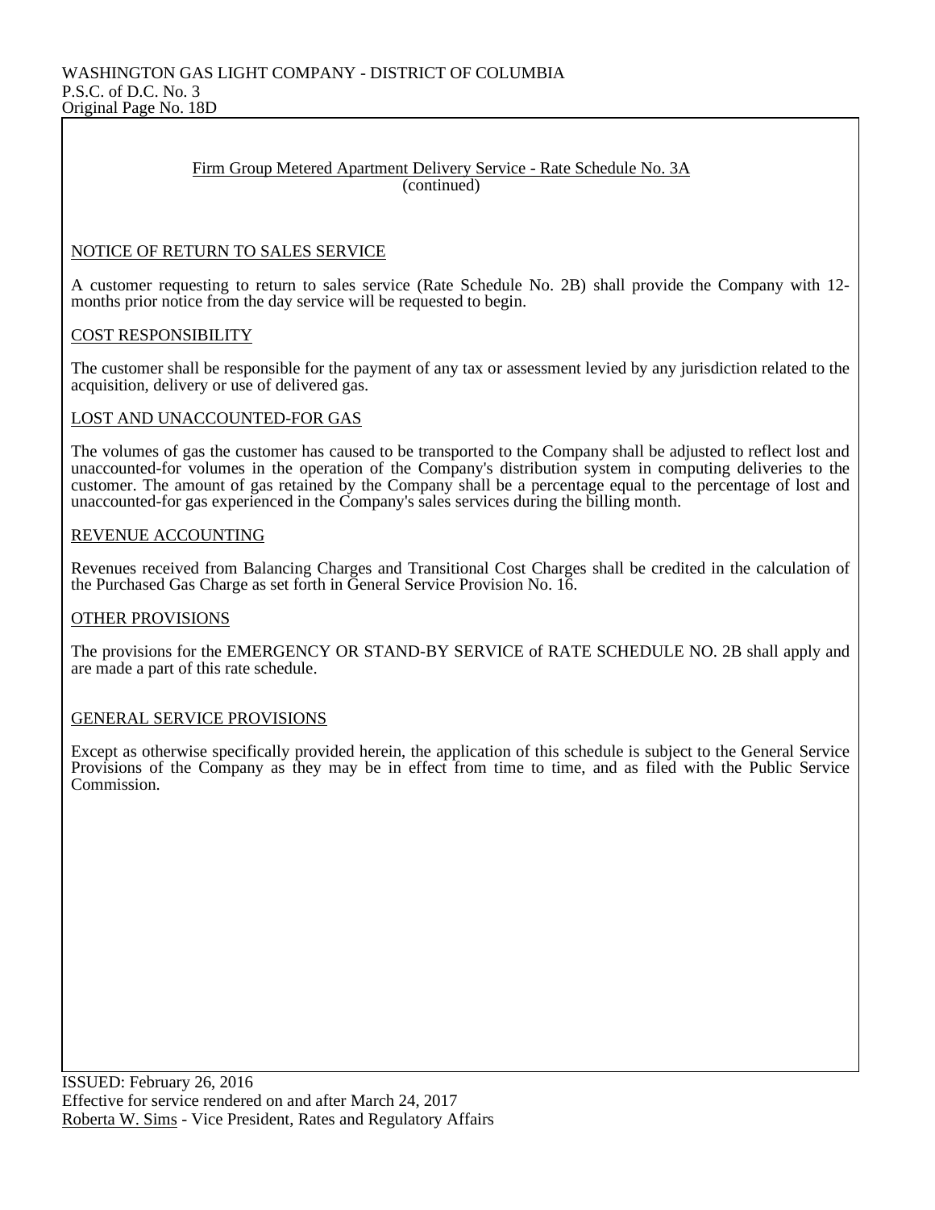WASHINGTON GAS LIGHT COMPANY - DISTRICT OF COLUMBIA
P.S.C. of D.C. No. 3
Original Page No. 18D

Firm Group Metered Apartment Delivery Service - Rate Schedule No. 3A
(continued)

## NOTICE OF RETURN TO SALES SERVICE

A customer requesting to return to sales service (Rate Schedule No. 2B) shall provide the Company with 12-months prior notice from the day service will be requested to begin.

## COST RESPONSIBILITY

The customer shall be responsible for the payment of any tax or assessment levied by any jurisdiction related to the acquisition, delivery or use of delivered gas.

## LOST AND UNACCOUNTED-FOR GAS

The volumes of gas the customer has caused to be transported to the Company shall be adjusted to reflect lost and unaccounted-for volumes in the operation of the Company's distribution system in computing deliveries to the customer. The amount of gas retained by the Company shall be a percentage equal to the percentage of lost and unaccounted-for gas experienced in the Company's sales services during the billing month.

## REVENUE ACCOUNTING

Revenues received from Balancing Charges and Transitional Cost Charges shall be credited in the calculation of the Purchased Gas Charge as set forth in General Service Provision No. 16.

## OTHER PROVISIONS

The provisions for the EMERGENCY OR STAND-BY SERVICE of RATE SCHEDULE NO. 2B shall apply and are made a part of this rate schedule.

## GENERAL SERVICE PROVISIONS

Except as otherwise specifically provided herein, the application of this schedule is subject to the General Service Provisions of the Company as they may be in effect from time to time, and as filed with the Public Service Commission.

ISSUED: February 26, 2016
Effective for service rendered on and after March 24, 2017
Roberta W. Sims - Vice President, Rates and Regulatory Affairs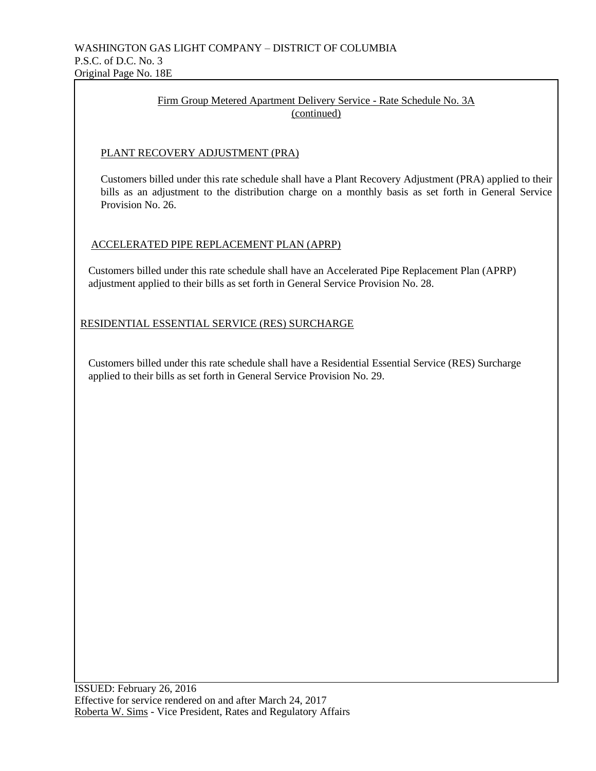WASHINGTON GAS LIGHT COMPANY – DISTRICT OF COLUMBIA
P.S.C. of D.C. No. 3
Original Page No. 18E

## Firm Group Metered Apartment Delivery Service - Rate Schedule No. 3A (continued)

### PLANT RECOVERY ADJUSTMENT (PRA)

Customers billed under this rate schedule shall have a Plant Recovery Adjustment (PRA) applied to their bills as an adjustment to the distribution charge on a monthly basis as set forth in General Service Provision No. 26.

### ACCELERATED PIPE REPLACEMENT PLAN (APRP)

Customers billed under this rate schedule shall have an Accelerated Pipe Replacement Plan (APRP) adjustment applied to their bills as set forth in General Service Provision No. 28.

### RESIDENTIAL ESSENTIAL SERVICE (RES) SURCHARGE

Customers billed under this rate schedule shall have a Residential Essential Service (RES) Surcharge applied to their bills as set forth in General Service Provision No. 29.

ISSUED: February 26, 2016
Effective for service rendered on and after March 24, 2017
Roberta W. Sims - Vice President, Rates and Regulatory Affairs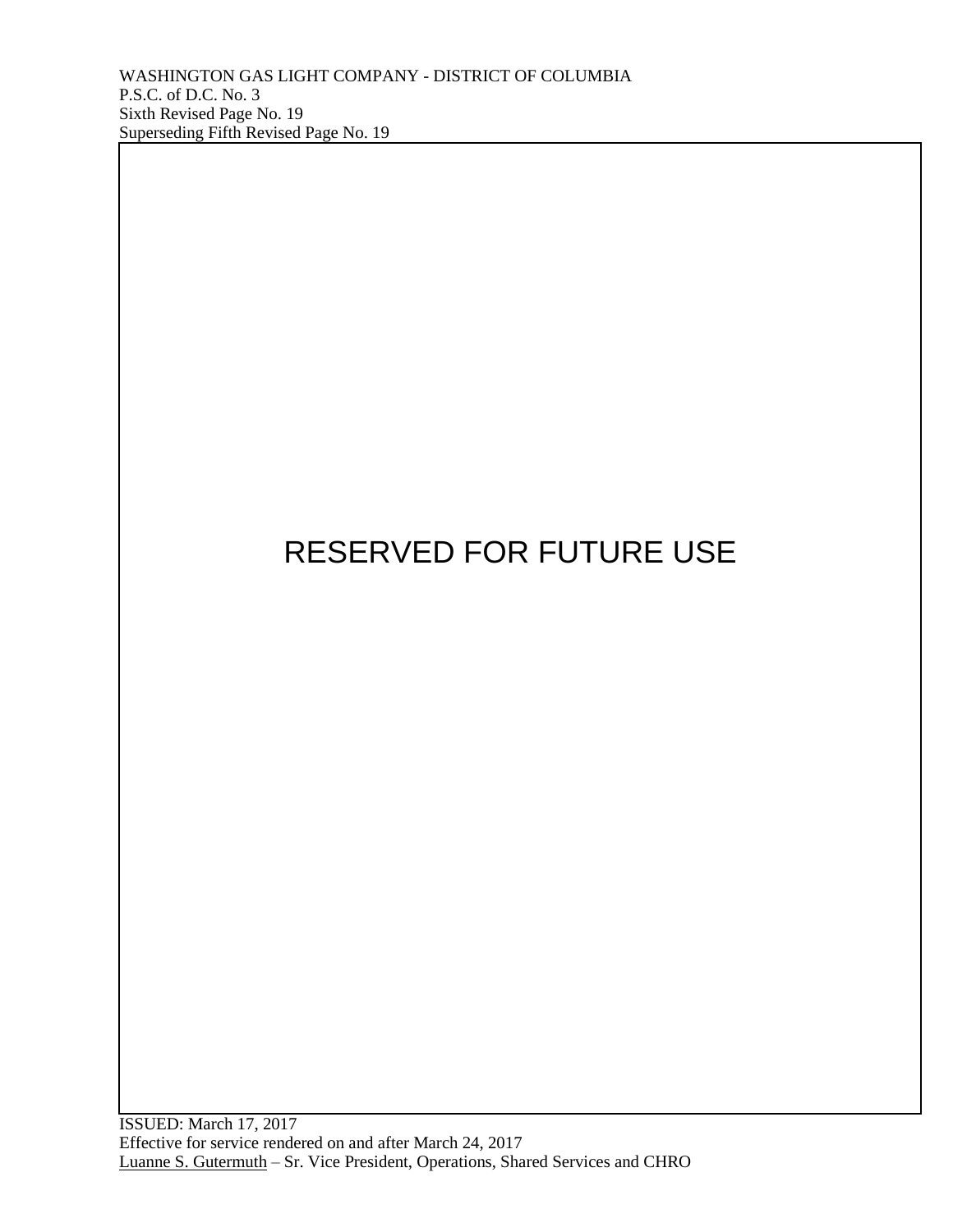WASHINGTON GAS LIGHT COMPANY - DISTRICT OF COLUMBIA
P.S.C. of D.C. No. 3
Sixth Revised Page No. 19
Superseding Fifth Revised Page No. 19

RESERVED FOR FUTURE USE

ISSUED: March 17, 2017
Effective for service rendered on and after March 24, 2017
Luanne S. Gutermuth – Sr. Vice President, Operations, Shared Services and CHRO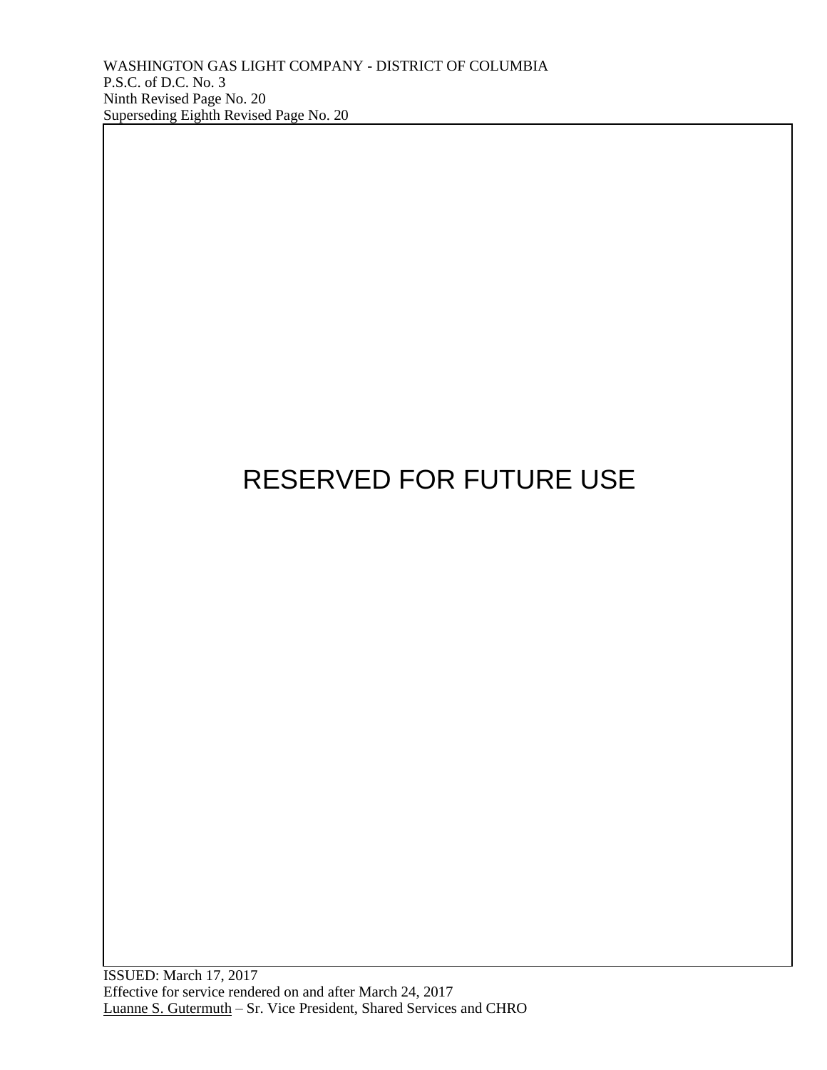WASHINGTON GAS LIGHT COMPANY - DISTRICT OF COLUMBIA
P.S.C. of D.C. No. 3
Ninth Revised Page No. 20
Superseding Eighth Revised Page No. 20

RESERVED FOR FUTURE USE

ISSUED: March 17, 2017
Effective for service rendered on and after March 24, 2017
Luanne S. Gutermuth – Sr. Vice President, Shared Services and CHRO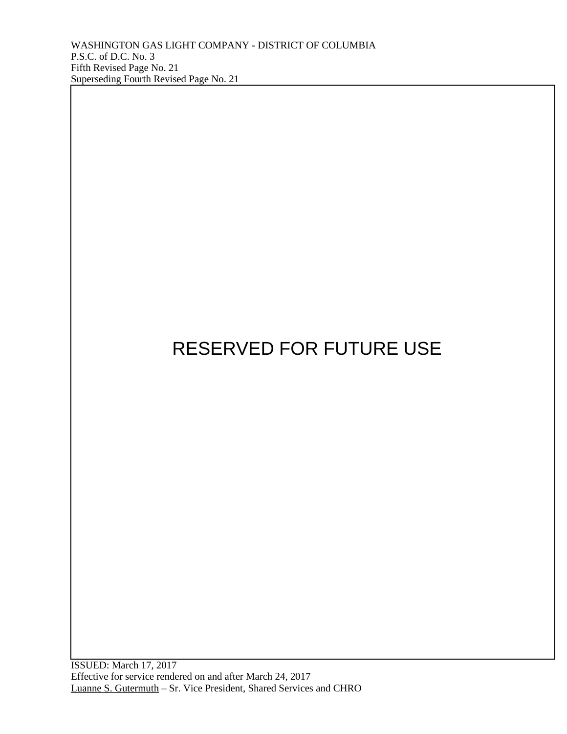WASHINGTON GAS LIGHT COMPANY - DISTRICT OF COLUMBIA
P.S.C. of D.C. No. 3
Fifth Revised Page No. 21
Superseding Fourth Revised Page No. 21

RESERVED FOR FUTURE USE

ISSUED: March 17, 2017
Effective for service rendered on and after March 24, 2017
Luanne S. Gutermuth – Sr. Vice President, Shared Services and CHRO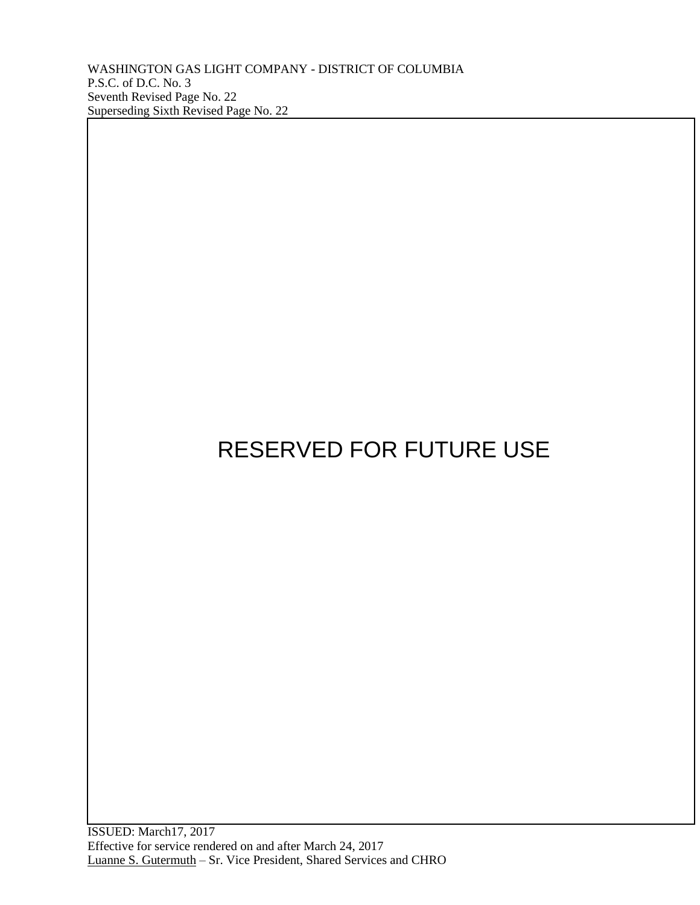WASHINGTON GAS LIGHT COMPANY - DISTRICT OF COLUMBIA
P.S.C. of D.C. No. 3
Seventh Revised Page No. 22
Superseding Sixth Revised Page No. 22

RESERVED FOR FUTURE USE

ISSUED: March17, 2017
Effective for service rendered on and after March 24, 2017
Luanne S. Gutermuth – Sr. Vice President, Shared Services and CHRO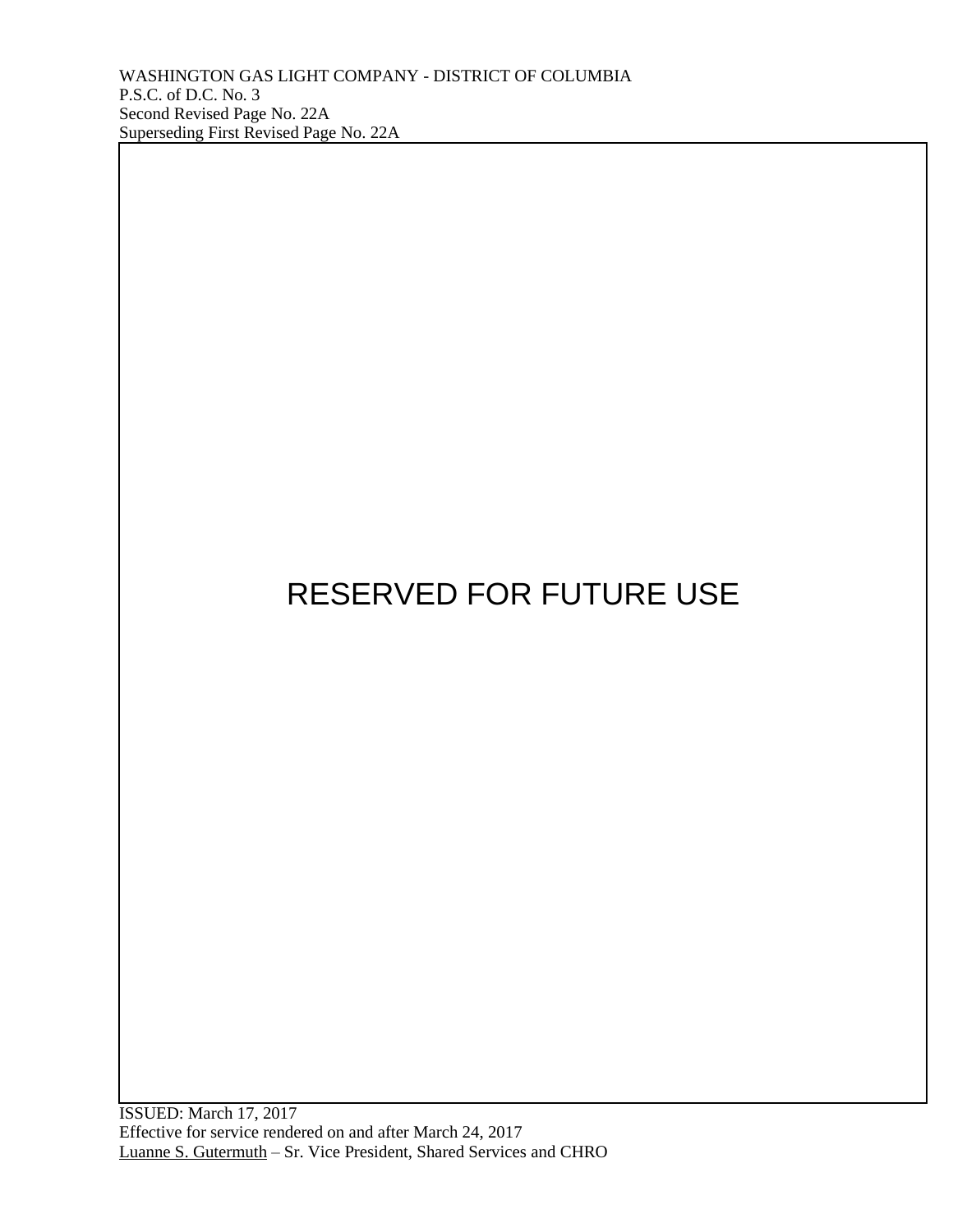WASHINGTON GAS LIGHT COMPANY - DISTRICT OF COLUMBIA
P.S.C. of D.C. No. 3
Second Revised Page No. 22A
Superseding First Revised Page No. 22A

# RESERVED FOR FUTURE USE

ISSUED: March 17, 2017
Effective for service rendered on and after March 24, 2017
Luanne S. Gutermuth – Sr. Vice President, Shared Services and CHRO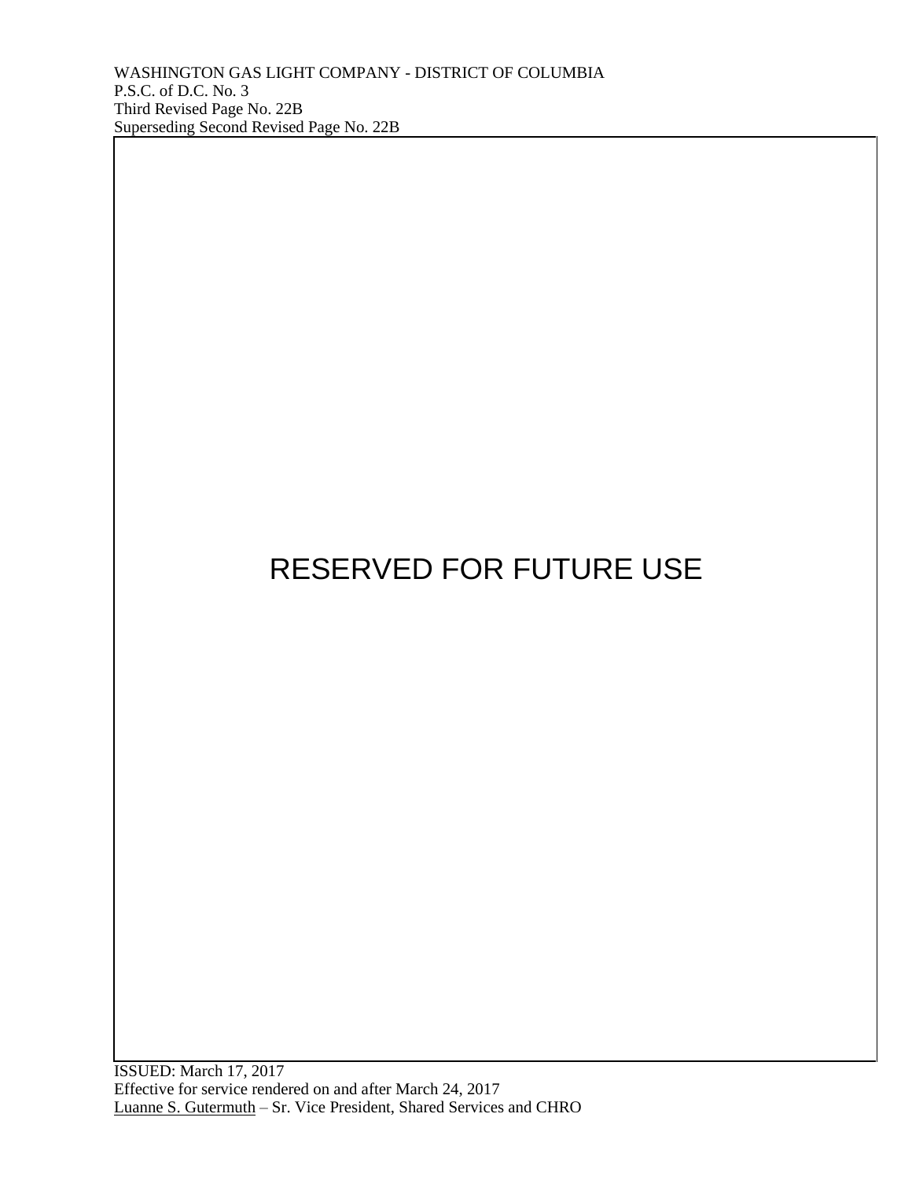WASHINGTON GAS LIGHT COMPANY - DISTRICT OF COLUMBIA
P.S.C. of D.C. No. 3
Third Revised Page No. 22B
Superseding Second Revised Page No. 22B

RESERVED FOR FUTURE USE

ISSUED: March 17, 2017
Effective for service rendered on and after March 24, 2017
Luanne S. Gutermuth – Sr. Vice President, Shared Services and CHRO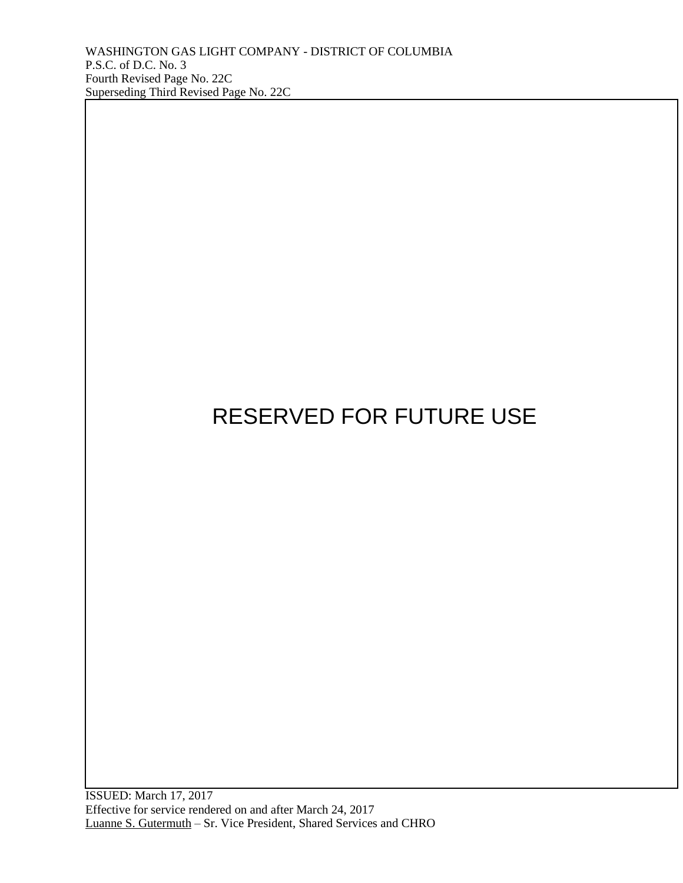WASHINGTON GAS LIGHT COMPANY - DISTRICT OF COLUMBIA
P.S.C. of D.C. No. 3
Fourth Revised Page No. 22C
Superseding Third Revised Page No. 22C

RESERVED FOR FUTURE USE

ISSUED: March 17, 2017
Effective for service rendered on and after March 24, 2017
Luanne S. Gutermuth – Sr. Vice President, Shared Services and CHRO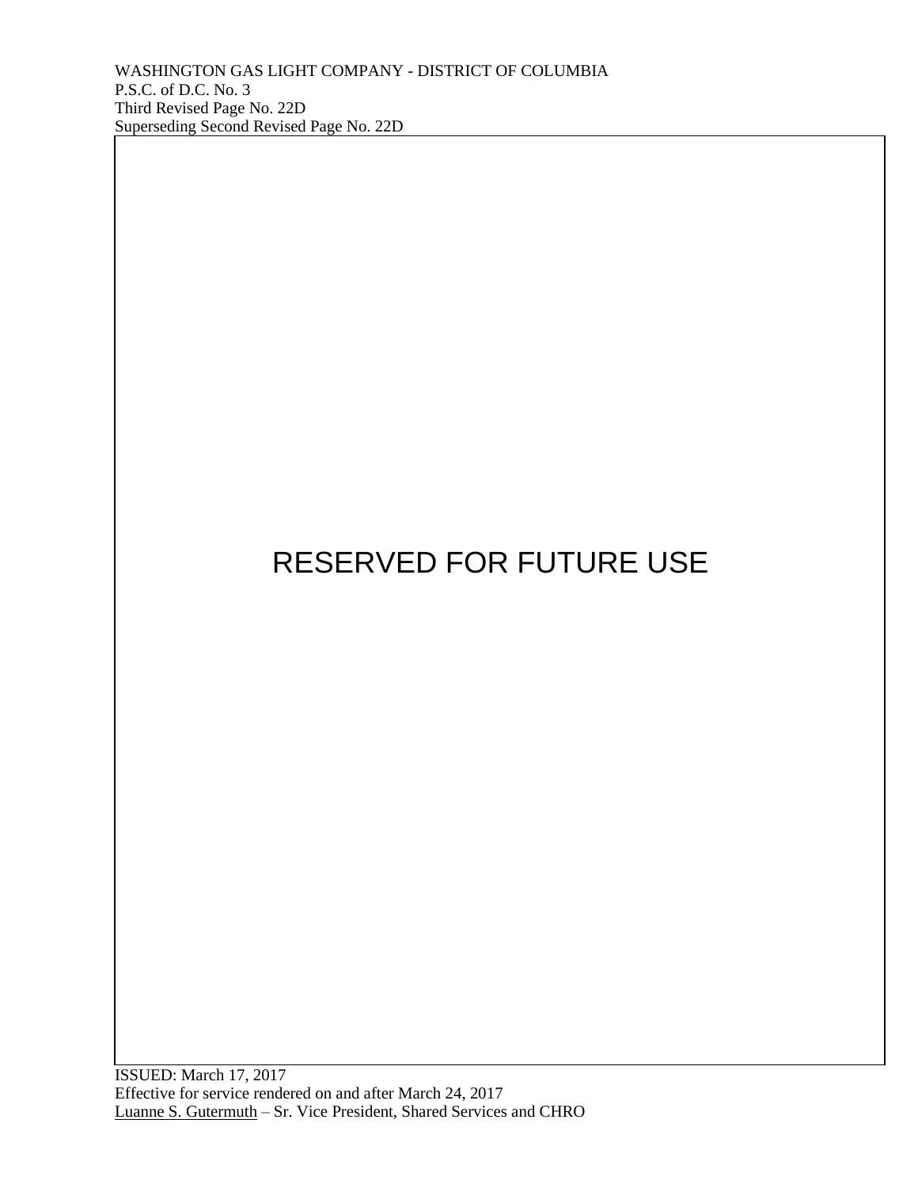RESERVED FOR FUTURE USE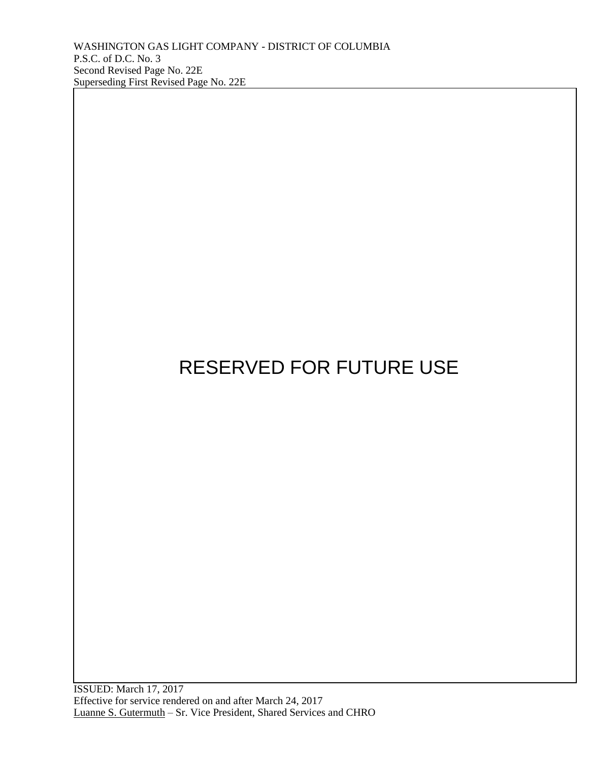WASHINGTON GAS LIGHT COMPANY - DISTRICT OF COLUMBIA
P.S.C. of D.C. No. 3
Second Revised Page No. 22E
Superseding First Revised Page No. 22E

RESERVED FOR FUTURE USE

ISSUED: March 17, 2017
Effective for service rendered on and after March 24, 2017
Luanne S. Gutermuth – Sr. Vice President, Shared Services and CHRO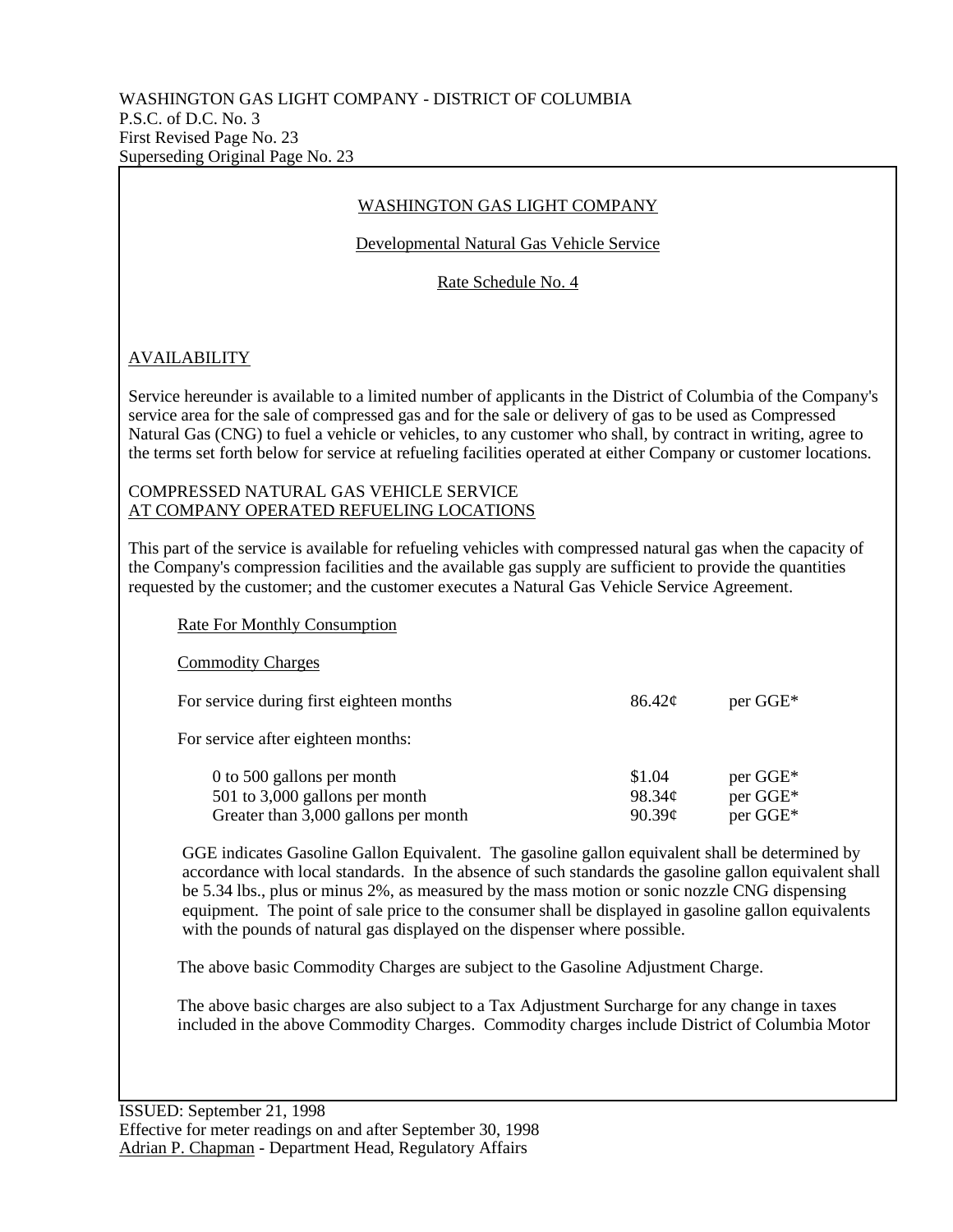WASHINGTON GAS LIGHT COMPANY - DISTRICT OF COLUMBIA
P.S.C. of D.C. No. 3
First Revised Page No. 23
Superseding Original Page No. 23

## WASHINGTON GAS LIGHT COMPANY

### Developmental Natural Gas Vehicle Service

### Rate Schedule No. 4

### AVAILABILITY

Service hereunder is available to a limited number of applicants in the District of Columbia of the Company's service area for the sale of compressed gas and for the sale or delivery of gas to be used as Compressed Natural Gas (CNG) to fuel a vehicle or vehicles, to any customer who shall, by contract in writing, agree to the terms set forth below for service at refueling facilities operated at either Company or customer locations.

### COMPRESSED NATURAL GAS VEHICLE SERVICE AT COMPANY OPERATED REFUELING LOCATIONS

This part of the service is available for refueling vehicles with compressed natural gas when the capacity of the Company's compression facilities and the available gas supply are sufficient to provide the quantities requested by the customer; and the customer executes a Natural Gas Vehicle Service Agreement.

Rate For Monthly Consumption

Commodity Charges

| | | |
|---|---|---|
| For service during first eighteen months | 86.42¢ | per GGE* |
| For service after eighteen months: | | |
| 0 to 500 gallons per month | $1.04 | per GGE* |
| 501 to 3,000 gallons per month | 98.34¢ | per GGE* |
| Greater than 3,000 gallons per month | 90.39¢ | per GGE* |

GGE indicates Gasoline Gallon Equivalent. The gasoline gallon equivalent shall be determined by accordance with local standards. In the absence of such standards the gasoline gallon equivalent shall be 5.34 lbs., plus or minus 2%, as measured by the mass motion or sonic nozzle CNG dispensing equipment. The point of sale price to the consumer shall be displayed in gasoline gallon equivalents with the pounds of natural gas displayed on the dispenser where possible.

The above basic Commodity Charges are subject to the Gasoline Adjustment Charge.

The above basic charges are also subject to a Tax Adjustment Surcharge for any change in taxes included in the above Commodity Charges. Commodity charges include District of Columbia Motor

ISSUED: September 21, 1998
Effective for meter readings on and after September 30, 1998
Adrian P. Chapman - Department Head, Regulatory Affairs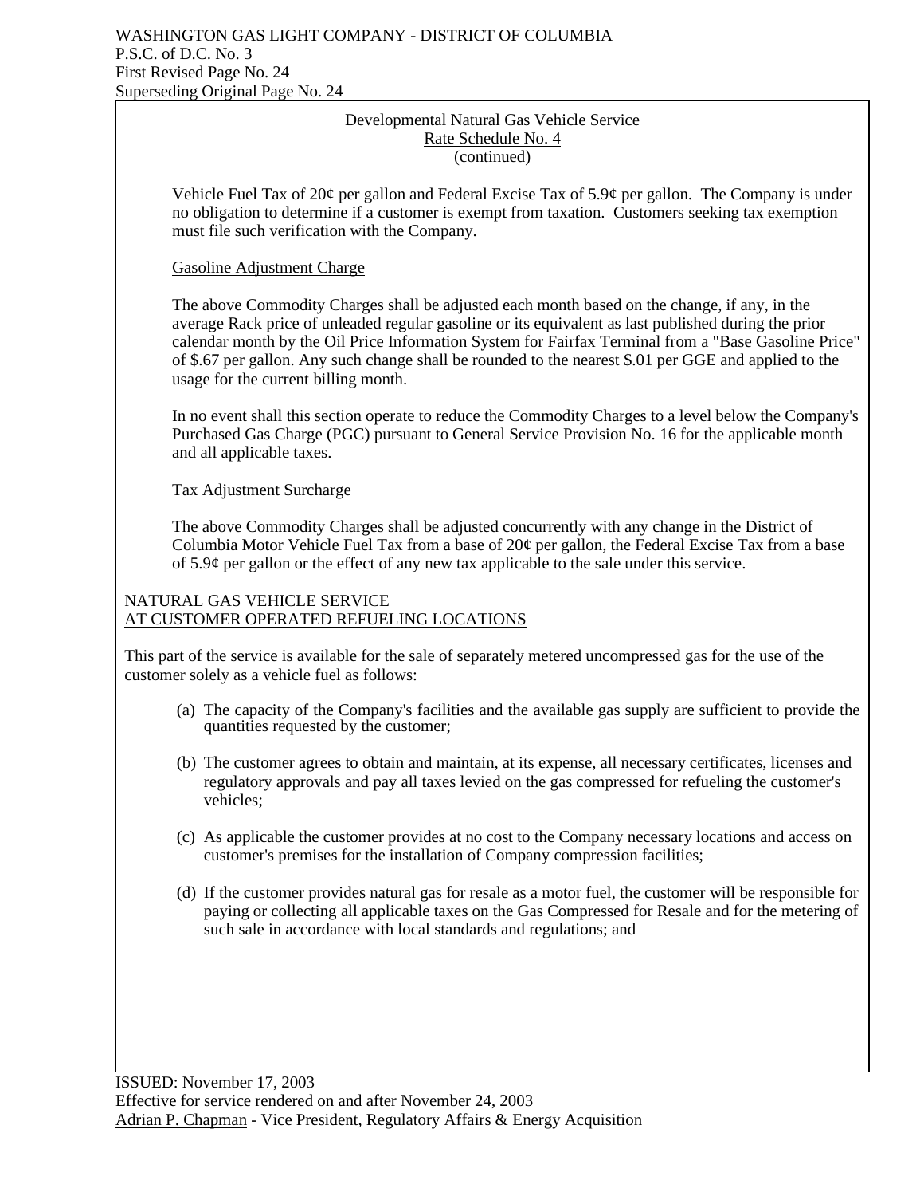Developmental Natural Gas Vehicle Service
Rate Schedule No. 4
(continued)

Vehicle Fuel Tax of 20¢ per gallon and Federal Excise Tax of 5.9¢ per gallon. The Company is under no obligation to determine if a customer is exempt from taxation. Customers seeking tax exemption must file such verification with the Company.

Gasoline Adjustment Charge

The above Commodity Charges shall be adjusted each month based on the change, if any, in the average Rack price of unleaded regular gasoline or its equivalent as last published during the prior calendar month by the Oil Price Information System for Fairfax Terminal from a "Base Gasoline Price" of $.67 per gallon. Any such change shall be rounded to the nearest $.01 per GGE and applied to the usage for the current billing month.

In no event shall this section operate to reduce the Commodity Charges to a level below the Company's Purchased Gas Charge (PGC) pursuant to General Service Provision No. 16 for the applicable month and all applicable taxes.

Tax Adjustment Surcharge

The above Commodity Charges shall be adjusted concurrently with any change in the District of Columbia Motor Vehicle Fuel Tax from a base of 20¢ per gallon, the Federal Excise Tax from a base of 5.9¢ per gallon or the effect of any new tax applicable to the sale under this service.

NATURAL GAS VEHICLE SERVICE
AT CUSTOMER OPERATED REFUELING LOCATIONS

This part of the service is available for the sale of separately metered uncompressed gas for the use of the customer solely as a vehicle fuel as follows:

(a) The capacity of the Company's facilities and the available gas supply are sufficient to provide the quantities requested by the customer;

(b) The customer agrees to obtain and maintain, at its expense, all necessary certificates, licenses and regulatory approvals and pay all taxes levied on the gas compressed for refueling the customer's vehicles;

(c) As applicable the customer provides at no cost to the Company necessary locations and access on customer's premises for the installation of Company compression facilities;

(d) If the customer provides natural gas for resale as a motor fuel, the customer will be responsible for paying or collecting all applicable taxes on the Gas Compressed for Resale and for the metering of such sale in accordance with local standards and regulations; and

ISSUED: November 17, 2003
Effective for service rendered on and after November 24, 2003
Adrian P. Chapman - Vice President, Regulatory Affairs & Energy Acquisition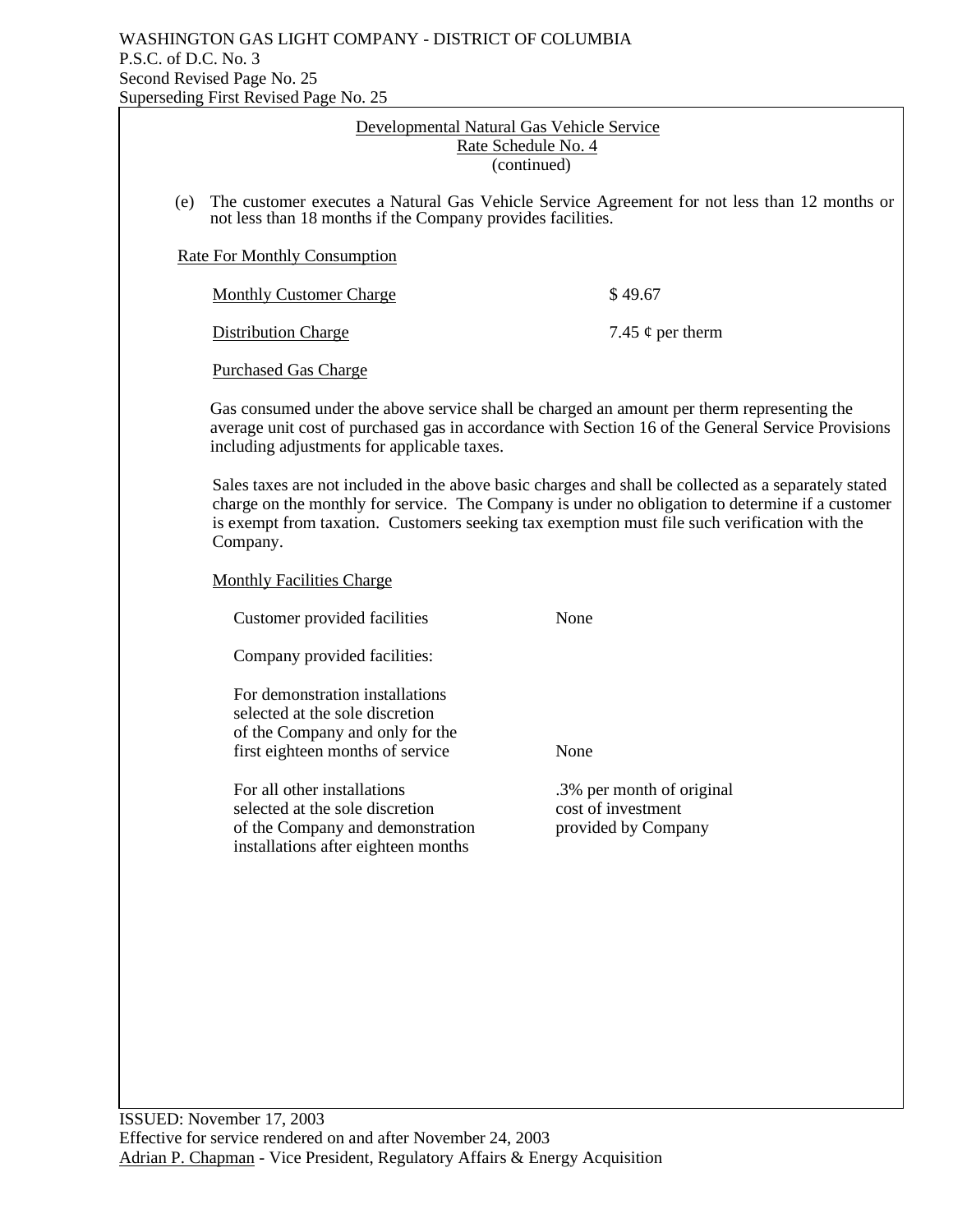WASHINGTON GAS LIGHT COMPANY - DISTRICT OF COLUMBIA
P.S.C. of D.C. No. 3
Second Revised Page No. 25
Superseding First Revised Page No. 25

## Developmental Natural Gas Vehicle Service
### Rate Schedule No. 4
(continued)

(e) The customer executes a Natural Gas Vehicle Service Agreement for not less than 12 months or not less than 18 months if the Company provides facilities.

**Rate For Monthly Consumption**

| | |
|---|---|
| Monthly Customer Charge | $ 49.67 |
| Distribution Charge | 7.45 ¢ per therm |

**Purchased Gas Charge**

Gas consumed under the above service shall be charged an amount per therm representing the average unit cost of purchased gas in accordance with Section 16 of the General Service Provisions including adjustments for applicable taxes.

Sales taxes are not included in the above basic charges and shall be collected as a separately stated charge on the monthly for service. The Company is under no obligation to determine if a customer is exempt from taxation. Customers seeking tax exemption must file such verification with the Company.

**Monthly Facilities Charge**

| | |
|---|---|
| Customer provided facilities | None |
| Company provided facilities: | |
| For demonstration installations selected at the sole discretion of the Company and only for the first eighteen months of service | None |
| For all other installations selected at the sole discretion of the Company and demonstration installations after eighteen months | .3% per month of original cost of investment provided by Company |

ISSUED: November 17, 2003
Effective for service rendered on and after November 24, 2003
Adrian P. Chapman - Vice President, Regulatory Affairs & Energy Acquisition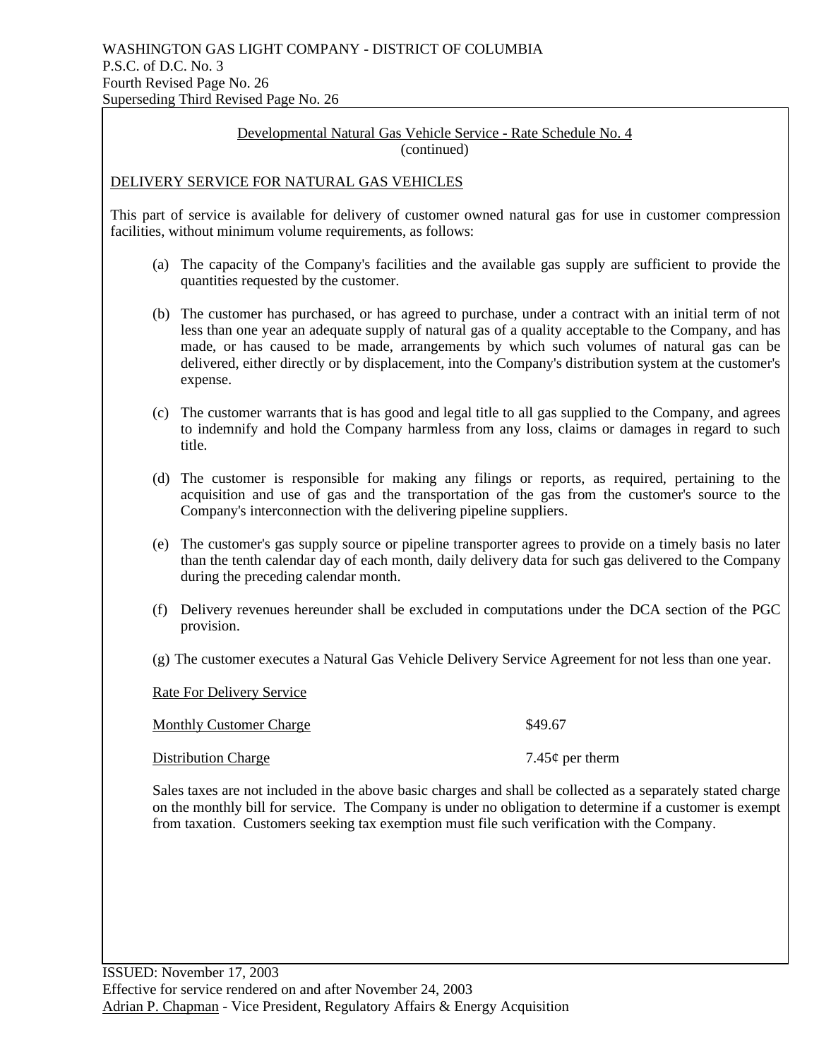Developmental Natural Gas Vehicle Service - Rate Schedule No. 4
(continued)

## DELIVERY SERVICE FOR NATURAL GAS VEHICLES

This part of service is available for delivery of customer owned natural gas for use in customer compression facilities, without minimum volume requirements, as follows:

(a) The capacity of the Company's facilities and the available gas supply are sufficient to provide the quantities requested by the customer.

(b) The customer has purchased, or has agreed to purchase, under a contract with an initial term of not less than one year an adequate supply of natural gas of a quality acceptable to the Company, and has made, or has caused to be made, arrangements by which such volumes of natural gas can be delivered, either directly or by displacement, into the Company's distribution system at the customer's expense.

(c) The customer warrants that is has good and legal title to all gas supplied to the Company, and agrees to indemnify and hold the Company harmless from any loss, claims or damages in regard to such title.

(d) The customer is responsible for making any filings or reports, as required, pertaining to the acquisition and use of gas and the transportation of the gas from the customer's source to the Company's interconnection with the delivering pipeline suppliers.

(e) The customer's gas supply source or pipeline transporter agrees to provide on a timely basis no later than the tenth calendar day of each month, daily delivery data for such gas delivered to the Company during the preceding calendar month.

(f) Delivery revenues hereunder shall be excluded in computations under the DCA section of the PGC provision.

(g) The customer executes a Natural Gas Vehicle Delivery Service Agreement for not less than one year.

Rate For Delivery Service

| | |
|---|---|
| Monthly Customer Charge | $49.67 |
| Distribution Charge | 7.45¢ per therm |

Sales taxes are not included in the above basic charges and shall be collected as a separately stated charge on the monthly bill for service. The Company is under no obligation to determine if a customer is exempt from taxation. Customers seeking tax exemption must file such verification with the Company.

ISSUED: November 17, 2003
Effective for service rendered on and after November 24, 2003
Adrian P. Chapman - Vice President, Regulatory Affairs & Energy Acquisition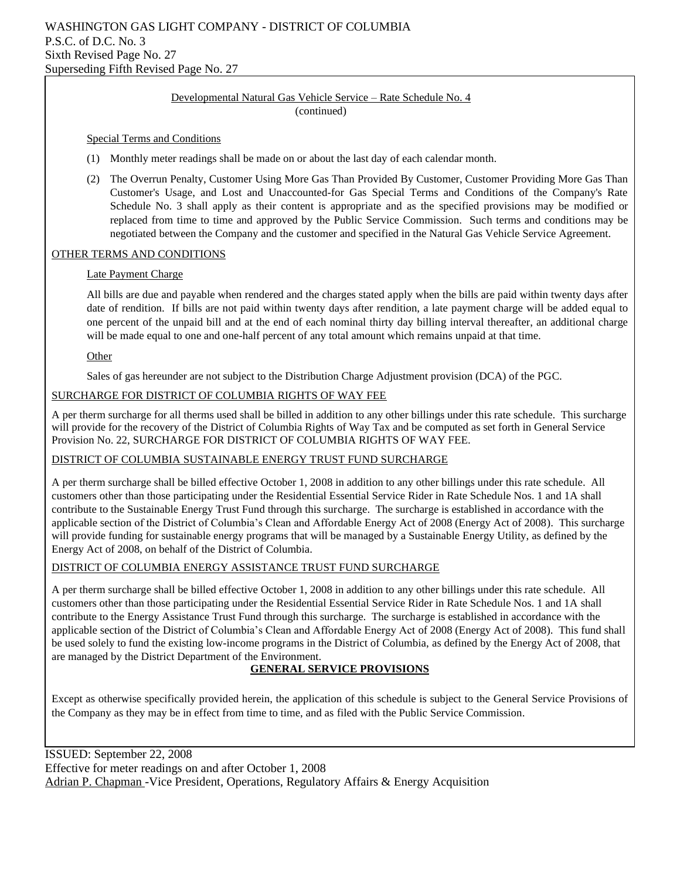Developmental Natural Gas Vehicle Service – Rate Schedule No. 4
(continued)

Special Terms and Conditions

(1) Monthly meter readings shall be made on or about the last day of each calendar month.

(2) The Overrun Penalty, Customer Using More Gas Than Provided By Customer, Customer Providing More Gas Than Customer's Usage, and Lost and Unaccounted-for Gas Special Terms and Conditions of the Company's Rate Schedule No. 3 shall apply as their content is appropriate and as the specified provisions may be modified or replaced from time to time and approved by the Public Service Commission. Such terms and conditions may be negotiated between the Company and the customer and specified in the Natural Gas Vehicle Service Agreement.

## OTHER TERMS AND CONDITIONS

Late Payment Charge

All bills are due and payable when rendered and the charges stated apply when the bills are paid within twenty days after date of rendition. If bills are not paid within twenty days after rendition, a late payment charge will be added equal to one percent of the unpaid bill and at the end of each nominal thirty day billing interval thereafter, an additional charge will be made equal to one and one-half percent of any total amount which remains unpaid at that time.

Other

Sales of gas hereunder are not subject to the Distribution Charge Adjustment provision (DCA) of the PGC.

## SURCHARGE FOR DISTRICT OF COLUMBIA RIGHTS OF WAY FEE

A per therm surcharge for all therms used shall be billed in addition to any other billings under this rate schedule. This surcharge will provide for the recovery of the District of Columbia Rights of Way Tax and be computed as set forth in General Service Provision No. 22, SURCHARGE FOR DISTRICT OF COLUMBIA RIGHTS OF WAY FEE.

## DISTRICT OF COLUMBIA SUSTAINABLE ENERGY TRUST FUND SURCHARGE

A per therm surcharge shall be billed effective October 1, 2008 in addition to any other billings under this rate schedule. All customers other than those participating under the Residential Essential Service Rider in Rate Schedule Nos. 1 and 1A shall contribute to the Sustainable Energy Trust Fund through this surcharge. The surcharge is established in accordance with the applicable section of the District of Columbia's Clean and Affordable Energy Act of 2008 (Energy Act of 2008). This surcharge will provide funding for sustainable energy programs that will be managed by a Sustainable Energy Utility, as defined by the Energy Act of 2008, on behalf of the District of Columbia.

## DISTRICT OF COLUMBIA ENERGY ASSISTANCE TRUST FUND SURCHARGE

A per therm surcharge shall be billed effective October 1, 2008 in addition to any other billings under this rate schedule. All customers other than those participating under the Residential Essential Service Rider in Rate Schedule Nos. 1 and 1A shall contribute to the Energy Assistance Trust Fund through this surcharge. The surcharge is established in accordance with the applicable section of the District of Columbia's Clean and Affordable Energy Act of 2008 (Energy Act of 2008). This fund shall be used solely to fund the existing low-income programs in the District of Columbia, as defined by the Energy Act of 2008, that are managed by the District Department of the Environment.

## GENERAL SERVICE PROVISIONS

Except as otherwise specifically provided herein, the application of this schedule is subject to the General Service Provisions of the Company as they may be in effect from time to time, and as filed with the Public Service Commission.

ISSUED: September 22, 2008
Effective for meter readings on and after October 1, 2008
Adrian P. Chapman -Vice President, Operations, Regulatory Affairs & Energy Acquisition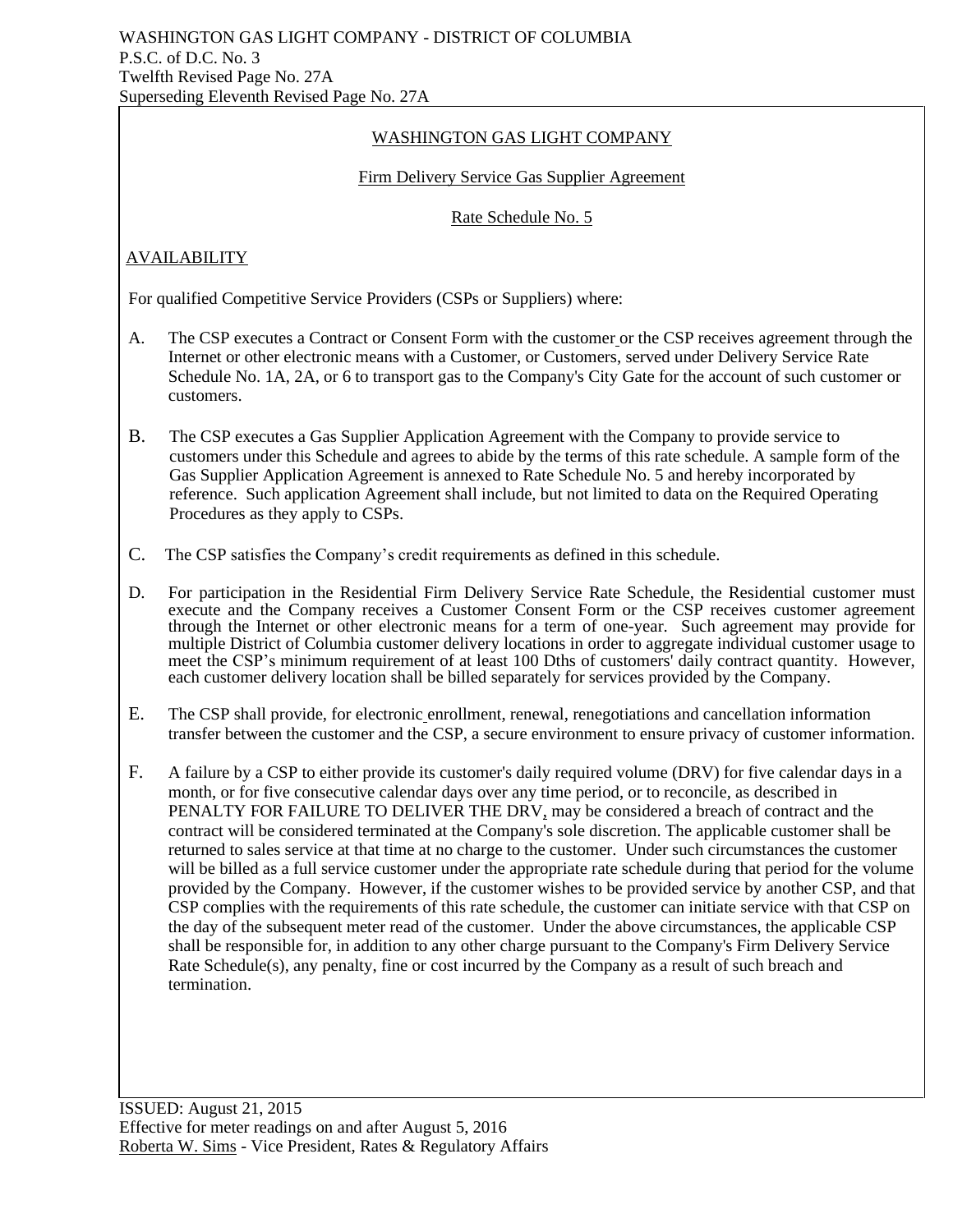WASHINGTON GAS LIGHT COMPANY - DISTRICT OF COLUMBIA
P.S.C. of D.C. No. 3
Twelfth Revised Page No. 27A
Superseding Eleventh Revised Page No. 27A

## WASHINGTON GAS LIGHT COMPANY

### Firm Delivery Service Gas Supplier Agreement

### Rate Schedule No. 5

### AVAILABILITY

For qualified Competitive Service Providers (CSPs or Suppliers) where:

A. The CSP executes a Contract or Consent Form with the customer or the CSP receives agreement through the Internet or other electronic means with a Customer, or Customers, served under Delivery Service Rate Schedule No. 1A, 2A, or 6 to transport gas to the Company's City Gate for the account of such customer or customers.

B. The CSP executes a Gas Supplier Application Agreement with the Company to provide service to customers under this Schedule and agrees to abide by the terms of this rate schedule. A sample form of the Gas Supplier Application Agreement is annexed to Rate Schedule No. 5 and hereby incorporated by reference. Such application Agreement shall include, but not limited to data on the Required Operating Procedures as they apply to CSPs.

C. The CSP satisfies the Company's credit requirements as defined in this schedule.

D. For participation in the Residential Firm Delivery Service Rate Schedule, the Residential customer must execute and the Company receives a Customer Consent Form or the CSP receives customer agreement through the Internet or other electronic means for a term of one-year. Such agreement may provide for multiple District of Columbia customer delivery locations in order to aggregate individual customer usage to meet the CSP's minimum requirement of at least 100 Dths of customers' daily contract quantity. However, each customer delivery location shall be billed separately for services provided by the Company.

E. The CSP shall provide, for electronic enrollment, renewal, renegotiations and cancellation information transfer between the customer and the CSP, a secure environment to ensure privacy of customer information.

F. A failure by a CSP to either provide its customer's daily required volume (DRV) for five calendar days in a month, or for five consecutive calendar days over any time period, or to reconcile, as described in PENALTY FOR FAILURE TO DELIVER THE DRV, may be considered a breach of contract and the contract will be considered terminated at the Company's sole discretion. The applicable customer shall be returned to sales service at that time at no charge to the customer. Under such circumstances the customer will be billed as a full service customer under the appropriate rate schedule during that period for the volume provided by the Company. However, if the customer wishes to be provided service by another CSP, and that CSP complies with the requirements of this rate schedule, the customer can initiate service with that CSP on the day of the subsequent meter read of the customer. Under the above circumstances, the applicable CSP shall be responsible for, in addition to any other charge pursuant to the Company's Firm Delivery Service Rate Schedule(s), any penalty, fine or cost incurred by the Company as a result of such breach and termination.

ISSUED: August 21, 2015
Effective for meter readings on and after August 5, 2016
Roberta W. Sims - Vice President, Rates & Regulatory Affairs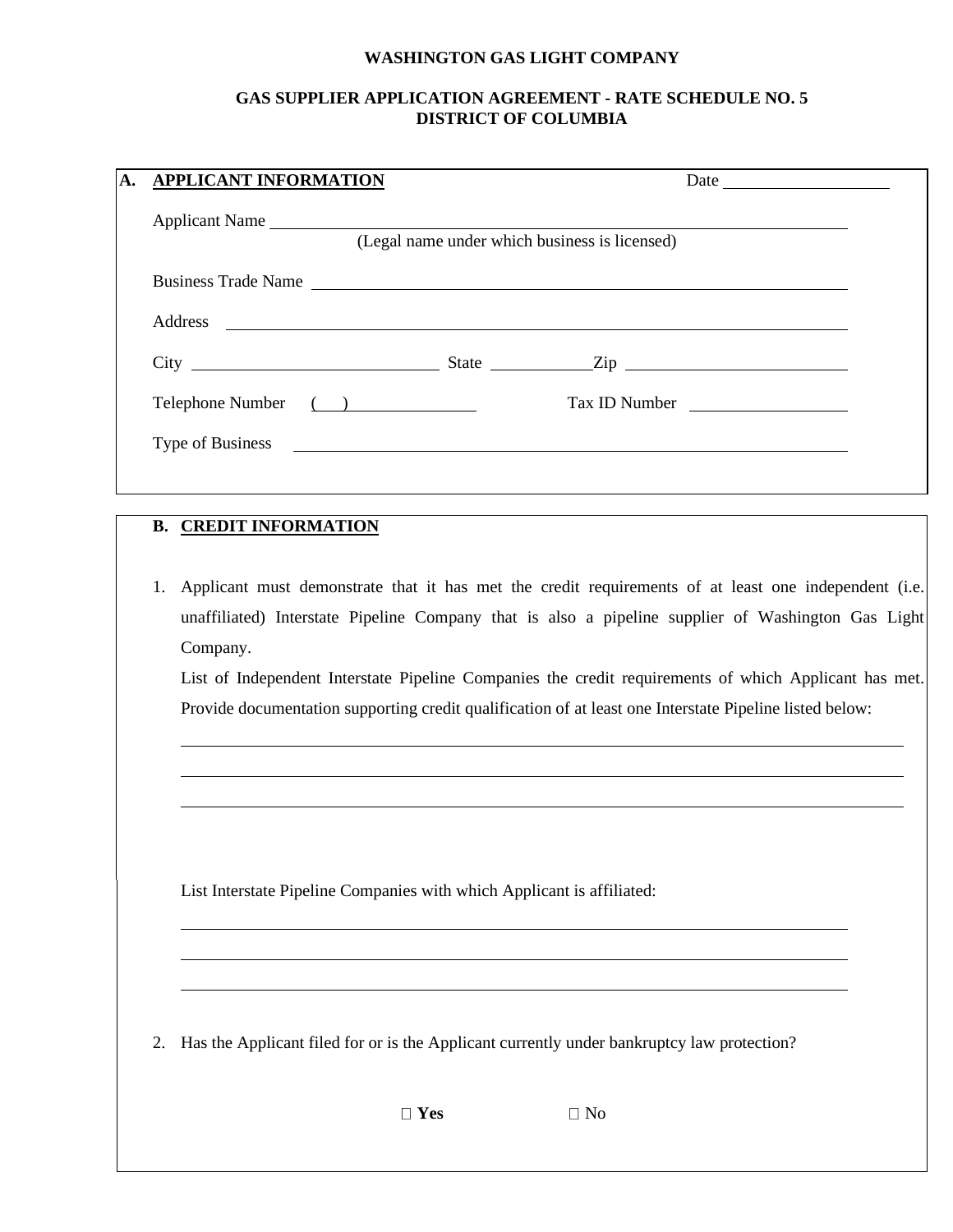**WASHINGTON GAS LIGHT COMPANY**

**GAS SUPPLIER APPLICATION AGREEMENT - RATE SCHEDULE NO. 5**
**DISTRICT OF COLUMBIA**

**A. APPLICANT INFORMATION** Date ____________________

Applicant Name ________________________________________________________________
(Legal name under which business is licensed)

Business Trade Name ____________________________________________________________

Address ______________________________________________________________________

City ______________________________ State ____________ Zip __________________________

Telephone Number ( ) ________________ Tax ID Number ___________________

Type of Business ________________________________________________________________

**B. CREDIT INFORMATION**

1. Applicant must demonstrate that it has met the credit requirements of at least one independent (i.e. unaffiliated) Interstate Pipeline Company that is also a pipeline supplier of Washington Gas Light Company.

   List of Independent Interstate Pipeline Companies the credit requirements of which Applicant has met. Provide documentation supporting credit qualification of at least one Interstate Pipeline listed below:

   ________________________________________________________________________________

   ________________________________________________________________________________

   ________________________________________________________________________________

   List Interstate Pipeline Companies with which Applicant is affiliated:

   ________________________________________________________________________________

   ________________________________________________________________________________

   ________________________________________________________________________________

2. Has the Applicant filed for or is the Applicant currently under bankruptcy law protection?

   ☐ **Yes** ☐ No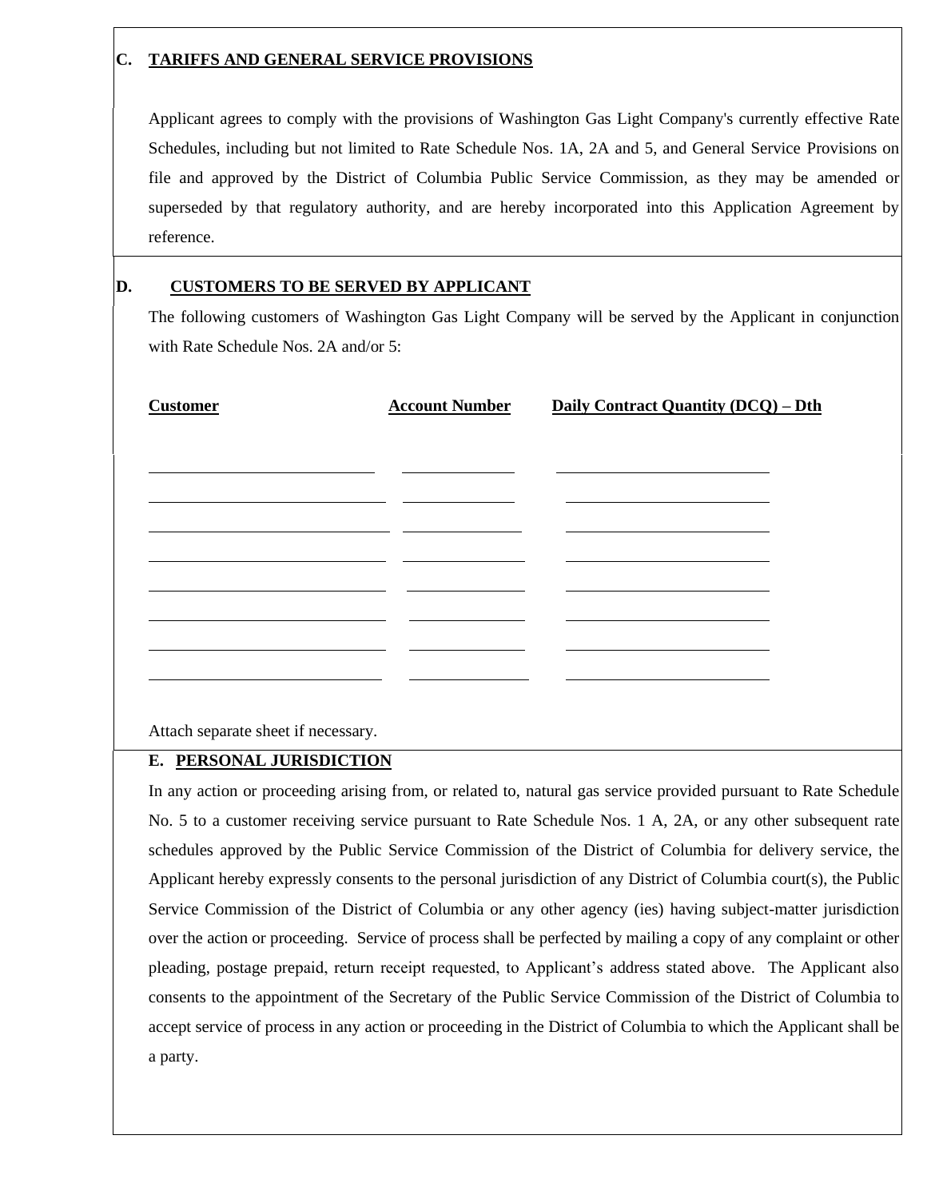## C. TARIFFS AND GENERAL SERVICE PROVISIONS

Applicant agrees to comply with the provisions of Washington Gas Light Company's currently effective Rate Schedules, including but not limited to Rate Schedule Nos. 1A, 2A and 5, and General Service Provisions on file and approved by the District of Columbia Public Service Commission, as they may be amended or superseded by that regulatory authority, and are hereby incorporated into this Application Agreement by reference.

## D. CUSTOMERS TO BE SERVED BY APPLICANT

The following customers of Washington Gas Light Company will be served by the Applicant in conjunction with Rate Schedule Nos. 2A and/or 5:

| Customer | Account Number | Daily Contract Quantity (DCQ) – Dth |
|---|---|---|
| | | |
| | | |
| | | |
| | | |
| | | |
| | | |
| | | |
| | | |

Attach separate sheet if necessary.

## E. PERSONAL JURISDICTION

In any action or proceeding arising from, or related to, natural gas service provided pursuant to Rate Schedule No. 5 to a customer receiving service pursuant to Rate Schedule Nos. 1 A, 2A, or any other subsequent rate schedules approved by the Public Service Commission of the District of Columbia for delivery service, the Applicant hereby expressly consents to the personal jurisdiction of any District of Columbia court(s), the Public Service Commission of the District of Columbia or any other agency (ies) having subject-matter jurisdiction over the action or proceeding. Service of process shall be perfected by mailing a copy of any complaint or other pleading, postage prepaid, return receipt requested, to Applicant's address stated above. The Applicant also consents to the appointment of the Secretary of the Public Service Commission of the District of Columbia to accept service of process in any action or proceeding in the District of Columbia to which the Applicant shall be a party.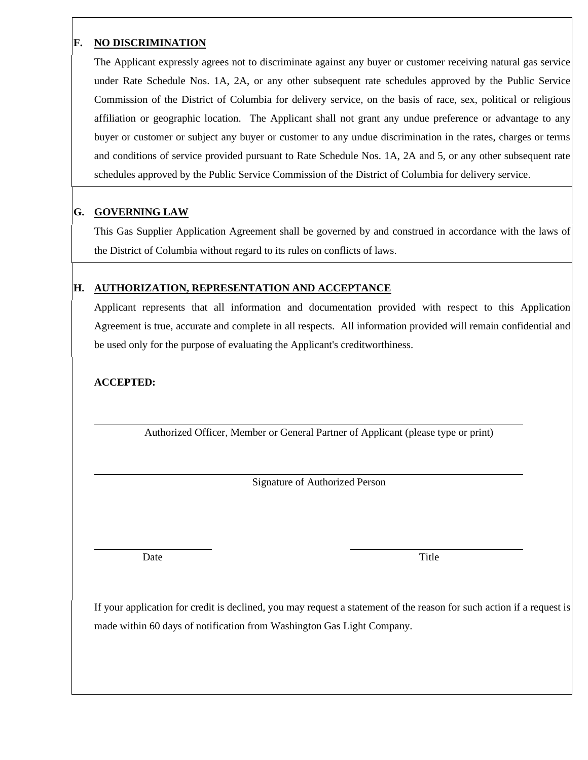**F. NO DISCRIMINATION**

The Applicant expressly agrees not to discriminate against any buyer or customer receiving natural gas service under Rate Schedule Nos. 1A, 2A, or any other subsequent rate schedules approved by the Public Service Commission of the District of Columbia for delivery service, on the basis of race, sex, political or religious affiliation or geographic location. The Applicant shall not grant any undue preference or advantage to any buyer or customer or subject any buyer or customer to any undue discrimination in the rates, charges or terms and conditions of service provided pursuant to Rate Schedule Nos. 1A, 2A and 5, or any other subsequent rate schedules approved by the Public Service Commission of the District of Columbia for delivery service.

**G. GOVERNING LAW**

This Gas Supplier Application Agreement shall be governed by and construed in accordance with the laws of the District of Columbia without regard to its rules on conflicts of laws.

**H. AUTHORIZATION, REPRESENTATION AND ACCEPTANCE**

Applicant represents that all information and documentation provided with respect to this Application Agreement is true, accurate and complete in all respects. All information provided will remain confidential and be used only for the purpose of evaluating the Applicant's creditworthiness.

**ACCEPTED:**

\_\_\_\_\_\_\_\_\_\_\_\_\_\_\_\_\_\_\_\_\_\_\_\_\_\_\_\_\_\_\_\_\_\_\_\_\_\_\_\_\_\_\_\_\_\_\_\_\_\_\_\_

Authorized Officer, Member or General Partner of Applicant (please type or print)

\_\_\_\_\_\_\_\_\_\_\_\_\_\_\_\_\_\_\_\_\_\_\_\_\_\_\_\_\_\_\_\_\_\_\_\_\_\_\_\_\_\_\_\_\_\_\_\_\_\_\_\_

Signature of Authorized Person

\_\_\_\_\_\_\_\_\_\_\_\_\_\_\_\_\_\_\_\_ \_\_\_\_\_\_\_\_\_\_\_\_\_\_\_\_\_\_\_\_\_\_\_\_\_\_

Date Title

If your application for credit is declined, you may request a statement of the reason for such action if a request is made within 60 days of notification from Washington Gas Light Company.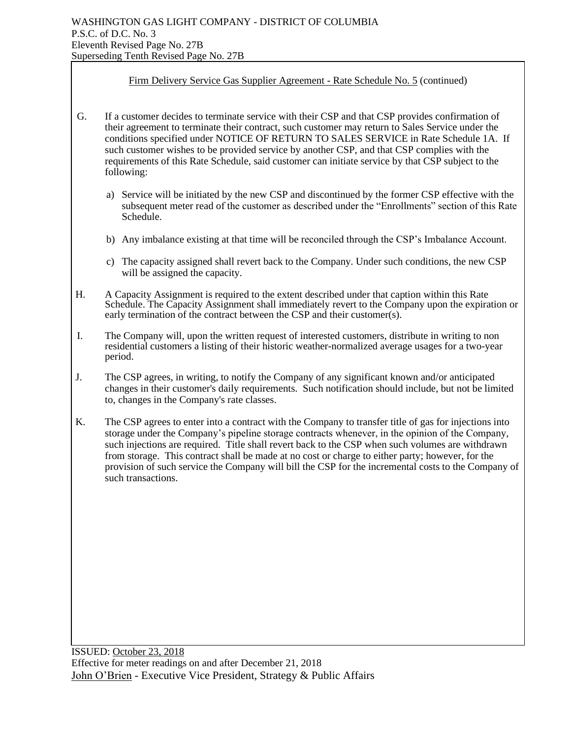Firm Delivery Service Gas Supplier Agreement - Rate Schedule No. 5 (continued)

G. If a customer decides to terminate service with their CSP and that CSP provides confirmation of their agreement to terminate their contract, such customer may return to Sales Service under the conditions specified under NOTICE OF RETURN TO SALES SERVICE in Rate Schedule 1A. If such customer wishes to be provided service by another CSP, and that CSP complies with the requirements of this Rate Schedule, said customer can initiate service by that CSP subject to the following:

   a) Service will be initiated by the new CSP and discontinued by the former CSP effective with the subsequent meter read of the customer as described under the "Enrollments" section of this Rate Schedule.

   b) Any imbalance existing at that time will be reconciled through the CSP's Imbalance Account.

   c) The capacity assigned shall revert back to the Company. Under such conditions, the new CSP will be assigned the capacity.

H. A Capacity Assignment is required to the extent described under that caption within this Rate Schedule. The Capacity Assignment shall immediately revert to the Company upon the expiration or early termination of the contract between the CSP and their customer(s).

I. The Company will, upon the written request of interested customers, distribute in writing to non residential customers a listing of their historic weather-normalized average usages for a two-year period.

J. The CSP agrees, in writing, to notify the Company of any significant known and/or anticipated changes in their customer's daily requirements. Such notification should include, but not be limited to, changes in the Company's rate classes.

K. The CSP agrees to enter into a contract with the Company to transfer title of gas for injections into storage under the Company's pipeline storage contracts whenever, in the opinion of the Company, such injections are required. Title shall revert back to the CSP when such volumes are withdrawn from storage. This contract shall be made at no cost or charge to either party; however, for the provision of such service the Company will bill the CSP for the incremental costs to the Company of such transactions.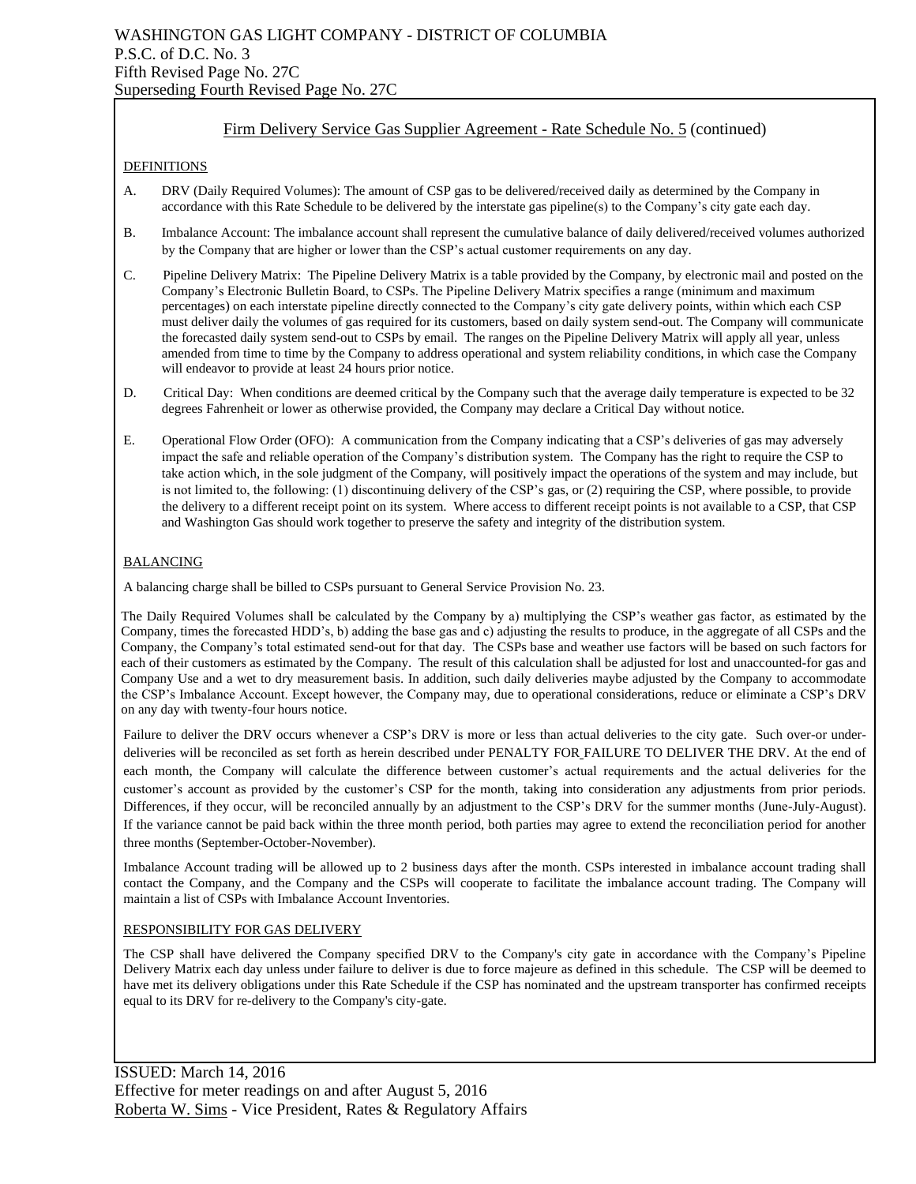## Firm Delivery Service Gas Supplier Agreement - Rate Schedule No. 5 (continued)

### DEFINITIONS

A. DRV (Daily Required Volumes): The amount of CSP gas to be delivered/received daily as determined by the Company in accordance with this Rate Schedule to be delivered by the interstate gas pipeline(s) to the Company's city gate each day.

B. Imbalance Account: The imbalance account shall represent the cumulative balance of daily delivered/received volumes authorized by the Company that are higher or lower than the CSP's actual customer requirements on any day.

C. Pipeline Delivery Matrix: The Pipeline Delivery Matrix is a table provided by the Company, by electronic mail and posted on the Company's Electronic Bulletin Board, to CSPs. The Pipeline Delivery Matrix specifies a range (minimum and maximum percentages) on each interstate pipeline directly connected to the Company's city gate delivery points, within which each CSP must deliver daily the volumes of gas required for its customers, based on daily system send-out. The Company will communicate the forecasted daily system send-out to CSPs by email. The ranges on the Pipeline Delivery Matrix will apply all year, unless amended from time to time by the Company to address operational and system reliability conditions, in which case the Company will endeavor to provide at least 24 hours prior notice.

D. Critical Day: When conditions are deemed critical by the Company such that the average daily temperature is expected to be 32 degrees Fahrenheit or lower as otherwise provided, the Company may declare a Critical Day without notice.

E. Operational Flow Order (OFO): A communication from the Company indicating that a CSP's deliveries of gas may adversely impact the safe and reliable operation of the Company's distribution system. The Company has the right to require the CSP to take action which, in the sole judgment of the Company, will positively impact the operations of the system and may include, but is not limited to, the following: (1) discontinuing delivery of the CSP's gas, or (2) requiring the CSP, where possible, to provide the delivery to a different receipt point on its system. Where access to different receipt points is not available to a CSP, that CSP and Washington Gas should work together to preserve the safety and integrity of the distribution system.

### BALANCING

A balancing charge shall be billed to CSPs pursuant to General Service Provision No. 23.

The Daily Required Volumes shall be calculated by the Company by a) multiplying the CSP's weather gas factor, as estimated by the Company, times the forecasted HDD's, b) adding the base gas and c) adjusting the results to produce, in the aggregate of all CSPs and the Company, the Company's total estimated send-out for that day. The CSPs base and weather use factors will be based on such factors for each of their customers as estimated by the Company. The result of this calculation shall be adjusted for lost and unaccounted-for gas and Company Use and a wet to dry measurement basis. In addition, such daily deliveries maybe adjusted by the Company to accommodate the CSP's Imbalance Account. Except however, the Company may, due to operational considerations, reduce or eliminate a CSP's DRV on any day with twenty-four hours notice.

Failure to deliver the DRV occurs whenever a CSP's DRV is more or less than actual deliveries to the city gate. Such over-or under-deliveries will be reconciled as set forth as herein described under PENALTY FOR FAILURE TO DELIVER THE DRV. At the end of each month, the Company will calculate the difference between customer's actual requirements and the actual deliveries for the customer's account as provided by the customer's CSP for the month, taking into consideration any adjustments from prior periods. Differences, if they occur, will be reconciled annually by an adjustment to the CSP's DRV for the summer months (June-July-August). If the variance cannot be paid back within the three month period, both parties may agree to extend the reconciliation period for another three months (September-October-November).

Imbalance Account trading will be allowed up to 2 business days after the month. CSPs interested in imbalance account trading shall contact the Company, and the Company and the CSPs will cooperate to facilitate the imbalance account trading. The Company will maintain a list of CSPs with Imbalance Account Inventories.

### RESPONSIBILITY FOR GAS DELIVERY

The CSP shall have delivered the Company specified DRV to the Company's city gate in accordance with the Company's Pipeline Delivery Matrix each day unless under failure to deliver is due to force majeure as defined in this schedule. The CSP will be deemed to have met its delivery obligations under this Rate Schedule if the CSP has nominated and the upstream transporter has confirmed receipts equal to its DRV for re-delivery to the Company's city-gate.

ISSUED: March 14, 2016
Effective for meter readings on and after August 5, 2016
Roberta W. Sims - Vice President, Rates & Regulatory Affairs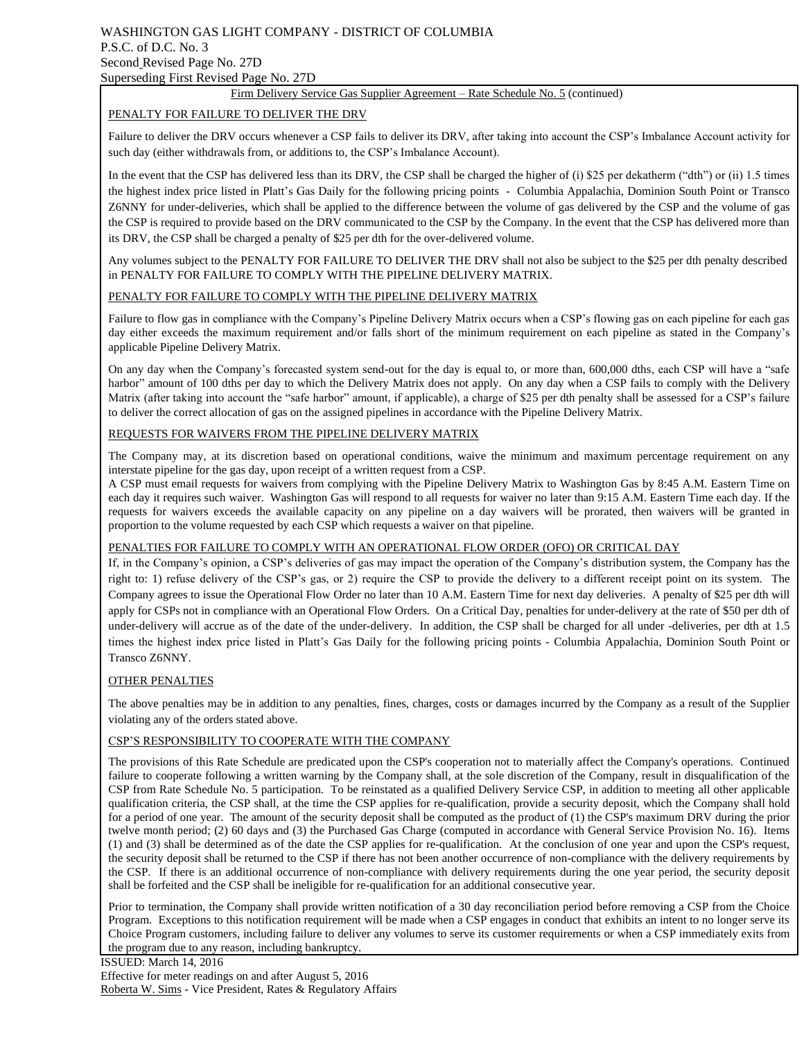Firm Delivery Service Gas Supplier Agreement – Rate Schedule No. 5 (continued)

## PENALTY FOR FAILURE TO DELIVER THE DRV

Failure to deliver the DRV occurs whenever a CSP fails to deliver its DRV, after taking into account the CSP's Imbalance Account activity for such day (either withdrawals from, or additions to, the CSP's Imbalance Account).

In the event that the CSP has delivered less than its DRV, the CSP shall be charged the higher of (i) $25 per dekatherm ("dth") or (ii) 1.5 times the highest index price listed in Platt's Gas Daily for the following pricing points - Columbia Appalachia, Dominion South Point or Transco Z6NNY for under-deliveries, which shall be applied to the difference between the volume of gas delivered by the CSP and the volume of gas the CSP is required to provide based on the DRV communicated to the CSP by the Company. In the event that the CSP has delivered more than its DRV, the CSP shall be charged a penalty of $25 per dth for the over-delivered volume.

Any volumes subject to the PENALTY FOR FAILURE TO DELIVER THE DRV shall not also be subject to the $25 per dth penalty described in PENALTY FOR FAILURE TO COMPLY WITH THE PIPELINE DELIVERY MATRIX.

## PENALTY FOR FAILURE TO COMPLY WITH THE PIPELINE DELIVERY MATRIX

Failure to flow gas in compliance with the Company's Pipeline Delivery Matrix occurs when a CSP's flowing gas on each pipeline for each gas day either exceeds the maximum requirement and/or falls short of the minimum requirement on each pipeline as stated in the Company's applicable Pipeline Delivery Matrix.

On any day when the Company's forecasted system send-out for the day is equal to, or more than, 600,000 dths, each CSP will have a "safe harbor" amount of 100 dths per day to which the Delivery Matrix does not apply. On any day when a CSP fails to comply with the Delivery Matrix (after taking into account the "safe harbor" amount, if applicable), a charge of $25 per dth penalty shall be assessed for a CSP's failure to deliver the correct allocation of gas on the assigned pipelines in accordance with the Pipeline Delivery Matrix.

## REQUESTS FOR WAIVERS FROM THE PIPELINE DELIVERY MATRIX

The Company may, at its discretion based on operational conditions, waive the minimum and maximum percentage requirement on any interstate pipeline for the gas day, upon receipt of a written request from a CSP.

A CSP must email requests for waivers from complying with the Pipeline Delivery Matrix to Washington Gas by 8:45 A.M. Eastern Time on each day it requires such waiver. Washington Gas will respond to all requests for waiver no later than 9:15 A.M. Eastern Time each day. If the requests for waivers exceeds the available capacity on any pipeline on a day waivers will be prorated, then waivers will be granted in proportion to the volume requested by each CSP which requests a waiver on that pipeline.

## PENALTIES FOR FAILURE TO COMPLY WITH AN OPERATIONAL FLOW ORDER (OFO) OR CRITICAL DAY

If, in the Company's opinion, a CSP's deliveries of gas may impact the operation of the Company's distribution system, the Company has the right to: 1) refuse delivery of the CSP's gas, or 2) require the CSP to provide the delivery to a different receipt point on its system. The Company agrees to issue the Operational Flow Order no later than 10 A.M. Eastern Time for next day deliveries. A penalty of $25 per dth will apply for CSPs not in compliance with an Operational Flow Orders. On a Critical Day, penalties for under-delivery at the rate of $50 per dth of under-delivery will accrue as of the date of the under-delivery. In addition, the CSP shall be charged for all under -deliveries, per dth at 1.5 times the highest index price listed in Platt's Gas Daily for the following pricing points - Columbia Appalachia, Dominion South Point or Transco Z6NNY.

## OTHER PENALTIES

The above penalties may be in addition to any penalties, fines, charges, costs or damages incurred by the Company as a result of the Supplier violating any of the orders stated above.

## CSP'S RESPONSIBILITY TO COOPERATE WITH THE COMPANY

The provisions of this Rate Schedule are predicated upon the CSP's cooperation not to materially affect the Company's operations. Continued failure to cooperate following a written warning by the Company shall, at the sole discretion of the Company, result in disqualification of the CSP from Rate Schedule No. 5 participation. To be reinstated as a qualified Delivery Service CSP, in addition to meeting all other applicable qualification criteria, the CSP shall, at the time the CSP applies for re-qualification, provide a security deposit, which the Company shall hold for a period of one year. The amount of the security deposit shall be computed as the product of (1) the CSP's maximum DRV during the prior twelve month period; (2) 60 days and (3) the Purchased Gas Charge (computed in accordance with General Service Provision No. 16). Items (1) and (3) shall be determined as of the date the CSP applies for re-qualification. At the conclusion of one year and upon the CSP's request, the security deposit shall be returned to the CSP if there has not been another occurrence of non-compliance with the delivery requirements by the CSP. If there is an additional occurrence of non-compliance with delivery requirements during the one year period, the security deposit shall be forfeited and the CSP shall be ineligible for re-qualification for an additional consecutive year.

Prior to termination, the Company shall provide written notification of a 30 day reconciliation period before removing a CSP from the Choice Program. Exceptions to this notification requirement will be made when a CSP engages in conduct that exhibits an intent to no longer serve its Choice Program customers, including failure to deliver any volumes to serve its customer requirements or when a CSP immediately exits from the program due to any reason, including bankruptcy.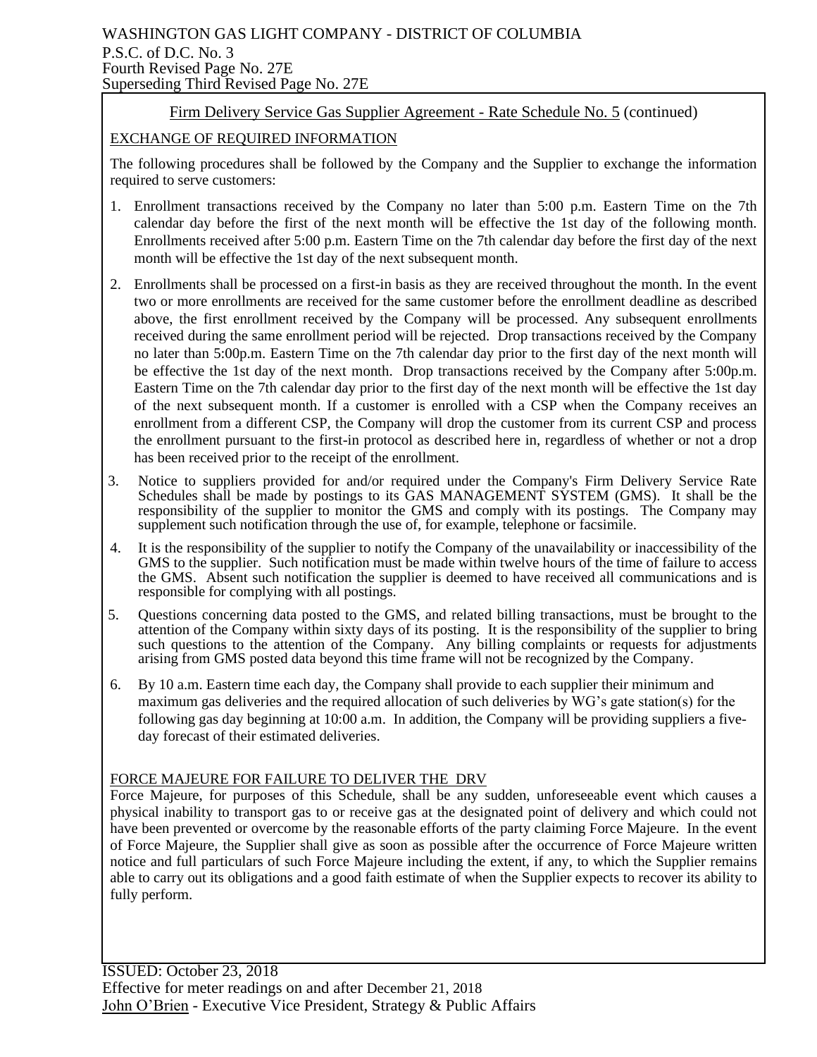WASHINGTON GAS LIGHT COMPANY - DISTRICT OF COLUMBIA
P.S.C. of D.C. No. 3
Fourth Revised Page No. 27E
Superseding Third Revised Page No. 27E

## Firm Delivery Service Gas Supplier Agreement - Rate Schedule No. 5 (continued)

### EXCHANGE OF REQUIRED INFORMATION

The following procedures shall be followed by the Company and the Supplier to exchange the information required to serve customers:

1. Enrollment transactions received by the Company no later than 5:00 p.m. Eastern Time on the 7th calendar day before the first of the next month will be effective the 1st day of the following month. Enrollments received after 5:00 p.m. Eastern Time on the 7th calendar day before the first day of the next month will be effective the 1st day of the next subsequent month.
2. Enrollments shall be processed on a first-in basis as they are received throughout the month. In the event two or more enrollments are received for the same customer before the enrollment deadline as described above, the first enrollment received by the Company will be processed. Any subsequent enrollments received during the same enrollment period will be rejected. Drop transactions received by the Company no later than 5:00p.m. Eastern Time on the 7th calendar day prior to the first day of the next month will be effective the 1st day of the next month. Drop transactions received by the Company after 5:00p.m. Eastern Time on the 7th calendar day prior to the first day of the next month will be effective the 1st day of the next subsequent month. If a customer is enrolled with a CSP when the Company receives an enrollment from a different CSP, the Company will drop the customer from its current CSP and process the enrollment pursuant to the first-in protocol as described here in, regardless of whether or not a drop has been received prior to the receipt of the enrollment.
3. Notice to suppliers provided for and/or required under the Company's Firm Delivery Service Rate Schedules shall be made by postings to its GAS MANAGEMENT SYSTEM (GMS). It shall be the responsibility of the supplier to monitor the GMS and comply with its postings. The Company may supplement such notification through the use of, for example, telephone or facsimile.
4. It is the responsibility of the supplier to notify the Company of the unavailability or inaccessibility of the GMS to the supplier. Such notification must be made within twelve hours of the time of failure to access the GMS. Absent such notification the supplier is deemed to have received all communications and is responsible for complying with all postings.
5. Questions concerning data posted to the GMS, and related billing transactions, must be brought to the attention of the Company within sixty days of its posting. It is the responsibility of the supplier to bring such questions to the attention of the Company. Any billing complaints or requests for adjustments arising from GMS posted data beyond this time frame will not be recognized by the Company.
6. By 10 a.m. Eastern time each day, the Company shall provide to each supplier their minimum and maximum gas deliveries and the required allocation of such deliveries by WG's gate station(s) for the following gas day beginning at 10:00 a.m. In addition, the Company will be providing suppliers a five-day forecast of their estimated deliveries.

### FORCE MAJEURE FOR FAILURE TO DELIVER THE DRV

Force Majeure, for purposes of this Schedule, shall be any sudden, unforeseeable event which causes a physical inability to transport gas to or receive gas at the designated point of delivery and which could not have been prevented or overcome by the reasonable efforts of the party claiming Force Majeure. In the event of Force Majeure, the Supplier shall give as soon as possible after the occurrence of Force Majeure written notice and full particulars of such Force Majeure including the extent, if any, to which the Supplier remains able to carry out its obligations and a good faith estimate of when the Supplier expects to recover its ability to fully perform.

ISSUED: October 23, 2018
Effective for meter readings on and after December 21, 2018
John O'Brien - Executive Vice President, Strategy & Public Affairs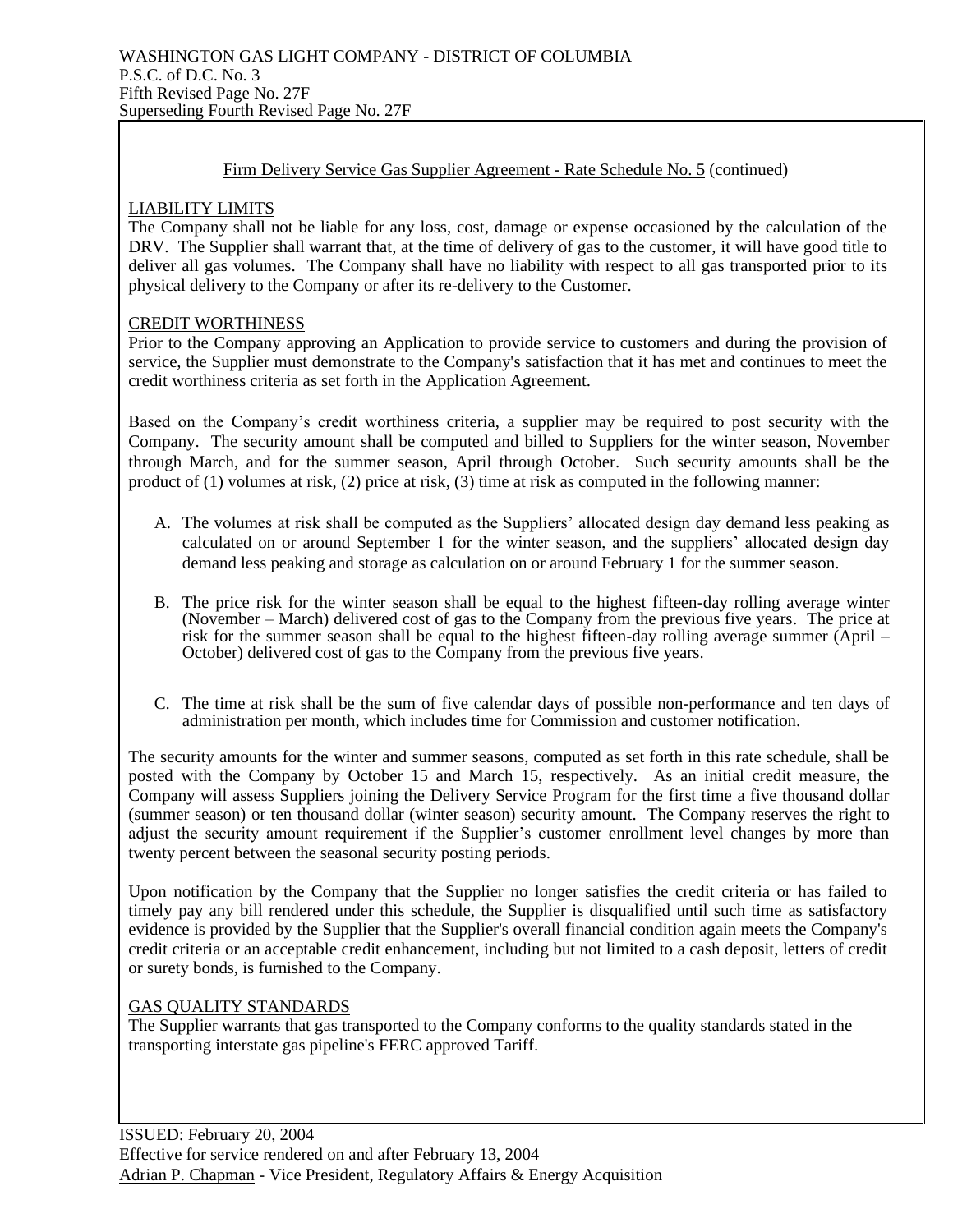Firm Delivery Service Gas Supplier Agreement - Rate Schedule No. 5 (continued)

## LIABILITY LIMITS

The Company shall not be liable for any loss, cost, damage or expense occasioned by the calculation of the DRV. The Supplier shall warrant that, at the time of delivery of gas to the customer, it will have good title to deliver all gas volumes. The Company shall have no liability with respect to all gas transported prior to its physical delivery to the Company or after its re-delivery to the Customer.

## CREDIT WORTHINESS

Prior to the Company approving an Application to provide service to customers and during the provision of service, the Supplier must demonstrate to the Company's satisfaction that it has met and continues to meet the credit worthiness criteria as set forth in the Application Agreement.

Based on the Company's credit worthiness criteria, a supplier may be required to post security with the Company. The security amount shall be computed and billed to Suppliers for the winter season, November through March, and for the summer season, April through October. Such security amounts shall be the product of (1) volumes at risk, (2) price at risk, (3) time at risk as computed in the following manner:

A. The volumes at risk shall be computed as the Suppliers' allocated design day demand less peaking as calculated on or around September 1 for the winter season, and the suppliers' allocated design day demand less peaking and storage as calculation on or around February 1 for the summer season.

B. The price risk for the winter season shall be equal to the highest fifteen-day rolling average winter (November – March) delivered cost of gas to the Company from the previous five years. The price at risk for the summer season shall be equal to the highest fifteen-day rolling average summer (April – October) delivered cost of gas to the Company from the previous five years.

C. The time at risk shall be the sum of five calendar days of possible non-performance and ten days of administration per month, which includes time for Commission and customer notification.

The security amounts for the winter and summer seasons, computed as set forth in this rate schedule, shall be posted with the Company by October 15 and March 15, respectively. As an initial credit measure, the Company will assess Suppliers joining the Delivery Service Program for the first time a five thousand dollar (summer season) or ten thousand dollar (winter season) security amount. The Company reserves the right to adjust the security amount requirement if the Supplier's customer enrollment level changes by more than twenty percent between the seasonal security posting periods.

Upon notification by the Company that the Supplier no longer satisfies the credit criteria or has failed to timely pay any bill rendered under this schedule, the Supplier is disqualified until such time as satisfactory evidence is provided by the Supplier that the Supplier's overall financial condition again meets the Company's credit criteria or an acceptable credit enhancement, including but not limited to a cash deposit, letters of credit or surety bonds, is furnished to the Company.

## GAS QUALITY STANDARDS

The Supplier warrants that gas transported to the Company conforms to the quality standards stated in the transporting interstate gas pipeline's FERC approved Tariff.

ISSUED: February 20, 2004
Effective for service rendered on and after February 13, 2004
Adrian P. Chapman - Vice President, Regulatory Affairs & Energy Acquisition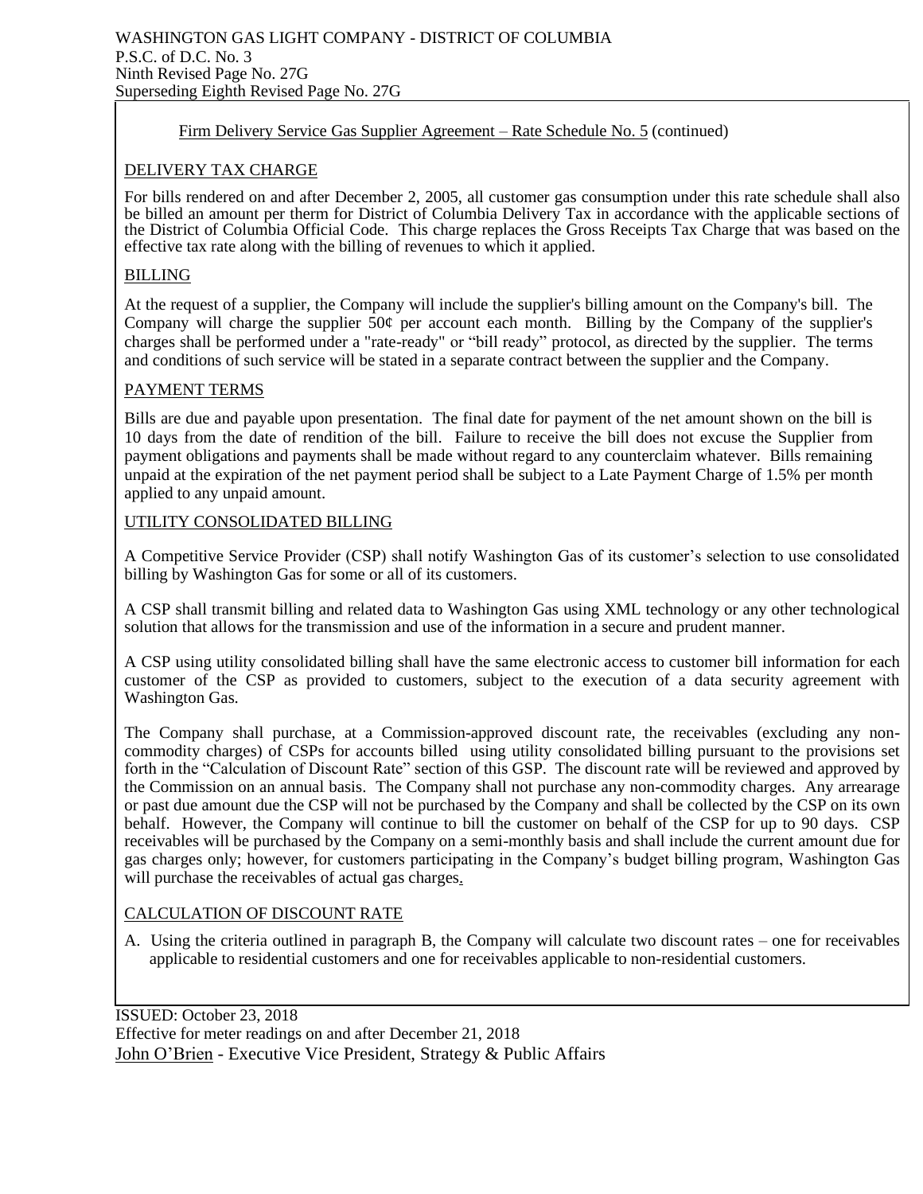WASHINGTON GAS LIGHT COMPANY - DISTRICT OF COLUMBIA
P.S.C. of D.C. No. 3
Ninth Revised Page No. 27G
Superseding Eighth Revised Page No. 27G

Firm Delivery Service Gas Supplier Agreement – Rate Schedule No. 5 (continued)

## DELIVERY TAX CHARGE

For bills rendered on and after December 2, 2005, all customer gas consumption under this rate schedule shall also be billed an amount per therm for District of Columbia Delivery Tax in accordance with the applicable sections of the District of Columbia Official Code. This charge replaces the Gross Receipts Tax Charge that was based on the effective tax rate along with the billing of revenues to which it applied.

## BILLING

At the request of a supplier, the Company will include the supplier's billing amount on the Company's bill. The Company will charge the supplier 50¢ per account each month. Billing by the Company of the supplier's charges shall be performed under a "rate-ready" or "bill ready" protocol, as directed by the supplier. The terms and conditions of such service will be stated in a separate contract between the supplier and the Company.

## PAYMENT TERMS

Bills are due and payable upon presentation. The final date for payment of the net amount shown on the bill is 10 days from the date of rendition of the bill. Failure to receive the bill does not excuse the Supplier from payment obligations and payments shall be made without regard to any counterclaim whatever. Bills remaining unpaid at the expiration of the net payment period shall be subject to a Late Payment Charge of 1.5% per month applied to any unpaid amount.

## UTILITY CONSOLIDATED BILLING

A Competitive Service Provider (CSP) shall notify Washington Gas of its customer's selection to use consolidated billing by Washington Gas for some or all of its customers.

A CSP shall transmit billing and related data to Washington Gas using XML technology or any other technological solution that allows for the transmission and use of the information in a secure and prudent manner.

A CSP using utility consolidated billing shall have the same electronic access to customer bill information for each customer of the CSP as provided to customers, subject to the execution of a data security agreement with Washington Gas.

The Company shall purchase, at a Commission-approved discount rate, the receivables (excluding any non-commodity charges) of CSPs for accounts billed using utility consolidated billing pursuant to the provisions set forth in the "Calculation of Discount Rate" section of this GSP. The discount rate will be reviewed and approved by the Commission on an annual basis. The Company shall not purchase any non-commodity charges. Any arrearage or past due amount due the CSP will not be purchased by the Company and shall be collected by the CSP on its own behalf. However, the Company will continue to bill the customer on behalf of the CSP for up to 90 days. CSP receivables will be purchased by the Company on a semi-monthly basis and shall include the current amount due for gas charges only; however, for customers participating in the Company's budget billing program, Washington Gas will purchase the receivables of actual gas charges.

## CALCULATION OF DISCOUNT RATE

A. Using the criteria outlined in paragraph B, the Company will calculate two discount rates – one for receivables applicable to residential customers and one for receivables applicable to non-residential customers.

ISSUED: October 23, 2018
Effective for meter readings on and after December 21, 2018
John O'Brien - Executive Vice President, Strategy & Public Affairs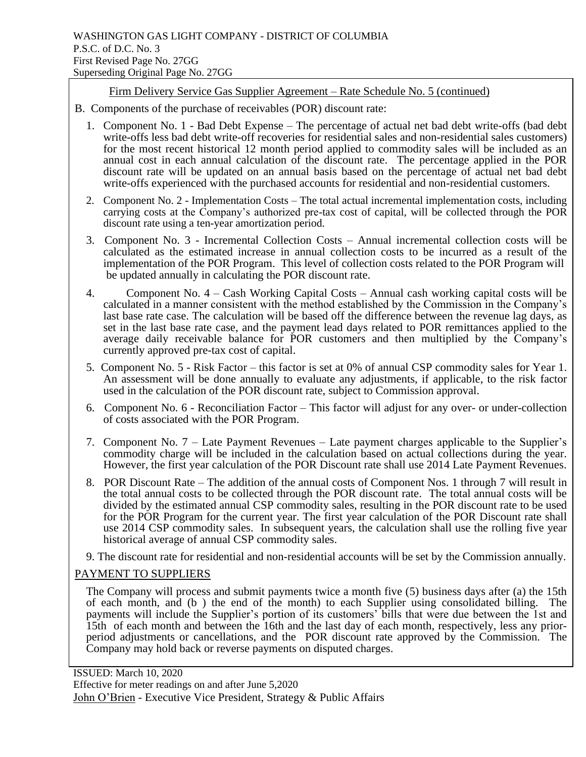WASHINGTON GAS LIGHT COMPANY - DISTRICT OF COLUMBIA
P.S.C. of D.C. No. 3
First Revised Page No. 27GG
Superseding Original Page No. 27GG

Firm Delivery Service Gas Supplier Agreement – Rate Schedule No. 5 (continued)

B. Components of the purchase of receivables (POR) discount rate:

1. Component No. 1 - Bad Debt Expense – The percentage of actual net bad debt write-offs (bad debt write-offs less bad debt write-off recoveries for residential sales and non-residential sales customers) for the most recent historical 12 month period applied to commodity sales will be included as an annual cost in each annual calculation of the discount rate. The percentage applied in the POR discount rate will be updated on an annual basis based on the percentage of actual net bad debt write-offs experienced with the purchased accounts for residential and non-residential customers.

2. Component No. 2 - Implementation Costs – The total actual incremental implementation costs, including carrying costs at the Company's authorized pre-tax cost of capital, will be collected through the POR discount rate using a ten-year amortization period.

3. Component No. 3 - Incremental Collection Costs – Annual incremental collection costs will be calculated as the estimated increase in annual collection costs to be incurred as a result of the implementation of the POR Program. This level of collection costs related to the POR Program will be updated annually in calculating the POR discount rate.

4. Component No. 4 – Cash Working Capital Costs – Annual cash working capital costs will be calculated in a manner consistent with the method established by the Commission in the Company's last base rate case. The calculation will be based off the difference between the revenue lag days, as set in the last base rate case, and the payment lead days related to POR remittances applied to the average daily receivable balance for POR customers and then multiplied by the Company's currently approved pre-tax cost of capital.

5. Component No. 5 - Risk Factor – this factor is set at 0% of annual CSP commodity sales for Year 1. An assessment will be done annually to evaluate any adjustments, if applicable, to the risk factor used in the calculation of the POR discount rate, subject to Commission approval.

6. Component No. 6 - Reconciliation Factor – This factor will adjust for any over- or under-collection of costs associated with the POR Program.

7. Component No. 7 – Late Payment Revenues – Late payment charges applicable to the Supplier's commodity charge will be included in the calculation based on actual collections during the year. However, the first year calculation of the POR Discount rate shall use 2014 Late Payment Revenues.

8. POR Discount Rate – The addition of the annual costs of Component Nos. 1 through 7 will result in the total annual costs to be collected through the POR discount rate. The total annual costs will be divided by the estimated annual CSP commodity sales, resulting in the POR discount rate to be used for the POR Program for the current year. The first year calculation of the POR Discount rate shall use 2014 CSP commodity sales. In subsequent years, the calculation shall use the rolling five year historical average of annual CSP commodity sales.

9. The discount rate for residential and non-residential accounts will be set by the Commission annually.

PAYMENT TO SUPPLIERS

The Company will process and submit payments twice a month five (5) business days after (a) the 15th of each month, and (b ) the end of the month) to each Supplier using consolidated billing. The payments will include the Supplier's portion of its customers' bills that were due between the 1st and 15th of each month and between the 16th and the last day of each month, respectively, less any prior-period adjustments or cancellations, and the POR discount rate approved by the Commission. The Company may hold back or reverse payments on disputed charges.

ISSUED: March 10, 2020
Effective for meter readings on and after June 5,2020
John O'Brien - Executive Vice President, Strategy & Public Affairs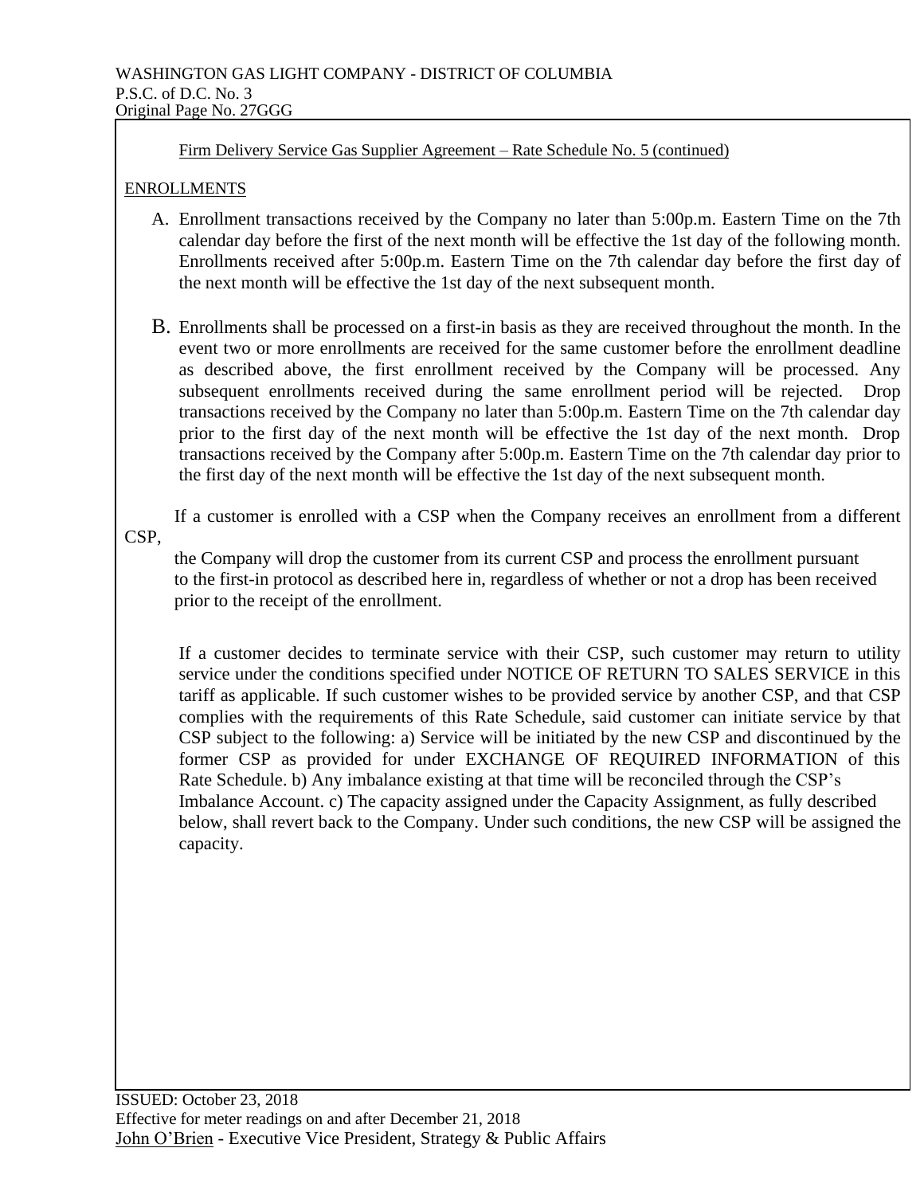WASHINGTON GAS LIGHT COMPANY - DISTRICT OF COLUMBIA
P.S.C. of D.C. No. 3
Original Page No. 27GGG

Firm Delivery Service Gas Supplier Agreement – Rate Schedule No. 5 (continued)

ENROLLMENTS

A. Enrollment transactions received by the Company no later than 5:00p.m. Eastern Time on the 7th calendar day before the first of the next month will be effective the 1st day of the following month. Enrollments received after 5:00p.m. Eastern Time on the 7th calendar day before the first day of the next month will be effective the 1st day of the next subsequent month.

B. Enrollments shall be processed on a first-in basis as they are received throughout the month. In the event two or more enrollments are received for the same customer before the enrollment deadline as described above, the first enrollment received by the Company will be processed. Any subsequent enrollments received during the same enrollment period will be rejected. Drop transactions received by the Company no later than 5:00p.m. Eastern Time on the 7th calendar day prior to the first day of the next month will be effective the 1st day of the next month. Drop transactions received by the Company after 5:00p.m. Eastern Time on the 7th calendar day prior to the first day of the next month will be effective the 1st day of the next subsequent month.

If a customer is enrolled with a CSP when the Company receives an enrollment from a different CSP, the Company will drop the customer from its current CSP and process the enrollment pursuant to the first-in protocol as described here in, regardless of whether or not a drop has been received prior to the receipt of the enrollment.

If a customer decides to terminate service with their CSP, such customer may return to utility service under the conditions specified under NOTICE OF RETURN TO SALES SERVICE in this tariff as applicable. If such customer wishes to be provided service by another CSP, and that CSP complies with the requirements of this Rate Schedule, said customer can initiate service by that CSP subject to the following: a) Service will be initiated by the new CSP and discontinued by the former CSP as provided for under EXCHANGE OF REQUIRED INFORMATION of this Rate Schedule. b) Any imbalance existing at that time will be reconciled through the CSP's Imbalance Account. c) The capacity assigned under the Capacity Assignment, as fully described below, shall revert back to the Company. Under such conditions, the new CSP will be assigned the capacity.

ISSUED: October 23, 2018
Effective for meter readings on and after December 21, 2018
John O'Brien - Executive Vice President, Strategy & Public Affairs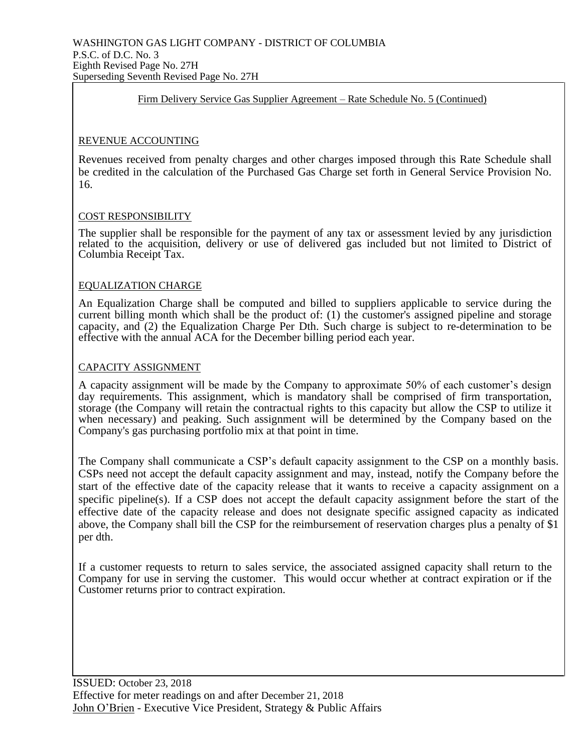WASHINGTON GAS LIGHT COMPANY - DISTRICT OF COLUMBIA
P.S.C. of D.C. No. 3
Eighth Revised Page No. 27H
Superseding Seventh Revised Page No. 27H

Firm Delivery Service Gas Supplier Agreement – Rate Schedule No. 5 (Continued)

## REVENUE ACCOUNTING

Revenues received from penalty charges and other charges imposed through this Rate Schedule shall be credited in the calculation of the Purchased Gas Charge set forth in General Service Provision No. 16.

## COST RESPONSIBILITY

The supplier shall be responsible for the payment of any tax or assessment levied by any jurisdiction related to the acquisition, delivery or use of delivered gas included but not limited to District of Columbia Receipt Tax.

## EQUALIZATION CHARGE

An Equalization Charge shall be computed and billed to suppliers applicable to service during the current billing month which shall be the product of: (1) the customer's assigned pipeline and storage capacity, and (2) the Equalization Charge Per Dth. Such charge is subject to re-determination to be effective with the annual ACA for the December billing period each year.

## CAPACITY ASSIGNMENT

A capacity assignment will be made by the Company to approximate 50% of each customer's design day requirements. This assignment, which is mandatory shall be comprised of firm transportation, storage (the Company will retain the contractual rights to this capacity but allow the CSP to utilize it when necessary) and peaking. Such assignment will be determined by the Company based on the Company's gas purchasing portfolio mix at that point in time.

The Company shall communicate a CSP's default capacity assignment to the CSP on a monthly basis. CSPs need not accept the default capacity assignment and may, instead, notify the Company before the start of the effective date of the capacity release that it wants to receive a capacity assignment on a specific pipeline(s). If a CSP does not accept the default capacity assignment before the start of the effective date of the capacity release and does not designate specific assigned capacity as indicated above, the Company shall bill the CSP for the reimbursement of reservation charges plus a penalty of $1 per dth.

If a customer requests to return to sales service, the associated assigned capacity shall return to the Company for use in serving the customer. This would occur whether at contract expiration or if the Customer returns prior to contract expiration.

ISSUED: October 23, 2018
Effective for meter readings on and after December 21, 2018
John O'Brien - Executive Vice President, Strategy & Public Affairs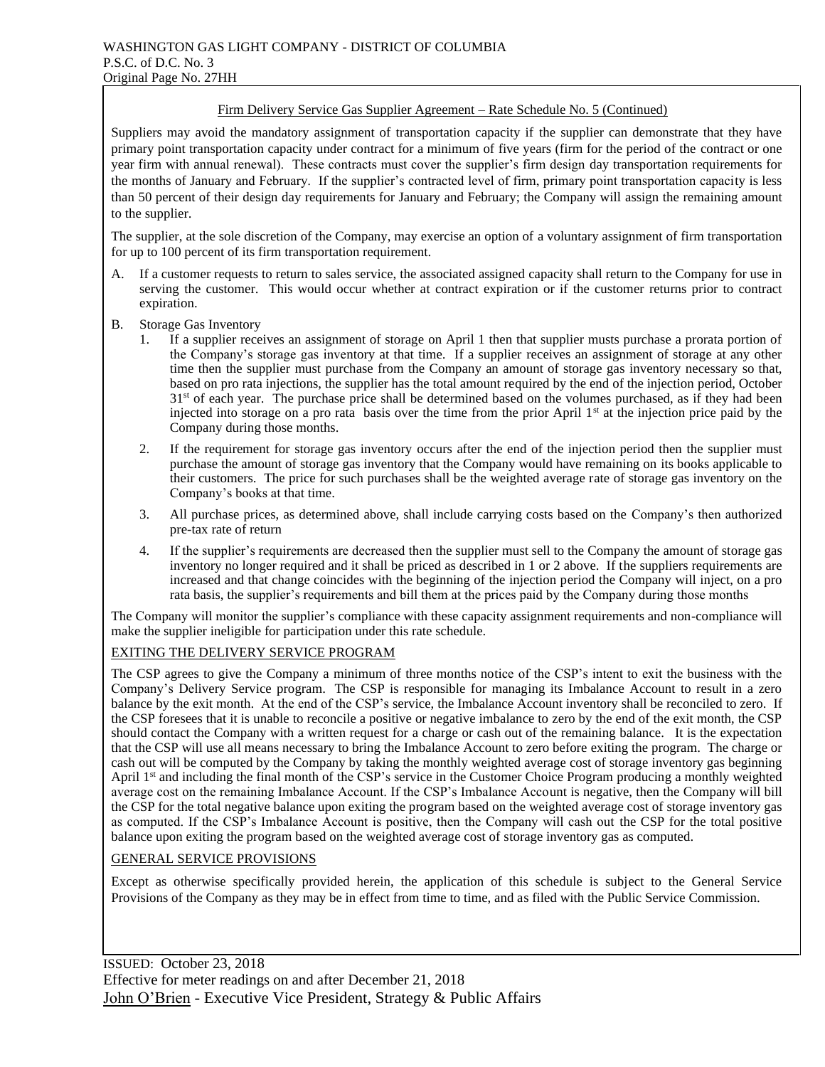Firm Delivery Service Gas Supplier Agreement – Rate Schedule No. 5 (Continued)

Suppliers may avoid the mandatory assignment of transportation capacity if the supplier can demonstrate that they have primary point transportation capacity under contract for a minimum of five years (firm for the period of the contract or one year firm with annual renewal). These contracts must cover the supplier's firm design day transportation requirements for the months of January and February. If the supplier's contracted level of firm, primary point transportation capacity is less than 50 percent of their design day requirements for January and February; the Company will assign the remaining amount to the supplier.

The supplier, at the sole discretion of the Company, may exercise an option of a voluntary assignment of firm transportation for up to 100 percent of its firm transportation requirement.

A. If a customer requests to return to sales service, the associated assigned capacity shall return to the Company for use in serving the customer. This would occur whether at contract expiration or if the customer returns prior to contract expiration.

B. Storage Gas Inventory

1. If a supplier receives an assignment of storage on April 1 then that supplier musts purchase a prorata portion of the Company's storage gas inventory at that time. If a supplier receives an assignment of storage at any other time then the supplier must purchase from the Company an amount of storage gas inventory necessary so that, based on pro rata injections, the supplier has the total amount required by the end of the injection period, October 31st of each year. The purchase price shall be determined based on the volumes purchased, as if they had been injected into storage on a pro rata basis over the time from the prior April 1st at the injection price paid by the Company during those months.

2. If the requirement for storage gas inventory occurs after the end of the injection period then the supplier must purchase the amount of storage gas inventory that the Company would have remaining on its books applicable to their customers. The price for such purchases shall be the weighted average rate of storage gas inventory on the Company's books at that time.

3. All purchase prices, as determined above, shall include carrying costs based on the Company's then authorized pre-tax rate of return

4. If the supplier's requirements are decreased then the supplier must sell to the Company the amount of storage gas inventory no longer required and it shall be priced as described in 1 or 2 above. If the suppliers requirements are increased and that change coincides with the beginning of the injection period the Company will inject, on a pro rata basis, the supplier's requirements and bill them at the prices paid by the Company during those months

The Company will monitor the supplier's compliance with these capacity assignment requirements and non-compliance will make the supplier ineligible for participation under this rate schedule.

EXITING THE DELIVERY SERVICE PROGRAM

The CSP agrees to give the Company a minimum of three months notice of the CSP's intent to exit the business with the Company's Delivery Service program. The CSP is responsible for managing its Imbalance Account to result in a zero balance by the exit month. At the end of the CSP's service, the Imbalance Account inventory shall be reconciled to zero. If the CSP foresees that it is unable to reconcile a positive or negative imbalance to zero by the end of the exit month, the CSP should contact the Company with a written request for a charge or cash out of the remaining balance. It is the expectation that the CSP will use all means necessary to bring the Imbalance Account to zero before exiting the program. The charge or cash out will be computed by the Company by taking the monthly weighted average cost of storage inventory gas beginning April 1st and including the final month of the CSP's service in the Customer Choice Program producing a monthly weighted average cost on the remaining Imbalance Account. If the CSP's Imbalance Account is negative, then the Company will bill the CSP for the total negative balance upon exiting the program based on the weighted average cost of storage inventory gas as computed. If the CSP's Imbalance Account is positive, then the Company will cash out the CSP for the total positive balance upon exiting the program based on the weighted average cost of storage inventory gas as computed.

GENERAL SERVICE PROVISIONS

Except as otherwise specifically provided herein, the application of this schedule is subject to the General Service Provisions of the Company as they may be in effect from time to time, and as filed with the Public Service Commission.

ISSUED: October 23, 2018
Effective for meter readings on and after December 21, 2018
John O'Brien - Executive Vice President, Strategy & Public Affairs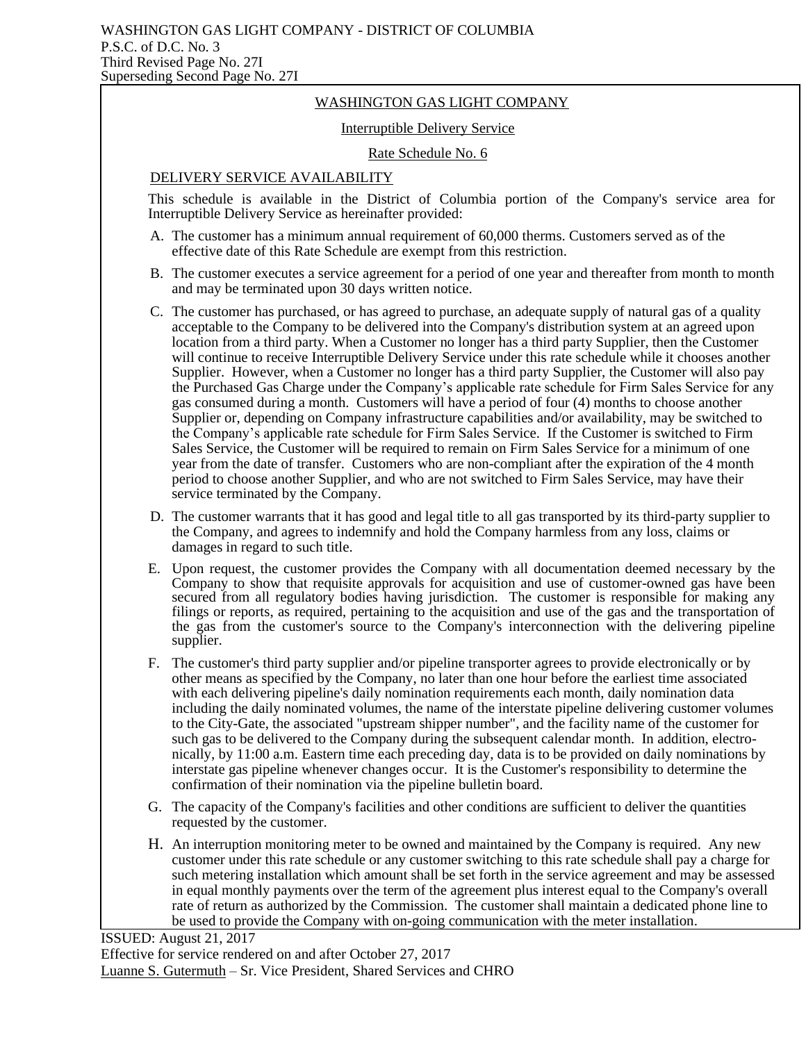WASHINGTON GAS LIGHT COMPANY - DISTRICT OF COLUMBIA
P.S.C. of D.C. No. 3
Third Revised Page No. 27I
Superseding Second Page No. 27I

# WASHINGTON GAS LIGHT COMPANY

## Interruptible Delivery Service

## Rate Schedule No. 6

### DELIVERY SERVICE AVAILABILITY

This schedule is available in the District of Columbia portion of the Company's service area for Interruptible Delivery Service as hereinafter provided:

A. The customer has a minimum annual requirement of 60,000 therms. Customers served as of the effective date of this Rate Schedule are exempt from this restriction.

B. The customer executes a service agreement for a period of one year and thereafter from month to month and may be terminated upon 30 days written notice.

C. The customer has purchased, or has agreed to purchase, an adequate supply of natural gas of a quality acceptable to the Company to be delivered into the Company's distribution system at an agreed upon location from a third party. When a Customer no longer has a third party Supplier, then the Customer will continue to receive Interruptible Delivery Service under this rate schedule while it chooses another Supplier. However, when a Customer no longer has a third party Supplier, the Customer will also pay the Purchased Gas Charge under the Company's applicable rate schedule for Firm Sales Service for any gas consumed during a month. Customers will have a period of four (4) months to choose another Supplier or, depending on Company infrastructure capabilities and/or availability, may be switched to the Company's applicable rate schedule for Firm Sales Service. If the Customer is switched to Firm Sales Service, the Customer will be required to remain on Firm Sales Service for a minimum of one year from the date of transfer. Customers who are non-compliant after the expiration of the 4 month period to choose another Supplier, and who are not switched to Firm Sales Service, may have their service terminated by the Company.

D. The customer warrants that it has good and legal title to all gas transported by its third-party supplier to the Company, and agrees to indemnify and hold the Company harmless from any loss, claims or damages in regard to such title.

E. Upon request, the customer provides the Company with all documentation deemed necessary by the Company to show that requisite approvals for acquisition and use of customer-owned gas have been secured from all regulatory bodies having jurisdiction. The customer is responsible for making any filings or reports, as required, pertaining to the acquisition and use of the gas and the transportation of the gas from the customer's source to the Company's interconnection with the delivering pipeline supplier.

F. The customer's third party supplier and/or pipeline transporter agrees to provide electronically or by other means as specified by the Company, no later than one hour before the earliest time associated with each delivering pipeline's daily nomination requirements each month, daily nomination data including the daily nominated volumes, the name of the interstate pipeline delivering customer volumes to the City-Gate, the associated "upstream shipper number", and the facility name of the customer for such gas to be delivered to the Company during the subsequent calendar month. In addition, electronically, by 11:00 a.m. Eastern time each preceding day, data is to be provided on daily nominations by interstate gas pipeline whenever changes occur. It is the Customer's responsibility to determine the confirmation of their nomination via the pipeline bulletin board.

G. The capacity of the Company's facilities and other conditions are sufficient to deliver the quantities requested by the customer.

H. An interruption monitoring meter to be owned and maintained by the Company is required. Any new customer under this rate schedule or any customer switching to this rate schedule shall pay a charge for such metering installation which amount shall be set forth in the service agreement and may be assessed in equal monthly payments over the term of the agreement plus interest equal to the Company's overall rate of return as authorized by the Commission. The customer shall maintain a dedicated phone line to be used to provide the Company with on-going communication with the meter installation.

ISSUED: August 21, 2017
Effective for service rendered on and after October 27, 2017
Luanne S. Gutermuth – Sr. Vice President, Shared Services and CHRO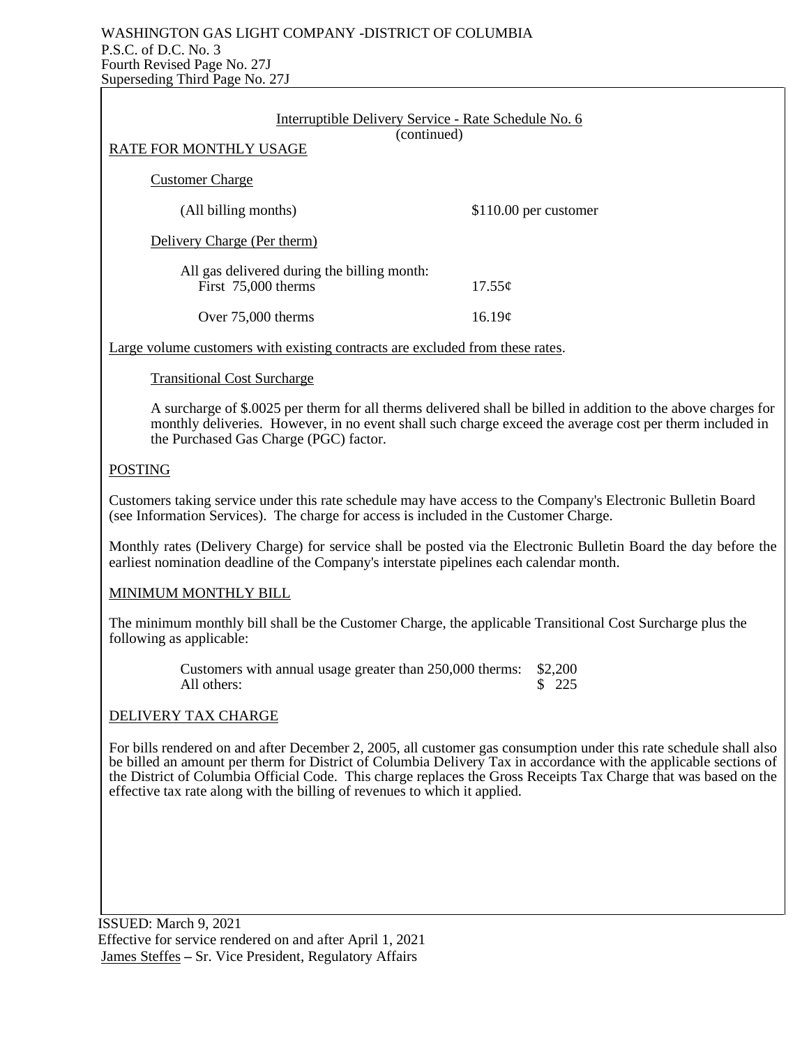WASHINGTON GAS LIGHT COMPANY -DISTRICT OF COLUMBIA
P.S.C. of D.C. No. 3
Fourth Revised Page No. 27J
Superseding Third Page No. 27J

## Interruptible Delivery Service - Rate Schedule No. 6
(continued)

### RATE FOR MONTHLY USAGE

**Customer Charge**

| | |
|---|---|
| (All billing months) | $110.00 per customer |

**Delivery Charge (Per therm)**

All gas delivered during the billing month:

| | |
|---|---|
| First 75,000 therms | 17.55¢ |
| Over 75,000 therms | 16.19¢ |

Large volume customers with existing contracts are excluded from these rates.

**Transitional Cost Surcharge**

A surcharge of $.0025 per therm for all therms delivered shall be billed in addition to the above charges for monthly deliveries. However, in no event shall such charge exceed the average cost per therm included in the Purchased Gas Charge (PGC) factor.

### POSTING

Customers taking service under this rate schedule may have access to the Company's Electronic Bulletin Board (see Information Services). The charge for access is included in the Customer Charge.

Monthly rates (Delivery Charge) for service shall be posted via the Electronic Bulletin Board the day before the earliest nomination deadline of the Company's interstate pipelines each calendar month.

### MINIMUM MONTHLY BILL

The minimum monthly bill shall be the Customer Charge, the applicable Transitional Cost Surcharge plus the following as applicable:

| | |
|---|---|
| Customers with annual usage greater than 250,000 therms: | $2,200 |
| All others: | $ 225 |

### DELIVERY TAX CHARGE

For bills rendered on and after December 2, 2005, all customer gas consumption under this rate schedule shall also be billed an amount per therm for District of Columbia Delivery Tax in accordance with the applicable sections of the District of Columbia Official Code. This charge replaces the Gross Receipts Tax Charge that was based on the effective tax rate along with the billing of revenues to which it applied.

ISSUED: March 9, 2021
Effective for service rendered on and after April 1, 2021
James Steffes – Sr. Vice President, Regulatory Affairs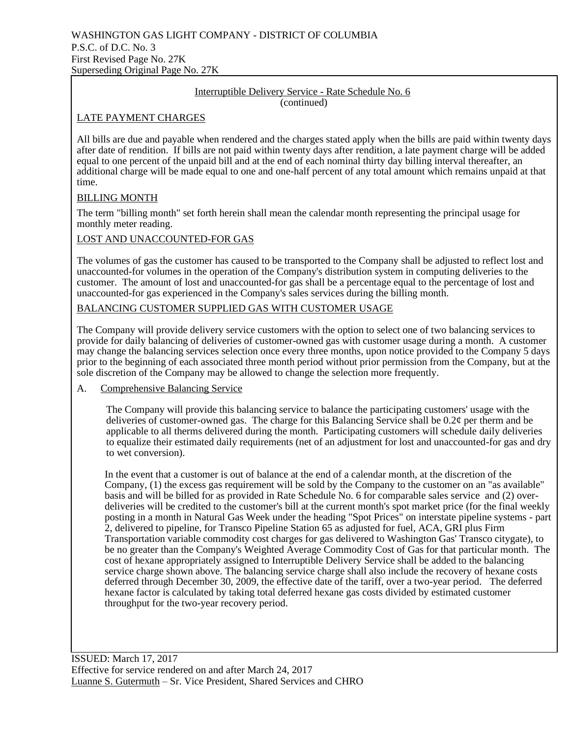WASHINGTON GAS LIGHT COMPANY - DISTRICT OF COLUMBIA
P.S.C. of D.C. No. 3
First Revised Page No. 27K
Superseding Original Page No. 27K

## Interruptible Delivery Service - Rate Schedule No. 6
(continued)

### LATE PAYMENT CHARGES

All bills are due and payable when rendered and the charges stated apply when the bills are paid within twenty days after date of rendition. If bills are not paid within twenty days after rendition, a late payment charge will be added equal to one percent of the unpaid bill and at the end of each nominal thirty day billing interval thereafter, an additional charge will be made equal to one and one-half percent of any total amount which remains unpaid at that time.

### BILLING MONTH

The term "billing month" set forth herein shall mean the calendar month representing the principal usage for monthly meter reading.

### LOST AND UNACCOUNTED-FOR GAS

The volumes of gas the customer has caused to be transported to the Company shall be adjusted to reflect lost and unaccounted-for volumes in the operation of the Company's distribution system in computing deliveries to the customer. The amount of lost and unaccounted-for gas shall be a percentage equal to the percentage of lost and unaccounted-for gas experienced in the Company's sales services during the billing month.

### BALANCING CUSTOMER SUPPLIED GAS WITH CUSTOMER USAGE

The Company will provide delivery service customers with the option to select one of two balancing services to provide for daily balancing of deliveries of customer-owned gas with customer usage during a month. A customer may change the balancing services selection once every three months, upon notice provided to the Company 5 days prior to the beginning of each associated three month period without prior permission from the Company, but at the sole discretion of the Company may be allowed to change the selection more frequently.

A. Comprehensive Balancing Service

The Company will provide this balancing service to balance the participating customers' usage with the deliveries of customer-owned gas. The charge for this Balancing Service shall be 0.2¢ per therm and be applicable to all therms delivered during the month. Participating customers will schedule daily deliveries to equalize their estimated daily requirements (net of an adjustment for lost and unaccounted-for gas and dry to wet conversion).

In the event that a customer is out of balance at the end of a calendar month, at the discretion of the Company, (1) the excess gas requirement will be sold by the Company to the customer on an "as available" basis and will be billed for as provided in Rate Schedule No. 6 for comparable sales service and (2) over-deliveries will be credited to the customer's bill at the current month's spot market price (for the final weekly posting in a month in Natural Gas Week under the heading "Spot Prices" on interstate pipeline systems - part 2, delivered to pipeline, for Transco Pipeline Station 65 as adjusted for fuel, ACA, GRI plus Firm Transportation variable commodity cost charges for gas delivered to Washington Gas' Transco citygate), to be no greater than the Company's Weighted Average Commodity Cost of Gas for that particular month. The cost of hexane appropriately assigned to Interruptible Delivery Service shall be added to the balancing service charge shown above. The balancing service charge shall also include the recovery of hexane costs deferred through December 30, 2009, the effective date of the tariff, over a two-year period. The deferred hexane factor is calculated by taking total deferred hexane gas costs divided by estimated customer throughput for the two-year recovery period.

ISSUED: March 17, 2017
Effective for service rendered on and after March 24, 2017
Luanne S. Gutermuth – Sr. Vice President, Shared Services and CHRO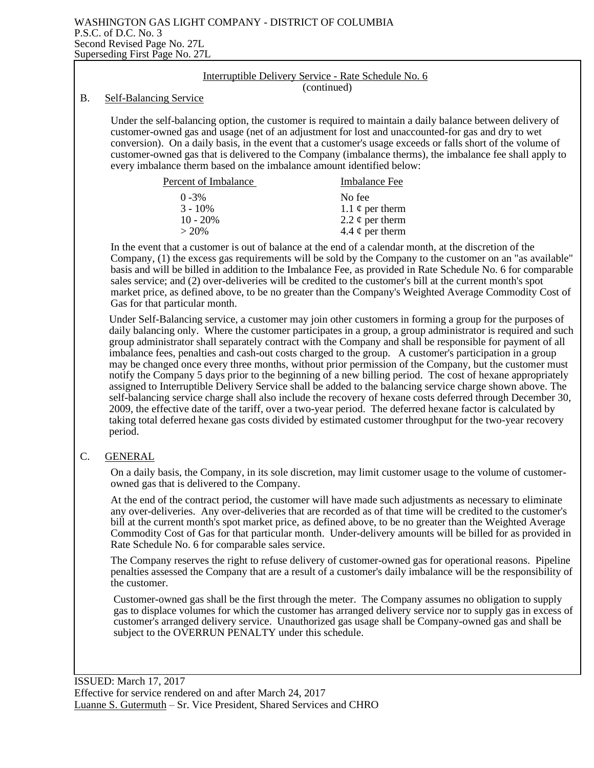WASHINGTON GAS LIGHT COMPANY - DISTRICT OF COLUMBIA
P.S.C. of D.C. No. 3
Second Revised Page No. 27L
Superseding First Page No. 27L

Interruptible Delivery Service - Rate Schedule No. 6
(continued)

B. Self-Balancing Service

Under the self-balancing option, the customer is required to maintain a daily balance between delivery of customer-owned gas and usage (net of an adjustment for lost and unaccounted-for gas and dry to wet conversion). On a daily basis, in the event that a customer's usage exceeds or falls short of the volume of customer-owned gas that is delivered to the Company (imbalance therms), the imbalance fee shall apply to every imbalance therm based on the imbalance amount identified below:

| Percent of Imbalance | Imbalance Fee |
|---|---|
| 0 -3% | No fee |
| 3 - 10% | 1.1 ¢ per therm |
| 10 - 20% | 2.2 ¢ per therm |
| > 20% | 4.4 ¢ per therm |

In the event that a customer is out of balance at the end of a calendar month, at the discretion of the Company, (1) the excess gas requirements will be sold by the Company to the customer on an "as available" basis and will be billed in addition to the Imbalance Fee, as provided in Rate Schedule No. 6 for comparable sales service; and (2) over-deliveries will be credited to the customer's bill at the current month's spot market price, as defined above, to be no greater than the Company's Weighted Average Commodity Cost of Gas for that particular month.

Under Self-Balancing service, a customer may join other customers in forming a group for the purposes of daily balancing only. Where the customer participates in a group, a group administrator is required and such group administrator shall separately contract with the Company and shall be responsible for payment of all imbalance fees, penalties and cash-out costs charged to the group. A customer's participation in a group may be changed once every three months, without prior permission of the Company, but the customer must notify the Company 5 days prior to the beginning of a new billing period. The cost of hexane appropriately assigned to Interruptible Delivery Service shall be added to the balancing service charge shown above. The self-balancing service charge shall also include the recovery of hexane costs deferred through December 30, 2009, the effective date of the tariff, over a two-year period. The deferred hexane factor is calculated by taking total deferred hexane gas costs divided by estimated customer throughput for the two-year recovery period.

C. GENERAL

On a daily basis, the Company, in its sole discretion, may limit customer usage to the volume of customer-owned gas that is delivered to the Company.

At the end of the contract period, the customer will have made such adjustments as necessary to eliminate any over-deliveries. Any over-deliveries that are recorded as of that time will be credited to the customer's bill at the current month's spot market price, as defined above, to be no greater than the Weighted Average Commodity Cost of Gas for that particular month. Under-delivery amounts will be billed for as provided in Rate Schedule No. 6 for comparable sales service.

The Company reserves the right to refuse delivery of customer-owned gas for operational reasons. Pipeline penalties assessed the Company that are a result of a customer's daily imbalance will be the responsibility of the customer.

Customer-owned gas shall be the first through the meter. The Company assumes no obligation to supply gas to displace volumes for which the customer has arranged delivery service nor to supply gas in excess of customer's arranged delivery service. Unauthorized gas usage shall be Company-owned gas and shall be subject to the OVERRUN PENALTY under this schedule.

ISSUED: March 17, 2017
Effective for service rendered on and after March 24, 2017
Luanne S. Gutermuth – Sr. Vice President, Shared Services and CHRO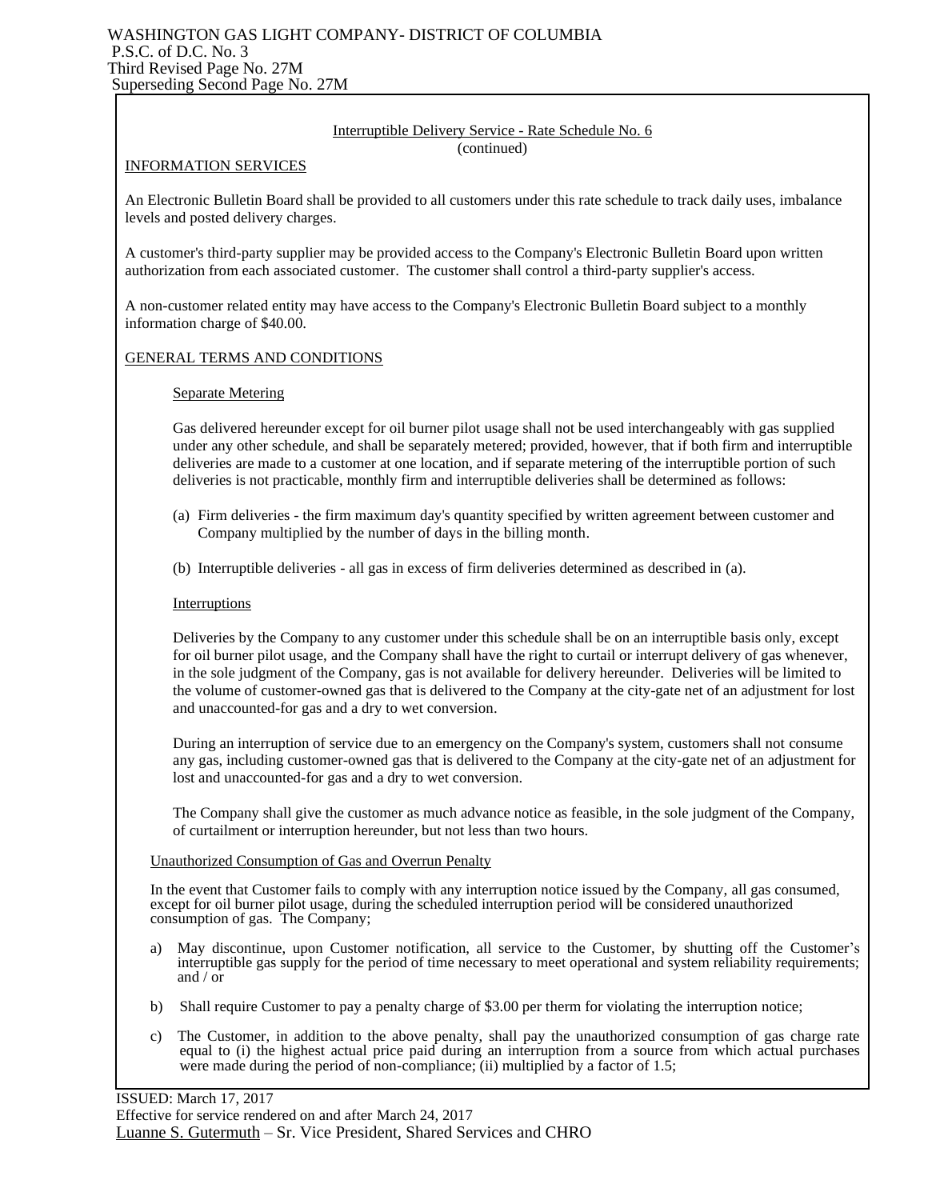WASHINGTON GAS LIGHT COMPANY- DISTRICT OF COLUMBIA
P.S.C. of D.C. No. 3
Third Revised Page No. 27M
Superseding Second Page No. 27M

Interruptible Delivery Service - Rate Schedule No. 6
(continued)

INFORMATION SERVICES

An Electronic Bulletin Board shall be provided to all customers under this rate schedule to track daily uses, imbalance levels and posted delivery charges.

A customer's third-party supplier may be provided access to the Company's Electronic Bulletin Board upon written authorization from each associated customer. The customer shall control a third-party supplier's access.

A non-customer related entity may have access to the Company's Electronic Bulletin Board subject to a monthly information charge of $40.00.

GENERAL TERMS AND CONDITIONS

Separate Metering

Gas delivered hereunder except for oil burner pilot usage shall not be used interchangeably with gas supplied under any other schedule, and shall be separately metered; provided, however, that if both firm and interruptible deliveries are made to a customer at one location, and if separate metering of the interruptible portion of such deliveries is not practicable, monthly firm and interruptible deliveries shall be determined as follows:

(a) Firm deliveries - the firm maximum day's quantity specified by written agreement between customer and Company multiplied by the number of days in the billing month.

(b) Interruptible deliveries - all gas in excess of firm deliveries determined as described in (a).

Interruptions

Deliveries by the Company to any customer under this schedule shall be on an interruptible basis only, except for oil burner pilot usage, and the Company shall have the right to curtail or interrupt delivery of gas whenever, in the sole judgment of the Company, gas is not available for delivery hereunder. Deliveries will be limited to the volume of customer-owned gas that is delivered to the Company at the city-gate net of an adjustment for lost and unaccounted-for gas and a dry to wet conversion.

During an interruption of service due to an emergency on the Company's system, customers shall not consume any gas, including customer-owned gas that is delivered to the Company at the city-gate net of an adjustment for lost and unaccounted-for gas and a dry to wet conversion.

The Company shall give the customer as much advance notice as feasible, in the sole judgment of the Company, of curtailment or interruption hereunder, but not less than two hours.

Unauthorized Consumption of Gas and Overrun Penalty

In the event that Customer fails to comply with any interruption notice issued by the Company, all gas consumed, except for oil burner pilot usage, during the scheduled interruption period will be considered unauthorized consumption of gas. The Company;

a) May discontinue, upon Customer notification, all service to the Customer, by shutting off the Customer's interruptible gas supply for the period of time necessary to meet operational and system reliability requirements; and / or

b) Shall require Customer to pay a penalty charge of $3.00 per therm for violating the interruption notice;

c) The Customer, in addition to the above penalty, shall pay the unauthorized consumption of gas charge rate equal to (i) the highest actual price paid during an interruption from a source from which actual purchases were made during the period of non-compliance; (ii) multiplied by a factor of 1.5;

ISSUED: March 17, 2017
Effective for service rendered on and after March 24, 2017
Luanne S. Gutermuth – Sr. Vice President, Shared Services and CHRO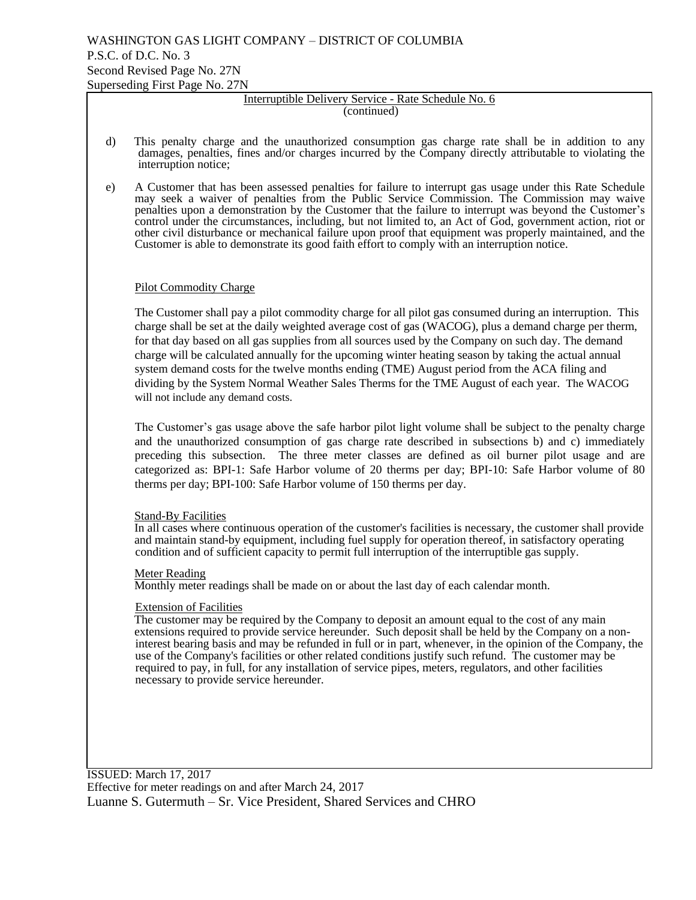WASHINGTON GAS LIGHT COMPANY – DISTRICT OF COLUMBIA
P.S.C. of D.C. No. 3
Second Revised Page No. 27N
Superseding First Page No. 27N

Interruptible Delivery Service - Rate Schedule No. 6
(continued)

d) This penalty charge and the unauthorized consumption gas charge rate shall be in addition to any damages, penalties, fines and/or charges incurred by the Company directly attributable to violating the interruption notice;

e) A Customer that has been assessed penalties for failure to interrupt gas usage under this Rate Schedule may seek a waiver of penalties from the Public Service Commission. The Commission may waive penalties upon a demonstration by the Customer that the failure to interrupt was beyond the Customer's control under the circumstances, including, but not limited to, an Act of God, government action, riot or other civil disturbance or mechanical failure upon proof that equipment was properly maintained, and the Customer is able to demonstrate its good faith effort to comply with an interruption notice.

Pilot Commodity Charge

The Customer shall pay a pilot commodity charge for all pilot gas consumed during an interruption. This charge shall be set at the daily weighted average cost of gas (WACOG), plus a demand charge per therm, for that day based on all gas supplies from all sources used by the Company on such day. The demand charge will be calculated annually for the upcoming winter heating season by taking the actual annual system demand costs for the twelve months ending (TME) August period from the ACA filing and dividing by the System Normal Weather Sales Therms for the TME August of each year. The WACOG will not include any demand costs.

The Customer's gas usage above the safe harbor pilot light volume shall be subject to the penalty charge and the unauthorized consumption of gas charge rate described in subsections b) and c) immediately preceding this subsection. The three meter classes are defined as oil burner pilot usage and are categorized as: BPI-1: Safe Harbor volume of 20 therms per day; BPI-10: Safe Harbor volume of 80 therms per day; BPI-100: Safe Harbor volume of 150 therms per day.

Stand-By Facilities
In all cases where continuous operation of the customer's facilities is necessary, the customer shall provide and maintain stand-by equipment, including fuel supply for operation thereof, in satisfactory operating condition and of sufficient capacity to permit full interruption of the interruptible gas supply.

Meter Reading
Monthly meter readings shall be made on or about the last day of each calendar month.

Extension of Facilities
The customer may be required by the Company to deposit an amount equal to the cost of any main extensions required to provide service hereunder. Such deposit shall be held by the Company on a non-interest bearing basis and may be refunded in full or in part, whenever, in the opinion of the Company, the use of the Company's facilities or other related conditions justify such refund. The customer may be required to pay, in full, for any installation of service pipes, meters, regulators, and other facilities necessary to provide service hereunder.

ISSUED: March 17, 2017
Effective for meter readings on and after March 24, 2017
Luanne S. Gutermuth – Sr. Vice President, Shared Services and CHRO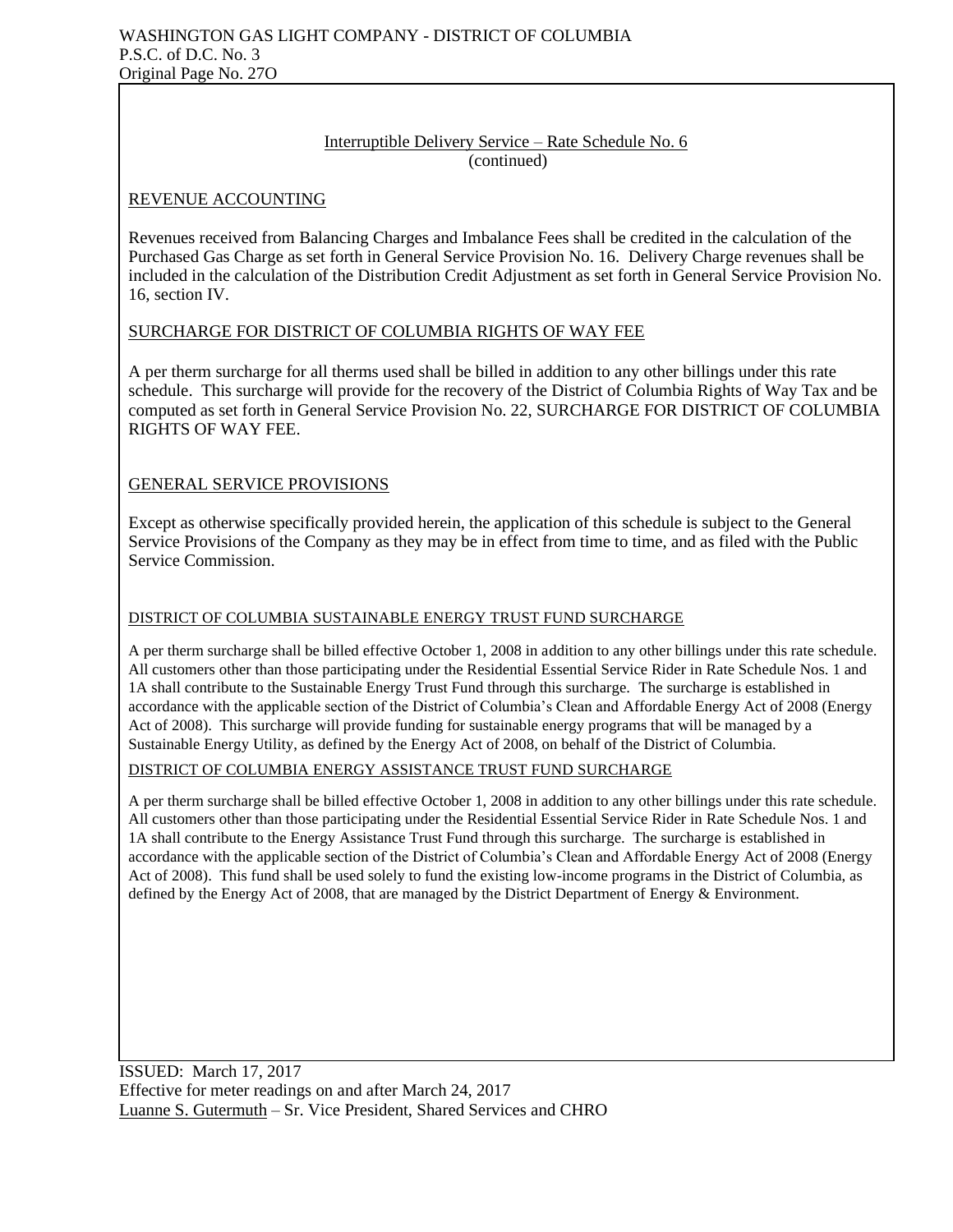WASHINGTON GAS LIGHT COMPANY - DISTRICT OF COLUMBIA
P.S.C. of D.C. No. 3
Original Page No. 27O

Interruptible Delivery Service – Rate Schedule No. 6
(continued)

## REVENUE ACCOUNTING

Revenues received from Balancing Charges and Imbalance Fees shall be credited in the calculation of the Purchased Gas Charge as set forth in General Service Provision No. 16. Delivery Charge revenues shall be included in the calculation of the Distribution Credit Adjustment as set forth in General Service Provision No. 16, section IV.

## SURCHARGE FOR DISTRICT OF COLUMBIA RIGHTS OF WAY FEE

A per therm surcharge for all therms used shall be billed in addition to any other billings under this rate schedule. This surcharge will provide for the recovery of the District of Columbia Rights of Way Tax and be computed as set forth in General Service Provision No. 22, SURCHARGE FOR DISTRICT OF COLUMBIA RIGHTS OF WAY FEE.

## GENERAL SERVICE PROVISIONS

Except as otherwise specifically provided herein, the application of this schedule is subject to the General Service Provisions of the Company as they may be in effect from time to time, and as filed with the Public Service Commission.

## DISTRICT OF COLUMBIA SUSTAINABLE ENERGY TRUST FUND SURCHARGE

A per therm surcharge shall be billed effective October 1, 2008 in addition to any other billings under this rate schedule. All customers other than those participating under the Residential Essential Service Rider in Rate Schedule Nos. 1 and 1A shall contribute to the Sustainable Energy Trust Fund through this surcharge. The surcharge is established in accordance with the applicable section of the District of Columbia's Clean and Affordable Energy Act of 2008 (Energy Act of 2008). This surcharge will provide funding for sustainable energy programs that will be managed by a Sustainable Energy Utility, as defined by the Energy Act of 2008, on behalf of the District of Columbia.

## DISTRICT OF COLUMBIA ENERGY ASSISTANCE TRUST FUND SURCHARGE

A per therm surcharge shall be billed effective October 1, 2008 in addition to any other billings under this rate schedule. All customers other than those participating under the Residential Essential Service Rider in Rate Schedule Nos. 1 and 1A shall contribute to the Energy Assistance Trust Fund through this surcharge. The surcharge is established in accordance with the applicable section of the District of Columbia's Clean and Affordable Energy Act of 2008 (Energy Act of 2008). This fund shall be used solely to fund the existing low-income programs in the District of Columbia, as defined by the Energy Act of 2008, that are managed by the District Department of Energy & Environment.

ISSUED: March 17, 2017
Effective for meter readings on and after March 24, 2017
Luanne S. Gutermuth – Sr. Vice President, Shared Services and CHRO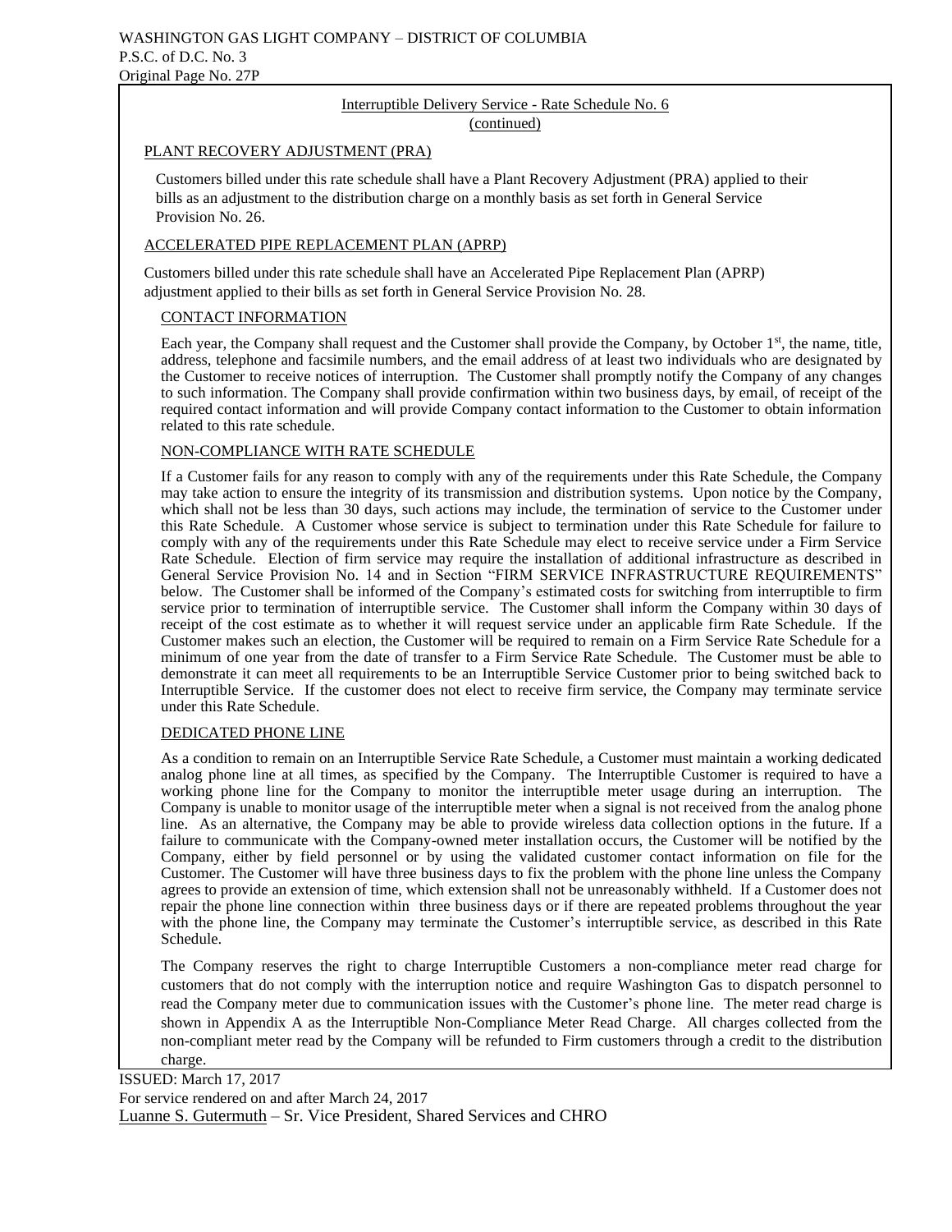## Interruptible Delivery Service - Rate Schedule No. 6
(continued)

### PLANT RECOVERY ADJUSTMENT (PRA)

Customers billed under this rate schedule shall have a Plant Recovery Adjustment (PRA) applied to their bills as an adjustment to the distribution charge on a monthly basis as set forth in General Service Provision No. 26.

### ACCELERATED PIPE REPLACEMENT PLAN (APRP)

Customers billed under this rate schedule shall have an Accelerated Pipe Replacement Plan (APRP) adjustment applied to their bills as set forth in General Service Provision No. 28.

### CONTACT INFORMATION

Each year, the Company shall request and the Customer shall provide the Company, by October 1st, the name, title, address, telephone and facsimile numbers, and the email address of at least two individuals who are designated by the Customer to receive notices of interruption. The Customer shall promptly notify the Company of any changes to such information. The Company shall provide confirmation within two business days, by email, of receipt of the required contact information and will provide Company contact information to the Customer to obtain information related to this rate schedule.

### NON-COMPLIANCE WITH RATE SCHEDULE

If a Customer fails for any reason to comply with any of the requirements under this Rate Schedule, the Company may take action to ensure the integrity of its transmission and distribution systems. Upon notice by the Company, which shall not be less than 30 days, such actions may include, the termination of service to the Customer under this Rate Schedule. A Customer whose service is subject to termination under this Rate Schedule for failure to comply with any of the requirements under this Rate Schedule may elect to receive service under a Firm Service Rate Schedule. Election of firm service may require the installation of additional infrastructure as described in General Service Provision No. 14 and in Section "FIRM SERVICE INFRASTRUCTURE REQUIREMENTS" below. The Customer shall be informed of the Company's estimated costs for switching from interruptible to firm service prior to termination of interruptible service. The Customer shall inform the Company within 30 days of receipt of the cost estimate as to whether it will request service under an applicable firm Rate Schedule. If the Customer makes such an election, the Customer will be required to remain on a Firm Service Rate Schedule for a minimum of one year from the date of transfer to a Firm Service Rate Schedule. The Customer must be able to demonstrate it can meet all requirements to be an Interruptible Service Customer prior to being switched back to Interruptible Service. If the customer does not elect to receive firm service, the Company may terminate service under this Rate Schedule.

### DEDICATED PHONE LINE

As a condition to remain on an Interruptible Service Rate Schedule, a Customer must maintain a working dedicated analog phone line at all times, as specified by the Company. The Interruptible Customer is required to have a working phone line for the Company to monitor the interruptible meter usage during an interruption. The Company is unable to monitor usage of the interruptible meter when a signal is not received from the analog phone line. As an alternative, the Company may be able to provide wireless data collection options in the future. If a failure to communicate with the Company-owned meter installation occurs, the Customer will be notified by the Company, either by field personnel or by using the validated customer contact information on file for the Customer. The Customer will have three business days to fix the problem with the phone line unless the Company agrees to provide an extension of time, which extension shall not be unreasonably withheld. If a Customer does not repair the phone line connection within three business days or if there are repeated problems throughout the year with the phone line, the Company may terminate the Customer's interruptible service, as described in this Rate Schedule.

The Company reserves the right to charge Interruptible Customers a non-compliance meter read charge for customers that do not comply with the interruption notice and require Washington Gas to dispatch personnel to read the Company meter due to communication issues with the Customer's phone line. The meter read charge is shown in Appendix A as the Interruptible Non-Compliance Meter Read Charge. All charges collected from the non-compliant meter read by the Company will be refunded to Firm customers through a credit to the distribution charge.

ISSUED: March 17, 2017
For service rendered on and after March 24, 2017
Luanne S. Gutermuth – Sr. Vice President, Shared Services and CHRO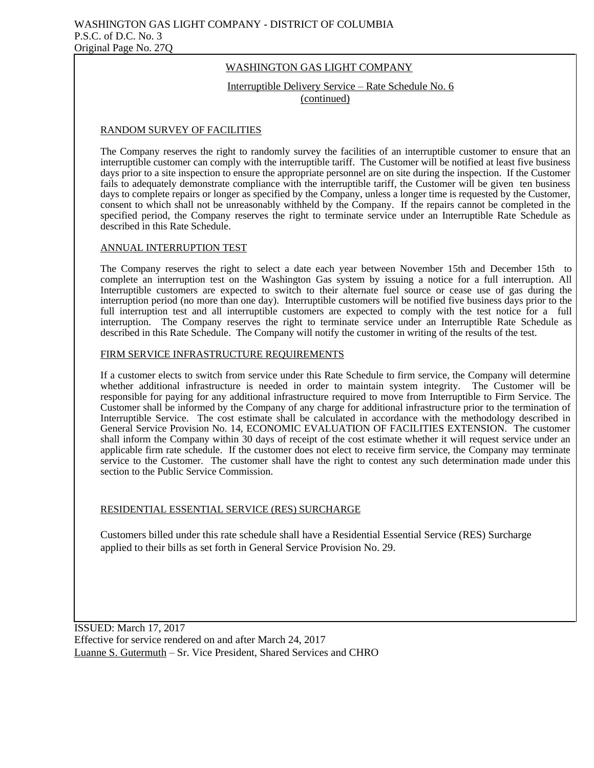WASHINGTON GAS LIGHT COMPANY - DISTRICT OF COLUMBIA
P.S.C. of D.C. No. 3
Original Page No. 27Q

WASHINGTON GAS LIGHT COMPANY

Interruptible Delivery Service – Rate Schedule No. 6
(continued)

## RANDOM SURVEY OF FACILITIES

The Company reserves the right to randomly survey the facilities of an interruptible customer to ensure that an interruptible customer can comply with the interruptible tariff. The Customer will be notified at least five business days prior to a site inspection to ensure the appropriate personnel are on site during the inspection. If the Customer fails to adequately demonstrate compliance with the interruptible tariff, the Customer will be given ten business days to complete repairs or longer as specified by the Company, unless a longer time is requested by the Customer, consent to which shall not be unreasonably withheld by the Company. If the repairs cannot be completed in the specified period, the Company reserves the right to terminate service under an Interruptible Rate Schedule as described in this Rate Schedule.

## ANNUAL INTERRUPTION TEST

The Company reserves the right to select a date each year between November 15th and December 15th to complete an interruption test on the Washington Gas system by issuing a notice for a full interruption. All Interruptible customers are expected to switch to their alternate fuel source or cease use of gas during the interruption period (no more than one day). Interruptible customers will be notified five business days prior to the full interruption test and all interruptible customers are expected to comply with the test notice for a full interruption. The Company reserves the right to terminate service under an Interruptible Rate Schedule as described in this Rate Schedule. The Company will notify the customer in writing of the results of the test.

## FIRM SERVICE INFRASTRUCTURE REQUIREMENTS

If a customer elects to switch from service under this Rate Schedule to firm service, the Company will determine whether additional infrastructure is needed in order to maintain system integrity. The Customer will be responsible for paying for any additional infrastructure required to move from Interruptible to Firm Service. The Customer shall be informed by the Company of any charge for additional infrastructure prior to the termination of Interruptible Service. The cost estimate shall be calculated in accordance with the methodology described in General Service Provision No. 14, ECONOMIC EVALUATION OF FACILITIES EXTENSION. The customer shall inform the Company within 30 days of receipt of the cost estimate whether it will request service under an applicable firm rate schedule. If the customer does not elect to receive firm service, the Company may terminate service to the Customer. The customer shall have the right to contest any such determination made under this section to the Public Service Commission.

## RESIDENTIAL ESSENTIAL SERVICE (RES) SURCHARGE

Customers billed under this rate schedule shall have a Residential Essential Service (RES) Surcharge applied to their bills as set forth in General Service Provision No. 29.

ISSUED: March 17, 2017
Effective for service rendered on and after March 24, 2017
Luanne S. Gutermuth – Sr. Vice President, Shared Services and CHRO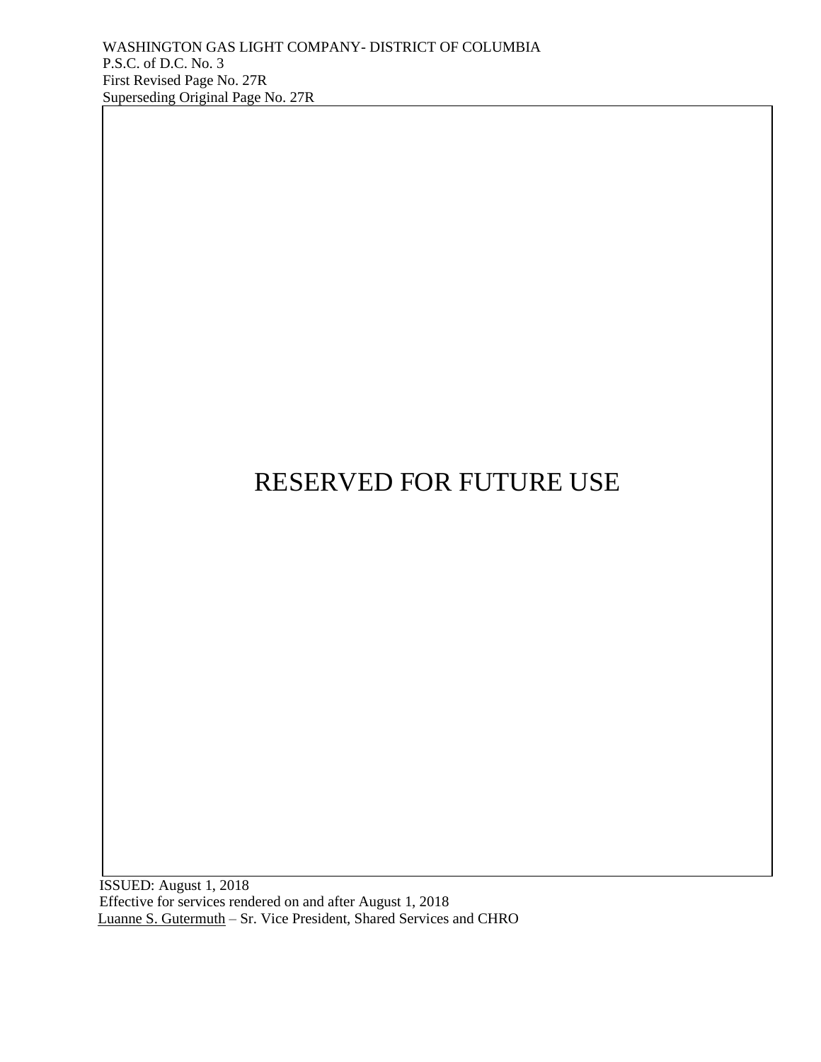WASHINGTON GAS LIGHT COMPANY- DISTRICT OF COLUMBIA
P.S.C. of D.C. No. 3
First Revised Page No. 27R
Superseding Original Page No. 27R

RESERVED FOR FUTURE USE

ISSUED: August 1, 2018
Effective for services rendered on and after August 1, 2018
Luanne S. Gutermuth – Sr. Vice President, Shared Services and CHRO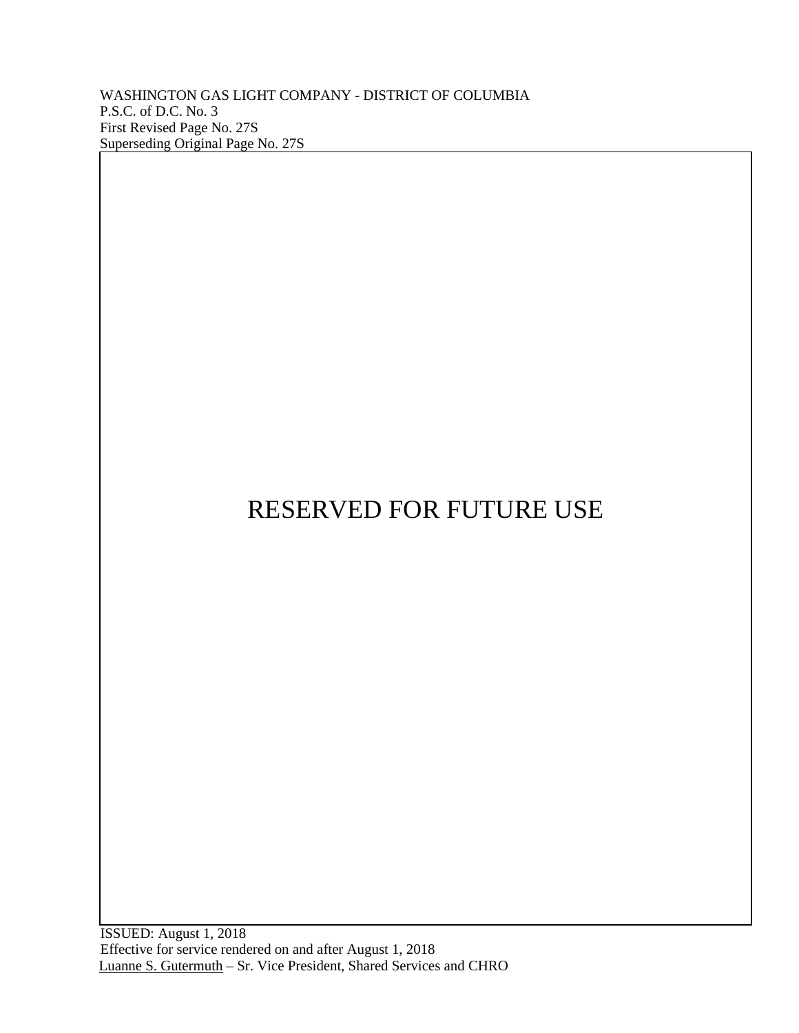WASHINGTON GAS LIGHT COMPANY - DISTRICT OF COLUMBIA
P.S.C. of D.C. No. 3
First Revised Page No. 27S
Superseding Original Page No. 27S

RESERVED FOR FUTURE USE

ISSUED: August 1, 2018
Effective for service rendered on and after August 1, 2018
Luanne S. Gutermuth – Sr. Vice President, Shared Services and CHRO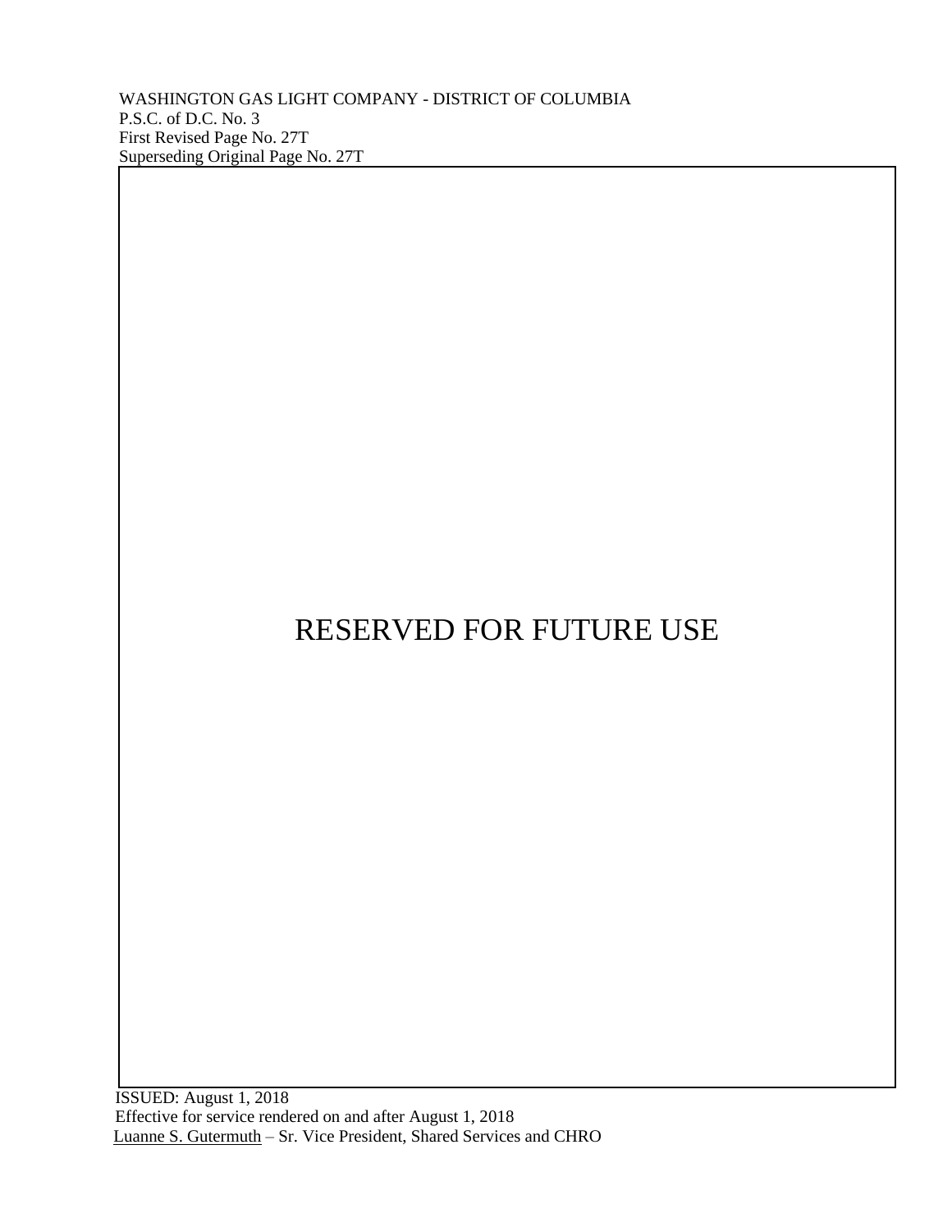WASHINGTON GAS LIGHT COMPANY - DISTRICT OF COLUMBIA
P.S.C. of D.C. No. 3
First Revised Page No. 27T
Superseding Original Page No. 27T

RESERVED FOR FUTURE USE

ISSUED: August 1, 2018
Effective for service rendered on and after August 1, 2018
Luanne S. Gutermuth – Sr. Vice President, Shared Services and CHRO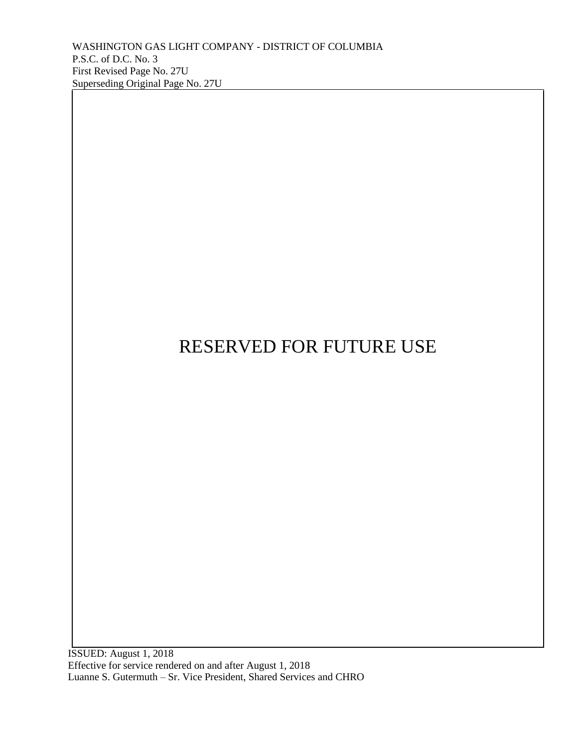WASHINGTON GAS LIGHT COMPANY - DISTRICT OF COLUMBIA
P.S.C. of D.C. No. 3
First Revised Page No. 27U
Superseding Original Page No. 27U

RESERVED FOR FUTURE USE

ISSUED: August 1, 2018
Effective for service rendered on and after August 1, 2018
Luanne S. Gutermuth – Sr. Vice President, Shared Services and CHRO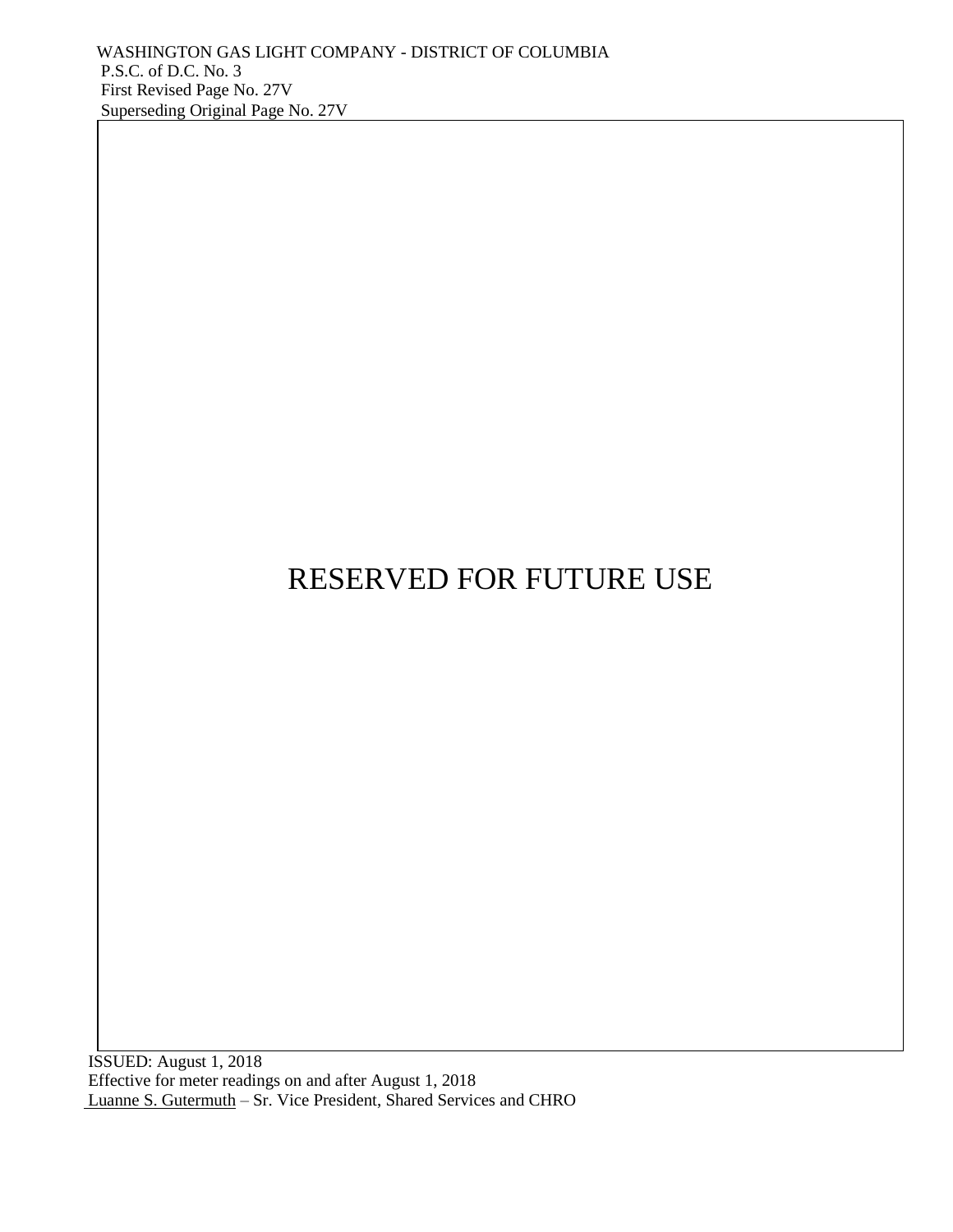WASHINGTON GAS LIGHT COMPANY - DISTRICT OF COLUMBIA
P.S.C. of D.C. No. 3
First Revised Page No. 27V
Superseding Original Page No. 27V

RESERVED FOR FUTURE USE

ISSUED: August 1, 2018
Effective for meter readings on and after August 1, 2018
Luanne S. Gutermuth – Sr. Vice President, Shared Services and CHRO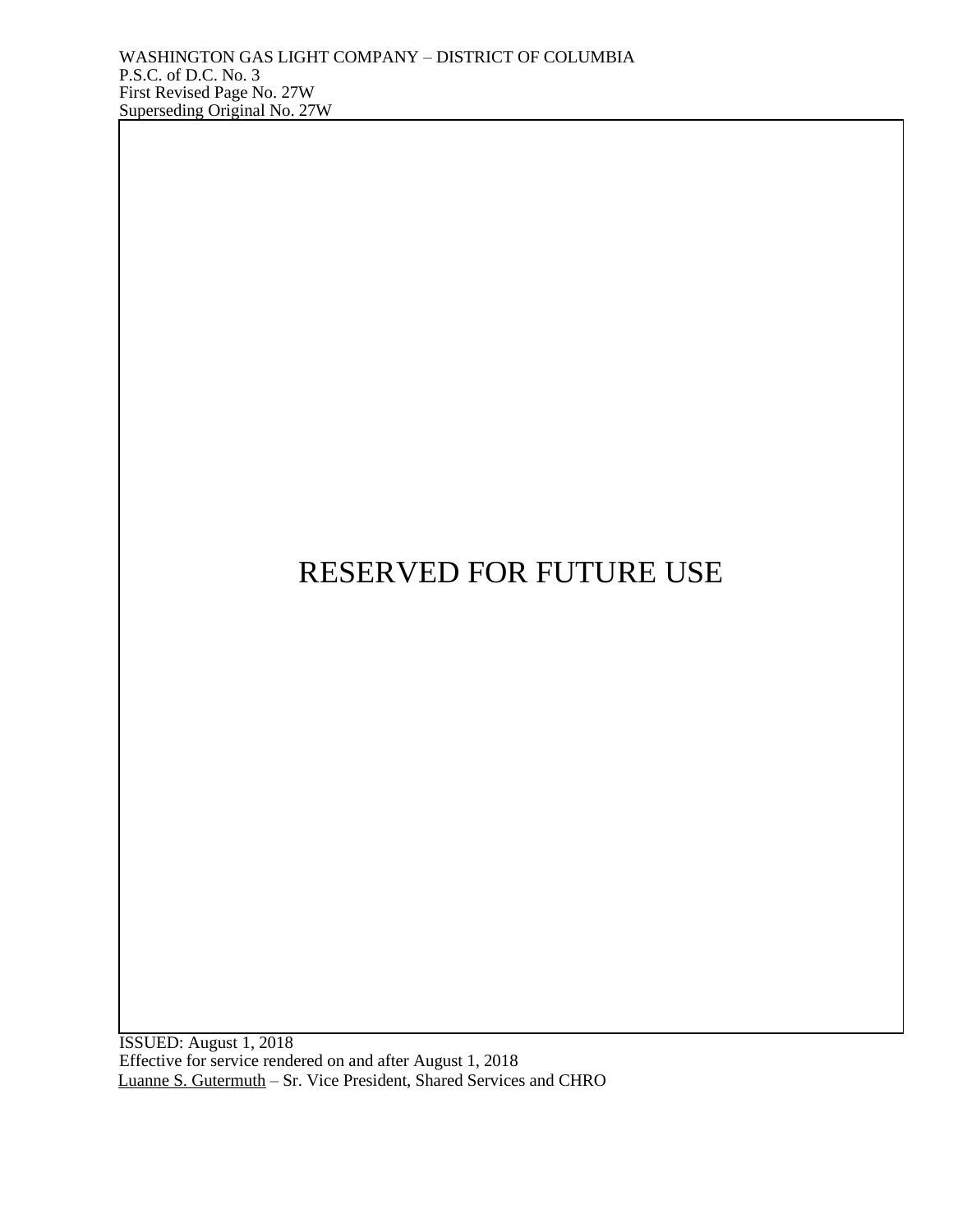WASHINGTON GAS LIGHT COMPANY – DISTRICT OF COLUMBIA
P.S.C. of D.C. No. 3
First Revised Page No. 27W
Superseding Original No. 27W

RESERVED FOR FUTURE USE

ISSUED: August 1, 2018
Effective for service rendered on and after August 1, 2018
Luanne S. Gutermuth – Sr. Vice President, Shared Services and CHRO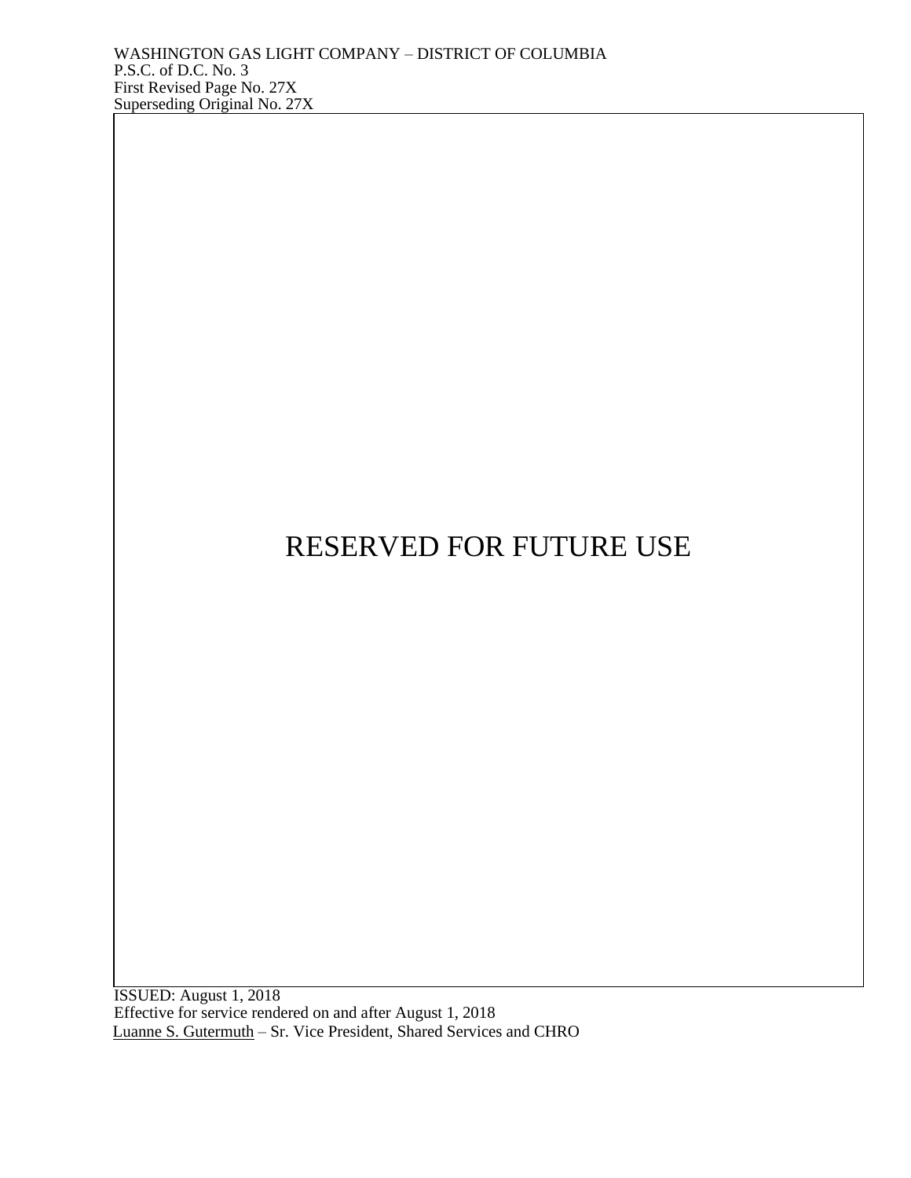WASHINGTON GAS LIGHT COMPANY – DISTRICT OF COLUMBIA
P.S.C. of D.C. No. 3
First Revised Page No. 27X
Superseding Original No. 27X

RESERVED FOR FUTURE USE

ISSUED: August 1, 2018
Effective for service rendered on and after August 1, 2018
Luanne S. Gutermuth – Sr. Vice President, Shared Services and CHRO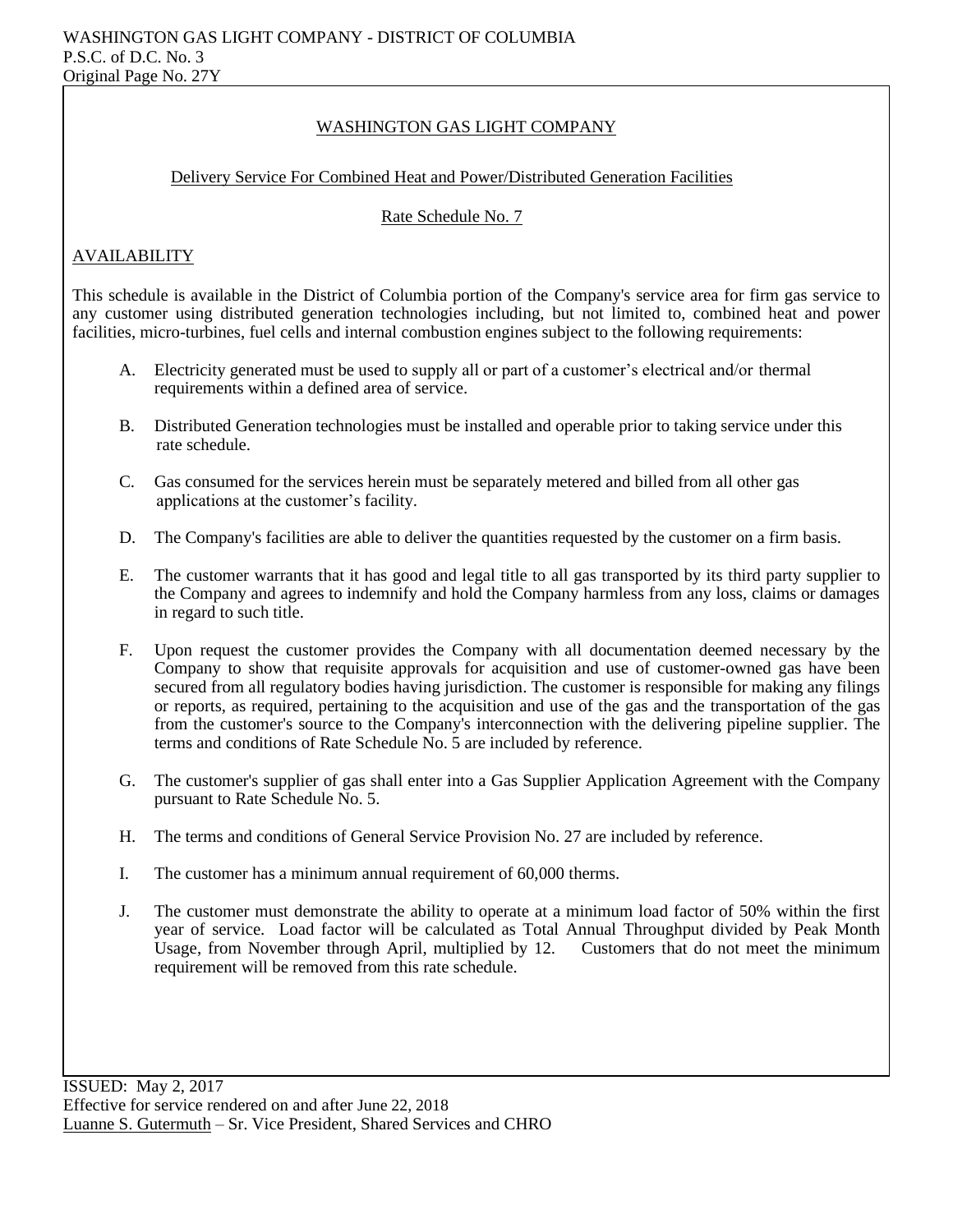WASHINGTON GAS LIGHT COMPANY - DISTRICT OF COLUMBIA
P.S.C. of D.C. No. 3
Original Page No. 27Y

# WASHINGTON GAS LIGHT COMPANY

## Delivery Service For Combined Heat and Power/Distributed Generation Facilities

## Rate Schedule No. 7

### AVAILABILITY

This schedule is available in the District of Columbia portion of the Company's service area for firm gas service to any customer using distributed generation technologies including, but not limited to, combined heat and power facilities, micro-turbines, fuel cells and internal combustion engines subject to the following requirements:

A. Electricity generated must be used to supply all or part of a customer's electrical and/or thermal requirements within a defined area of service.

B. Distributed Generation technologies must be installed and operable prior to taking service under this rate schedule.

C. Gas consumed for the services herein must be separately metered and billed from all other gas applications at the customer's facility.

D. The Company's facilities are able to deliver the quantities requested by the customer on a firm basis.

E. The customer warrants that it has good and legal title to all gas transported by its third party supplier to the Company and agrees to indemnify and hold the Company harmless from any loss, claims or damages in regard to such title.

F. Upon request the customer provides the Company with all documentation deemed necessary by the Company to show that requisite approvals for acquisition and use of customer-owned gas have been secured from all regulatory bodies having jurisdiction. The customer is responsible for making any filings or reports, as required, pertaining to the acquisition and use of the gas and the transportation of the gas from the customer's source to the Company's interconnection with the delivering pipeline supplier. The terms and conditions of Rate Schedule No. 5 are included by reference.

G. The customer's supplier of gas shall enter into a Gas Supplier Application Agreement with the Company pursuant to Rate Schedule No. 5.

H. The terms and conditions of General Service Provision No. 27 are included by reference.

I. The customer has a minimum annual requirement of 60,000 therms.

J. The customer must demonstrate the ability to operate at a minimum load factor of 50% within the first year of service. Load factor will be calculated as Total Annual Throughput divided by Peak Month Usage, from November through April, multiplied by 12. Customers that do not meet the minimum requirement will be removed from this rate schedule.

ISSUED: May 2, 2017
Effective for service rendered on and after June 22, 2018
Luanne S. Gutermuth – Sr. Vice President, Shared Services and CHRO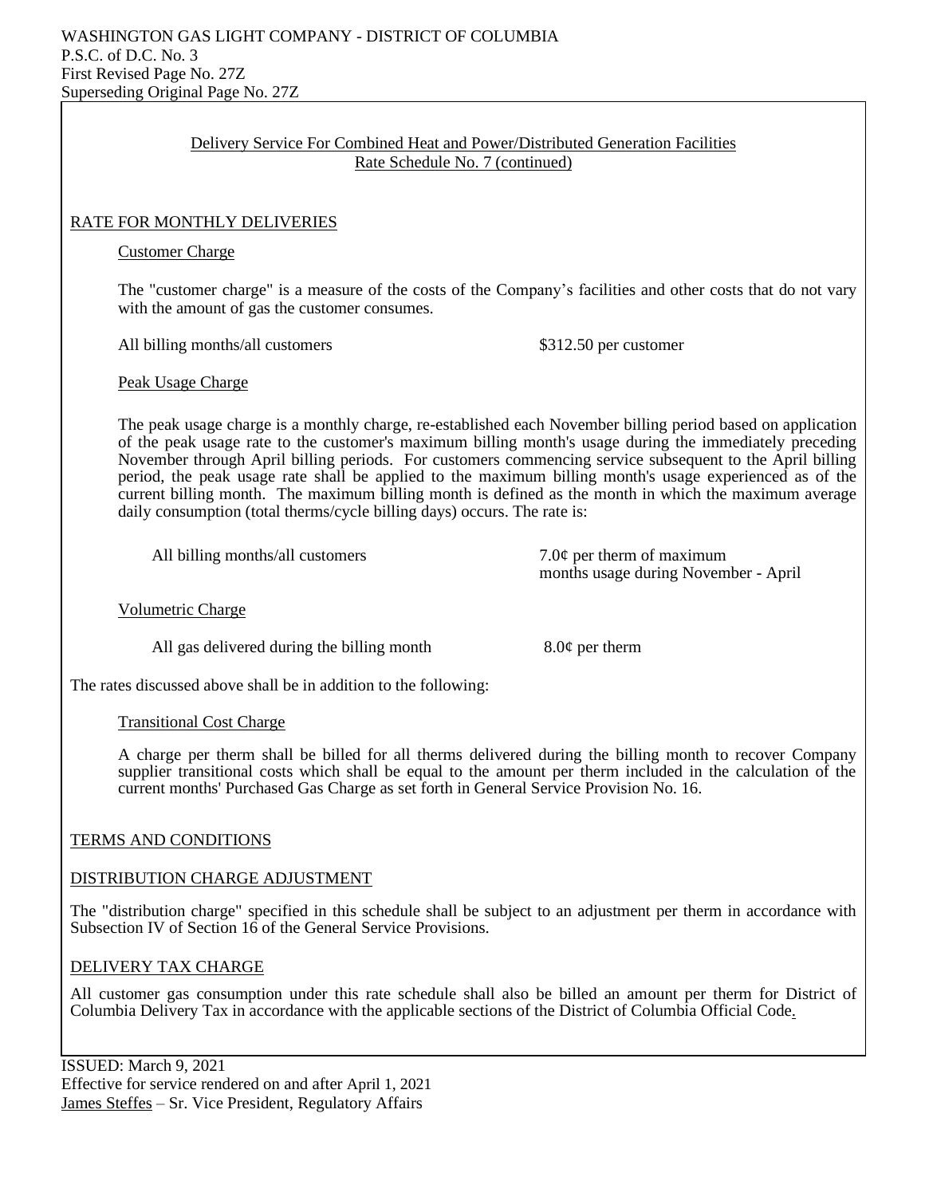WASHINGTON GAS LIGHT COMPANY - DISTRICT OF COLUMBIA
P.S.C. of D.C. No. 3
First Revised Page No. 27Z
Superseding Original Page No. 27Z

## Delivery Service For Combined Heat and Power/Distributed Generation Facilities
## Rate Schedule No. 7 (continued)

### RATE FOR MONTHLY DELIVERIES

#### Customer Charge

The "customer charge" is a measure of the costs of the Company's facilities and other costs that do not vary with the amount of gas the customer consumes.

| | |
|---|---|
| All billing months/all customers | $312.50 per customer |

#### Peak Usage Charge

The peak usage charge is a monthly charge, re-established each November billing period based on application of the peak usage rate to the customer's maximum billing month's usage during the immediately preceding November through April billing periods. For customers commencing service subsequent to the April billing period, the peak usage rate shall be applied to the maximum billing month's usage experienced as of the current billing month. The maximum billing month is defined as the month in which the maximum average daily consumption (total therms/cycle billing days) occurs. The rate is:

| | |
|---|---|
| All billing months/all customers | 7.0¢ per therm of maximum months usage during November - April |

#### Volumetric Charge

| | |
|---|---|
| All gas delivered during the billing month | 8.0¢ per therm |

The rates discussed above shall be in addition to the following:

#### Transitional Cost Charge

A charge per therm shall be billed for all therms delivered during the billing month to recover Company supplier transitional costs which shall be equal to the amount per therm included in the calculation of the current months' Purchased Gas Charge as set forth in General Service Provision No. 16.

### TERMS AND CONDITIONS

### DISTRIBUTION CHARGE ADJUSTMENT

The "distribution charge" specified in this schedule shall be subject to an adjustment per therm in accordance with Subsection IV of Section 16 of the General Service Provisions.

### DELIVERY TAX CHARGE

All customer gas consumption under this rate schedule shall also be billed an amount per therm for District of Columbia Delivery Tax in accordance with the applicable sections of the District of Columbia Official Code.

ISSUED: March 9, 2021
Effective for service rendered on and after April 1, 2021
James Steffes – Sr. Vice President, Regulatory Affairs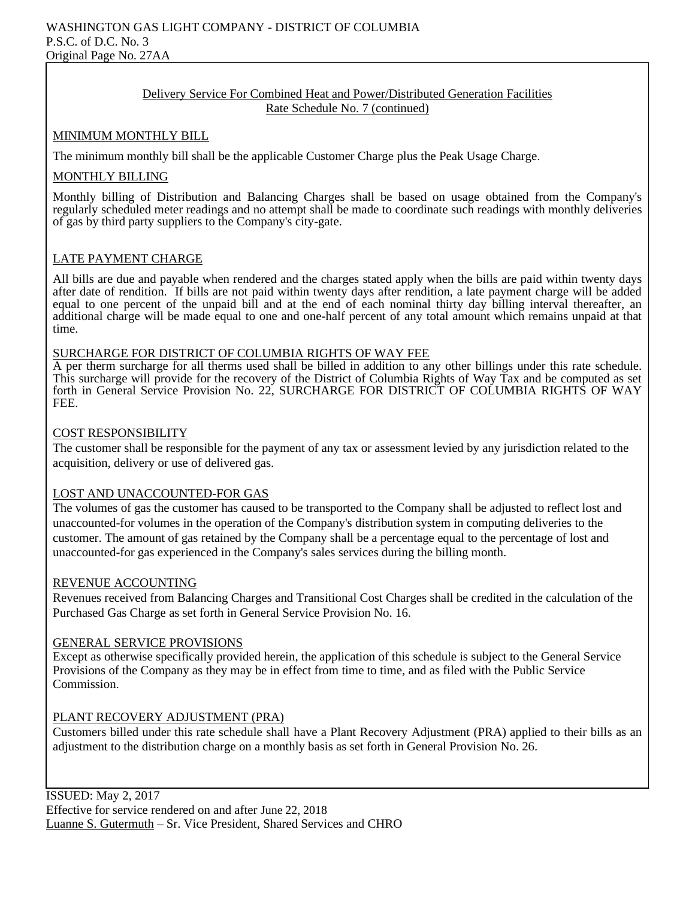WASHINGTON GAS LIGHT COMPANY - DISTRICT OF COLUMBIA
P.S.C. of D.C. No. 3
Original Page No. 27AA

## Delivery Service For Combined Heat and Power/Distributed Generation Facilities
## Rate Schedule No. 7 (continued)

### MINIMUM MONTHLY BILL

The minimum monthly bill shall be the applicable Customer Charge plus the Peak Usage Charge.

### MONTHLY BILLING

Monthly billing of Distribution and Balancing Charges shall be based on usage obtained from the Company's regularly scheduled meter readings and no attempt shall be made to coordinate such readings with monthly deliveries of gas by third party suppliers to the Company's city-gate.

### LATE PAYMENT CHARGE

All bills are due and payable when rendered and the charges stated apply when the bills are paid within twenty days after date of rendition. If bills are not paid within twenty days after rendition, a late payment charge will be added equal to one percent of the unpaid bill and at the end of each nominal thirty day billing interval thereafter, an additional charge will be made equal to one and one-half percent of any total amount which remains unpaid at that time.

### SURCHARGE FOR DISTRICT OF COLUMBIA RIGHTS OF WAY FEE

A per therm surcharge for all therms used shall be billed in addition to any other billings under this rate schedule. This surcharge will provide for the recovery of the District of Columbia Rights of Way Tax and be computed as set forth in General Service Provision No. 22, SURCHARGE FOR DISTRICT OF COLUMBIA RIGHTS OF WAY FEE.

### COST RESPONSIBILITY

The customer shall be responsible for the payment of any tax or assessment levied by any jurisdiction related to the acquisition, delivery or use of delivered gas.

### LOST AND UNACCOUNTED-FOR GAS

The volumes of gas the customer has caused to be transported to the Company shall be adjusted to reflect lost and unaccounted-for volumes in the operation of the Company's distribution system in computing deliveries to the customer. The amount of gas retained by the Company shall be a percentage equal to the percentage of lost and unaccounted-for gas experienced in the Company's sales services during the billing month.

### REVENUE ACCOUNTING

Revenues received from Balancing Charges and Transitional Cost Charges shall be credited in the calculation of the Purchased Gas Charge as set forth in General Service Provision No. 16.

### GENERAL SERVICE PROVISIONS

Except as otherwise specifically provided herein, the application of this schedule is subject to the General Service Provisions of the Company as they may be in effect from time to time, and as filed with the Public Service Commission.

### PLANT RECOVERY ADJUSTMENT (PRA)

Customers billed under this rate schedule shall have a Plant Recovery Adjustment (PRA) applied to their bills as an adjustment to the distribution charge on a monthly basis as set forth in General Provision No. 26.

ISSUED: May 2, 2017
Effective for service rendered on and after June 22, 2018
Luanne S. Gutermuth – Sr. Vice President, Shared Services and CHRO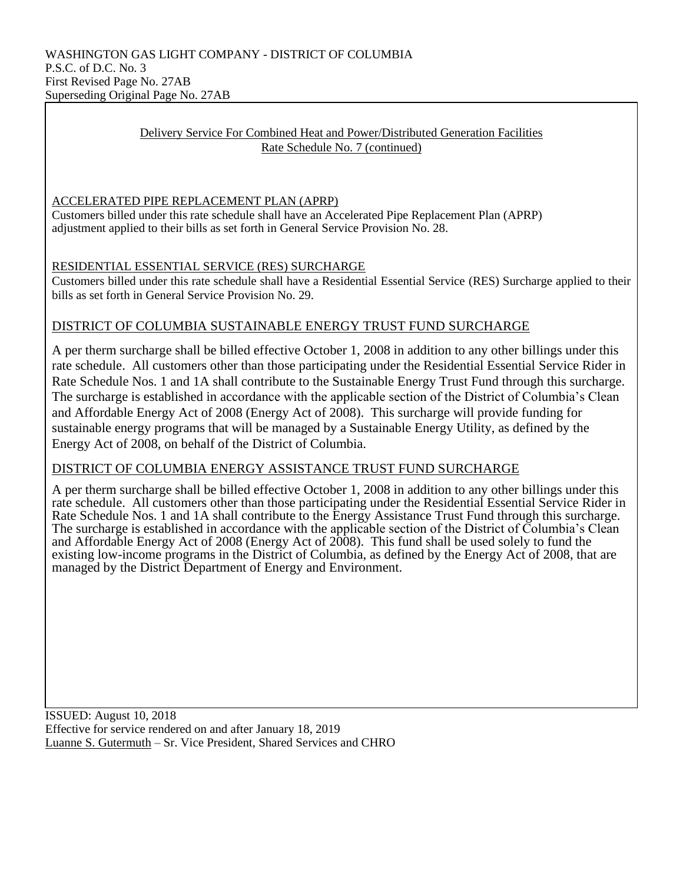WASHINGTON GAS LIGHT COMPANY - DISTRICT OF COLUMBIA
P.S.C. of D.C. No. 3
First Revised Page No. 27AB
Superseding Original Page No. 27AB

Delivery Service For Combined Heat and Power/Distributed Generation Facilities
Rate Schedule No. 7 (continued)

ACCELERATED PIPE REPLACEMENT PLAN (APRP)

Customers billed under this rate schedule shall have an Accelerated Pipe Replacement Plan (APRP) adjustment applied to their bills as set forth in General Service Provision No. 28.

RESIDENTIAL ESSENTIAL SERVICE (RES) SURCHARGE

Customers billed under this rate schedule shall have a Residential Essential Service (RES) Surcharge applied to their bills as set forth in General Service Provision No. 29.

DISTRICT OF COLUMBIA SUSTAINABLE ENERGY TRUST FUND SURCHARGE

A per therm surcharge shall be billed effective October 1, 2008 in addition to any other billings under this rate schedule. All customers other than those participating under the Residential Essential Service Rider in Rate Schedule Nos. 1 and 1A shall contribute to the Sustainable Energy Trust Fund through this surcharge. The surcharge is established in accordance with the applicable section of the District of Columbia's Clean and Affordable Energy Act of 2008 (Energy Act of 2008). This surcharge will provide funding for sustainable energy programs that will be managed by a Sustainable Energy Utility, as defined by the Energy Act of 2008, on behalf of the District of Columbia.

DISTRICT OF COLUMBIA ENERGY ASSISTANCE TRUST FUND SURCHARGE

A per therm surcharge shall be billed effective October 1, 2008 in addition to any other billings under this rate schedule. All customers other than those participating under the Residential Essential Service Rider in Rate Schedule Nos. 1 and 1A shall contribute to the Energy Assistance Trust Fund through this surcharge. The surcharge is established in accordance with the applicable section of the District of Columbia's Clean and Affordable Energy Act of 2008 (Energy Act of 2008). This fund shall be used solely to fund the existing low-income programs in the District of Columbia, as defined by the Energy Act of 2008, that are managed by the District Department of Energy and Environment.

ISSUED: August 10, 2018
Effective for service rendered on and after January 18, 2019
Luanne S. Gutermuth – Sr. Vice President, Shared Services and CHRO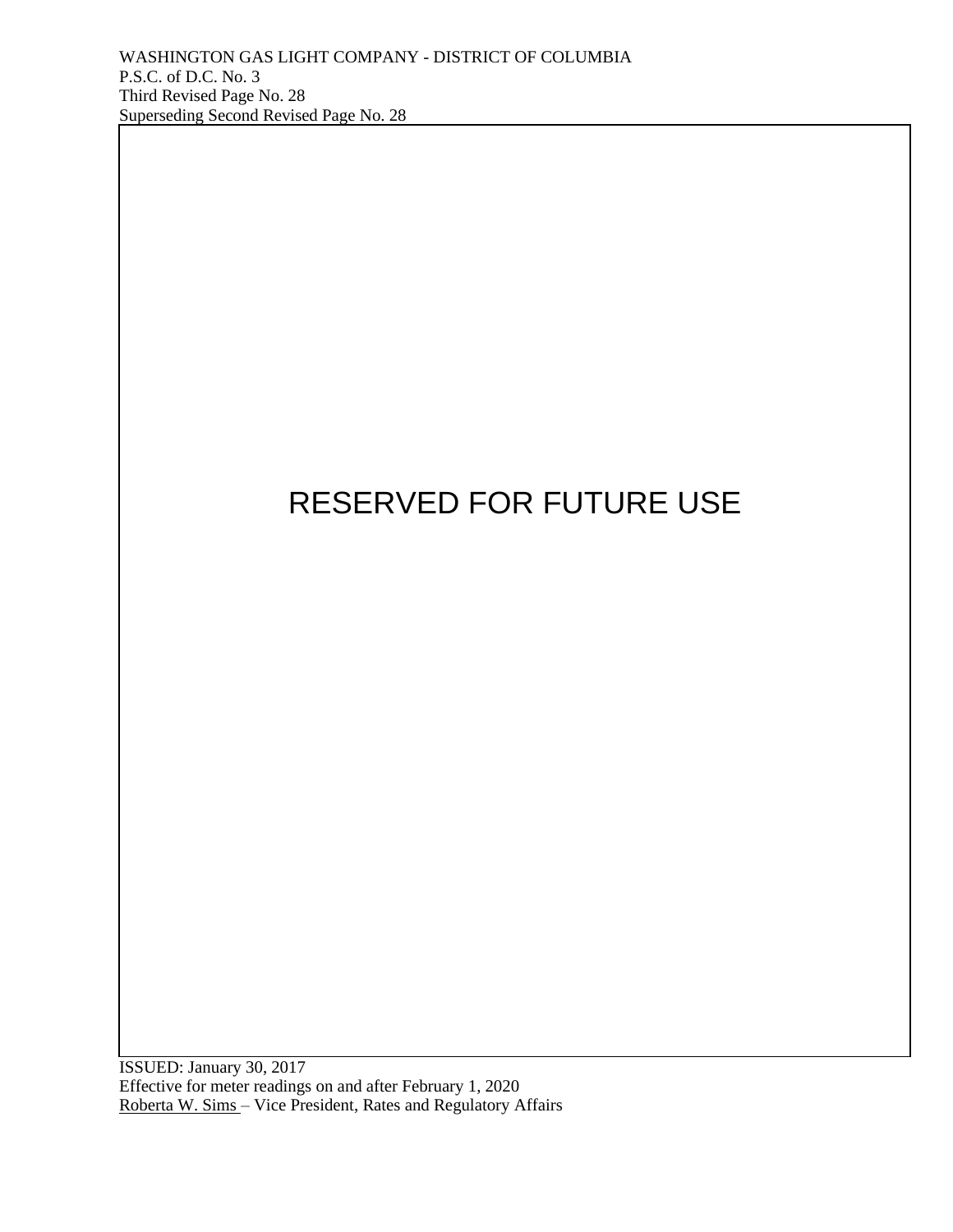WASHINGTON GAS LIGHT COMPANY - DISTRICT OF COLUMBIA
P.S.C. of D.C. No. 3
Third Revised Page No. 28
Superseding Second Revised Page No. 28

RESERVED FOR FUTURE USE

ISSUED: January 30, 2017
Effective for meter readings on and after February 1, 2020
Roberta W. Sims – Vice President, Rates and Regulatory Affairs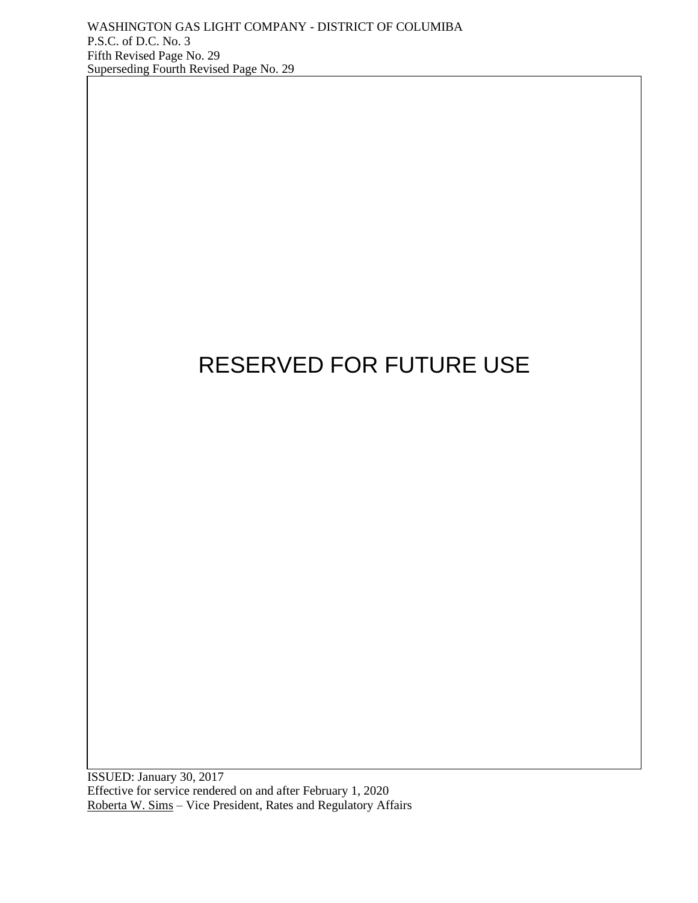WASHINGTON GAS LIGHT COMPANY - DISTRICT OF COLUMIBA
P.S.C. of D.C. No. 3
Fifth Revised Page No. 29
Superseding Fourth Revised Page No. 29

RESERVED FOR FUTURE USE

ISSUED: January 30, 2017
Effective for service rendered on and after February 1, 2020
Roberta W. Sims – Vice President, Rates and Regulatory Affairs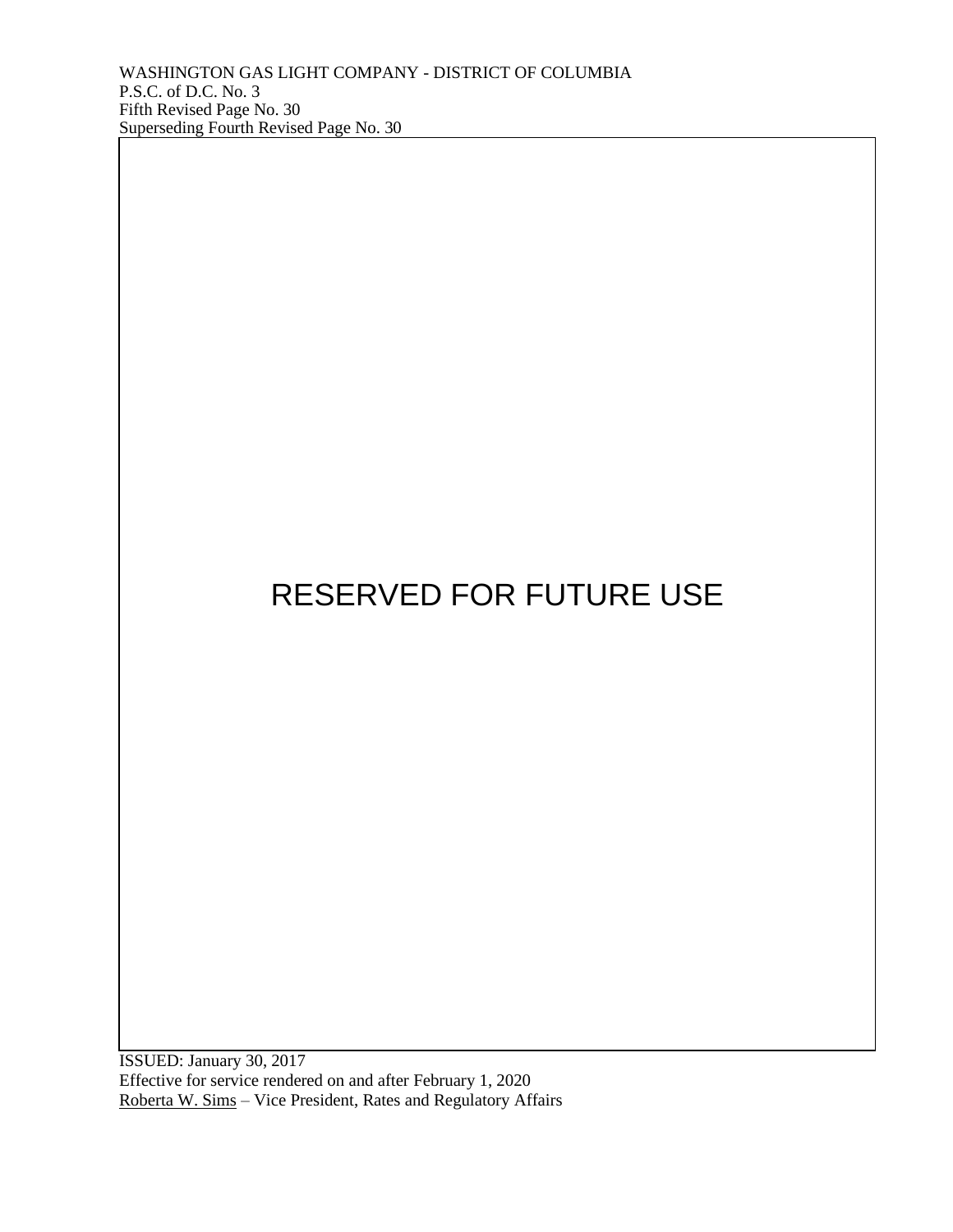RESERVED FOR FUTURE USE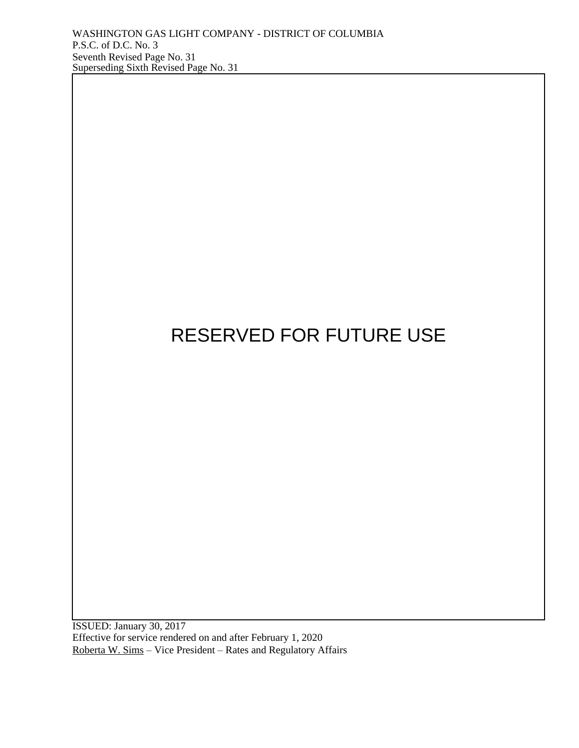WASHINGTON GAS LIGHT COMPANY - DISTRICT OF COLUMBIA
P.S.C. of D.C. No. 3
Seventh Revised Page No. 31
Superseding Sixth Revised Page No. 31

RESERVED FOR FUTURE USE

ISSUED: January 30, 2017
Effective for service rendered on and after February 1, 2020
Roberta W. Sims – Vice President – Rates and Regulatory Affairs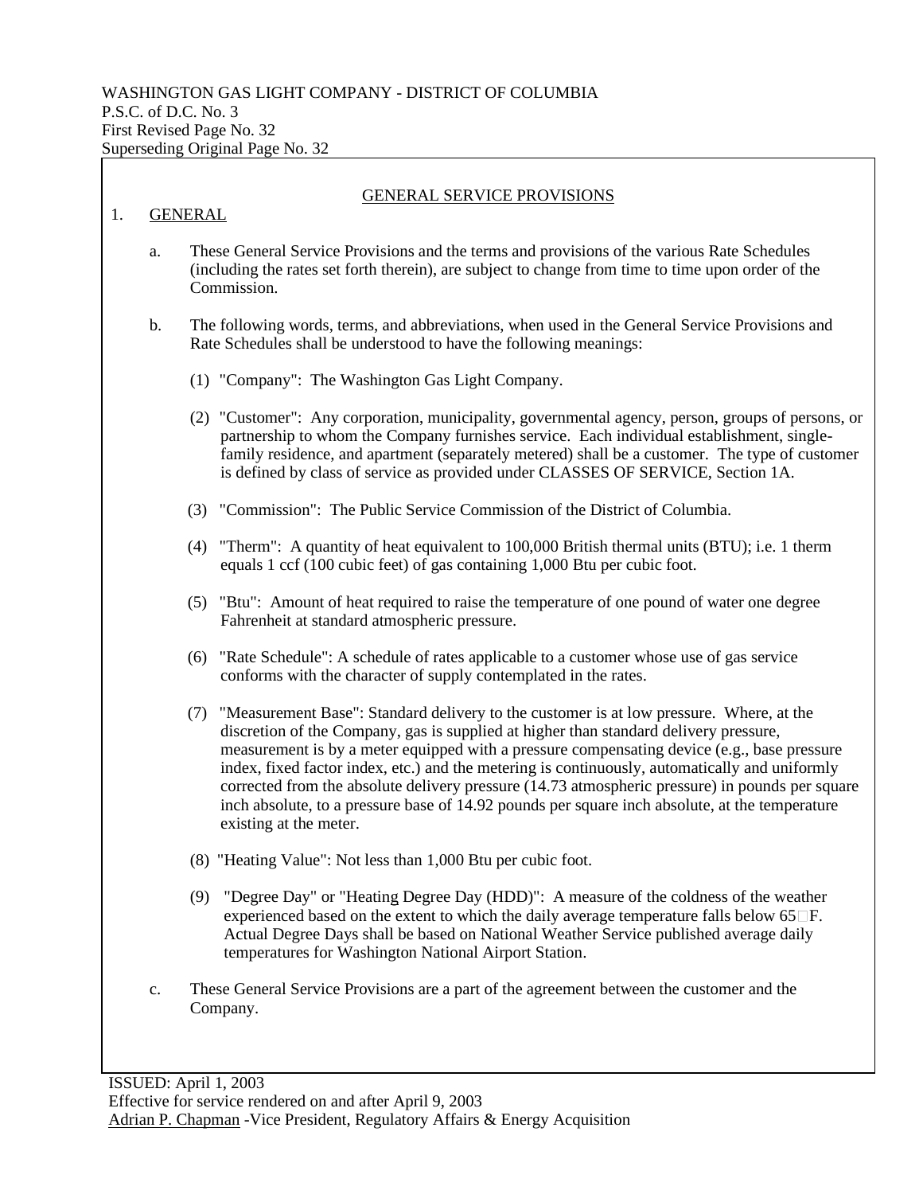WASHINGTON GAS LIGHT COMPANY - DISTRICT OF COLUMBIA
P.S.C. of D.C. No. 3
First Revised Page No. 32
Superseding Original Page No. 32

## GENERAL SERVICE PROVISIONS

1. GENERAL

   a. These General Service Provisions and the terms and provisions of the various Rate Schedules (including the rates set forth therein), are subject to change from time to time upon order of the Commission.

   b. The following words, terms, and abbreviations, when used in the General Service Provisions and Rate Schedules shall be understood to have the following meanings:

      (1) "Company": The Washington Gas Light Company.

      (2) "Customer": Any corporation, municipality, governmental agency, person, groups of persons, or partnership to whom the Company furnishes service. Each individual establishment, single-family residence, and apartment (separately metered) shall be a customer. The type of customer is defined by class of service as provided under CLASSES OF SERVICE, Section 1A.

      (3) "Commission": The Public Service Commission of the District of Columbia.

      (4) "Therm": A quantity of heat equivalent to 100,000 British thermal units (BTU); i.e. 1 therm equals 1 ccf (100 cubic feet) of gas containing 1,000 Btu per cubic foot.

      (5) "Btu": Amount of heat required to raise the temperature of one pound of water one degree Fahrenheit at standard atmospheric pressure.

      (6) "Rate Schedule": A schedule of rates applicable to a customer whose use of gas service conforms with the character of supply contemplated in the rates.

      (7) "Measurement Base": Standard delivery to the customer is at low pressure. Where, at the discretion of the Company, gas is supplied at higher than standard delivery pressure, measurement is by a meter equipped with a pressure compensating device (e.g., base pressure index, fixed factor index, etc.) and the metering is continuously, automatically and uniformly corrected from the absolute delivery pressure (14.73 atmospheric pressure) in pounds per square inch absolute, to a pressure base of 14.92 pounds per square inch absolute, at the temperature existing at the meter.

      (8) "Heating Value": Not less than 1,000 Btu per cubic foot.

      (9) "Degree Day" or "Heating Degree Day (HDD)": A measure of the coldness of the weather experienced based on the extent to which the daily average temperature falls below 65°F. Actual Degree Days shall be based on National Weather Service published average daily temperatures for Washington National Airport Station.

   c. These General Service Provisions are a part of the agreement between the customer and the Company.

ISSUED: April 1, 2003
Effective for service rendered on and after April 9, 2003
Adrian P. Chapman -Vice President, Regulatory Affairs & Energy Acquisition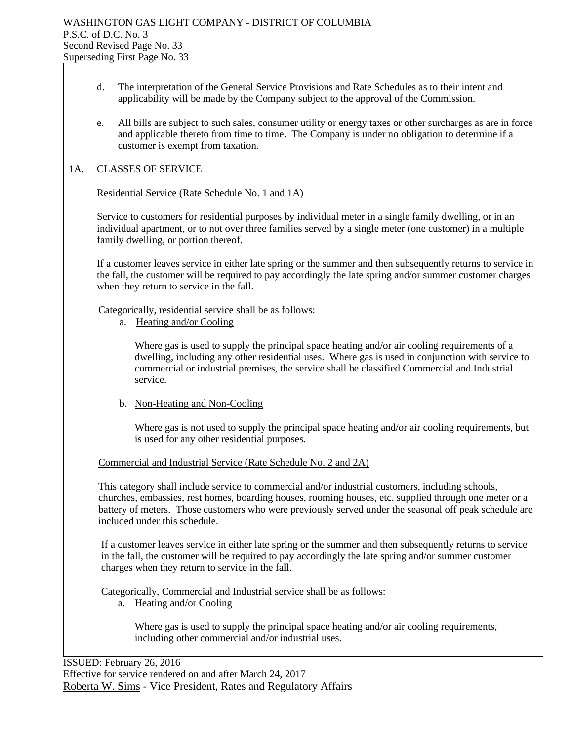d. The interpretation of the General Service Provisions and Rate Schedules as to their intent and applicability will be made by the Company subject to the approval of the Commission.

e. All bills are subject to such sales, consumer utility or energy taxes or other surcharges as are in force and applicable thereto from time to time. The Company is under no obligation to determine if a customer is exempt from taxation.

## 1A. CLASSES OF SERVICE

### Residential Service (Rate Schedule No. 1 and 1A)

Service to customers for residential purposes by individual meter in a single family dwelling, or in an individual apartment, or to not over three families served by a single meter (one customer) in a multiple family dwelling, or portion thereof.

If a customer leaves service in either late spring or the summer and then subsequently returns to service in the fall, the customer will be required to pay accordingly the late spring and/or summer customer charges when they return to service in the fall.

Categorically, residential service shall be as follows:

a. Heating and/or Cooling

Where gas is used to supply the principal space heating and/or air cooling requirements of a dwelling, including any other residential uses. Where gas is used in conjunction with service to commercial or industrial premises, the service shall be classified Commercial and Industrial service.

b. Non-Heating and Non-Cooling

Where gas is not used to supply the principal space heating and/or air cooling requirements, but is used for any other residential purposes.

### Commercial and Industrial Service (Rate Schedule No. 2 and 2A)

This category shall include service to commercial and/or industrial customers, including schools, churches, embassies, rest homes, boarding houses, rooming houses, etc. supplied through one meter or a battery of meters. Those customers who were previously served under the seasonal off peak schedule are included under this schedule.

If a customer leaves service in either late spring or the summer and then subsequently returns to service in the fall, the customer will be required to pay accordingly the late spring and/or summer customer charges when they return to service in the fall.

Categorically, Commercial and Industrial service shall be as follows:

a. Heating and/or Cooling

Where gas is used to supply the principal space heating and/or air cooling requirements, including other commercial and/or industrial uses.

ISSUED: February 26, 2016
Effective for service rendered on and after March 24, 2017
Roberta W. Sims - Vice President, Rates and Regulatory Affairs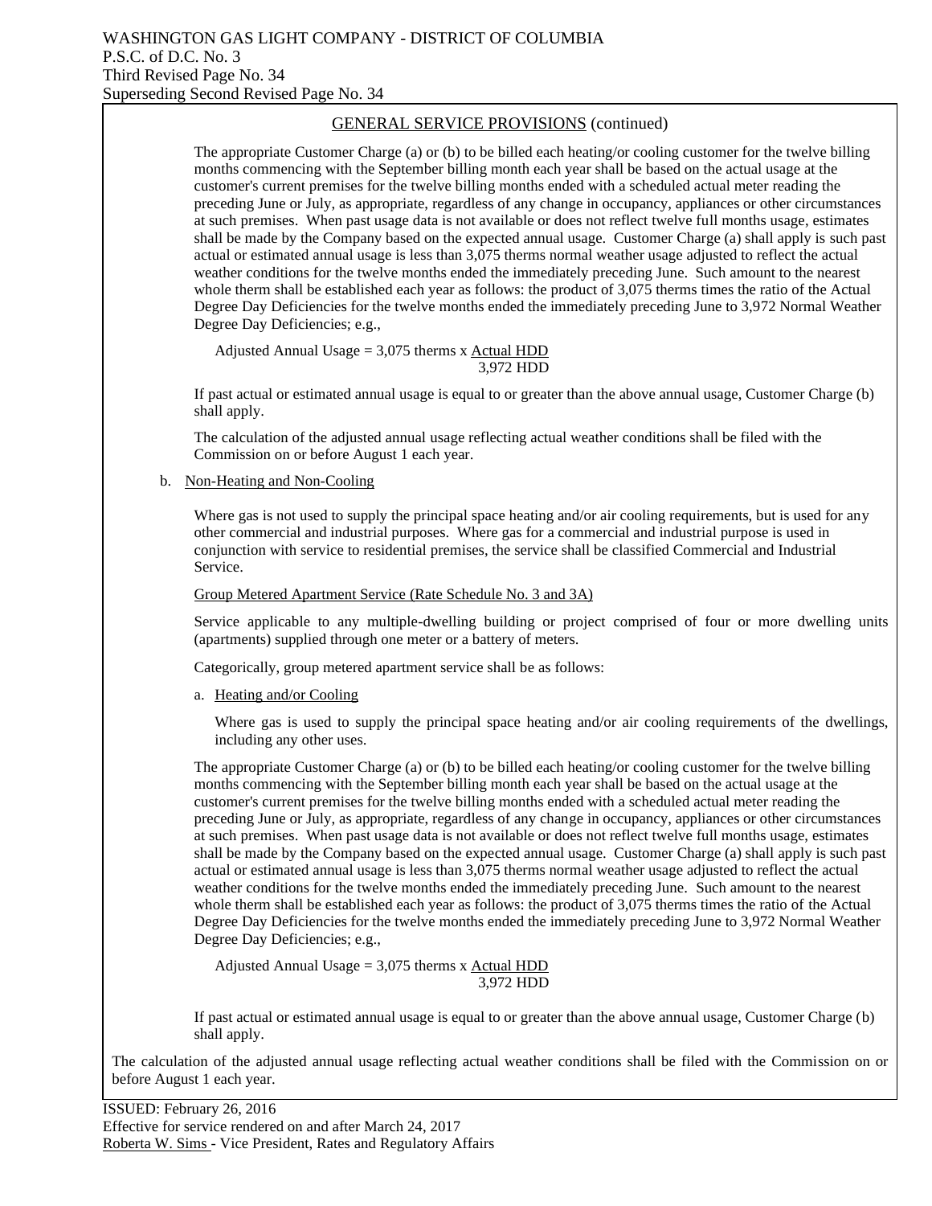WASHINGTON GAS LIGHT COMPANY - DISTRICT OF COLUMBIA
P.S.C. of D.C. No. 3
Third Revised Page No. 34
Superseding Second Revised Page No. 34

## GENERAL SERVICE PROVISIONS (continued)

The appropriate Customer Charge (a) or (b) to be billed each heating/or cooling customer for the twelve billing months commencing with the September billing month each year shall be based on the actual usage at the customer's current premises for the twelve billing months ended with a scheduled actual meter reading the preceding June or July, as appropriate, regardless of any change in occupancy, appliances or other circumstances at such premises. When past usage data is not available or does not reflect twelve full months usage, estimates shall be made by the Company based on the expected annual usage. Customer Charge (a) shall apply is such past actual or estimated annual usage is less than 3,075 therms normal weather usage adjusted to reflect the actual weather conditions for the twelve months ended the immediately preceding June. Such amount to the nearest whole therm shall be established each year as follows: the product of 3,075 therms times the ratio of the Actual Degree Day Deficiencies for the twelve months ended the immediately preceding June to 3,972 Normal Weather Degree Day Deficiencies; e.g.,

$$\text{Adjusted Annual Usage} = 3{,}075 \text{ therms} \times \frac{\text{Actual HDD}}{3{,}972 \text{ HDD}}$$

If past actual or estimated annual usage is equal to or greater than the above annual usage, Customer Charge (b) shall apply.

The calculation of the adjusted annual usage reflecting actual weather conditions shall be filed with the Commission on or before August 1 each year.

b. Non-Heating and Non-Cooling

Where gas is not used to supply the principal space heating and/or air cooling requirements, but is used for any other commercial and industrial purposes. Where gas for a commercial and industrial purpose is used in conjunction with service to residential premises, the service shall be classified Commercial and Industrial Service.

Group Metered Apartment Service (Rate Schedule No. 3 and 3A)

Service applicable to any multiple-dwelling building or project comprised of four or more dwelling units (apartments) supplied through one meter or a battery of meters.

Categorically, group metered apartment service shall be as follows:

a. Heating and/or Cooling

Where gas is used to supply the principal space heating and/or air cooling requirements of the dwellings, including any other uses.

The appropriate Customer Charge (a) or (b) to be billed each heating/or cooling customer for the twelve billing months commencing with the September billing month each year shall be based on the actual usage at the customer's current premises for the twelve billing months ended with a scheduled actual meter reading the preceding June or July, as appropriate, regardless of any change in occupancy, appliances or other circumstances at such premises. When past usage data is not available or does not reflect twelve full months usage, estimates shall be made by the Company based on the expected annual usage. Customer Charge (a) shall apply is such past actual or estimated annual usage is less than 3,075 therms normal weather usage adjusted to reflect the actual weather conditions for the twelve months ended the immediately preceding June. Such amount to the nearest whole therm shall be established each year as follows: the product of 3,075 therms times the ratio of the Actual Degree Day Deficiencies for the twelve months ended the immediately preceding June to 3,972 Normal Weather Degree Day Deficiencies; e.g.,

$$\text{Adjusted Annual Usage} = 3{,}075 \text{ therms} \times \frac{\text{Actual HDD}}{3{,}972 \text{ HDD}}$$

If past actual or estimated annual usage is equal to or greater than the above annual usage, Customer Charge (b) shall apply.

The calculation of the adjusted annual usage reflecting actual weather conditions shall be filed with the Commission on or before August 1 each year.

ISSUED: February 26, 2016
Effective for service rendered on and after March 24, 2017
Roberta W. Sims - Vice President, Rates and Regulatory Affairs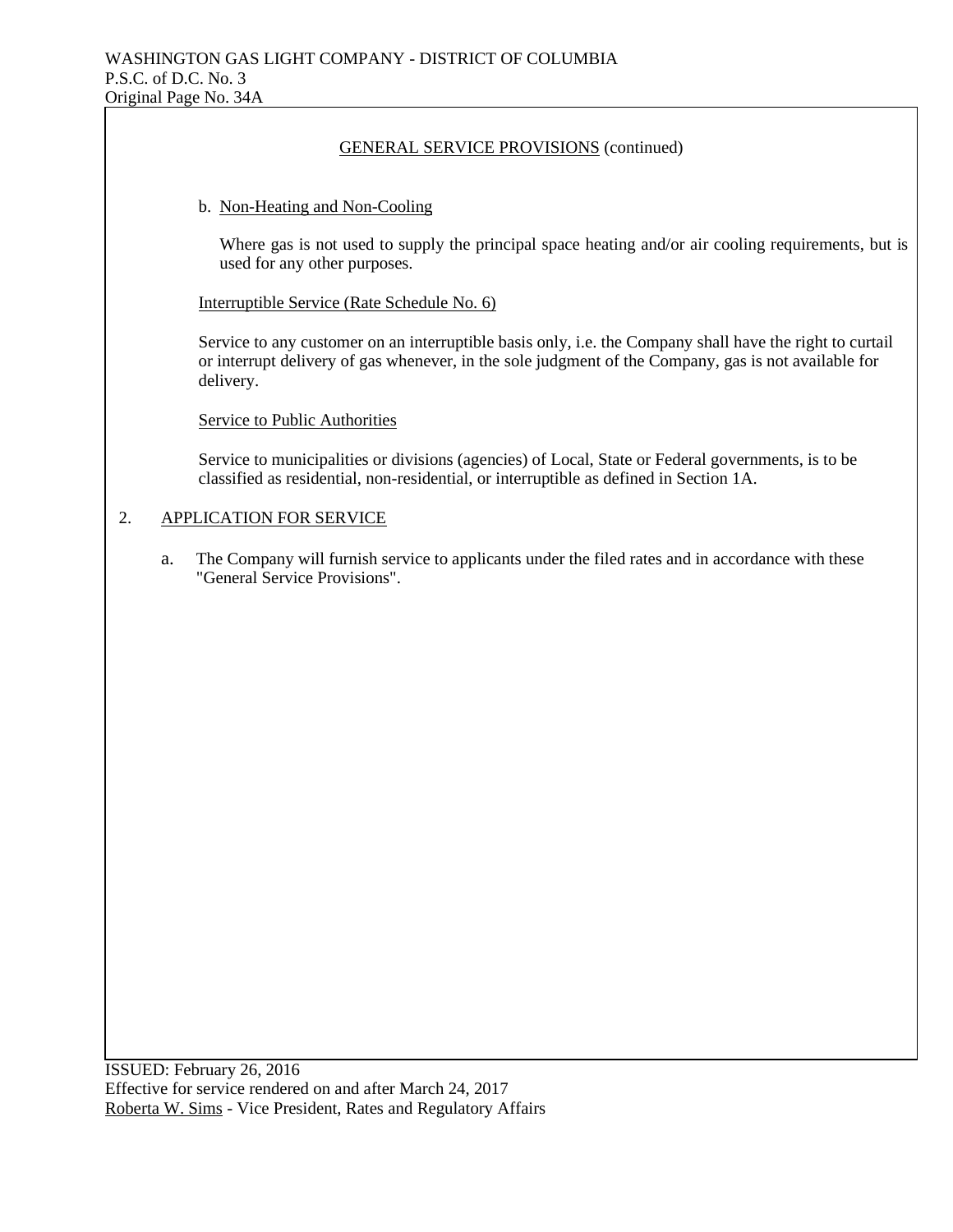GENERAL SERVICE PROVISIONS (continued)

b. Non-Heating and Non-Cooling

Where gas is not used to supply the principal space heating and/or air cooling requirements, but is used for any other purposes.

Interruptible Service (Rate Schedule No. 6)

Service to any customer on an interruptible basis only, i.e. the Company shall have the right to curtail or interrupt delivery of gas whenever, in the sole judgment of the Company, gas is not available for delivery.

Service to Public Authorities

Service to municipalities or divisions (agencies) of Local, State or Federal governments, is to be classified as residential, non-residential, or interruptible as defined in Section 1A.

## 2. APPLICATION FOR SERVICE

a. The Company will furnish service to applicants under the filed rates and in accordance with these "General Service Provisions".

ISSUED: February 26, 2016
Effective for service rendered on and after March 24, 2017
Roberta W. Sims - Vice President, Rates and Regulatory Affairs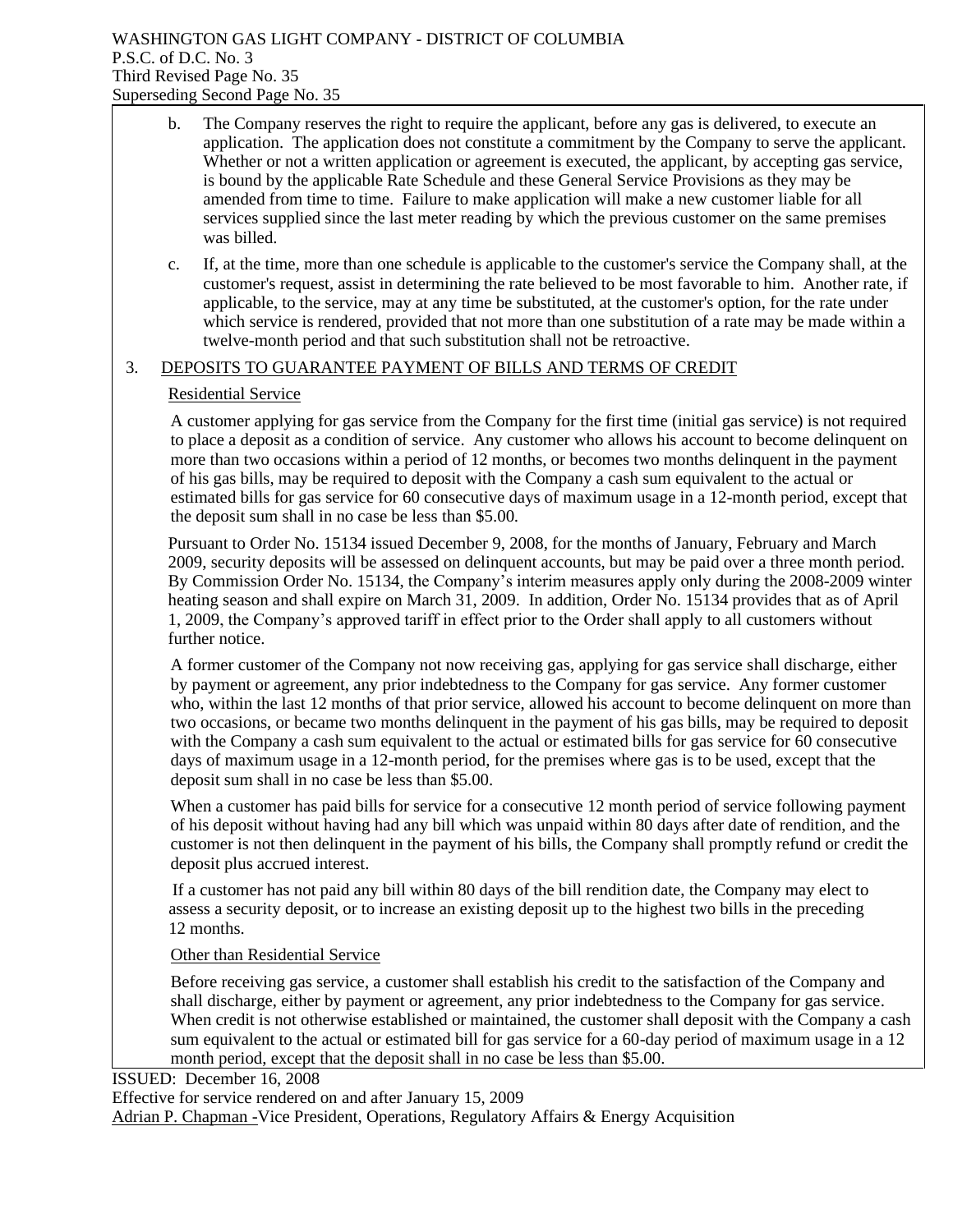b. The Company reserves the right to require the applicant, before any gas is delivered, to execute an application. The application does not constitute a commitment by the Company to serve the applicant. Whether or not a written application or agreement is executed, the applicant, by accepting gas service, is bound by the applicable Rate Schedule and these General Service Provisions as they may be amended from time to time. Failure to make application will make a new customer liable for all services supplied since the last meter reading by which the previous customer on the same premises was billed.

c. If, at the time, more than one schedule is applicable to the customer's service the Company shall, at the customer's request, assist in determining the rate believed to be most favorable to him. Another rate, if applicable, to the service, may at any time be substituted, at the customer's option, for the rate under which service is rendered, provided that not more than one substitution of a rate may be made within a twelve-month period and that such substitution shall not be retroactive.

3. DEPOSITS TO GUARANTEE PAYMENT OF BILLS AND TERMS OF CREDIT

Residential Service

A customer applying for gas service from the Company for the first time (initial gas service) is not required to place a deposit as a condition of service. Any customer who allows his account to become delinquent on more than two occasions within a period of 12 months, or becomes two months delinquent in the payment of his gas bills, may be required to deposit with the Company a cash sum equivalent to the actual or estimated bills for gas service for 60 consecutive days of maximum usage in a 12-month period, except that the deposit sum shall in no case be less than $5.00.

Pursuant to Order No. 15134 issued December 9, 2008, for the months of January, February and March 2009, security deposits will be assessed on delinquent accounts, but may be paid over a three month period. By Commission Order No. 15134, the Company's interim measures apply only during the 2008-2009 winter heating season and shall expire on March 31, 2009. In addition, Order No. 15134 provides that as of April 1, 2009, the Company's approved tariff in effect prior to the Order shall apply to all customers without further notice.

A former customer of the Company not now receiving gas, applying for gas service shall discharge, either by payment or agreement, any prior indebtedness to the Company for gas service. Any former customer who, within the last 12 months of that prior service, allowed his account to become delinquent on more than two occasions, or became two months delinquent in the payment of his gas bills, may be required to deposit with the Company a cash sum equivalent to the actual or estimated bills for gas service for 60 consecutive days of maximum usage in a 12-month period, for the premises where gas is to be used, except that the deposit sum shall in no case be less than $5.00.

When a customer has paid bills for service for a consecutive 12 month period of service following payment of his deposit without having had any bill which was unpaid within 80 days after date of rendition, and the customer is not then delinquent in the payment of his bills, the Company shall promptly refund or credit the deposit plus accrued interest.

If a customer has not paid any bill within 80 days of the bill rendition date, the Company may elect to assess a security deposit, or to increase an existing deposit up to the highest two bills in the preceding 12 months.

Other than Residential Service

Before receiving gas service, a customer shall establish his credit to the satisfaction of the Company and shall discharge, either by payment or agreement, any prior indebtedness to the Company for gas service. When credit is not otherwise established or maintained, the customer shall deposit with the Company a cash sum equivalent to the actual or estimated bill for gas service for a 60-day period of maximum usage in a 12 month period, except that the deposit shall in no case be less than $5.00.

ISSUED: December 16, 2008
Effective for service rendered on and after January 15, 2009
Adrian P. Chapman -Vice President, Operations, Regulatory Affairs & Energy Acquisition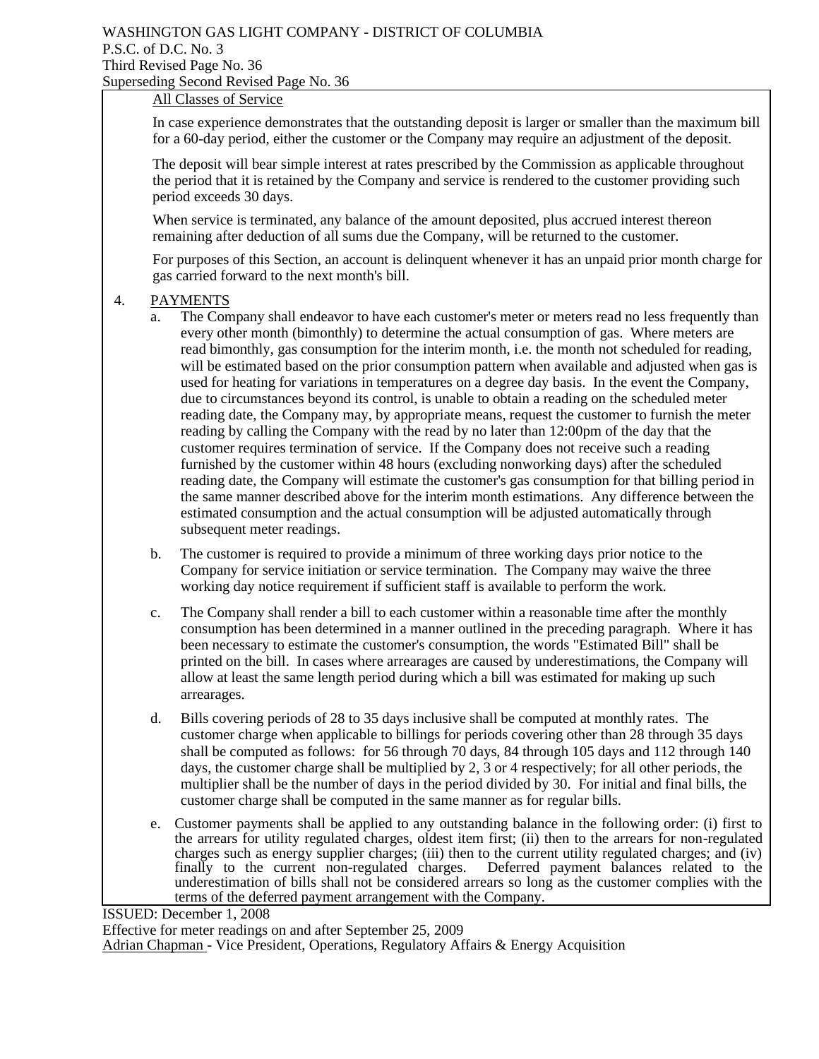All Classes of Service

In case experience demonstrates that the outstanding deposit is larger or smaller than the maximum bill for a 60-day period, either the customer or the Company may require an adjustment of the deposit.

The deposit will bear simple interest at rates prescribed by the Commission as applicable throughout the period that it is retained by the Company and service is rendered to the customer providing such period exceeds 30 days.

When service is terminated, any balance of the amount deposited, plus accrued interest thereon remaining after deduction of all sums due the Company, will be returned to the customer.

For purposes of this Section, an account is delinquent whenever it has an unpaid prior month charge for gas carried forward to the next month's bill.

4. PAYMENTS

a. The Company shall endeavor to have each customer's meter or meters read no less frequently than every other month (bimonthly) to determine the actual consumption of gas. Where meters are read bimonthly, gas consumption for the interim month, i.e. the month not scheduled for reading, will be estimated based on the prior consumption pattern when available and adjusted when gas is used for heating for variations in temperatures on a degree day basis. In the event the Company, due to circumstances beyond its control, is unable to obtain a reading on the scheduled meter reading date, the Company may, by appropriate means, request the customer to furnish the meter reading by calling the Company with the read by no later than 12:00pm of the day that the customer requires termination of service. If the Company does not receive such a reading furnished by the customer within 48 hours (excluding nonworking days) after the scheduled reading date, the Company will estimate the customer's gas consumption for that billing period in the same manner described above for the interim month estimations. Any difference between the estimated consumption and the actual consumption will be adjusted automatically through subsequent meter readings.

b. The customer is required to provide a minimum of three working days prior notice to the Company for service initiation or service termination. The Company may waive the three working day notice requirement if sufficient staff is available to perform the work.

c. The Company shall render a bill to each customer within a reasonable time after the monthly consumption has been determined in a manner outlined in the preceding paragraph. Where it has been necessary to estimate the customer's consumption, the words "Estimated Bill" shall be printed on the bill. In cases where arrearages are caused by underestimations, the Company will allow at least the same length period during which a bill was estimated for making up such arrearages.

d. Bills covering periods of 28 to 35 days inclusive shall be computed at monthly rates. The customer charge when applicable to billings for periods covering other than 28 through 35 days shall be computed as follows: for 56 through 70 days, 84 through 105 days and 112 through 140 days, the customer charge shall be multiplied by 2, 3 or 4 respectively; for all other periods, the multiplier shall be the number of days in the period divided by 30. For initial and final bills, the customer charge shall be computed in the same manner as for regular bills.

e. Customer payments shall be applied to any outstanding balance in the following order: (i) first to the arrears for utility regulated charges, oldest item first; (ii) then to the arrears for non-regulated charges such as energy supplier charges; (iii) then to the current utility regulated charges; and (iv) finally to the current non-regulated charges. Deferred payment balances related to the underestimation of bills shall not be considered arrears so long as the customer complies with the terms of the deferred payment arrangement with the Company.

ISSUED: December 1, 2008

Effective for meter readings on and after September 25, 2009

Adrian Chapman - Vice President, Operations, Regulatory Affairs & Energy Acquisition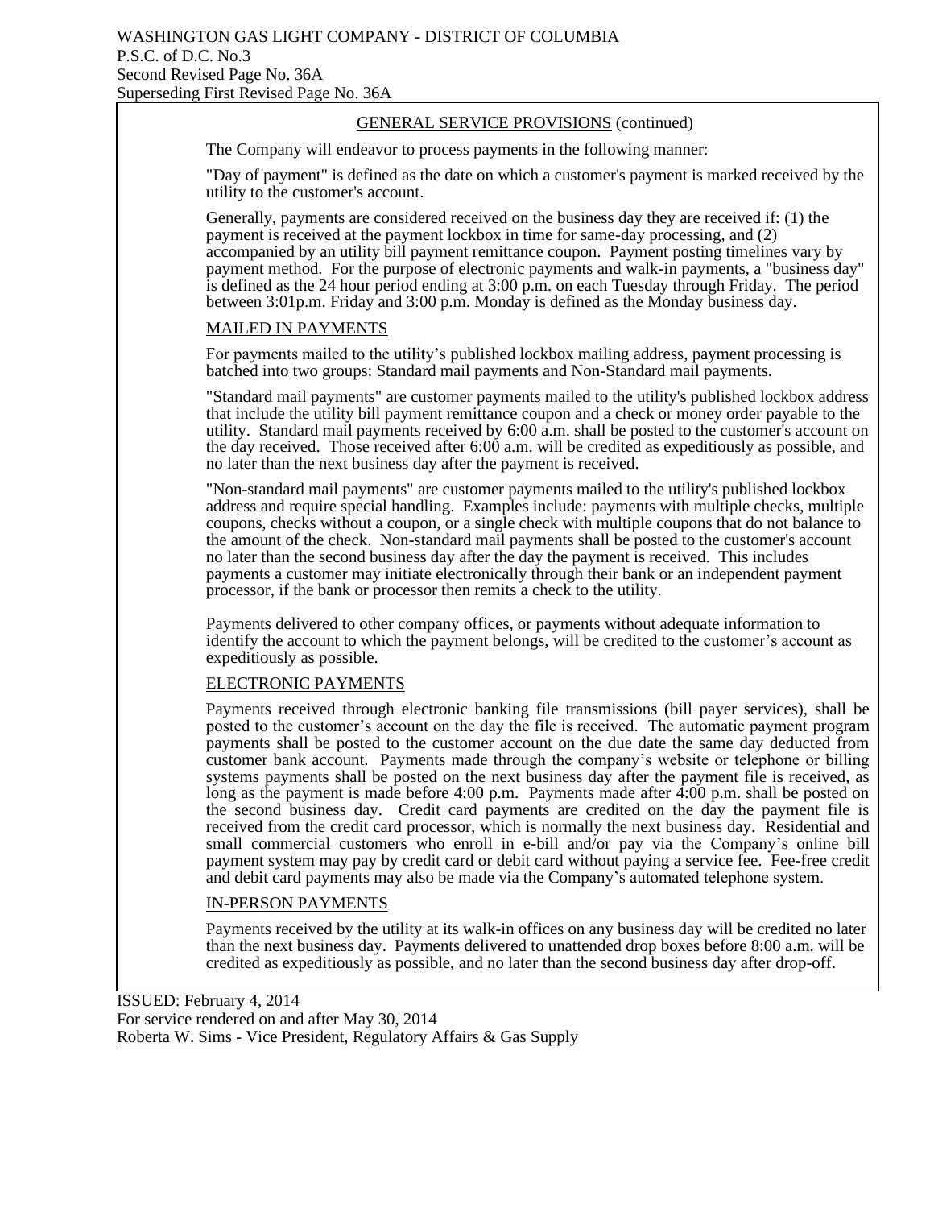WASHINGTON GAS LIGHT COMPANY - DISTRICT OF COLUMBIA
P.S.C. of D.C. No.3
Second Revised Page No. 36A
Superseding First Revised Page No. 36A

## GENERAL SERVICE PROVISIONS (continued)

The Company will endeavor to process payments in the following manner:

"Day of payment" is defined as the date on which a customer's payment is marked received by the utility to the customer's account.

Generally, payments are considered received on the business day they are received if: (1) the payment is received at the payment lockbox in time for same-day processing, and (2) accompanied by an utility bill payment remittance coupon. Payment posting timelines vary by payment method. For the purpose of electronic payments and walk-in payments, a "business day" is defined as the 24 hour period ending at 3:00 p.m. on each Tuesday through Friday. The period between 3:01p.m. Friday and 3:00 p.m. Monday is defined as the Monday business day.

### MAILED IN PAYMENTS

For payments mailed to the utility's published lockbox mailing address, payment processing is batched into two groups: Standard mail payments and Non-Standard mail payments.

"Standard mail payments" are customer payments mailed to the utility's published lockbox address that include the utility bill payment remittance coupon and a check or money order payable to the utility. Standard mail payments received by 6:00 a.m. shall be posted to the customer's account on the day received. Those received after 6:00 a.m. will be credited as expeditiously as possible, and no later than the next business day after the payment is received.

"Non-standard mail payments" are customer payments mailed to the utility's published lockbox address and require special handling. Examples include: payments with multiple checks, multiple coupons, checks without a coupon, or a single check with multiple coupons that do not balance to the amount of the check. Non-standard mail payments shall be posted to the customer's account no later than the second business day after the day the payment is received. This includes payments a customer may initiate electronically through their bank or an independent payment processor, if the bank or processor then remits a check to the utility.

Payments delivered to other company offices, or payments without adequate information to identify the account to which the payment belongs, will be credited to the customer's account as expeditiously as possible.

### ELECTRONIC PAYMENTS

Payments received through electronic banking file transmissions (bill payer services), shall be posted to the customer's account on the day the file is received. The automatic payment program payments shall be posted to the customer account on the due date the same day deducted from customer bank account. Payments made through the company's website or telephone or billing systems payments shall be posted on the next business day after the payment file is received, as long as the payment is made before 4:00 p.m. Payments made after 4:00 p.m. shall be posted on the second business day. Credit card payments are credited on the day the payment file is received from the credit card processor, which is normally the next business day. Residential and small commercial customers who enroll in e-bill and/or pay via the Company's online bill payment system may pay by credit card or debit card without paying a service fee. Fee-free credit and debit card payments may also be made via the Company's automated telephone system.

### IN-PERSON PAYMENTS

Payments received by the utility at its walk-in offices on any business day will be credited no later than the next business day. Payments delivered to unattended drop boxes before 8:00 a.m. will be credited as expeditiously as possible, and no later than the second business day after drop-off.

ISSUED: February 4, 2014
For service rendered on and after May 30, 2014
Roberta W. Sims - Vice President, Regulatory Affairs & Gas Supply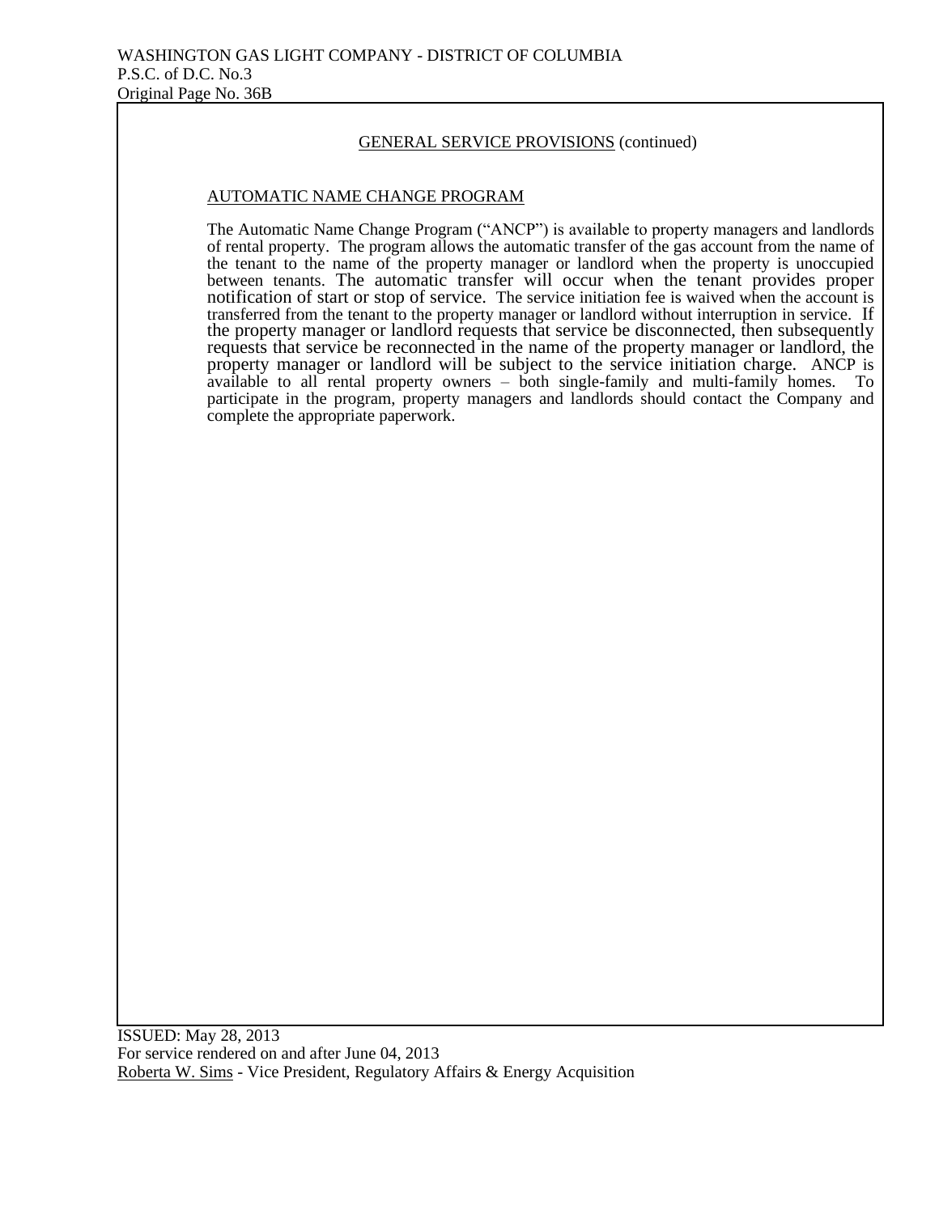GENERAL SERVICE PROVISIONS (continued)

## AUTOMATIC NAME CHANGE PROGRAM

The Automatic Name Change Program ("ANCP") is available to property managers and landlords of rental property. The program allows the automatic transfer of the gas account from the name of the tenant to the name of the property manager or landlord when the property is unoccupied between tenants. The automatic transfer will occur when the tenant provides proper notification of start or stop of service. The service initiation fee is waived when the account is transferred from the tenant to the property manager or landlord without interruption in service. If the property manager or landlord requests that service be disconnected, then subsequently requests that service be reconnected in the name of the property manager or landlord, the property manager or landlord will be subject to the service initiation charge. ANCP is available to all rental property owners – both single-family and multi-family homes. To participate in the program, property managers and landlords should contact the Company and complete the appropriate paperwork.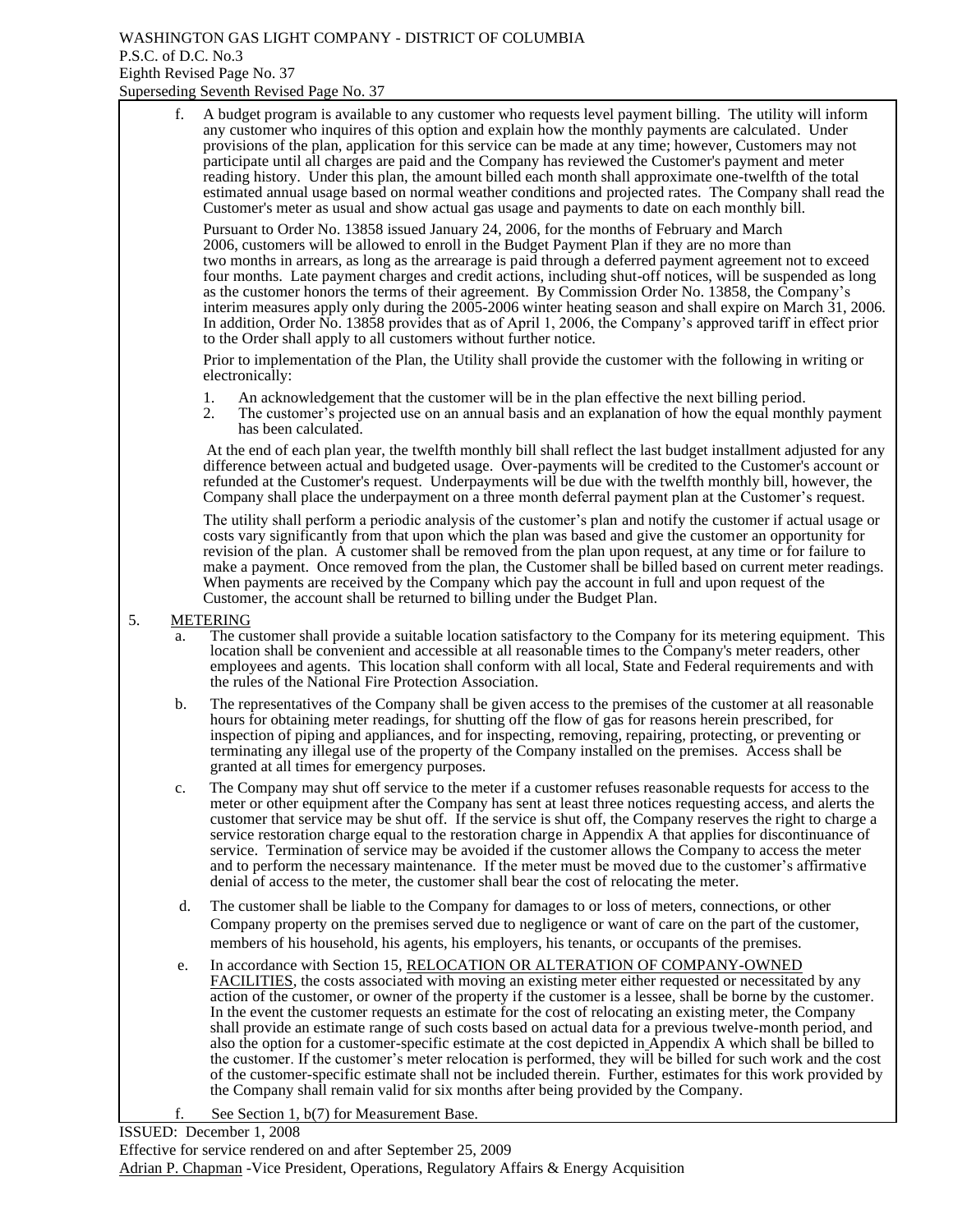f. A budget program is available to any customer who requests level payment billing. The utility will inform any customer who inquires of this option and explain how the monthly payments are calculated. Under provisions of the plan, application for this service can be made at any time; however, Customers may not participate until all charges are paid and the Company has reviewed the Customer's payment and meter reading history. Under this plan, the amount billed each month shall approximate one-twelfth of the total estimated annual usage based on normal weather conditions and projected rates. The Company shall read the Customer's meter as usual and show actual gas usage and payments to date on each monthly bill.

Pursuant to Order No. 13858 issued January 24, 2006, for the months of February and March 2006, customers will be allowed to enroll in the Budget Payment Plan if they are no more than two months in arrears, as long as the arrearage is paid through a deferred payment agreement not to exceed four months. Late payment charges and credit actions, including shut-off notices, will be suspended as long as the customer honors the terms of their agreement. By Commission Order No. 13858, the Company's interim measures apply only during the 2005-2006 winter heating season and shall expire on March 31, 2006. In addition, Order No. 13858 provides that as of April 1, 2006, the Company's approved tariff in effect prior to the Order shall apply to all customers without further notice.

Prior to implementation of the Plan, the Utility shall provide the customer with the following in writing or electronically:

1. An acknowledgement that the customer will be in the plan effective the next billing period.
2. The customer's projected use on an annual basis and an explanation of how the equal monthly payment has been calculated.

At the end of each plan year, the twelfth monthly bill shall reflect the last budget installment adjusted for any difference between actual and budgeted usage. Over-payments will be credited to the Customer's account or refunded at the Customer's request. Underpayments will be due with the twelfth monthly bill, however, the Company shall place the underpayment on a three month deferral payment plan at the Customer's request.

The utility shall perform a periodic analysis of the customer's plan and notify the customer if actual usage or costs vary significantly from that upon which the plan was based and give the customer an opportunity for revision of the plan. A customer shall be removed from the plan upon request, at any time or for failure to make a payment. Once removed from the plan, the Customer shall be billed based on current meter readings. When payments are received by the Company which pay the account in full and upon request of the Customer, the account shall be returned to billing under the Budget Plan.

5. METERING

a. The customer shall provide a suitable location satisfactory to the Company for its metering equipment. This location shall be convenient and accessible at all reasonable times to the Company's meter readers, other employees and agents. This location shall conform with all local, State and Federal requirements and with the rules of the National Fire Protection Association.

b. The representatives of the Company shall be given access to the premises of the customer at all reasonable hours for obtaining meter readings, for shutting off the flow of gas for reasons herein prescribed, for inspection of piping and appliances, and for inspecting, removing, repairing, protecting, or preventing or terminating any illegal use of the property of the Company installed on the premises. Access shall be granted at all times for emergency purposes.

c. The Company may shut off service to the meter if a customer refuses reasonable requests for access to the meter or other equipment after the Company has sent at least three notices requesting access, and alerts the customer that service may be shut off. If the service is shut off, the Company reserves the right to charge a service restoration charge equal to the restoration charge in Appendix A that applies for discontinuance of service. Termination of service may be avoided if the customer allows the Company to access the meter and to perform the necessary maintenance. If the meter must be moved due to the customer's affirmative denial of access to the meter, the customer shall bear the cost of relocating the meter.

d. The customer shall be liable to the Company for damages to or loss of meters, connections, or other Company property on the premises served due to negligence or want of care on the part of the customer, members of his household, his agents, his employers, his tenants, or occupants of the premises.

e. In accordance with Section 15, RELOCATION OR ALTERATION OF COMPANY-OWNED FACILITIES, the costs associated with moving an existing meter either requested or necessitated by any action of the customer, or owner of the property if the customer is a lessee, shall be borne by the customer. In the event the customer requests an estimate for the cost of relocating an existing meter, the Company shall provide an estimate range of such costs based on actual data for a previous twelve-month period, and also the option for a customer-specific estimate at the cost depicted in Appendix A which shall be billed to the customer. If the customer's meter relocation is performed, they will be billed for such work and the cost of the customer-specific estimate shall not be included therein. Further, estimates for this work provided by the Company shall remain valid for six months after being provided by the Company.

f. See Section 1, b(7) for Measurement Base.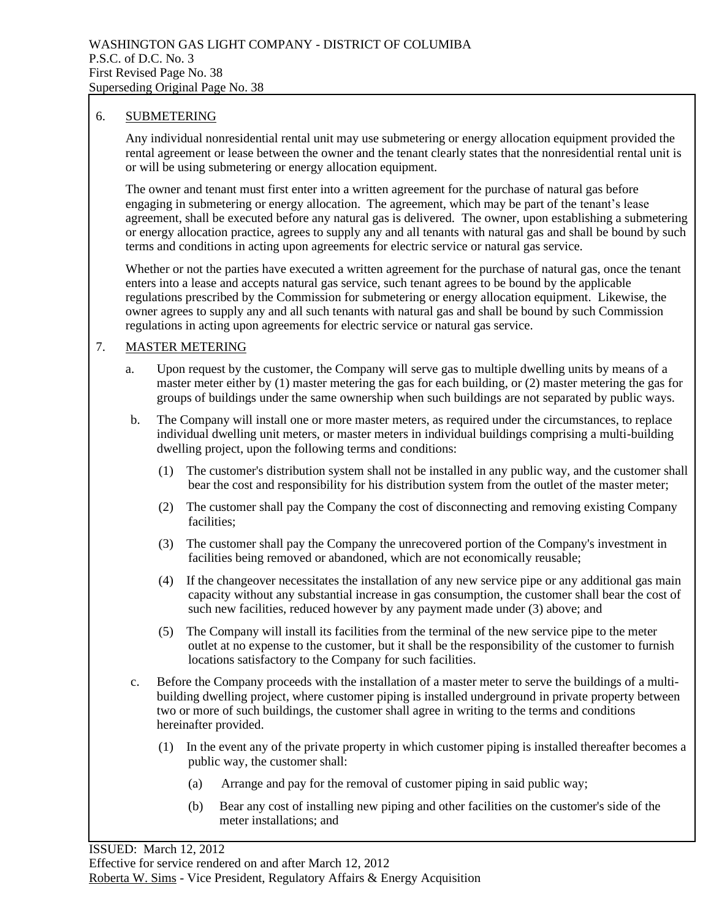## 6. SUBMETERING

Any individual nonresidential rental unit may use submetering or energy allocation equipment provided the rental agreement or lease between the owner and the tenant clearly states that the nonresidential rental unit is or will be using submetering or energy allocation equipment.

The owner and tenant must first enter into a written agreement for the purchase of natural gas before engaging in submetering or energy allocation. The agreement, which may be part of the tenant's lease agreement, shall be executed before any natural gas is delivered. The owner, upon establishing a submetering or energy allocation practice, agrees to supply any and all tenants with natural gas and shall be bound by such terms and conditions in acting upon agreements for electric service or natural gas service.

Whether or not the parties have executed a written agreement for the purchase of natural gas, once the tenant enters into a lease and accepts natural gas service, such tenant agrees to be bound by the applicable regulations prescribed by the Commission for submetering or energy allocation equipment. Likewise, the owner agrees to supply any and all such tenants with natural gas and shall be bound by such Commission regulations in acting upon agreements for electric service or natural gas service.

## 7. MASTER METERING

a. Upon request by the customer, the Company will serve gas to multiple dwelling units by means of a master meter either by (1) master metering the gas for each building, or (2) master metering the gas for groups of buildings under the same ownership when such buildings are not separated by public ways.

b. The Company will install one or more master meters, as required under the circumstances, to replace individual dwelling unit meters, or master meters in individual buildings comprising a multi-building dwelling project, upon the following terms and conditions:

   (1) The customer's distribution system shall not be installed in any public way, and the customer shall bear the cost and responsibility for his distribution system from the outlet of the master meter;

   (2) The customer shall pay the Company the cost of disconnecting and removing existing Company facilities;

   (3) The customer shall pay the Company the unrecovered portion of the Company's investment in facilities being removed or abandoned, which are not economically reusable;

   (4) If the changeover necessitates the installation of any new service pipe or any additional gas main capacity without any substantial increase in gas consumption, the customer shall bear the cost of such new facilities, reduced however by any payment made under (3) above; and

   (5) The Company will install its facilities from the terminal of the new service pipe to the meter outlet at no expense to the customer, but it shall be the responsibility of the customer to furnish locations satisfactory to the Company for such facilities.

c. Before the Company proceeds with the installation of a master meter to serve the buildings of a multi-building dwelling project, where customer piping is installed underground in private property between two or more of such buildings, the customer shall agree in writing to the terms and conditions hereinafter provided.

   (1) In the event any of the private property in which customer piping is installed thereafter becomes a public way, the customer shall:

      (a) Arrange and pay for the removal of customer piping in said public way;

      (b) Bear any cost of installing new piping and other facilities on the customer's side of the meter installations; and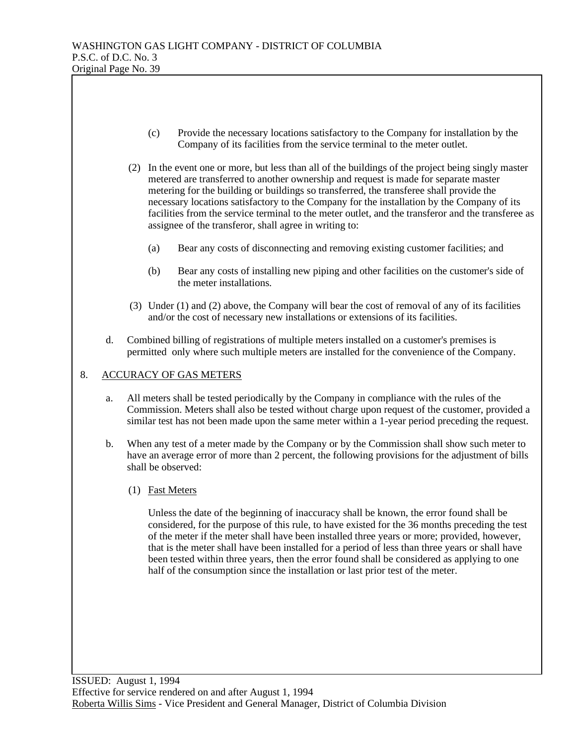(c) Provide the necessary locations satisfactory to the Company for installation by the Company of its facilities from the service terminal to the meter outlet.

(2) In the event one or more, but less than all of the buildings of the project being singly master metered are transferred to another ownership and request is made for separate master metering for the building or buildings so transferred, the transferee shall provide the necessary locations satisfactory to the Company for the installation by the Company of its facilities from the service terminal to the meter outlet, and the transferor and the transferee as assignee of the transferor, shall agree in writing to:

(a) Bear any costs of disconnecting and removing existing customer facilities; and

(b) Bear any costs of installing new piping and other facilities on the customer's side of the meter installations.

(3) Under (1) and (2) above, the Company will bear the cost of removal of any of its facilities and/or the cost of necessary new installations or extensions of its facilities.

d. Combined billing of registrations of multiple meters installed on a customer's premises is permitted only where such multiple meters are installed for the convenience of the Company.

8. ACCURACY OF GAS METERS

a. All meters shall be tested periodically by the Company in compliance with the rules of the Commission. Meters shall also be tested without charge upon request of the customer, provided a similar test has not been made upon the same meter within a 1-year period preceding the request.

b. When any test of a meter made by the Company or by the Commission shall show such meter to have an average error of more than 2 percent, the following provisions for the adjustment of bills shall be observed:

(1) Fast Meters

Unless the date of the beginning of inaccuracy shall be known, the error found shall be considered, for the purpose of this rule, to have existed for the 36 months preceding the test of the meter if the meter shall have been installed three years or more; provided, however, that is the meter shall have been installed for a period of less than three years or shall have been tested within three years, then the error found shall be considered as applying to one half of the consumption since the installation or last prior test of the meter.

ISSUED: August 1, 1994
Effective for service rendered on and after August 1, 1994
Roberta Willis Sims - Vice President and General Manager, District of Columbia Division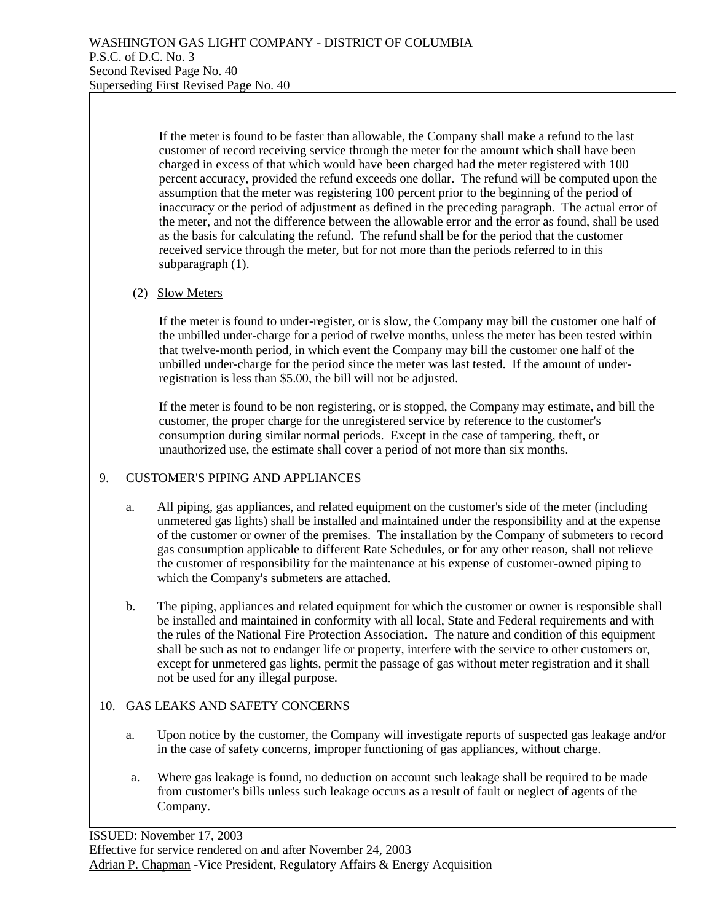If the meter is found to be faster than allowable, the Company shall make a refund to the last customer of record receiving service through the meter for the amount which shall have been charged in excess of that which would have been charged had the meter registered with 100 percent accuracy, provided the refund exceeds one dollar. The refund will be computed upon the assumption that the meter was registering 100 percent prior to the beginning of the period of inaccuracy or the period of adjustment as defined in the preceding paragraph. The actual error of the meter, and not the difference between the allowable error and the error as found, shall be used as the basis for calculating the refund. The refund shall be for the period that the customer received service through the meter, but for not more than the periods referred to in this subparagraph (1).

(2) Slow Meters

If the meter is found to under-register, or is slow, the Company may bill the customer one half of the unbilled under-charge for a period of twelve months, unless the meter has been tested within that twelve-month period, in which event the Company may bill the customer one half of the unbilled under-charge for the period since the meter was last tested. If the amount of under-registration is less than $5.00, the bill will not be adjusted.

If the meter is found to be non registering, or is stopped, the Company may estimate, and bill the customer, the proper charge for the unregistered service by reference to the customer's consumption during similar normal periods. Except in the case of tampering, theft, or unauthorized use, the estimate shall cover a period of not more than six months.

## 9. CUSTOMER'S PIPING AND APPLIANCES

a. All piping, gas appliances, and related equipment on the customer's side of the meter (including unmetered gas lights) shall be installed and maintained under the responsibility and at the expense of the customer or owner of the premises. The installation by the Company of submeters to record gas consumption applicable to different Rate Schedules, or for any other reason, shall not relieve the customer of responsibility for the maintenance at his expense of customer-owned piping to which the Company's submeters are attached.

b. The piping, appliances and related equipment for which the customer or owner is responsible shall be installed and maintained in conformity with all local, State and Federal requirements and with the rules of the National Fire Protection Association. The nature and condition of this equipment shall be such as not to endanger life or property, interfere with the service to other customers or, except for unmetered gas lights, permit the passage of gas without meter registration and it shall not be used for any illegal purpose.

## 10. GAS LEAKS AND SAFETY CONCERNS

a. Upon notice by the customer, the Company will investigate reports of suspected gas leakage and/or in the case of safety concerns, improper functioning of gas appliances, without charge.

a. Where gas leakage is found, no deduction on account such leakage shall be required to be made from customer's bills unless such leakage occurs as a result of fault or neglect of agents of the Company.

ISSUED: November 17, 2003
Effective for service rendered on and after November 24, 2003
Adrian P. Chapman -Vice President, Regulatory Affairs & Energy Acquisition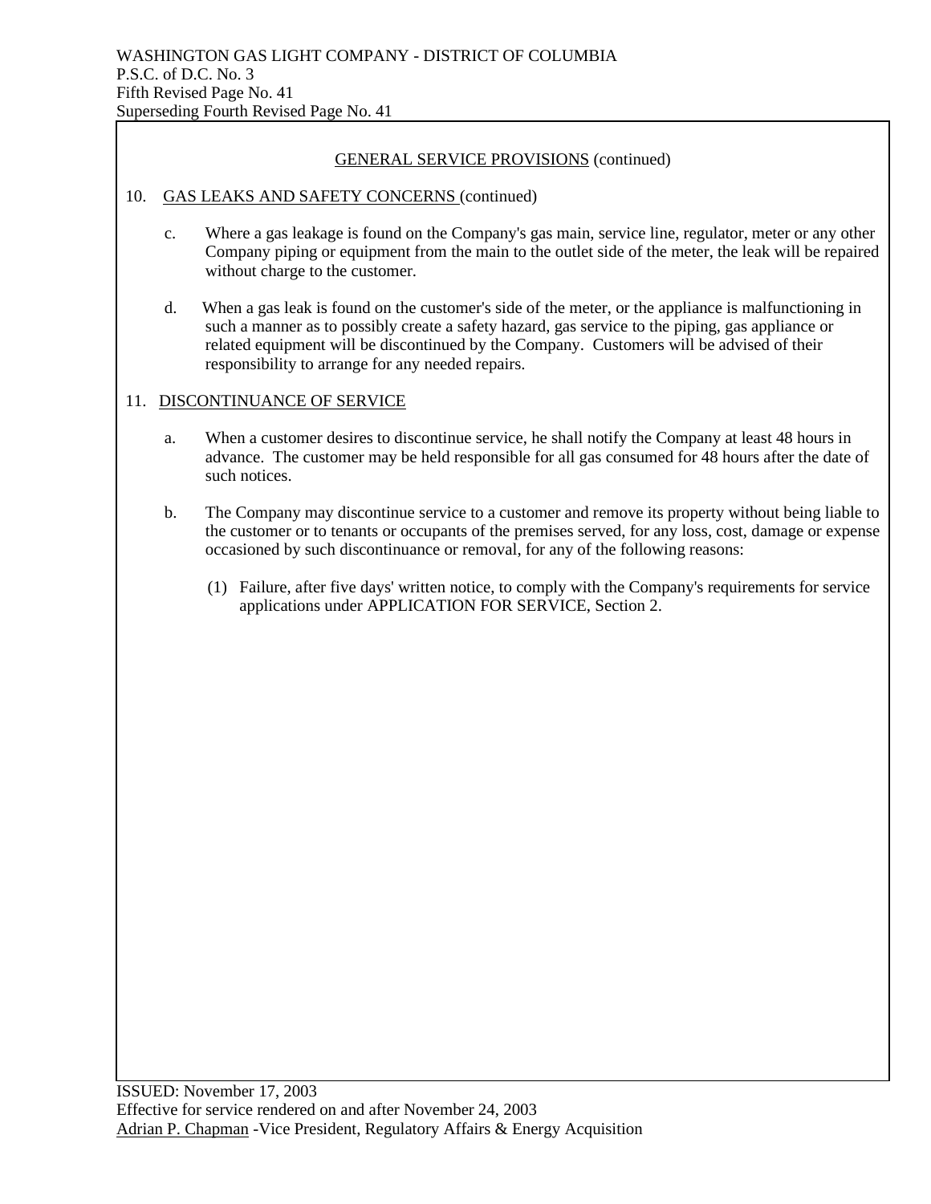GENERAL SERVICE PROVISIONS (continued)

10. GAS LEAKS AND SAFETY CONCERNS (continued)

c. Where a gas leakage is found on the Company's gas main, service line, regulator, meter or any other Company piping or equipment from the main to the outlet side of the meter, the leak will be repaired without charge to the customer.

d. When a gas leak is found on the customer's side of the meter, or the appliance is malfunctioning in such a manner as to possibly create a safety hazard, gas service to the piping, gas appliance or related equipment will be discontinued by the Company. Customers will be advised of their responsibility to arrange for any needed repairs.

11. DISCONTINUANCE OF SERVICE

a. When a customer desires to discontinue service, he shall notify the Company at least 48 hours in advance. The customer may be held responsible for all gas consumed for 48 hours after the date of such notices.

b. The Company may discontinue service to a customer and remove its property without being liable to the customer or to tenants or occupants of the premises served, for any loss, cost, damage or expense occasioned by such discontinuance or removal, for any of the following reasons:

(1) Failure, after five days' written notice, to comply with the Company's requirements for service applications under APPLICATION FOR SERVICE, Section 2.

ISSUED: November 17, 2003
Effective for service rendered on and after November 24, 2003
Adrian P. Chapman -Vice President, Regulatory Affairs & Energy Acquisition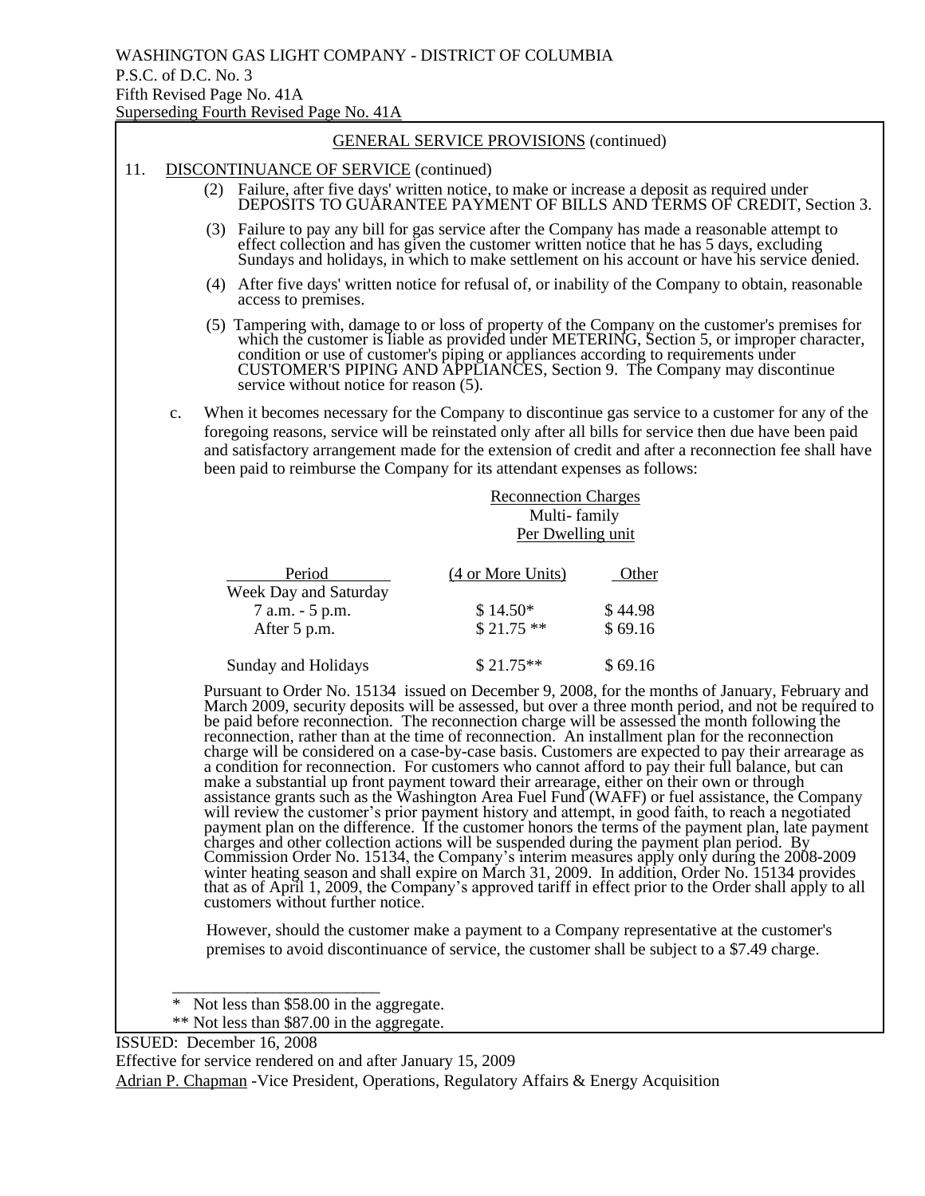WASHINGTON GAS LIGHT COMPANY - DISTRICT OF COLUMBIA
P.S.C. of D.C. No. 3
Fifth Revised Page No. 41A
Superseding Fourth Revised Page No. 41A

## GENERAL SERVICE PROVISIONS (continued)

### 11. DISCONTINUANCE OF SERVICE (continued)

(2) Failure, after five days' written notice, to make or increase a deposit as required under DEPOSITS TO GUARANTEE PAYMENT OF BILLS AND TERMS OF CREDIT, Section 3.

(3) Failure to pay any bill for gas service after the Company has made a reasonable attempt to effect collection and has given the customer written notice that he has 5 days, excluding Sundays and holidays, in which to make settlement on his account or have his service denied.

(4) After five days' written notice for refusal of, or inability of the Company to obtain, reasonable access to premises.

(5) Tampering with, damage to or loss of property of the Company on the customer's premises for which the customer is liable as provided under METERING, Section 5, or improper character, condition or use of customer's piping or appliances according to requirements under CUSTOMER'S PIPING AND APPLIANCES, Section 9. The Company may discontinue service without notice for reason (5).

c. When it becomes necessary for the Company to discontinue gas service to a customer for any of the foregoing reasons, service will be reinstated only after all bills for service then due have been paid and satisfactory arrangement made for the extension of credit and after a reconnection fee shall have been paid to reimburse the Company for its attendant expenses as follows:

| | Reconnection Charges Multi- family Per Dwelling unit | |
|---|---|---|
| Period | (4 or More Units) | Other |
| Week Day and Saturday | | |
| 7 a.m. - 5 p.m. | $ 14.50* | $ 44.98 |
| After 5 p.m. | $ 21.75 ** | $ 69.16 |
| Sunday and Holidays | $ 21.75** | $ 69.16 |

Pursuant to Order No. 15134 issued on December 9, 2008, for the months of January, February and March 2009, security deposits will be assessed, but over a three month period, and not be required to be paid before reconnection. The reconnection charge will be assessed the month following the reconnection, rather than at the time of reconnection. An installment plan for the reconnection charge will be considered on a case-by-case basis. Customers are expected to pay their arrearage as a condition for reconnection. For customers who cannot afford to pay their full balance, but can make a substantial up front payment toward their arrearage, either on their own or through assistance grants such as the Washington Area Fuel Fund (WAFF) or fuel assistance, the Company will review the customer's prior payment history and attempt, in good faith, to reach a negotiated payment plan on the difference. If the customer honors the terms of the payment plan, late payment charges and other collection actions will be suspended during the payment plan period. By Commission Order No. 15134, the Company's interim measures apply only during the 2008-2009 winter heating season and shall expire on March 31, 2009. In addition, Order No. 15134 provides that as of April 1, 2009, the Company's approved tariff in effect prior to the Order shall apply to all customers without further notice.

However, should the customer make a payment to a Company representative at the customer's premises to avoid discontinuance of service, the customer shall be subject to a $7.49 charge.

---

\* Not less than $58.00 in the aggregate.
\*\* Not less than $87.00 in the aggregate.

ISSUED: December 16, 2008
Effective for service rendered on and after January 15, 2009
Adrian P. Chapman -Vice President, Operations, Regulatory Affairs & Energy Acquisition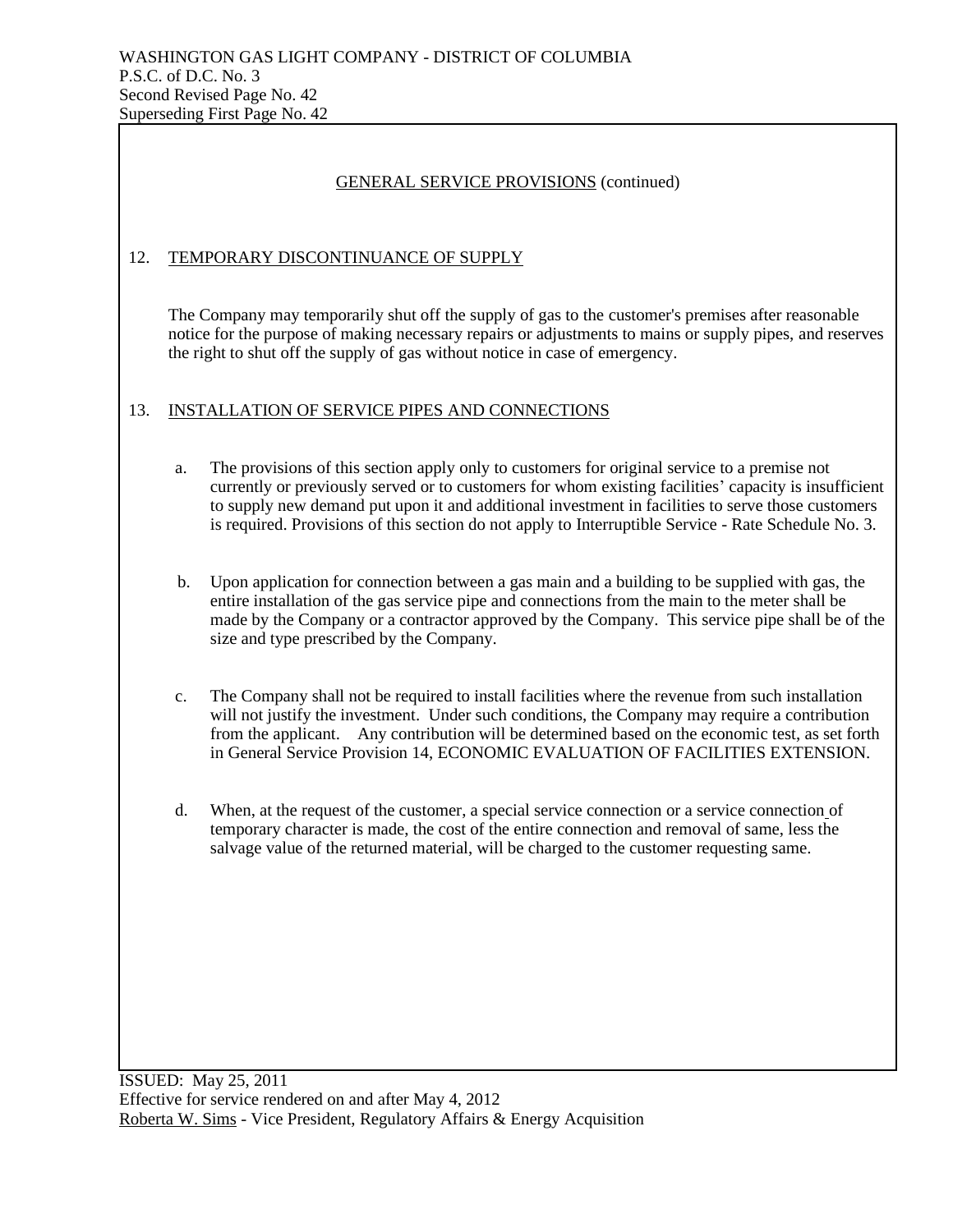WASHINGTON GAS LIGHT COMPANY - DISTRICT OF COLUMBIA
P.S.C. of D.C. No. 3
Second Revised Page No. 42
Superseding First Page No. 42

## GENERAL SERVICE PROVISIONS (continued)

### 12. TEMPORARY DISCONTINUANCE OF SUPPLY

The Company may temporarily shut off the supply of gas to the customer's premises after reasonable notice for the purpose of making necessary repairs or adjustments to mains or supply pipes, and reserves the right to shut off the supply of gas without notice in case of emergency.

### 13. INSTALLATION OF SERVICE PIPES AND CONNECTIONS

a. The provisions of this section apply only to customers for original service to a premise not currently or previously served or to customers for whom existing facilities' capacity is insufficient to supply new demand put upon it and additional investment in facilities to serve those customers is required. Provisions of this section do not apply to Interruptible Service - Rate Schedule No. 3.

b. Upon application for connection between a gas main and a building to be supplied with gas, the entire installation of the gas service pipe and connections from the main to the meter shall be made by the Company or a contractor approved by the Company. This service pipe shall be of the size and type prescribed by the Company.

c. The Company shall not be required to install facilities where the revenue from such installation will not justify the investment. Under such conditions, the Company may require a contribution from the applicant. Any contribution will be determined based on the economic test, as set forth in General Service Provision 14, ECONOMIC EVALUATION OF FACILITIES EXTENSION.

d. When, at the request of the customer, a special service connection or a service connection of temporary character is made, the cost of the entire connection and removal of same, less the salvage value of the returned material, will be charged to the customer requesting same.

ISSUED: May 25, 2011
Effective for service rendered on and after May 4, 2012
Roberta W. Sims - Vice President, Regulatory Affairs & Energy Acquisition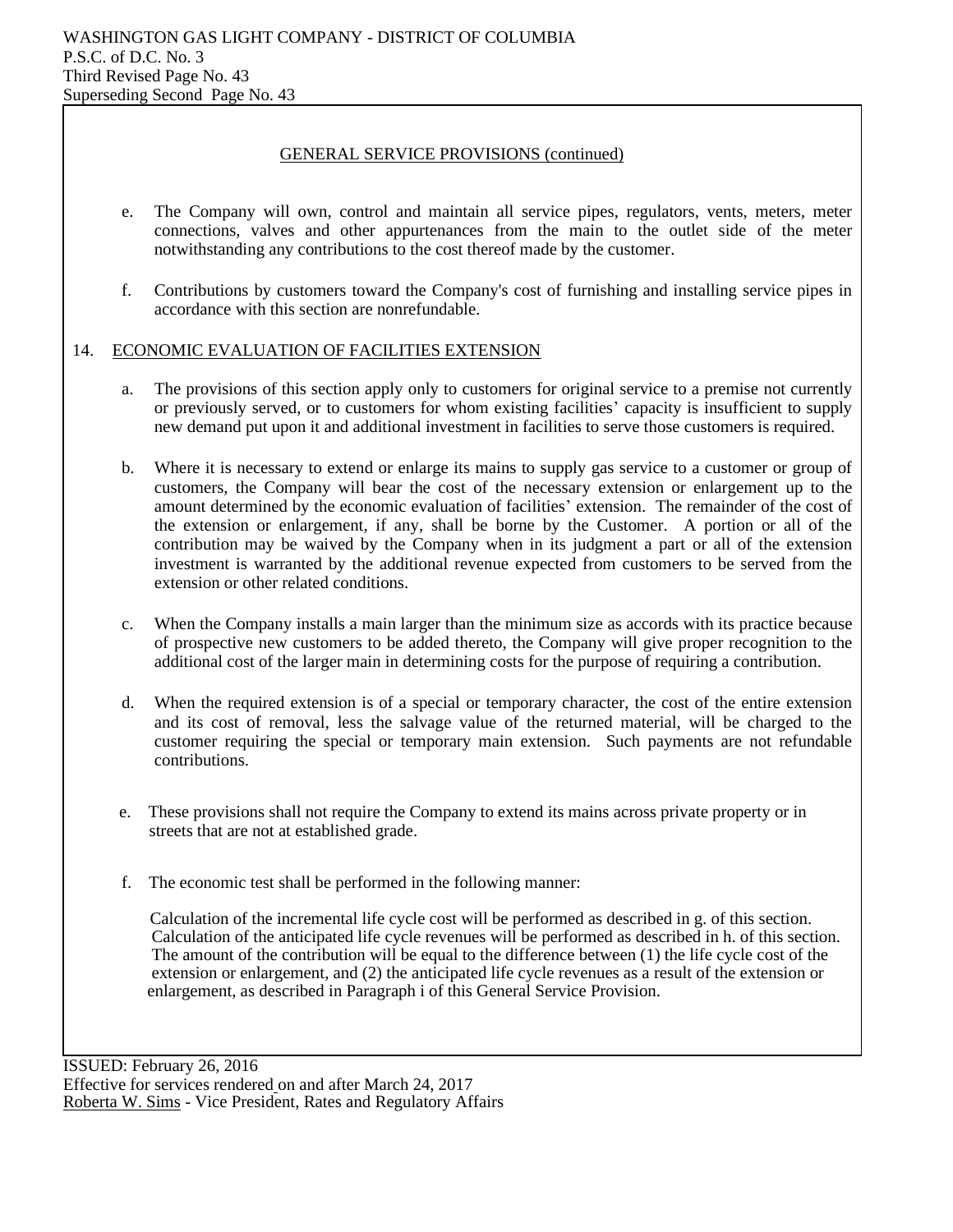WASHINGTON GAS LIGHT COMPANY - DISTRICT OF COLUMBIA
P.S.C. of D.C. No. 3
Third Revised Page No. 43
Superseding Second Page No. 43

GENERAL SERVICE PROVISIONS (continued)

e. The Company will own, control and maintain all service pipes, regulators, vents, meters, meter connections, valves and other appurtenances from the main to the outlet side of the meter notwithstanding any contributions to the cost thereof made by the customer.

f. Contributions by customers toward the Company's cost of furnishing and installing service pipes in accordance with this section are nonrefundable.

## 14. ECONOMIC EVALUATION OF FACILITIES EXTENSION

a. The provisions of this section apply only to customers for original service to a premise not currently or previously served, or to customers for whom existing facilities' capacity is insufficient to supply new demand put upon it and additional investment in facilities to serve those customers is required.

b. Where it is necessary to extend or enlarge its mains to supply gas service to a customer or group of customers, the Company will bear the cost of the necessary extension or enlargement up to the amount determined by the economic evaluation of facilities' extension. The remainder of the cost of the extension or enlargement, if any, shall be borne by the Customer. A portion or all of the contribution may be waived by the Company when in its judgment a part or all of the extension investment is warranted by the additional revenue expected from customers to be served from the extension or other related conditions.

c. When the Company installs a main larger than the minimum size as accords with its practice because of prospective new customers to be added thereto, the Company will give proper recognition to the additional cost of the larger main in determining costs for the purpose of requiring a contribution.

d. When the required extension is of a special or temporary character, the cost of the entire extension and its cost of removal, less the salvage value of the returned material, will be charged to the customer requiring the special or temporary main extension. Such payments are not refundable contributions.

e. These provisions shall not require the Company to extend its mains across private property or in streets that are not at established grade.

f. The economic test shall be performed in the following manner:

Calculation of the incremental life cycle cost will be performed as described in g. of this section. Calculation of the anticipated life cycle revenues will be performed as described in h. of this section. The amount of the contribution will be equal to the difference between (1) the life cycle cost of the extension or enlargement, and (2) the anticipated life cycle revenues as a result of the extension or enlargement, as described in Paragraph i of this General Service Provision.

ISSUED: February 26, 2016
Effective for services rendered on and after March 24, 2017
Roberta W. Sims - Vice President, Rates and Regulatory Affairs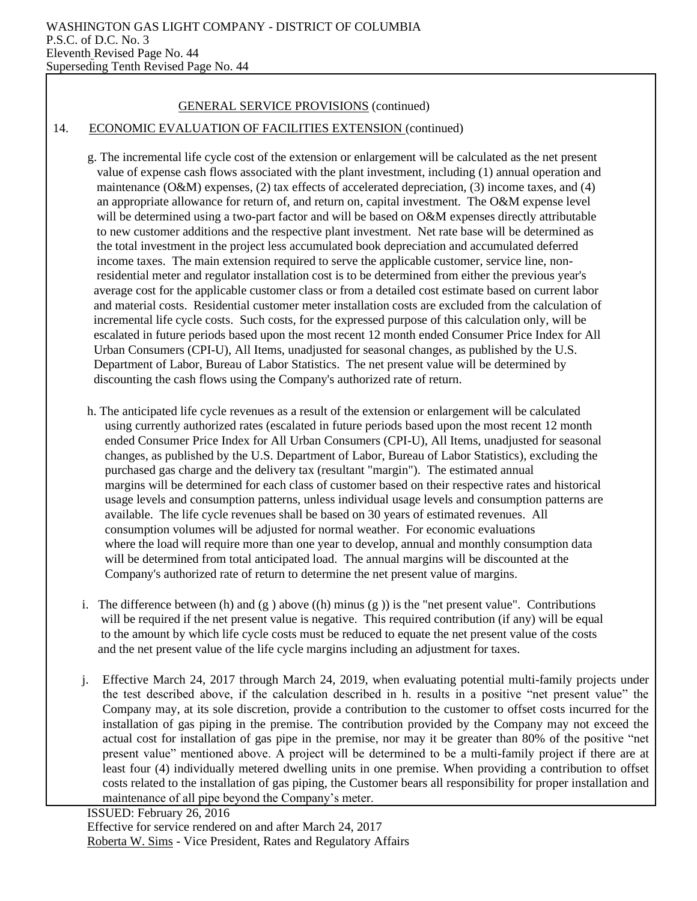WASHINGTON GAS LIGHT COMPANY - DISTRICT OF COLUMBIA
P.S.C. of D.C. No. 3
Eleventh Revised Page No. 44
Superseding Tenth Revised Page No. 44

GENERAL SERVICE PROVISIONS (continued)

14. ECONOMIC EVALUATION OF FACILITIES EXTENSION (continued)

g. The incremental life cycle cost of the extension or enlargement will be calculated as the net present value of expense cash flows associated with the plant investment, including (1) annual operation and maintenance (O&M) expenses, (2) tax effects of accelerated depreciation, (3) income taxes, and (4) an appropriate allowance for return of, and return on, capital investment. The O&M expense level will be determined using a two-part factor and will be based on O&M expenses directly attributable to new customer additions and the respective plant investment. Net rate base will be determined as the total investment in the project less accumulated book depreciation and accumulated deferred income taxes. The main extension required to serve the applicable customer, service line, non-residential meter and regulator installation cost is to be determined from either the previous year's average cost for the applicable customer class or from a detailed cost estimate based on current labor and material costs. Residential customer meter installation costs are excluded from the calculation of incremental life cycle costs. Such costs, for the expressed purpose of this calculation only, will be escalated in future periods based upon the most recent 12 month ended Consumer Price Index for All Urban Consumers (CPI-U), All Items, unadjusted for seasonal changes, as published by the U.S. Department of Labor, Bureau of Labor Statistics. The net present value will be determined by discounting the cash flows using the Company's authorized rate of return.

h. The anticipated life cycle revenues as a result of the extension or enlargement will be calculated using currently authorized rates (escalated in future periods based upon the most recent 12 month ended Consumer Price Index for All Urban Consumers (CPI-U), All Items, unadjusted for seasonal changes, as published by the U.S. Department of Labor, Bureau of Labor Statistics), excluding the purchased gas charge and the delivery tax (resultant "margin"). The estimated annual margins will be determined for each class of customer based on their respective rates and historical usage levels and consumption patterns, unless individual usage levels and consumption patterns are available. The life cycle revenues shall be based on 30 years of estimated revenues. All consumption volumes will be adjusted for normal weather. For economic evaluations where the load will require more than one year to develop, annual and monthly consumption data will be determined from total anticipated load. The annual margins will be discounted at the Company's authorized rate of return to determine the net present value of margins.

i. The difference between (h) and (g ) above ((h) minus (g )) is the "net present value". Contributions will be required if the net present value is negative. This required contribution (if any) will be equal to the amount by which life cycle costs must be reduced to equate the net present value of the costs and the net present value of the life cycle margins including an adjustment for taxes.

j. Effective March 24, 2017 through March 24, 2019, when evaluating potential multi-family projects under the test described above, if the calculation described in h. results in a positive "net present value" the Company may, at its sole discretion, provide a contribution to the customer to offset costs incurred for the installation of gas piping in the premise. The contribution provided by the Company may not exceed the actual cost for installation of gas pipe in the premise, nor may it be greater than 80% of the positive "net present value" mentioned above. A project will be determined to be a multi-family project if there are at least four (4) individually metered dwelling units in one premise. When providing a contribution to offset costs related to the installation of gas piping, the Customer bears all responsibility for proper installation and maintenance of all pipe beyond the Company's meter.

ISSUED: February 26, 2016
Effective for service rendered on and after March 24, 2017
Roberta W. Sims - Vice President, Rates and Regulatory Affairs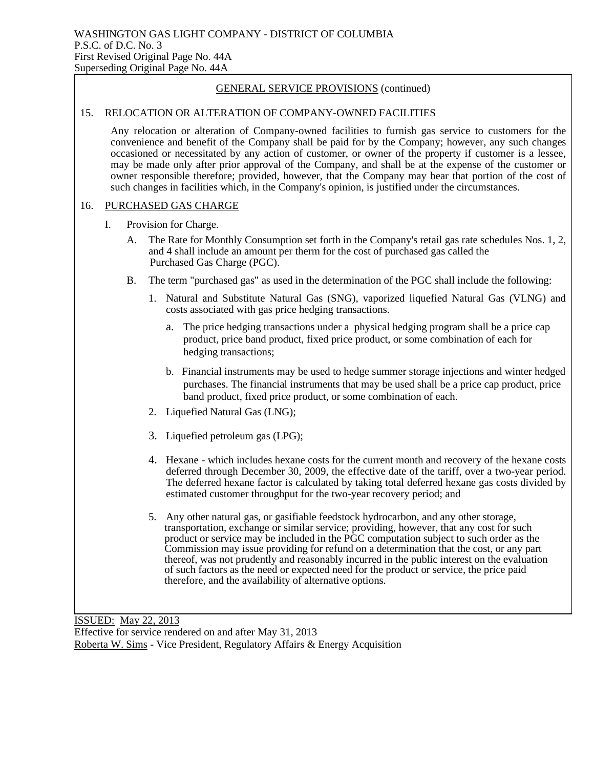WASHINGTON GAS LIGHT COMPANY - DISTRICT OF COLUMBIA
P.S.C. of D.C. No. 3
First Revised Original Page No. 44A
Superseding Original Page No. 44A

GENERAL SERVICE PROVISIONS (continued)

15. RELOCATION OR ALTERATION OF COMPANY-OWNED FACILITIES

Any relocation or alteration of Company-owned facilities to furnish gas service to customers for the convenience and benefit of the Company shall be paid for by the Company; however, any such changes occasioned or necessitated by any action of customer, or owner of the property if customer is a lessee, may be made only after prior approval of the Company, and shall be at the expense of the customer or owner responsible therefore; provided, however, that the Company may bear that portion of the cost of such changes in facilities which, in the Company's opinion, is justified under the circumstances.

16. PURCHASED GAS CHARGE

I. Provision for Charge.

A. The Rate for Monthly Consumption set forth in the Company's retail gas rate schedules Nos. 1, 2, and 4 shall include an amount per therm for the cost of purchased gas called the Purchased Gas Charge (PGC).

B. The term "purchased gas" as used in the determination of the PGC shall include the following:

1. Natural and Substitute Natural Gas (SNG), vaporized liquefied Natural Gas (VLNG) and costs associated with gas price hedging transactions.

   a. The price hedging transactions under a physical hedging program shall be a price cap product, price band product, fixed price product, or some combination of each for hedging transactions;

   b. Financial instruments may be used to hedge summer storage injections and winter hedged purchases. The financial instruments that may be used shall be a price cap product, price band product, fixed price product, or some combination of each.

2. Liquefied Natural Gas (LNG);

3. Liquefied petroleum gas (LPG);

4. Hexane - which includes hexane costs for the current month and recovery of the hexane costs deferred through December 30, 2009, the effective date of the tariff, over a two-year period. The deferred hexane factor is calculated by taking total deferred hexane gas costs divided by estimated customer throughput for the two-year recovery period; and

5. Any other natural gas, or gasifiable feedstock hydrocarbon, and any other storage, transportation, exchange or similar service; providing, however, that any cost for such product or service may be included in the PGC computation subject to such order as the Commission may issue providing for refund on a determination that the cost, or any part thereof, was not prudently and reasonably incurred in the public interest on the evaluation of such factors as the need or expected need for the product or service, the price paid therefore, and the availability of alternative options.

ISSUED: May 22, 2013
Effective for service rendered on and after May 31, 2013
Roberta W. Sims - Vice President, Regulatory Affairs & Energy Acquisition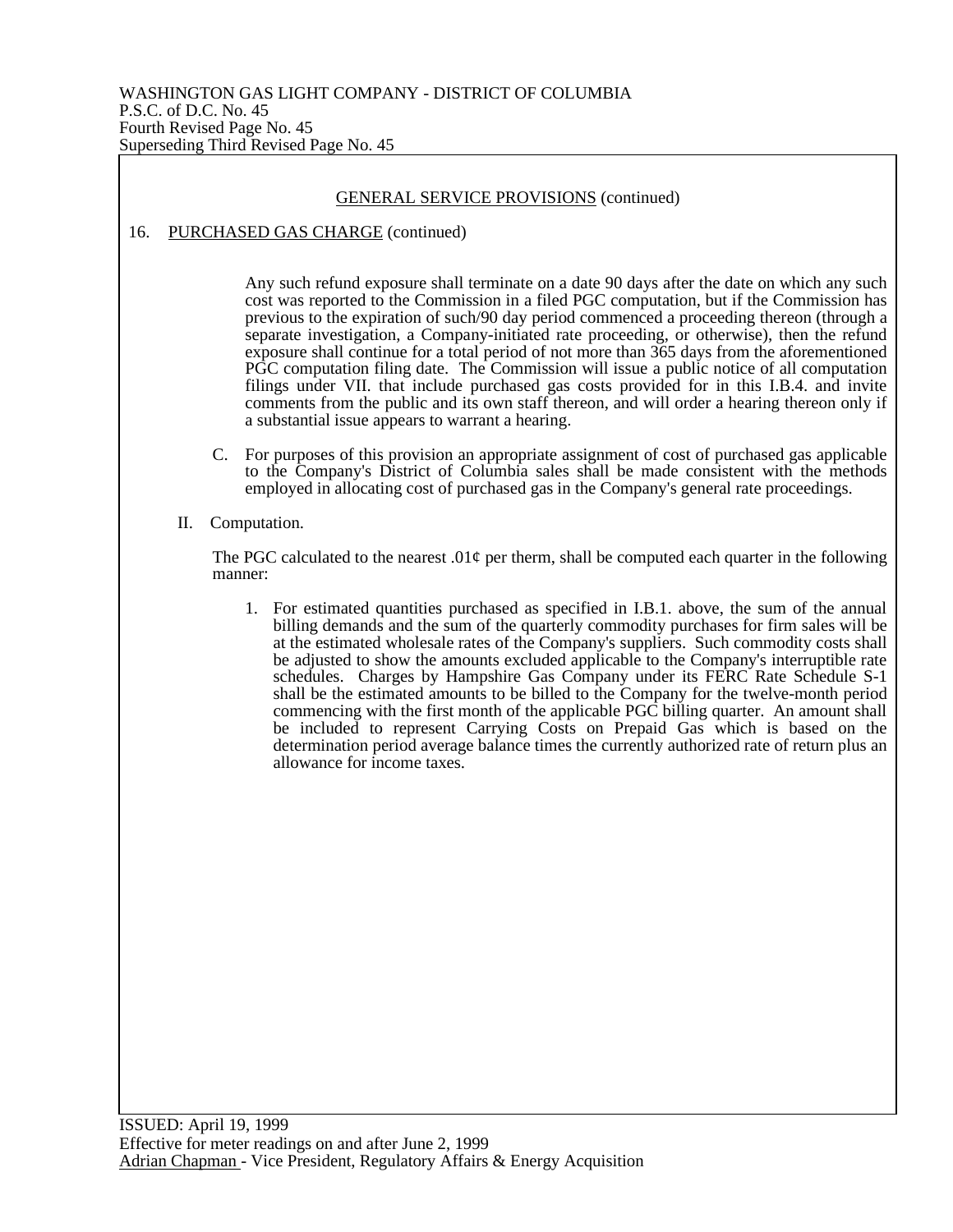WASHINGTON GAS LIGHT COMPANY - DISTRICT OF COLUMBIA
P.S.C. of D.C. No. 45
Fourth Revised Page No. 45
Superseding Third Revised Page No. 45

GENERAL SERVICE PROVISIONS (continued)

16. PURCHASED GAS CHARGE (continued)

Any such refund exposure shall terminate on a date 90 days after the date on which any such cost was reported to the Commission in a filed PGC computation, but if the Commission has previous to the expiration of such/90 day period commenced a proceeding thereon (through a separate investigation, a Company-initiated rate proceeding, or otherwise), then the refund exposure shall continue for a total period of not more than 365 days from the aforementioned PGC computation filing date. The Commission will issue a public notice of all computation filings under VII. that include purchased gas costs provided for in this I.B.4. and invite comments from the public and its own staff thereon, and will order a hearing thereon only if a substantial issue appears to warrant a hearing.

C. For purposes of this provision an appropriate assignment of cost of purchased gas applicable to the Company's District of Columbia sales shall be made consistent with the methods employed in allocating cost of purchased gas in the Company's general rate proceedings.

II. Computation.

The PGC calculated to the nearest .01¢ per therm, shall be computed each quarter in the following manner:

1. For estimated quantities purchased as specified in I.B.1. above, the sum of the annual billing demands and the sum of the quarterly commodity purchases for firm sales will be at the estimated wholesale rates of the Company's suppliers. Such commodity costs shall be adjusted to show the amounts excluded applicable to the Company's interruptible rate schedules. Charges by Hampshire Gas Company under its FERC Rate Schedule S-1 shall be the estimated amounts to be billed to the Company for the twelve-month period commencing with the first month of the applicable PGC billing quarter. An amount shall be included to represent Carrying Costs on Prepaid Gas which is based on the determination period average balance times the currently authorized rate of return plus an allowance for income taxes.

ISSUED: April 19, 1999
Effective for meter readings on and after June 2, 1999
Adrian Chapman - Vice President, Regulatory Affairs & Energy Acquisition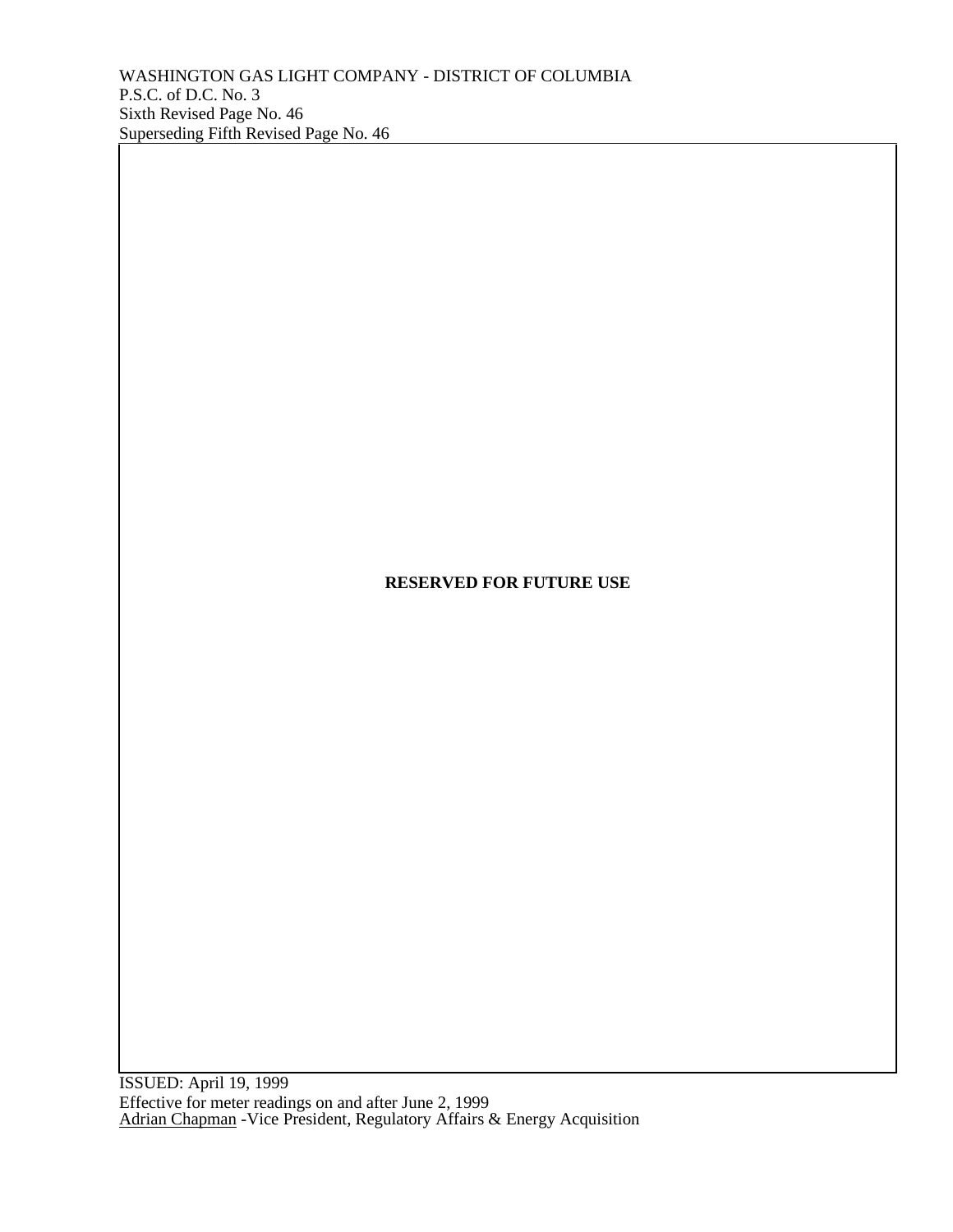WASHINGTON GAS LIGHT COMPANY - DISTRICT OF COLUMBIA
P.S.C. of D.C. No. 3
Sixth Revised Page No. 46
Superseding Fifth Revised Page No. 46

**RESERVED FOR FUTURE USE**

ISSUED: April 19, 1999
Effective for meter readings on and after June 2, 1999
Adrian Chapman -Vice President, Regulatory Affairs & Energy Acquisition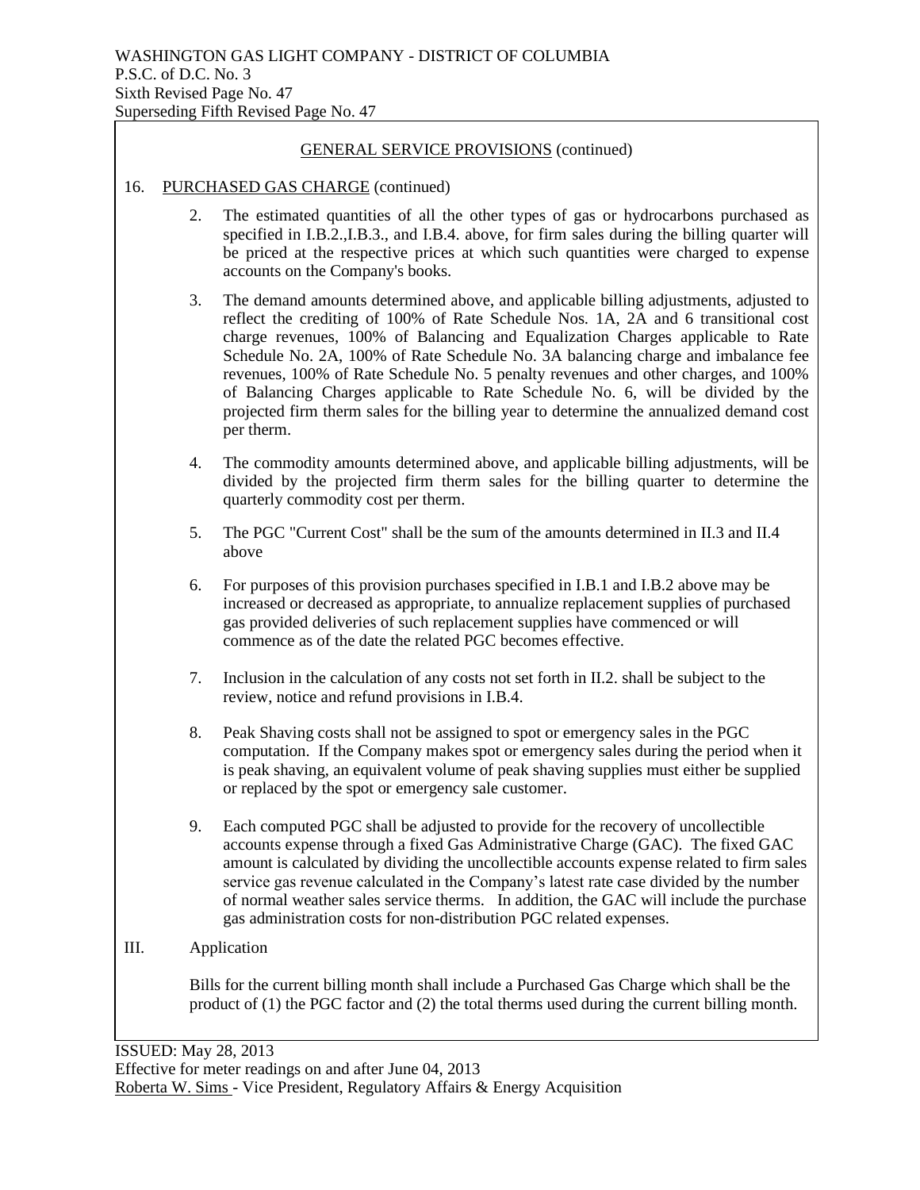WASHINGTON GAS LIGHT COMPANY - DISTRICT OF COLUMBIA
P.S.C. of D.C. No. 3
Sixth Revised Page No. 47
Superseding Fifth Revised Page No. 47

## GENERAL SERVICE PROVISIONS (continued)

16. PURCHASED GAS CHARGE (continued)

2. The estimated quantities of all the other types of gas or hydrocarbons purchased as specified in I.B.2.,I.B.3., and I.B.4. above, for firm sales during the billing quarter will be priced at the respective prices at which such quantities were charged to expense accounts on the Company's books.

3. The demand amounts determined above, and applicable billing adjustments, adjusted to reflect the crediting of 100% of Rate Schedule Nos. 1A, 2A and 6 transitional cost charge revenues, 100% of Balancing and Equalization Charges applicable to Rate Schedule No. 2A, 100% of Rate Schedule No. 3A balancing charge and imbalance fee revenues, 100% of Rate Schedule No. 5 penalty revenues and other charges, and 100% of Balancing Charges applicable to Rate Schedule No. 6, will be divided by the projected firm therm sales for the billing year to determine the annualized demand cost per therm.

4. The commodity amounts determined above, and applicable billing adjustments, will be divided by the projected firm therm sales for the billing quarter to determine the quarterly commodity cost per therm.

5. The PGC "Current Cost" shall be the sum of the amounts determined in II.3 and II.4 above

6. For purposes of this provision purchases specified in I.B.1 and I.B.2 above may be increased or decreased as appropriate, to annualize replacement supplies of purchased gas provided deliveries of such replacement supplies have commenced or will commence as of the date the related PGC becomes effective.

7. Inclusion in the calculation of any costs not set forth in II.2. shall be subject to the review, notice and refund provisions in I.B.4.

8. Peak Shaving costs shall not be assigned to spot or emergency sales in the PGC computation. If the Company makes spot or emergency sales during the period when it is peak shaving, an equivalent volume of peak shaving supplies must either be supplied or replaced by the spot or emergency sale customer.

9. Each computed PGC shall be adjusted to provide for the recovery of uncollectible accounts expense through a fixed Gas Administrative Charge (GAC). The fixed GAC amount is calculated by dividing the uncollectible accounts expense related to firm sales service gas revenue calculated in the Company's latest rate case divided by the number of normal weather sales service therms. In addition, the GAC will include the purchase gas administration costs for non-distribution PGC related expenses.

III. Application

Bills for the current billing month shall include a Purchased Gas Charge which shall be the product of (1) the PGC factor and (2) the total therms used during the current billing month.

ISSUED: May 28, 2013
Effective for meter readings on and after June 04, 2013
Roberta W. Sims - Vice President, Regulatory Affairs & Energy Acquisition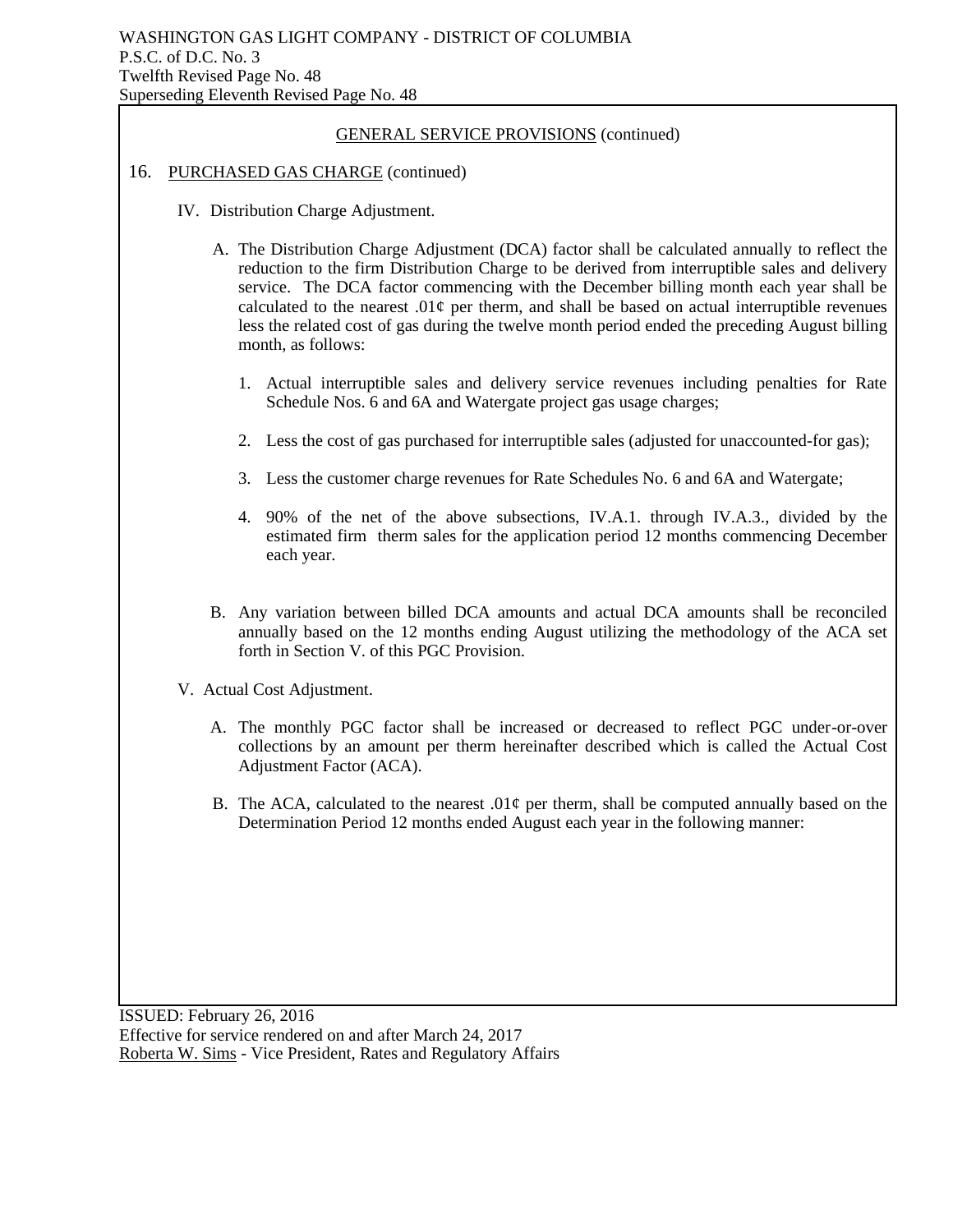GENERAL SERVICE PROVISIONS (continued)

16. PURCHASED GAS CHARGE (continued)

IV. Distribution Charge Adjustment.

A. The Distribution Charge Adjustment (DCA) factor shall be calculated annually to reflect the reduction to the firm Distribution Charge to be derived from interruptible sales and delivery service. The DCA factor commencing with the December billing month each year shall be calculated to the nearest .01¢ per therm, and shall be based on actual interruptible revenues less the related cost of gas during the twelve month period ended the preceding August billing month, as follows:

1. Actual interruptible sales and delivery service revenues including penalties for Rate Schedule Nos. 6 and 6A and Watergate project gas usage charges;

2. Less the cost of gas purchased for interruptible sales (adjusted for unaccounted-for gas);

3. Less the customer charge revenues for Rate Schedules No. 6 and 6A and Watergate;

4. 90% of the net of the above subsections, IV.A.1. through IV.A.3., divided by the estimated firm therm sales for the application period 12 months commencing December each year.

B. Any variation between billed DCA amounts and actual DCA amounts shall be reconciled annually based on the 12 months ending August utilizing the methodology of the ACA set forth in Section V. of this PGC Provision.

V. Actual Cost Adjustment.

A. The monthly PGC factor shall be increased or decreased to reflect PGC under-or-over collections by an amount per therm hereinafter described which is called the Actual Cost Adjustment Factor (ACA).

B. The ACA, calculated to the nearest .01¢ per therm, shall be computed annually based on the Determination Period 12 months ended August each year in the following manner:

ISSUED: February 26, 2016
Effective for service rendered on and after March 24, 2017
Roberta W. Sims - Vice President, Rates and Regulatory Affairs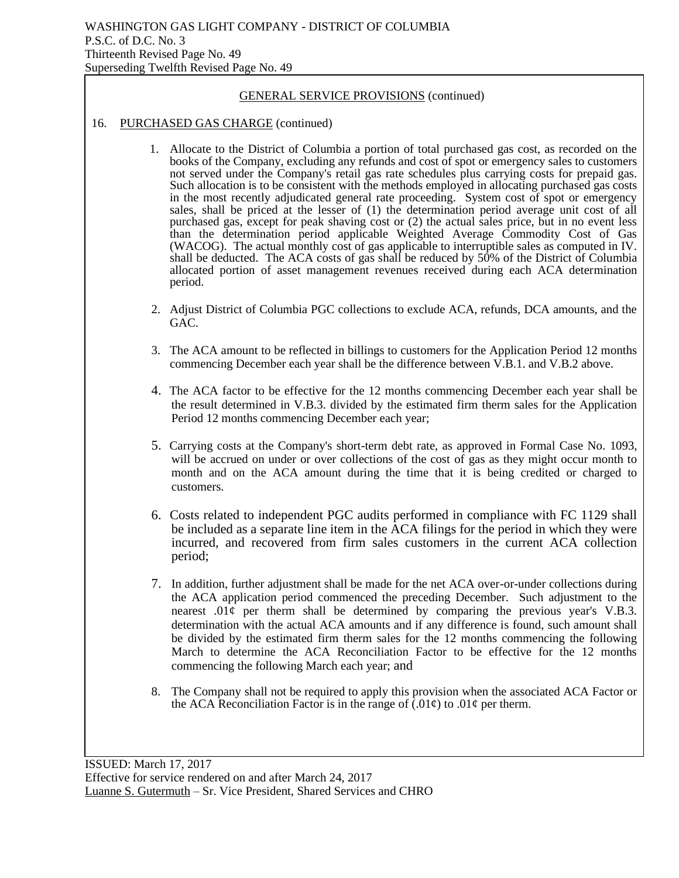WASHINGTON GAS LIGHT COMPANY - DISTRICT OF COLUMBIA
P.S.C. of D.C. No. 3
Thirteenth Revised Page No. 49
Superseding Twelfth Revised Page No. 49

## GENERAL SERVICE PROVISIONS (continued)

### 16. PURCHASED GAS CHARGE (continued)

1. Allocate to the District of Columbia a portion of total purchased gas cost, as recorded on the books of the Company, excluding any refunds and cost of spot or emergency sales to customers not served under the Company's retail gas rate schedules plus carrying costs for prepaid gas. Such allocation is to be consistent with the methods employed in allocating purchased gas costs in the most recently adjudicated general rate proceeding. System cost of spot or emergency sales, shall be priced at the lesser of (1) the determination period average unit cost of all purchased gas, except for peak shaving cost or (2) the actual sales price, but in no event less than the determination period applicable Weighted Average Commodity Cost of Gas (WACOG). The actual monthly cost of gas applicable to interruptible sales as computed in IV. shall be deducted. The ACA costs of gas shall be reduced by 50% of the District of Columbia allocated portion of asset management revenues received during each ACA determination period.

2. Adjust District of Columbia PGC collections to exclude ACA, refunds, DCA amounts, and the GAC.

3. The ACA amount to be reflected in billings to customers for the Application Period 12 months commencing December each year shall be the difference between V.B.1. and V.B.2 above.

4. The ACA factor to be effective for the 12 months commencing December each year shall be the result determined in V.B.3. divided by the estimated firm therm sales for the Application Period 12 months commencing December each year;

5. Carrying costs at the Company's short-term debt rate, as approved in Formal Case No. 1093, will be accrued on under or over collections of the cost of gas as they might occur month to month and on the ACA amount during the time that it is being credited or charged to customers.

6. Costs related to independent PGC audits performed in compliance with FC 1129 shall be included as a separate line item in the ACA filings for the period in which they were incurred, and recovered from firm sales customers in the current ACA collection period;

7. In addition, further adjustment shall be made for the net ACA over-or-under collections during the ACA application period commenced the preceding December. Such adjustment to the nearest .01¢ per therm shall be determined by comparing the previous year's V.B.3. determination with the actual ACA amounts and if any difference is found, such amount shall be divided by the estimated firm therm sales for the 12 months commencing the following March to determine the ACA Reconciliation Factor to be effective for the 12 months commencing the following March each year; and

8. The Company shall not be required to apply this provision when the associated ACA Factor or the ACA Reconciliation Factor is in the range of (.01¢) to .01¢ per therm.

ISSUED: March 17, 2017
Effective for service rendered on and after March 24, 2017
Luanne S. Gutermuth – Sr. Vice President, Shared Services and CHRO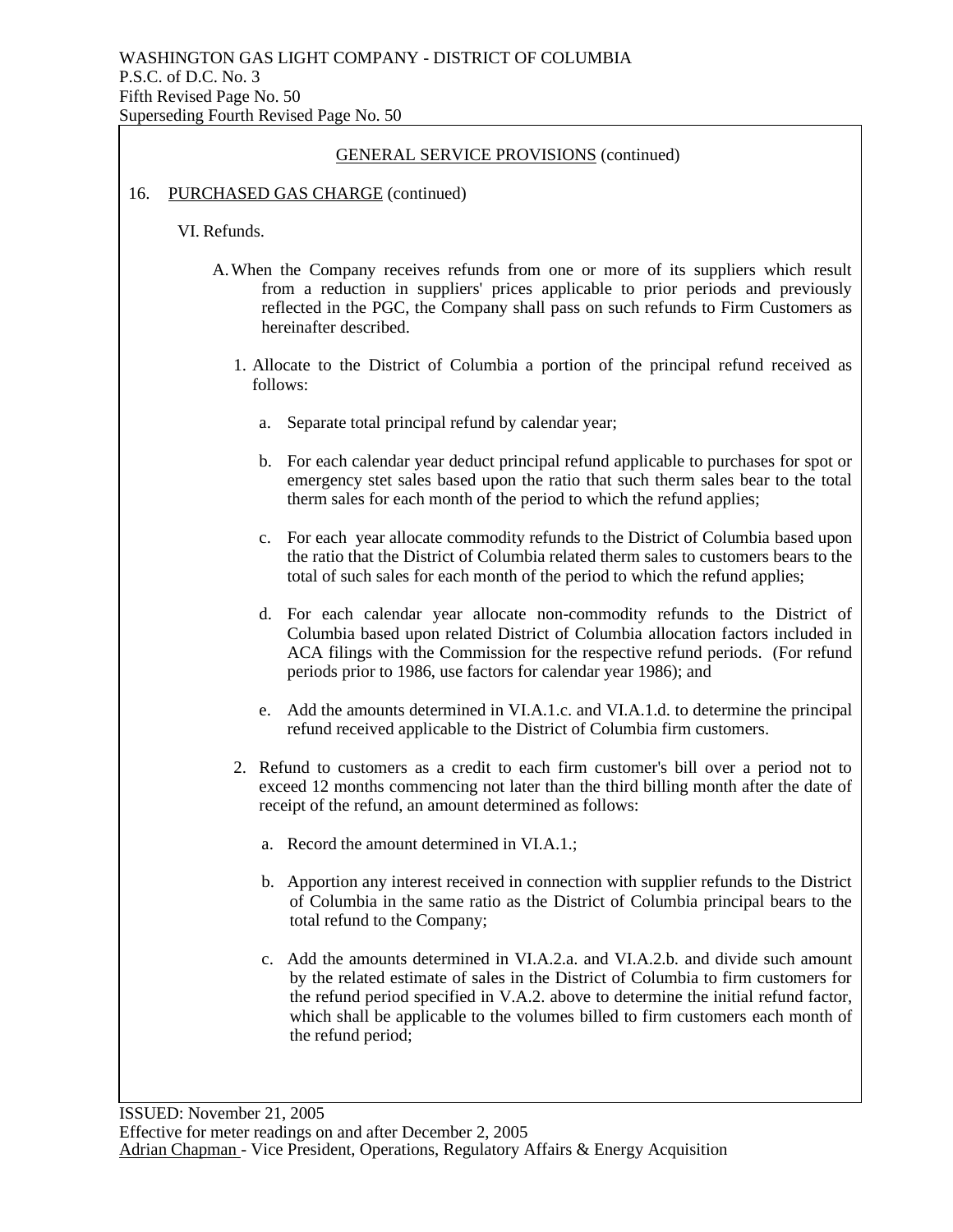WASHINGTON GAS LIGHT COMPANY - DISTRICT OF COLUMBIA
P.S.C. of D.C. No. 3
Fifth Revised Page No. 50
Superseding Fourth Revised Page No. 50

GENERAL SERVICE PROVISIONS (continued)

16. PURCHASED GAS CHARGE (continued)

VI. Refunds.

A. When the Company receives refunds from one or more of its suppliers which result from a reduction in suppliers' prices applicable to prior periods and previously reflected in the PGC, the Company shall pass on such refunds to Firm Customers as hereinafter described.

1. Allocate to the District of Columbia a portion of the principal refund received as follows:

   a. Separate total principal refund by calendar year;

   b. For each calendar year deduct principal refund applicable to purchases for spot or emergency stet sales based upon the ratio that such therm sales bear to the total therm sales for each month of the period to which the refund applies;

   c. For each year allocate commodity refunds to the District of Columbia based upon the ratio that the District of Columbia related therm sales to customers bears to the total of such sales for each month of the period to which the refund applies;

   d. For each calendar year allocate non-commodity refunds to the District of Columbia based upon related District of Columbia allocation factors included in ACA filings with the Commission for the respective refund periods. (For refund periods prior to 1986, use factors for calendar year 1986); and

   e. Add the amounts determined in VI.A.1.c. and VI.A.1.d. to determine the principal refund received applicable to the District of Columbia firm customers.

2. Refund to customers as a credit to each firm customer's bill over a period not to exceed 12 months commencing not later than the third billing month after the date of receipt of the refund, an amount determined as follows:

   a. Record the amount determined in VI.A.1.;

   b. Apportion any interest received in connection with supplier refunds to the District of Columbia in the same ratio as the District of Columbia principal bears to the total refund to the Company;

   c. Add the amounts determined in VI.A.2.a. and VI.A.2.b. and divide such amount by the related estimate of sales in the District of Columbia to firm customers for the refund period specified in V.A.2. above to determine the initial refund factor, which shall be applicable to the volumes billed to firm customers each month of the refund period;

ISSUED: November 21, 2005
Effective for meter readings on and after December 2, 2005
Adrian Chapman - Vice President, Operations, Regulatory Affairs & Energy Acquisition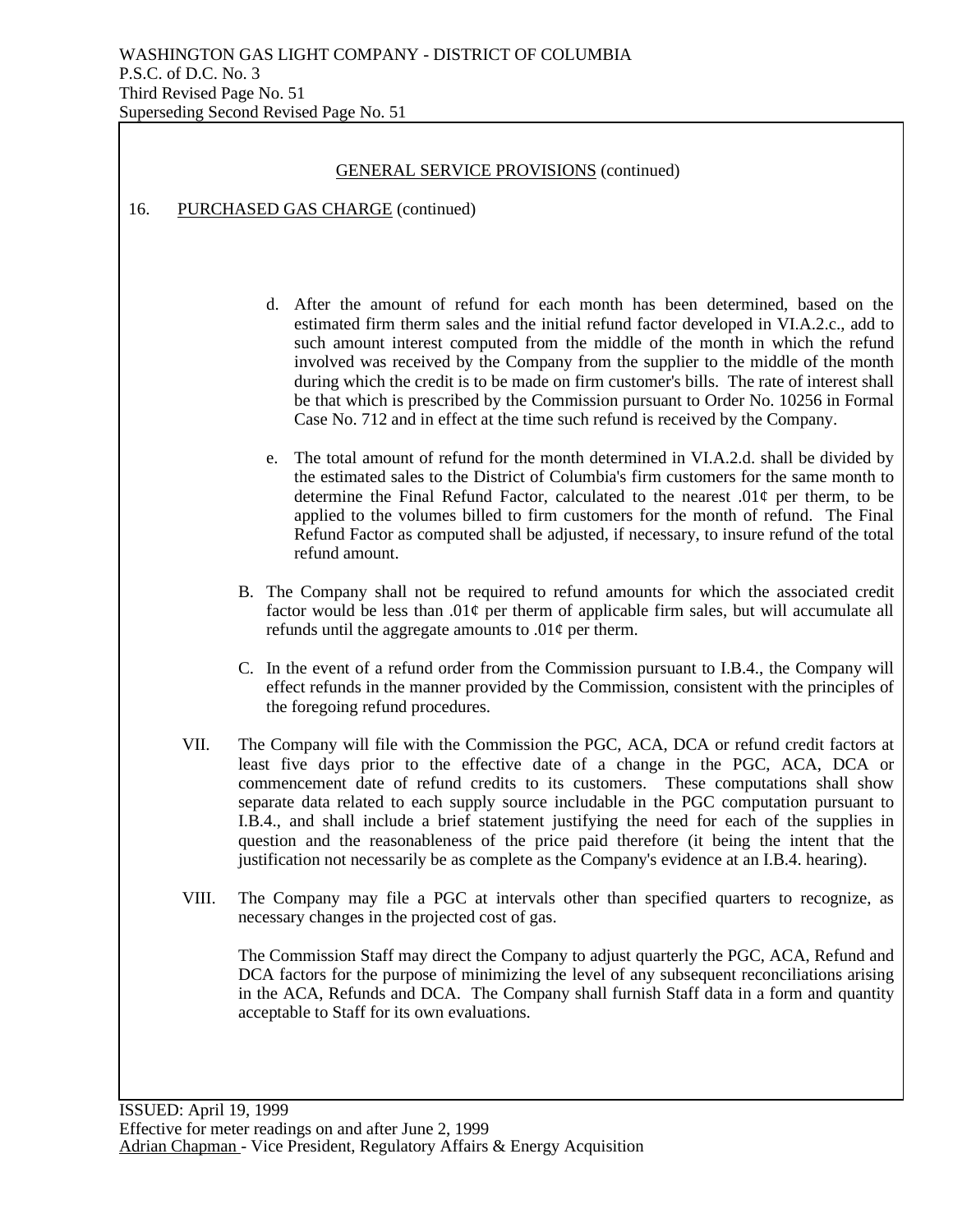GENERAL SERVICE PROVISIONS (continued)

16. PURCHASED GAS CHARGE (continued)

d. After the amount of refund for each month has been determined, based on the estimated firm therm sales and the initial refund factor developed in VI.A.2.c., add to such amount interest computed from the middle of the month in which the refund involved was received by the Company from the supplier to the middle of the month during which the credit is to be made on firm customer's bills. The rate of interest shall be that which is prescribed by the Commission pursuant to Order No. 10256 in Formal Case No. 712 and in effect at the time such refund is received by the Company.

e. The total amount of refund for the month determined in VI.A.2.d. shall be divided by the estimated sales to the District of Columbia's firm customers for the same month to determine the Final Refund Factor, calculated to the nearest .01¢ per therm, to be applied to the volumes billed to firm customers for the month of refund. The Final Refund Factor as computed shall be adjusted, if necessary, to insure refund of the total refund amount.

B. The Company shall not be required to refund amounts for which the associated credit factor would be less than .01¢ per therm of applicable firm sales, but will accumulate all refunds until the aggregate amounts to .01¢ per therm.

C. In the event of a refund order from the Commission pursuant to I.B.4., the Company will effect refunds in the manner provided by the Commission, consistent with the principles of the foregoing refund procedures.

VII. The Company will file with the Commission the PGC, ACA, DCA or refund credit factors at least five days prior to the effective date of a change in the PGC, ACA, DCA or commencement date of refund credits to its customers. These computations shall show separate data related to each supply source includable in the PGC computation pursuant to I.B.4., and shall include a brief statement justifying the need for each of the supplies in question and the reasonableness of the price paid therefore (it being the intent that the justification not necessarily be as complete as the Company's evidence at an I.B.4. hearing).

VIII. The Company may file a PGC at intervals other than specified quarters to recognize, as necessary changes in the projected cost of gas.

The Commission Staff may direct the Company to adjust quarterly the PGC, ACA, Refund and DCA factors for the purpose of minimizing the level of any subsequent reconciliations arising in the ACA, Refunds and DCA. The Company shall furnish Staff data in a form and quantity acceptable to Staff for its own evaluations.

ISSUED: April 19, 1999
Effective for meter readings on and after June 2, 1999
Adrian Chapman - Vice President, Regulatory Affairs & Energy Acquisition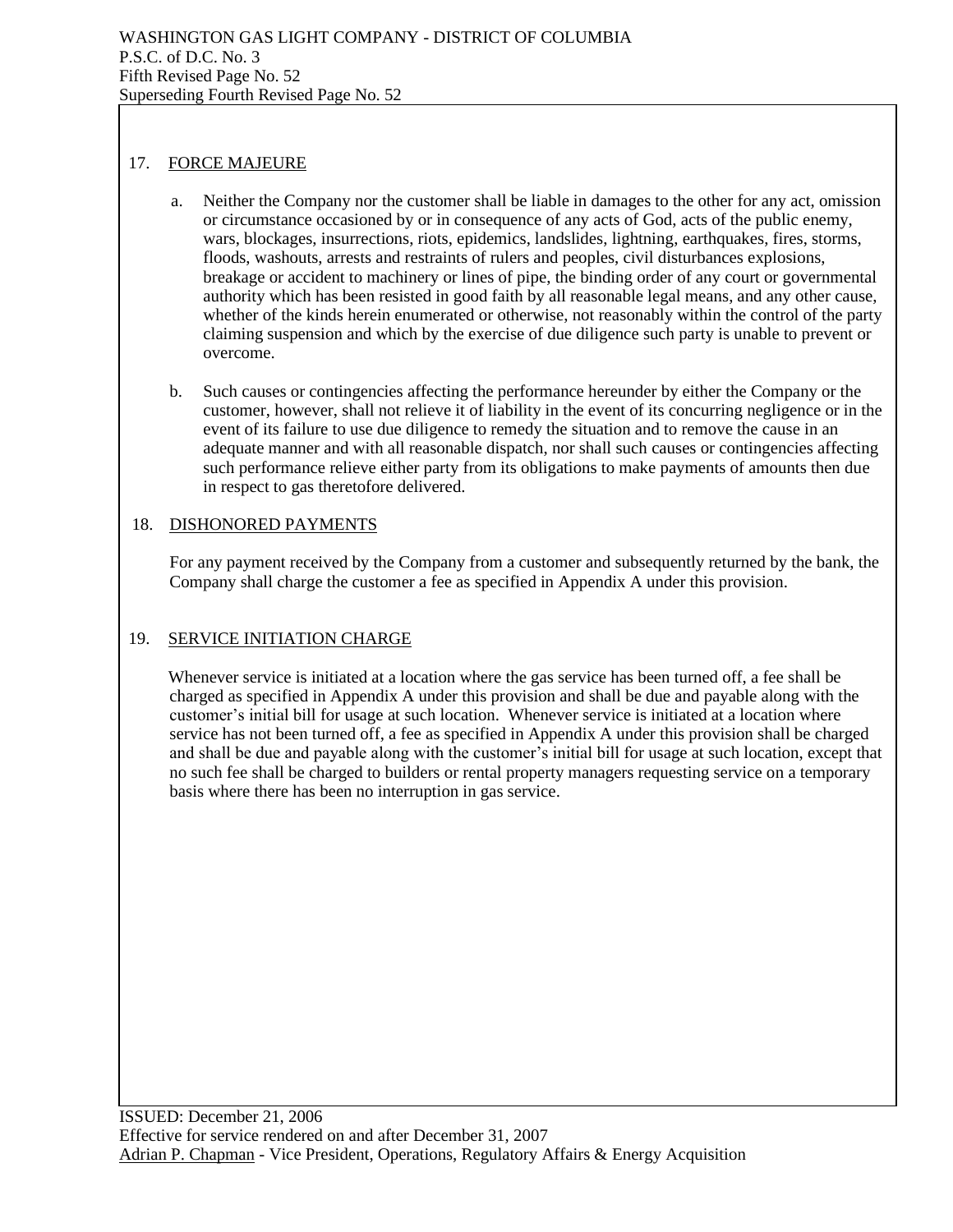## 17. FORCE MAJEURE

a. Neither the Company nor the customer shall be liable in damages to the other for any act, omission or circumstance occasioned by or in consequence of any acts of God, acts of the public enemy, wars, blockages, insurrections, riots, epidemics, landslides, lightning, earthquakes, fires, storms, floods, washouts, arrests and restraints of rulers and peoples, civil disturbances explosions, breakage or accident to machinery or lines of pipe, the binding order of any court or governmental authority which has been resisted in good faith by all reasonable legal means, and any other cause, whether of the kinds herein enumerated or otherwise, not reasonably within the control of the party claiming suspension and which by the exercise of due diligence such party is unable to prevent or overcome.

b. Such causes or contingencies affecting the performance hereunder by either the Company or the customer, however, shall not relieve it of liability in the event of its concurring negligence or in the event of its failure to use due diligence to remedy the situation and to remove the cause in an adequate manner and with all reasonable dispatch, nor shall such causes or contingencies affecting such performance relieve either party from its obligations to make payments of amounts then due in respect to gas theretofore delivered.

## 18. DISHONORED PAYMENTS

For any payment received by the Company from a customer and subsequently returned by the bank, the Company shall charge the customer a fee as specified in Appendix A under this provision.

## 19. SERVICE INITIATION CHARGE

Whenever service is initiated at a location where the gas service has been turned off, a fee shall be charged as specified in Appendix A under this provision and shall be due and payable along with the customer's initial bill for usage at such location. Whenever service is initiated at a location where service has not been turned off, a fee as specified in Appendix A under this provision shall be charged and shall be due and payable along with the customer's initial bill for usage at such location, except that no such fee shall be charged to builders or rental property managers requesting service on a temporary basis where there has been no interruption in gas service.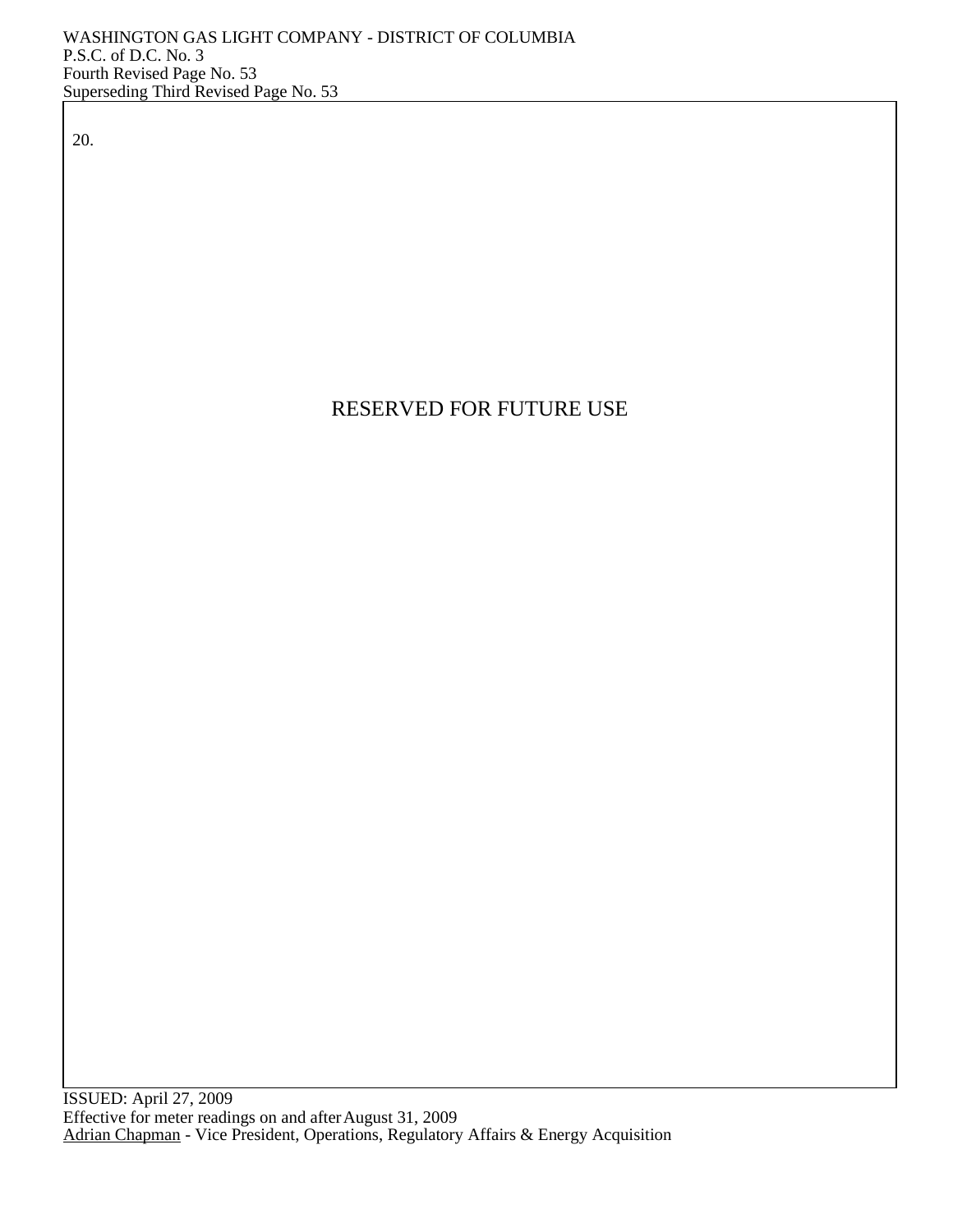20.

RESERVED FOR FUTURE USE

ISSUED: April 27, 2009
Effective for meter readings on and after August 31, 2009
Adrian Chapman - Vice President, Operations, Regulatory Affairs & Energy Acquisition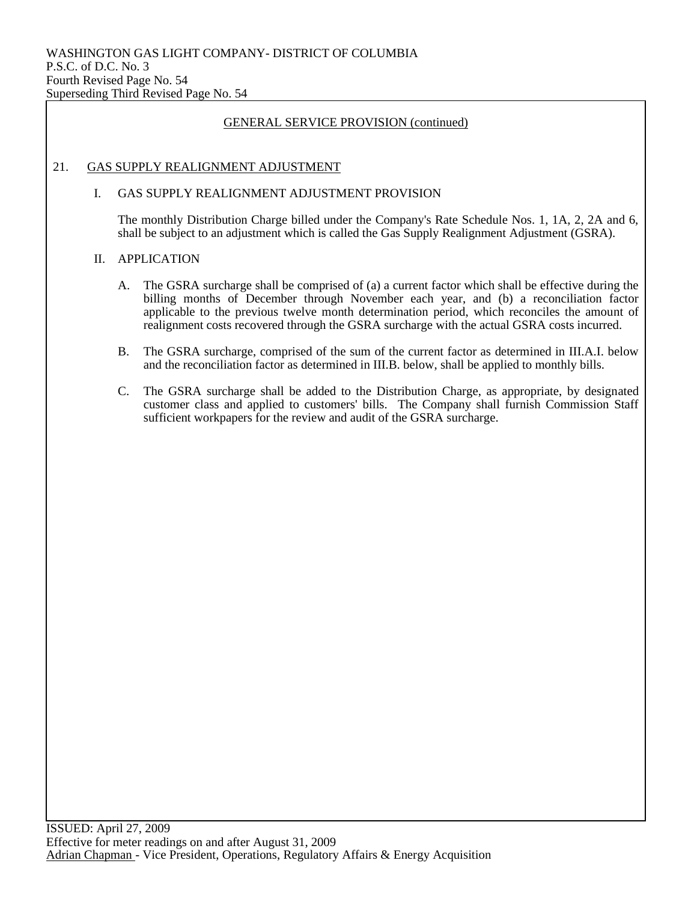WASHINGTON GAS LIGHT COMPANY- DISTRICT OF COLUMBIA
P.S.C. of D.C. No. 3
Fourth Revised Page No. 54
Superseding Third Revised Page No. 54

## GENERAL SERVICE PROVISION (continued)

### 21. GAS SUPPLY REALIGNMENT ADJUSTMENT

I. GAS SUPPLY REALIGNMENT ADJUSTMENT PROVISION

The monthly Distribution Charge billed under the Company's Rate Schedule Nos. 1, 1A, 2, 2A and 6, shall be subject to an adjustment which is called the Gas Supply Realignment Adjustment (GSRA).

II. APPLICATION

A. The GSRA surcharge shall be comprised of (a) a current factor which shall be effective during the billing months of December through November each year, and (b) a reconciliation factor applicable to the previous twelve month determination period, which reconciles the amount of realignment costs recovered through the GSRA surcharge with the actual GSRA costs incurred.

B. The GSRA surcharge, comprised of the sum of the current factor as determined in III.A.I. below and the reconciliation factor as determined in III.B. below, shall be applied to monthly bills.

C. The GSRA surcharge shall be added to the Distribution Charge, as appropriate, by designated customer class and applied to customers' bills. The Company shall furnish Commission Staff sufficient workpapers for the review and audit of the GSRA surcharge.

ISSUED: April 27, 2009
Effective for meter readings on and after August 31, 2009
Adrian Chapman - Vice President, Operations, Regulatory Affairs & Energy Acquisition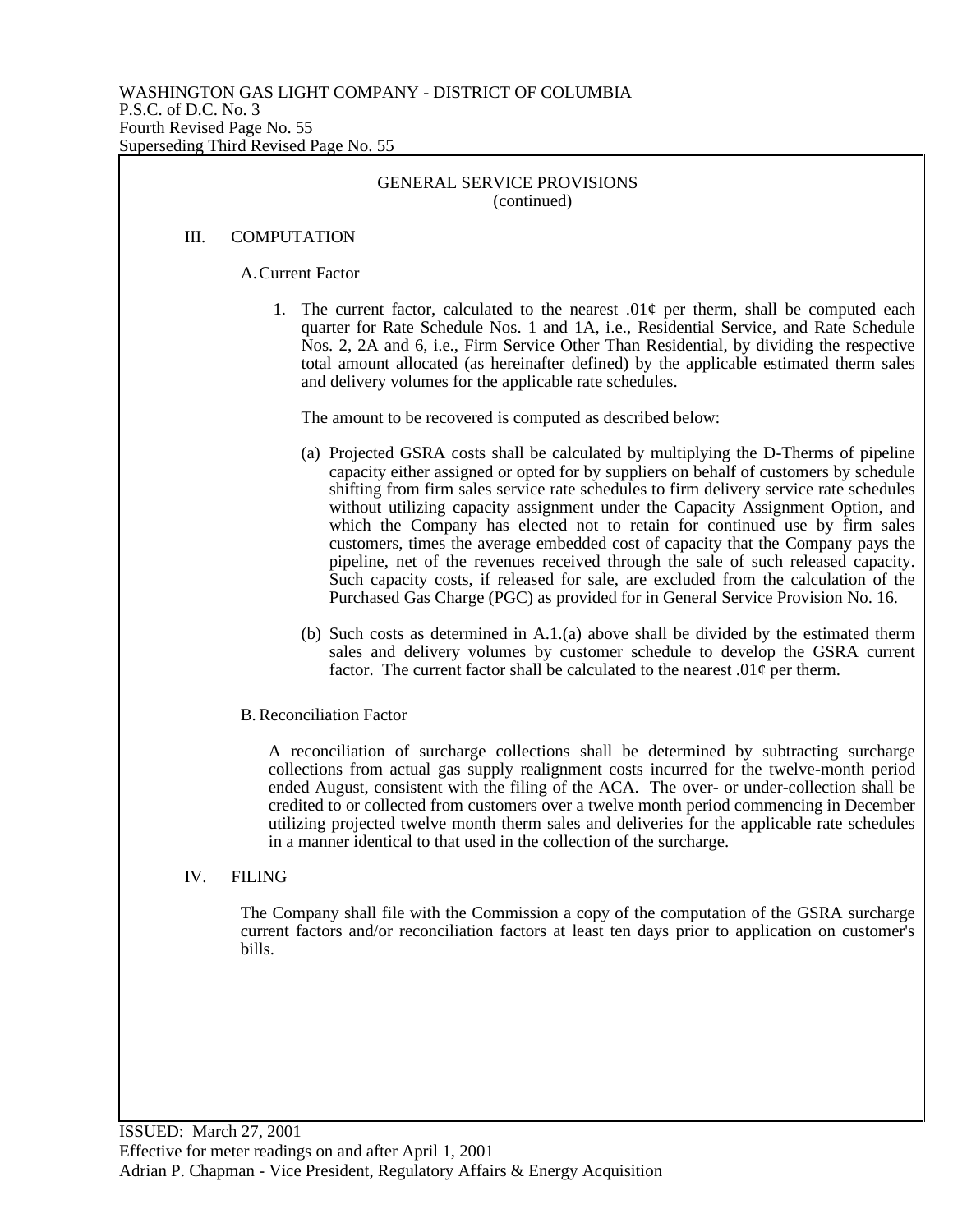WASHINGTON GAS LIGHT COMPANY - DISTRICT OF COLUMBIA
P.S.C. of D.C. No. 3
Fourth Revised Page No. 55
Superseding Third Revised Page No. 55

GENERAL SERVICE PROVISIONS
(continued)

## III. COMPUTATION

### A. Current Factor

1. The current factor, calculated to the nearest .01¢ per therm, shall be computed each quarter for Rate Schedule Nos. 1 and 1A, i.e., Residential Service, and Rate Schedule Nos. 2, 2A and 6, i.e., Firm Service Other Than Residential, by dividing the respective total amount allocated (as hereinafter defined) by the applicable estimated therm sales and delivery volumes for the applicable rate schedules.

   The amount to be recovered is computed as described below:

   (a) Projected GSRA costs shall be calculated by multiplying the D-Therms of pipeline capacity either assigned or opted for by suppliers on behalf of customers by schedule shifting from firm sales service rate schedules to firm delivery service rate schedules without utilizing capacity assignment under the Capacity Assignment Option, and which the Company has elected not to retain for continued use by firm sales customers, times the average embedded cost of capacity that the Company pays the pipeline, net of the revenues received through the sale of such released capacity. Such capacity costs, if released for sale, are excluded from the calculation of the Purchased Gas Charge (PGC) as provided for in General Service Provision No. 16.

   (b) Such costs as determined in A.1.(a) above shall be divided by the estimated therm sales and delivery volumes by customer schedule to develop the GSRA current factor. The current factor shall be calculated to the nearest .01¢ per therm.

### B. Reconciliation Factor

A reconciliation of surcharge collections shall be determined by subtracting surcharge collections from actual gas supply realignment costs incurred for the twelve-month period ended August, consistent with the filing of the ACA. The over- or under-collection shall be credited to or collected from customers over a twelve month period commencing in December utilizing projected twelve month therm sales and deliveries for the applicable rate schedules in a manner identical to that used in the collection of the surcharge.

## IV. FILING

The Company shall file with the Commission a copy of the computation of the GSRA surcharge current factors and/or reconciliation factors at least ten days prior to application on customer's bills.

ISSUED: March 27, 2001
Effective for meter readings on and after April 1, 2001
Adrian P. Chapman - Vice President, Regulatory Affairs & Energy Acquisition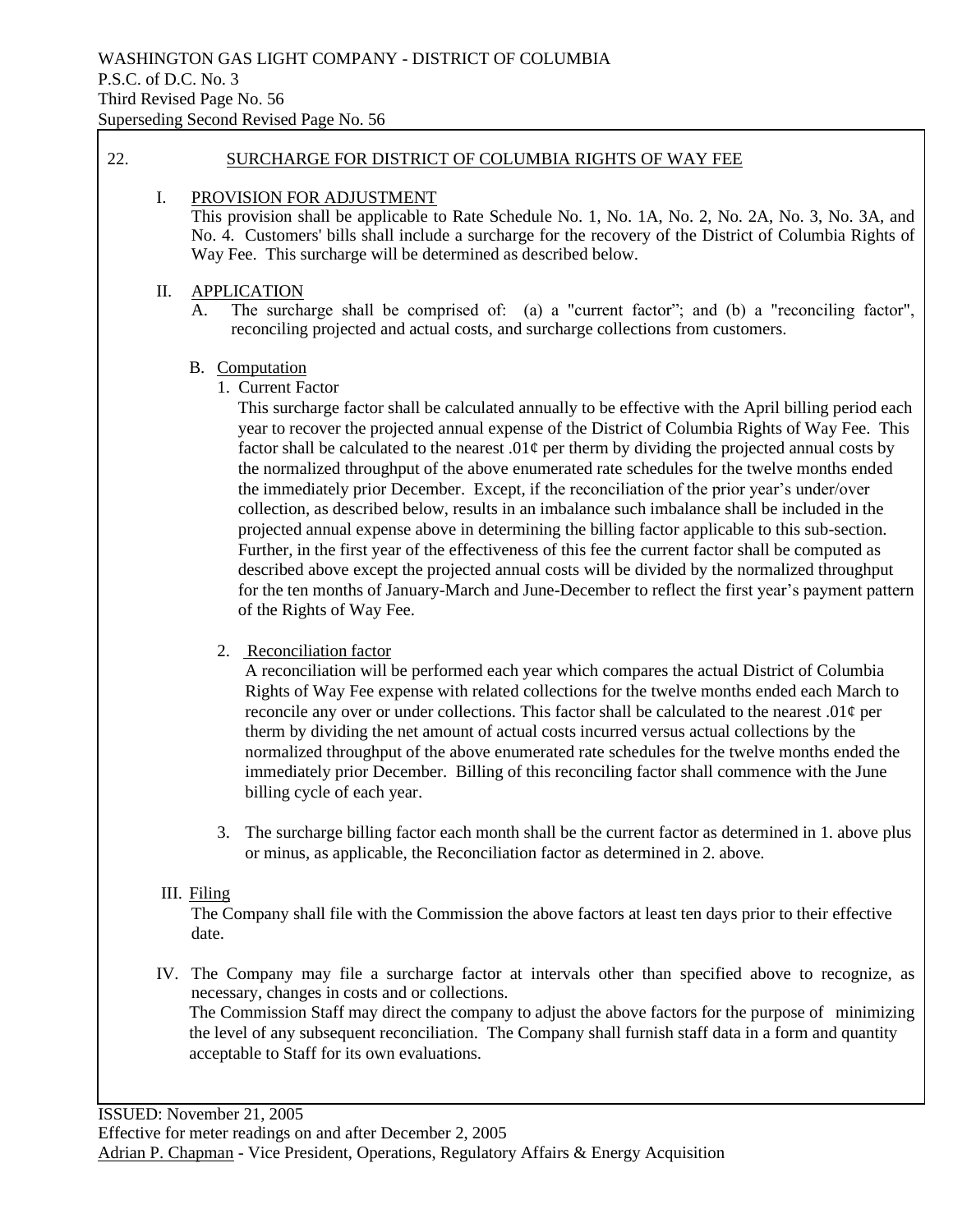WASHINGTON GAS LIGHT COMPANY - DISTRICT OF COLUMBIA
P.S.C. of D.C. No. 3
Third Revised Page No. 56
Superseding Second Revised Page No. 56

## 22. SURCHARGE FOR DISTRICT OF COLUMBIA RIGHTS OF WAY FEE

### I. PROVISION FOR ADJUSTMENT

This provision shall be applicable to Rate Schedule No. 1, No. 1A, No. 2, No. 2A, No. 3, No. 3A, and No. 4. Customers' bills shall include a surcharge for the recovery of the District of Columbia Rights of Way Fee. This surcharge will be determined as described below.

### II. APPLICATION

A. The surcharge shall be comprised of: (a) a "current factor"; and (b) a "reconciling factor", reconciling projected and actual costs, and surcharge collections from customers.

B. Computation

1. Current Factor

   This surcharge factor shall be calculated annually to be effective with the April billing period each year to recover the projected annual expense of the District of Columbia Rights of Way Fee. This factor shall be calculated to the nearest .01¢ per therm by dividing the projected annual costs by the normalized throughput of the above enumerated rate schedules for the twelve months ended the immediately prior December. Except, if the reconciliation of the prior year's under/over collection, as described below, results in an imbalance such imbalance shall be included in the projected annual expense above in determining the billing factor applicable to this sub-section. Further, in the first year of the effectiveness of this fee the current factor shall be computed as described above except the projected annual costs will be divided by the normalized throughput for the ten months of January-March and June-December to reflect the first year's payment pattern of the Rights of Way Fee.

2. Reconciliation factor

   A reconciliation will be performed each year which compares the actual District of Columbia Rights of Way Fee expense with related collections for the twelve months ended each March to reconcile any over or under collections. This factor shall be calculated to the nearest .01¢ per therm by dividing the net amount of actual costs incurred versus actual collections by the normalized throughput of the above enumerated rate schedules for the twelve months ended the immediately prior December. Billing of this reconciling factor shall commence with the June billing cycle of each year.

3. The surcharge billing factor each month shall be the current factor as determined in 1. above plus or minus, as applicable, the Reconciliation factor as determined in 2. above.

### III. Filing

The Company shall file with the Commission the above factors at least ten days prior to their effective date.

### IV.

The Company may file a surcharge factor at intervals other than specified above to recognize, as necessary, changes in costs and or collections.

The Commission Staff may direct the company to adjust the above factors for the purpose of minimizing the level of any subsequent reconciliation. The Company shall furnish staff data in a form and quantity acceptable to Staff for its own evaluations.

ISSUED: November 21, 2005
Effective for meter readings on and after December 2, 2005
Adrian P. Chapman - Vice President, Operations, Regulatory Affairs & Energy Acquisition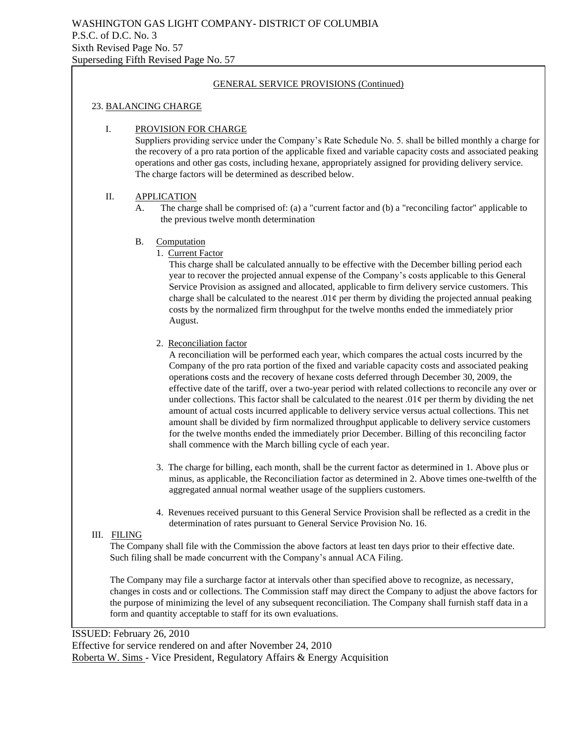WASHINGTON GAS LIGHT COMPANY- DISTRICT OF COLUMBIA
P.S.C. of D.C. No. 3
Sixth Revised Page No. 57
Superseding Fifth Revised Page No. 57

GENERAL SERVICE PROVISIONS (Continued)

23. BALANCING CHARGE

I. PROVISION FOR CHARGE

Suppliers providing service under the Company's Rate Schedule No. 5. shall be billed monthly a charge for the recovery of a pro rata portion of the applicable fixed and variable capacity costs and associated peaking operations and other gas costs, including hexane, appropriately assigned for providing delivery service. The charge factors will be determined as described below.

II. APPLICATION

A. The charge shall be comprised of: (a) a "current factor and (b) a "reconciling factor" applicable to the previous twelve month determination

B. Computation

1. Current Factor

This charge shall be calculated annually to be effective with the December billing period each year to recover the projected annual expense of the Company's costs applicable to this General Service Provision as assigned and allocated, applicable to firm delivery service customers. This charge shall be calculated to the nearest .01¢ per therm by dividing the projected annual peaking costs by the normalized firm throughput for the twelve months ended the immediately prior August.

2. Reconciliation factor

A reconciliation will be performed each year, which compares the actual costs incurred by the Company of the pro rata portion of the fixed and variable capacity costs and associated peaking operations costs and the recovery of hexane costs deferred through December 30, 2009, the effective date of the tariff, over a two-year period with related collections to reconcile any over or under collections. This factor shall be calculated to the nearest .01¢ per therm by dividing the net amount of actual costs incurred applicable to delivery service versus actual collections. This net amount shall be divided by firm normalized throughput applicable to delivery service customers for the twelve months ended the immediately prior December. Billing of this reconciling factor shall commence with the March billing cycle of each year.

3. The charge for billing, each month, shall be the current factor as determined in 1. Above plus or minus, as applicable, the Reconciliation factor as determined in 2. Above times one-twelfth of the aggregated annual normal weather usage of the suppliers customers.

4. Revenues received pursuant to this General Service Provision shall be reflected as a credit in the determination of rates pursuant to General Service Provision No. 16.

III. FILING

The Company shall file with the Commission the above factors at least ten days prior to their effective date. Such filing shall be made concurrent with the Company's annual ACA Filing.

The Company may file a surcharge factor at intervals other than specified above to recognize, as necessary, changes in costs and or collections. The Commission staff may direct the Company to adjust the above factors for the purpose of minimizing the level of any subsequent reconciliation. The Company shall furnish staff data in a form and quantity acceptable to staff for its own evaluations.

ISSUED: February 26, 2010
Effective for service rendered on and after November 24, 2010
Roberta W. Sims - Vice President, Regulatory Affairs & Energy Acquisition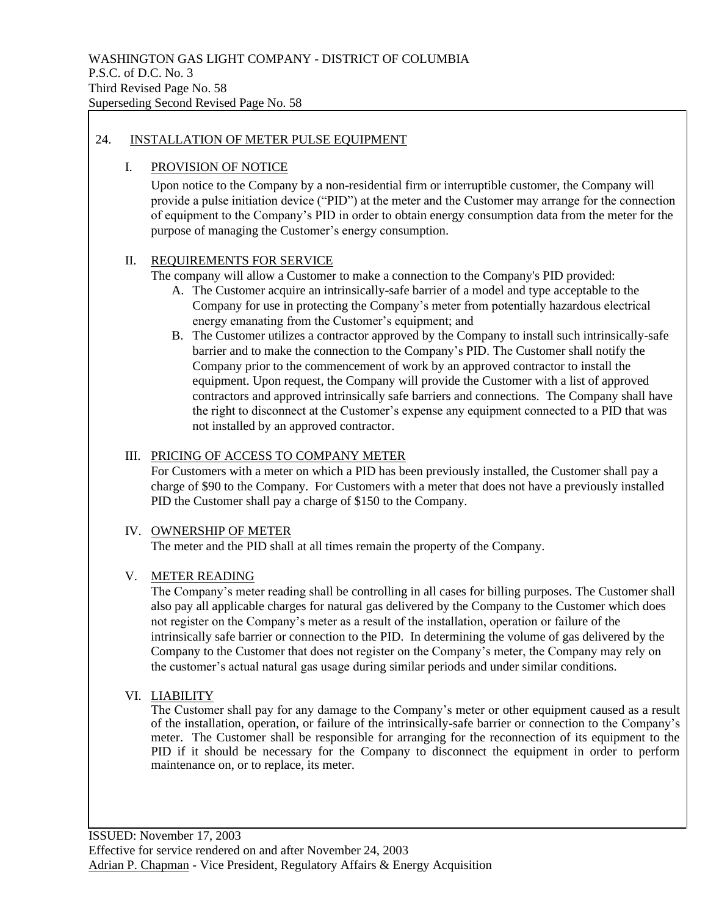WASHINGTON GAS LIGHT COMPANY - DISTRICT OF COLUMBIA
P.S.C. of D.C. No. 3
Third Revised Page No. 58
Superseding Second Revised Page No. 58

## 24. INSTALLATION OF METER PULSE EQUIPMENT

### I. PROVISION OF NOTICE

Upon notice to the Company by a non-residential firm or interruptible customer, the Company will provide a pulse initiation device ("PID") at the meter and the Customer may arrange for the connection of equipment to the Company's PID in order to obtain energy consumption data from the meter for the purpose of managing the Customer's energy consumption.

### II. REQUIREMENTS FOR SERVICE

The company will allow a Customer to make a connection to the Company's PID provided:

A. The Customer acquire an intrinsically-safe barrier of a model and type acceptable to the Company for use in protecting the Company's meter from potentially hazardous electrical energy emanating from the Customer's equipment; and

B. The Customer utilizes a contractor approved by the Company to install such intrinsically-safe barrier and to make the connection to the Company's PID. The Customer shall notify the Company prior to the commencement of work by an approved contractor to install the equipment. Upon request, the Company will provide the Customer with a list of approved contractors and approved intrinsically safe barriers and connections. The Company shall have the right to disconnect at the Customer's expense any equipment connected to a PID that was not installed by an approved contractor.

### III. PRICING OF ACCESS TO COMPANY METER

For Customers with a meter on which a PID has been previously installed, the Customer shall pay a charge of $90 to the Company. For Customers with a meter that does not have a previously installed PID the Customer shall pay a charge of $150 to the Company.

### IV. OWNERSHIP OF METER

The meter and the PID shall at all times remain the property of the Company.

### V. METER READING

The Company's meter reading shall be controlling in all cases for billing purposes. The Customer shall also pay all applicable charges for natural gas delivered by the Company to the Customer which does not register on the Company's meter as a result of the installation, operation or failure of the intrinsically safe barrier or connection to the PID. In determining the volume of gas delivered by the Company to the Customer that does not register on the Company's meter, the Company may rely on the customer's actual natural gas usage during similar periods and under similar conditions.

### VI. LIABILITY

The Customer shall pay for any damage to the Company's meter or other equipment caused as a result of the installation, operation, or failure of the intrinsically-safe barrier or connection to the Company's meter. The Customer shall be responsible for arranging for the reconnection of its equipment to the PID if it should be necessary for the Company to disconnect the equipment in order to perform maintenance on, or to replace, its meter.

ISSUED: November 17, 2003
Effective for service rendered on and after November 24, 2003
Adrian P. Chapman - Vice President, Regulatory Affairs & Energy Acquisition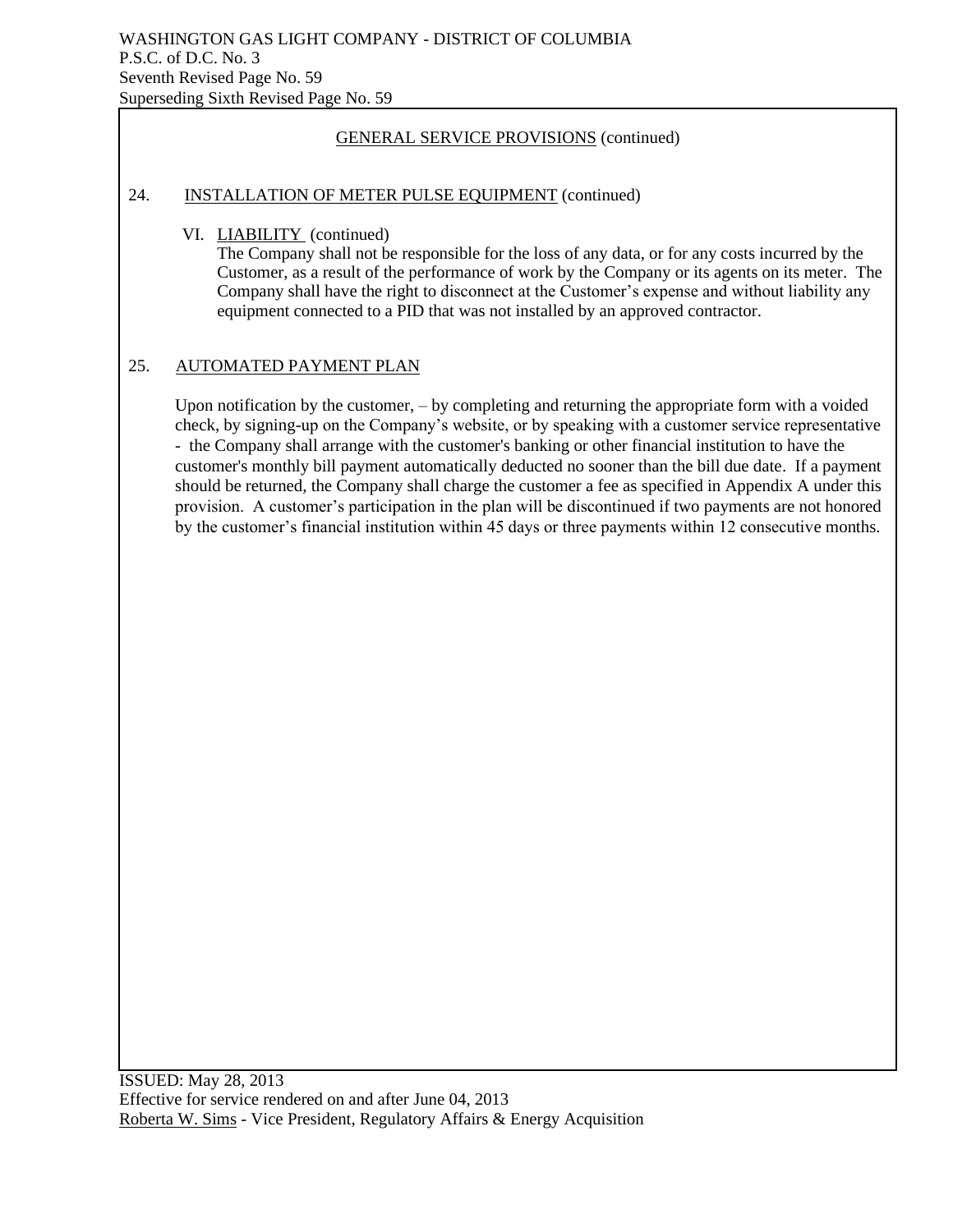GENERAL SERVICE PROVISIONS (continued)

24. INSTALLATION OF METER PULSE EQUIPMENT (continued)

VI. LIABILITY (continued)

The Company shall not be responsible for the loss of any data, or for any costs incurred by the Customer, as a result of the performance of work by the Company or its agents on its meter. The Company shall have the right to disconnect at the Customer's expense and without liability any equipment connected to a PID that was not installed by an approved contractor.

25. AUTOMATED PAYMENT PLAN

Upon notification by the customer, – by completing and returning the appropriate form with a voided check, by signing-up on the Company's website, or by speaking with a customer service representative - the Company shall arrange with the customer's banking or other financial institution to have the customer's monthly bill payment automatically deducted no sooner than the bill due date. If a payment should be returned, the Company shall charge the customer a fee as specified in Appendix A under this provision. A customer's participation in the plan will be discontinued if two payments are not honored by the customer's financial institution within 45 days or three payments within 12 consecutive months.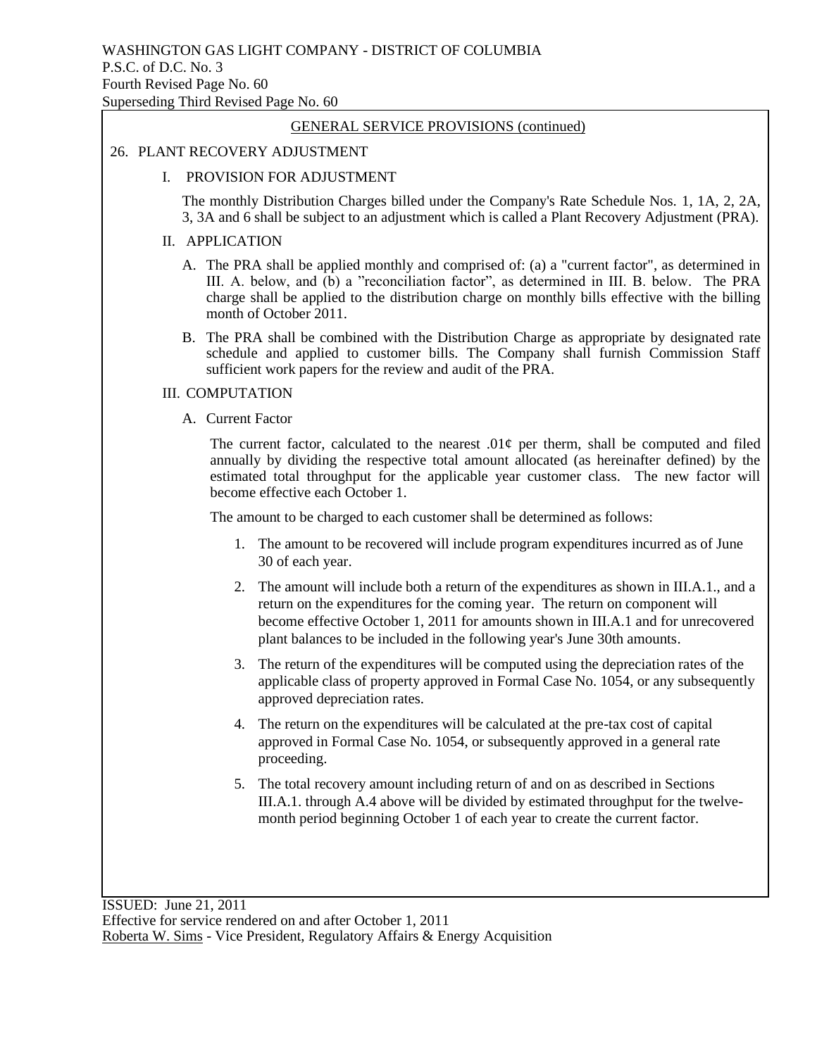WASHINGTON GAS LIGHT COMPANY - DISTRICT OF COLUMBIA
P.S.C. of D.C. No. 3
Fourth Revised Page No. 60
Superseding Third Revised Page No. 60

## GENERAL SERVICE PROVISIONS (continued)

### 26. PLANT RECOVERY ADJUSTMENT

#### I. PROVISION FOR ADJUSTMENT

The monthly Distribution Charges billed under the Company's Rate Schedule Nos. 1, 1A, 2, 2A, 3, 3A and 6 shall be subject to an adjustment which is called a Plant Recovery Adjustment (PRA).

#### II. APPLICATION

A. The PRA shall be applied monthly and comprised of: (a) a "current factor", as determined in III. A. below, and (b) a "reconciliation factor", as determined in III. B. below. The PRA charge shall be applied to the distribution charge on monthly bills effective with the billing month of October 2011.

B. The PRA shall be combined with the Distribution Charge as appropriate by designated rate schedule and applied to customer bills. The Company shall furnish Commission Staff sufficient work papers for the review and audit of the PRA.

#### III. COMPUTATION

A. Current Factor

The current factor, calculated to the nearest .01¢ per therm, shall be computed and filed annually by dividing the respective total amount allocated (as hereinafter defined) by the estimated total throughput for the applicable year customer class. The new factor will become effective each October 1.

The amount to be charged to each customer shall be determined as follows:

1. The amount to be recovered will include program expenditures incurred as of June 30 of each year.
2. The amount will include both a return of the expenditures as shown in III.A.1., and a return on the expenditures for the coming year. The return on component will become effective October 1, 2011 for amounts shown in III.A.1 and for unrecovered plant balances to be included in the following year's June 30th amounts.
3. The return of the expenditures will be computed using the depreciation rates of the applicable class of property approved in Formal Case No. 1054, or any subsequently approved depreciation rates.
4. The return on the expenditures will be calculated at the pre-tax cost of capital approved in Formal Case No. 1054, or subsequently approved in a general rate proceeding.
5. The total recovery amount including return of and on as described in Sections III.A.1. through A.4 above will be divided by estimated throughput for the twelve-month period beginning October 1 of each year to create the current factor.

ISSUED: June 21, 2011
Effective for service rendered on and after October 1, 2011
Roberta W. Sims - Vice President, Regulatory Affairs & Energy Acquisition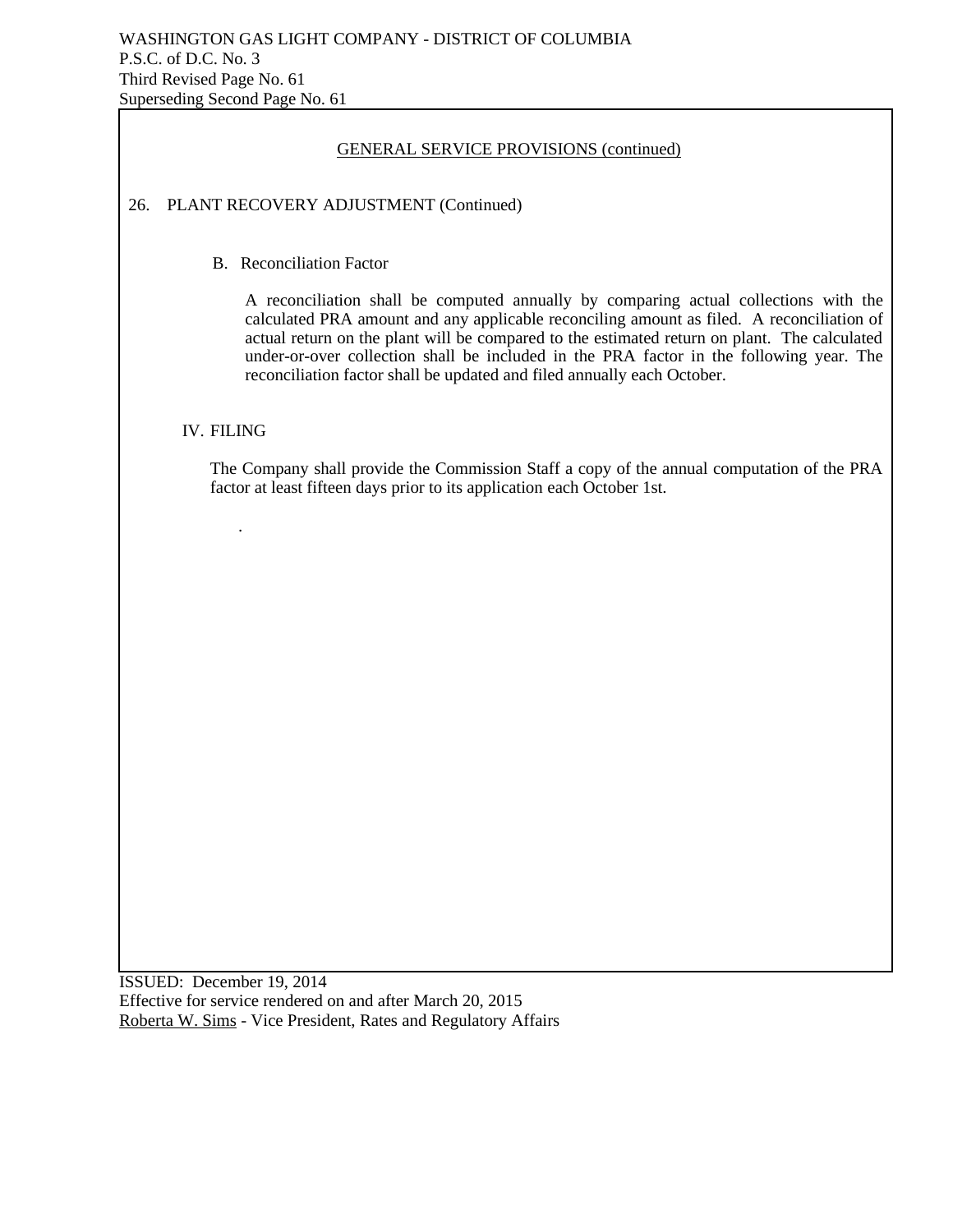GENERAL SERVICE PROVISIONS (continued)

26. PLANT RECOVERY ADJUSTMENT (Continued)

B. Reconciliation Factor

A reconciliation shall be computed annually by comparing actual collections with the calculated PRA amount and any applicable reconciling amount as filed. A reconciliation of actual return on the plant will be compared to the estimated return on plant. The calculated under-or-over collection shall be included in the PRA factor in the following year. The reconciliation factor shall be updated and filed annually each October.

IV. FILING

The Company shall provide the Commission Staff a copy of the annual computation of the PRA factor at least fifteen days prior to its application each October 1st.

.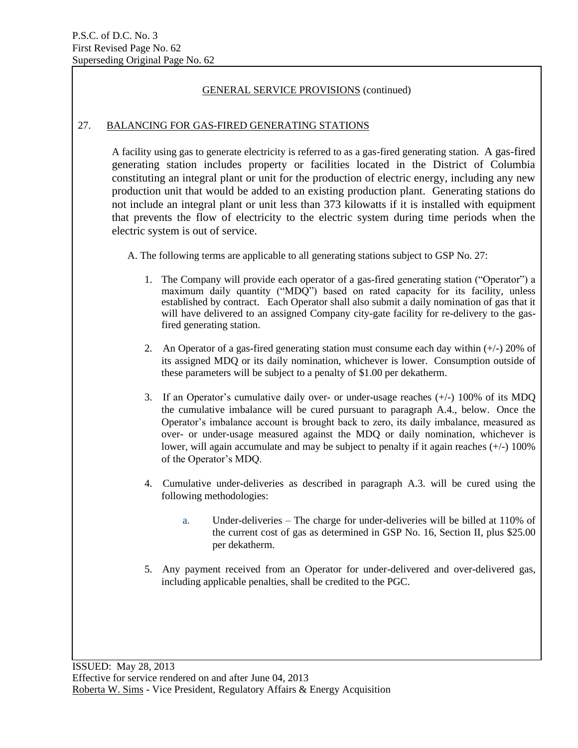P.S.C. of D.C. No. 3
First Revised Page No. 62
Superseding Original Page No. 62

GENERAL SERVICE PROVISIONS (continued)

## 27. BALANCING FOR GAS-FIRED GENERATING STATIONS

A facility using gas to generate electricity is referred to as a gas-fired generating station. A gas-fired generating station includes property or facilities located in the District of Columbia constituting an integral plant or unit for the production of electric energy, including any new production unit that would be added to an existing production plant. Generating stations do not include an integral plant or unit less than 373 kilowatts if it is installed with equipment that prevents the flow of electricity to the electric system during time periods when the electric system is out of service.

A. The following terms are applicable to all generating stations subject to GSP No. 27:

1. The Company will provide each operator of a gas-fired generating station ("Operator") a maximum daily quantity ("MDQ") based on rated capacity for its facility, unless established by contract. Each Operator shall also submit a daily nomination of gas that it will have delivered to an assigned Company city-gate facility for re-delivery to the gas-fired generating station.

2. An Operator of a gas-fired generating station must consume each day within (+/-) 20% of its assigned MDQ or its daily nomination, whichever is lower. Consumption outside of these parameters will be subject to a penalty of $1.00 per dekatherm.

3. If an Operator's cumulative daily over- or under-usage reaches (+/-) 100% of its MDQ the cumulative imbalance will be cured pursuant to paragraph A.4., below. Once the Operator's imbalance account is brought back to zero, its daily imbalance, measured as over- or under-usage measured against the MDQ or daily nomination, whichever is lower, will again accumulate and may be subject to penalty if it again reaches (+/-) 100% of the Operator's MDQ.

4. Cumulative under-deliveries as described in paragraph A.3. will be cured using the following methodologies:

   a. Under-deliveries – The charge for under-deliveries will be billed at 110% of the current cost of gas as determined in GSP No. 16, Section II, plus $25.00 per dekatherm.

5. Any payment received from an Operator for under-delivered and over-delivered gas, including applicable penalties, shall be credited to the PGC.

ISSUED: May 28, 2013
Effective for service rendered on and after June 04, 2013
Roberta W. Sims - Vice President, Regulatory Affairs & Energy Acquisition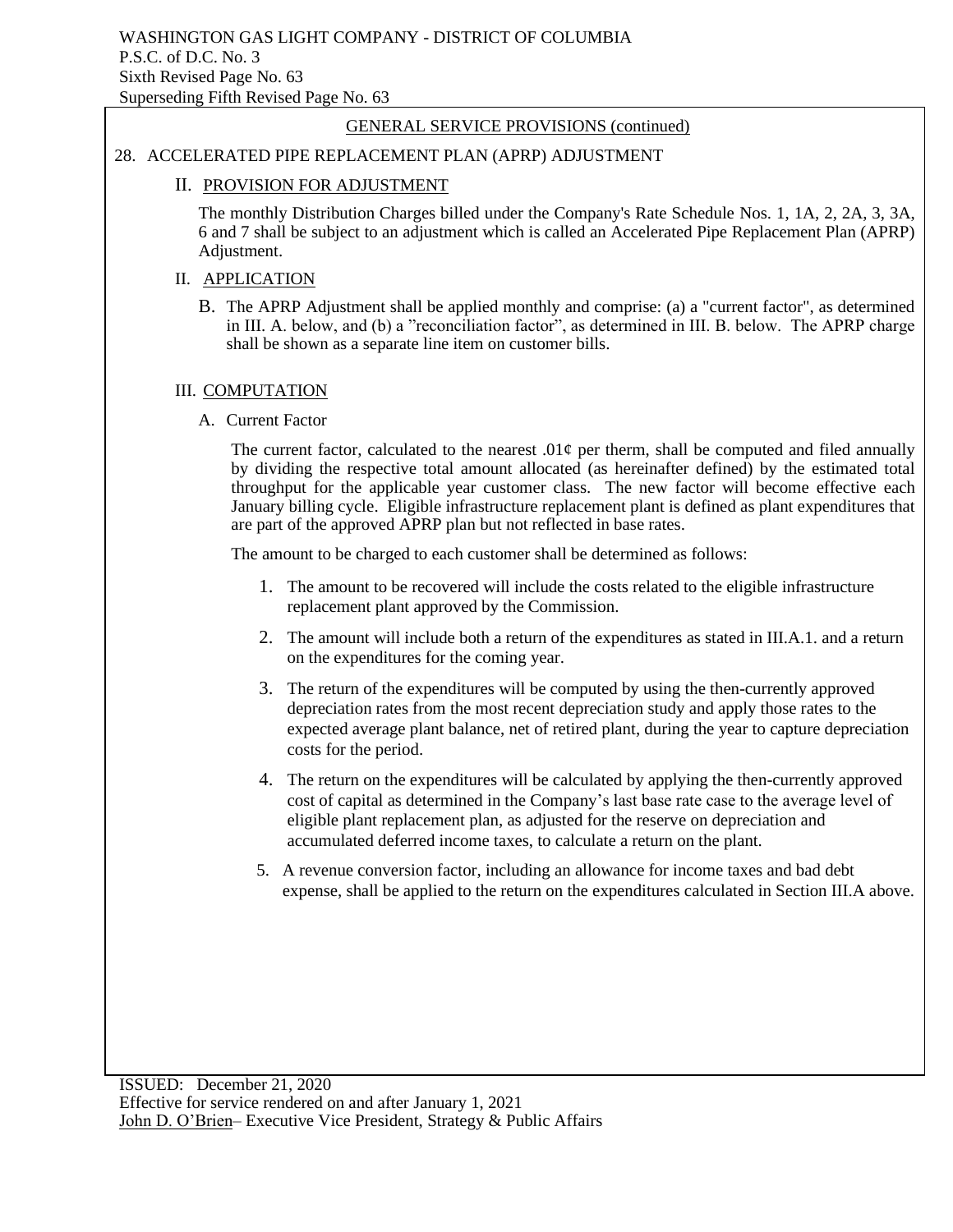WASHINGTON GAS LIGHT COMPANY - DISTRICT OF COLUMBIA
P.S.C. of D.C. No. 3
Sixth Revised Page No. 63
Superseding Fifth Revised Page No. 63

GENERAL SERVICE PROVISIONS (continued)

## 28. ACCELERATED PIPE REPLACEMENT PLAN (APRP) ADJUSTMENT

### II. PROVISION FOR ADJUSTMENT

The monthly Distribution Charges billed under the Company's Rate Schedule Nos. 1, 1A, 2, 2A, 3, 3A, 6 and 7 shall be subject to an adjustment which is called an Accelerated Pipe Replacement Plan (APRP) Adjustment.

### II. APPLICATION

B. The APRP Adjustment shall be applied monthly and comprise: (a) a "current factor", as determined in III. A. below, and (b) a "reconciliation factor", as determined in III. B. below. The APRP charge shall be shown as a separate line item on customer bills.

### III. COMPUTATION

A. Current Factor

The current factor, calculated to the nearest .01¢ per therm, shall be computed and filed annually by dividing the respective total amount allocated (as hereinafter defined) by the estimated total throughput for the applicable year customer class. The new factor will become effective each January billing cycle. Eligible infrastructure replacement plant is defined as plant expenditures that are part of the approved APRP plan but not reflected in base rates.

The amount to be charged to each customer shall be determined as follows:

1. The amount to be recovered will include the costs related to the eligible infrastructure replacement plant approved by the Commission.
2. The amount will include both a return of the expenditures as stated in III.A.1. and a return on the expenditures for the coming year.
3. The return of the expenditures will be computed by using the then-currently approved depreciation rates from the most recent depreciation study and apply those rates to the expected average plant balance, net of retired plant, during the year to capture depreciation costs for the period.
4. The return on the expenditures will be calculated by applying the then-currently approved cost of capital as determined in the Company's last base rate case to the average level of eligible plant replacement plan, as adjusted for the reserve on depreciation and accumulated deferred income taxes, to calculate a return on the plant.
5. A revenue conversion factor, including an allowance for income taxes and bad debt expense, shall be applied to the return on the expenditures calculated in Section III.A above.

ISSUED: December 21, 2020
Effective for service rendered on and after January 1, 2021
John D. O'Brien– Executive Vice President, Strategy & Public Affairs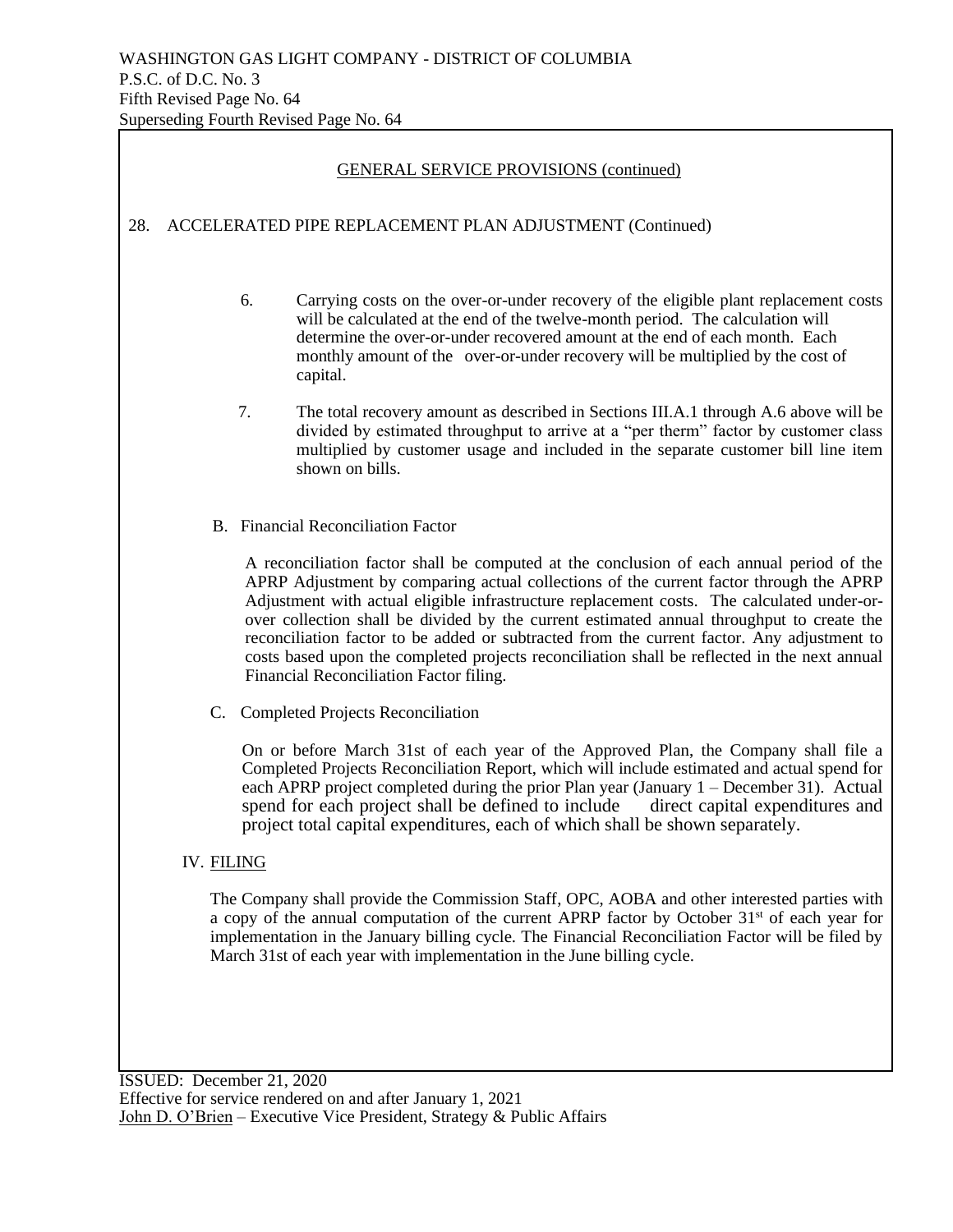WASHINGTON GAS LIGHT COMPANY - DISTRICT OF COLUMBIA
P.S.C. of D.C. No. 3
Fifth Revised Page No. 64
Superseding Fourth Revised Page No. 64

GENERAL SERVICE PROVISIONS (continued)

28. ACCELERATED PIPE REPLACEMENT PLAN ADJUSTMENT (Continued)

6. Carrying costs on the over-or-under recovery of the eligible plant replacement costs will be calculated at the end of the twelve-month period. The calculation will determine the over-or-under recovered amount at the end of each month. Each monthly amount of the over-or-under recovery will be multiplied by the cost of capital.

7. The total recovery amount as described in Sections III.A.1 through A.6 above will be divided by estimated throughput to arrive at a "per therm" factor by customer class multiplied by customer usage and included in the separate customer bill line item shown on bills.

B. Financial Reconciliation Factor

A reconciliation factor shall be computed at the conclusion of each annual period of the APRP Adjustment by comparing actual collections of the current factor through the APRP Adjustment with actual eligible infrastructure replacement costs. The calculated under-or-over collection shall be divided by the current estimated annual throughput to create the reconciliation factor to be added or subtracted from the current factor. Any adjustment to costs based upon the completed projects reconciliation shall be reflected in the next annual Financial Reconciliation Factor filing.

C. Completed Projects Reconciliation

On or before March 31st of each year of the Approved Plan, the Company shall file a Completed Projects Reconciliation Report, which will include estimated and actual spend for each APRP project completed during the prior Plan year (January 1 – December 31). Actual spend for each project shall be defined to include direct capital expenditures and project total capital expenditures, each of which shall be shown separately.

IV. FILING

The Company shall provide the Commission Staff, OPC, AOBA and other interested parties with a copy of the annual computation of the current APRP factor by October 31st of each year for implementation in the January billing cycle. The Financial Reconciliation Factor will be filed by March 31st of each year with implementation in the June billing cycle.

ISSUED: December 21, 2020
Effective for service rendered on and after January 1, 2021
John D. O'Brien – Executive Vice President, Strategy & Public Affairs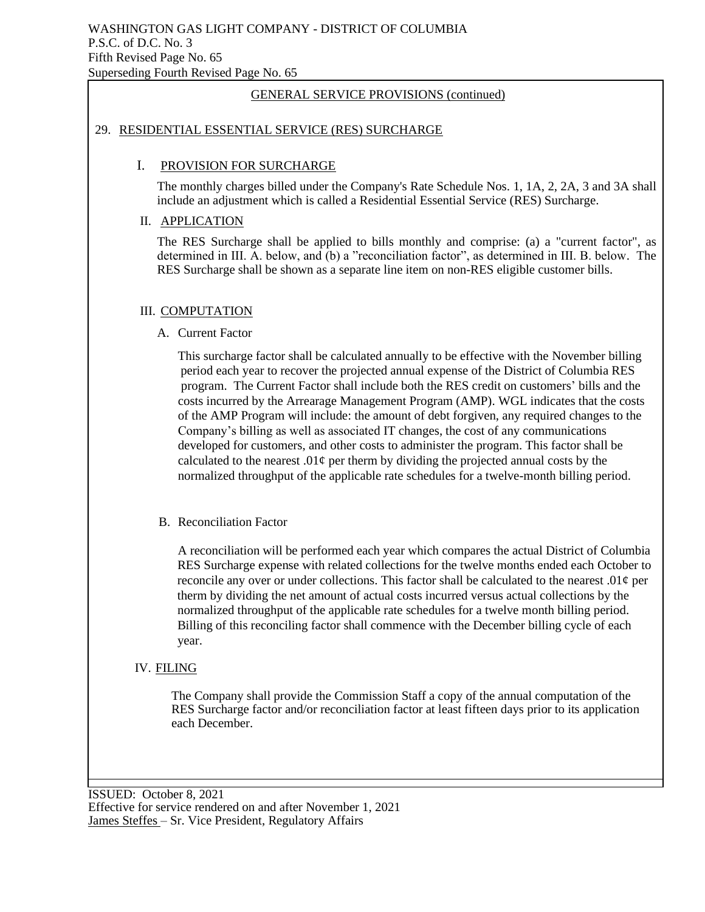WASHINGTON GAS LIGHT COMPANY - DISTRICT OF COLUMBIA
P.S.C. of D.C. No. 3
Fifth Revised Page No. 65
Superseding Fourth Revised Page No. 65

GENERAL SERVICE PROVISIONS (continued)

## 29. RESIDENTIAL ESSENTIAL SERVICE (RES) SURCHARGE

### I. PROVISION FOR SURCHARGE

The monthly charges billed under the Company's Rate Schedule Nos. 1, 1A, 2, 2A, 3 and 3A shall include an adjustment which is called a Residential Essential Service (RES) Surcharge.

### II. APPLICATION

The RES Surcharge shall be applied to bills monthly and comprise: (a) a "current factor", as determined in III. A. below, and (b) a "reconciliation factor", as determined in III. B. below. The RES Surcharge shall be shown as a separate line item on non-RES eligible customer bills.

### III. COMPUTATION

A. Current Factor

This surcharge factor shall be calculated annually to be effective with the November billing period each year to recover the projected annual expense of the District of Columbia RES program. The Current Factor shall include both the RES credit on customers' bills and the costs incurred by the Arrearage Management Program (AMP). WGL indicates that the costs of the AMP Program will include: the amount of debt forgiven, any required changes to the Company's billing as well as associated IT changes, the cost of any communications developed for customers, and other costs to administer the program. This factor shall be calculated to the nearest .01¢ per therm by dividing the projected annual costs by the normalized throughput of the applicable rate schedules for a twelve-month billing period.

B. Reconciliation Factor

A reconciliation will be performed each year which compares the actual District of Columbia RES Surcharge expense with related collections for the twelve months ended each October to reconcile any over or under collections. This factor shall be calculated to the nearest .01¢ per therm by dividing the net amount of actual costs incurred versus actual collections by the normalized throughput of the applicable rate schedules for a twelve month billing period. Billing of this reconciling factor shall commence with the December billing cycle of each year.

### IV. FILING

The Company shall provide the Commission Staff a copy of the annual computation of the RES Surcharge factor and/or reconciliation factor at least fifteen days prior to its application each December.

ISSUED: October 8, 2021
Effective for service rendered on and after November 1, 2021
James Steffes – Sr. Vice President, Regulatory Affairs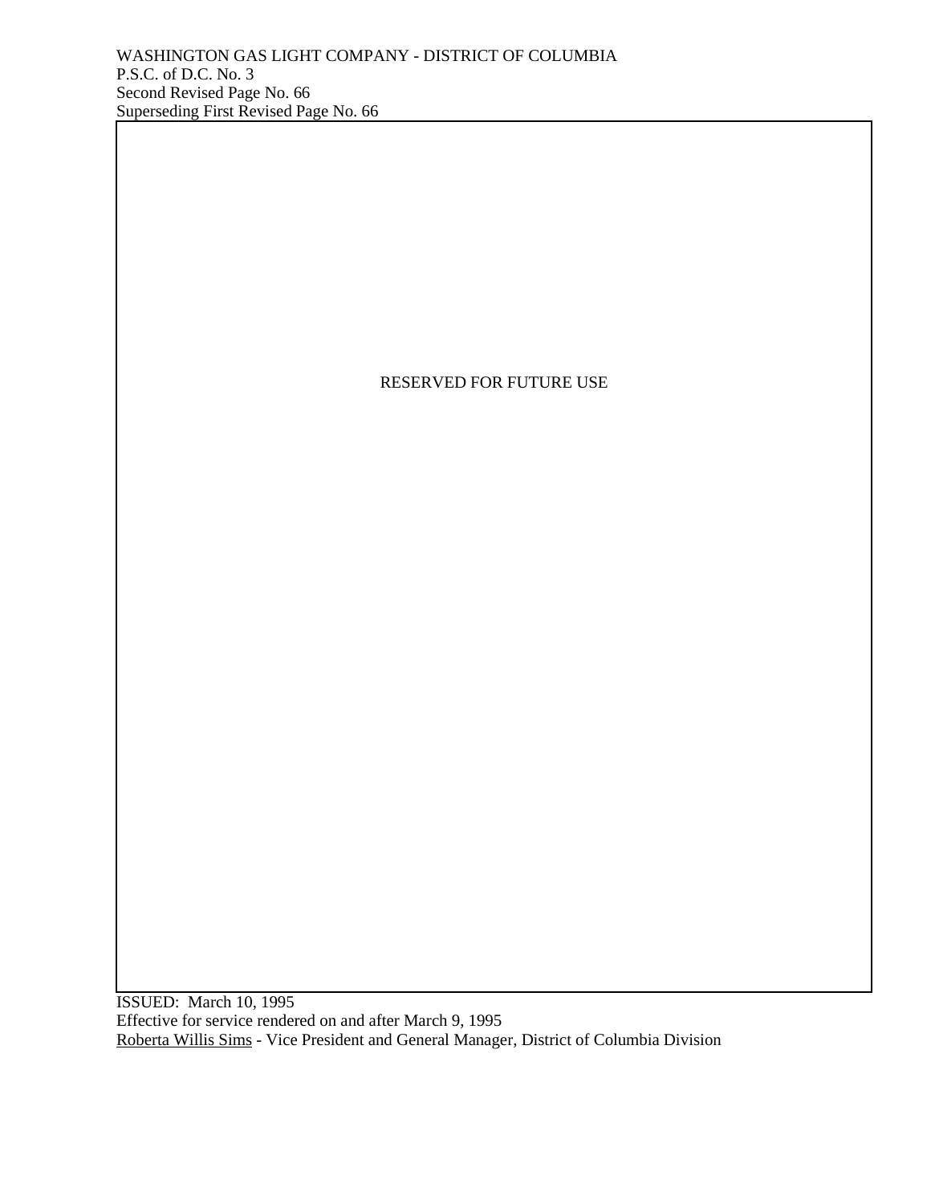RESERVED FOR FUTURE USE

ISSUED: March 10, 1995
Effective for service rendered on and after March 9, 1995
Roberta Willis Sims - Vice President and General Manager, District of Columbia Division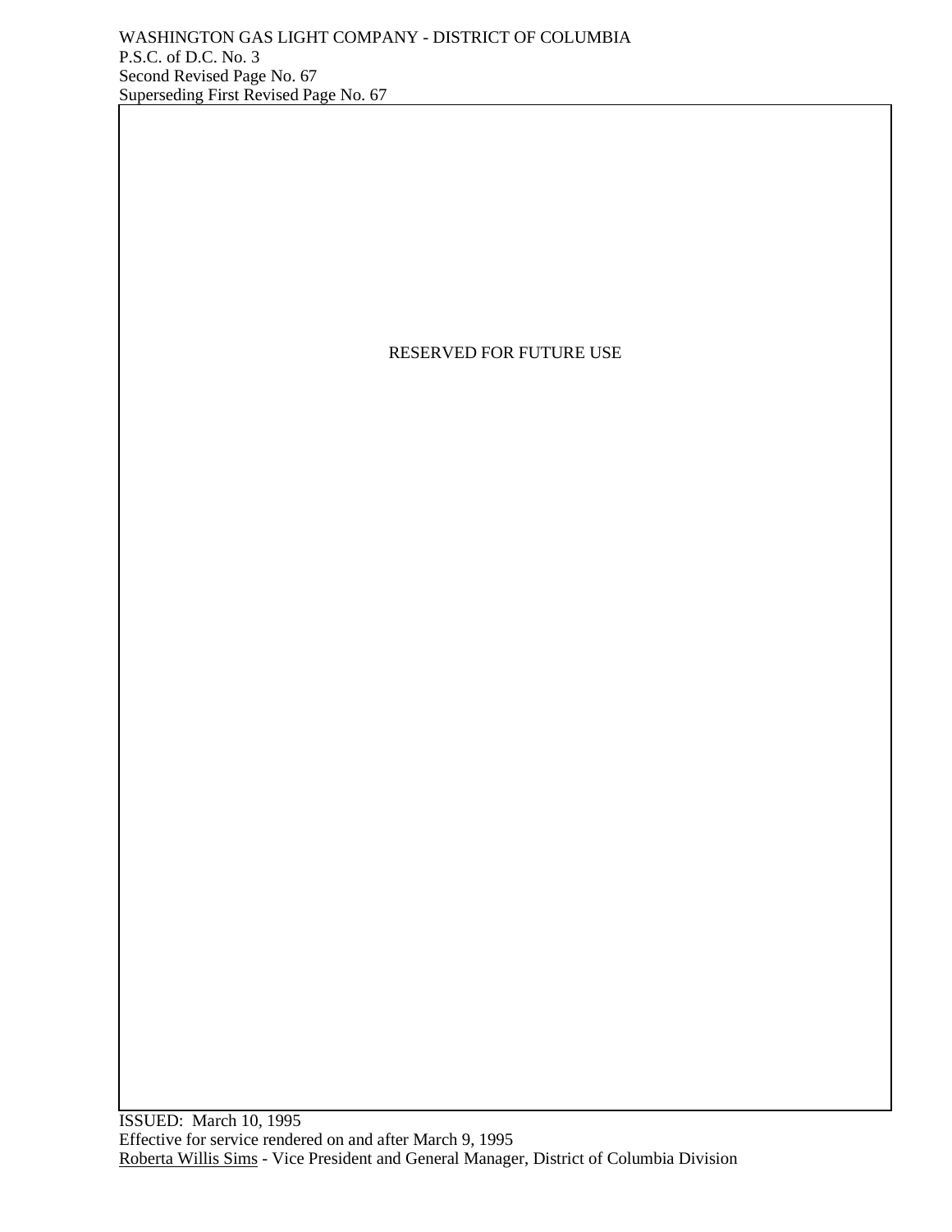WASHINGTON GAS LIGHT COMPANY - DISTRICT OF COLUMBIA
P.S.C. of D.C. No. 3
Second Revised Page No. 67
Superseding First Revised Page No. 67

RESERVED FOR FUTURE USE

ISSUED: March 10, 1995
Effective for service rendered on and after March 9, 1995
Roberta Willis Sims - Vice President and General Manager, District of Columbia Division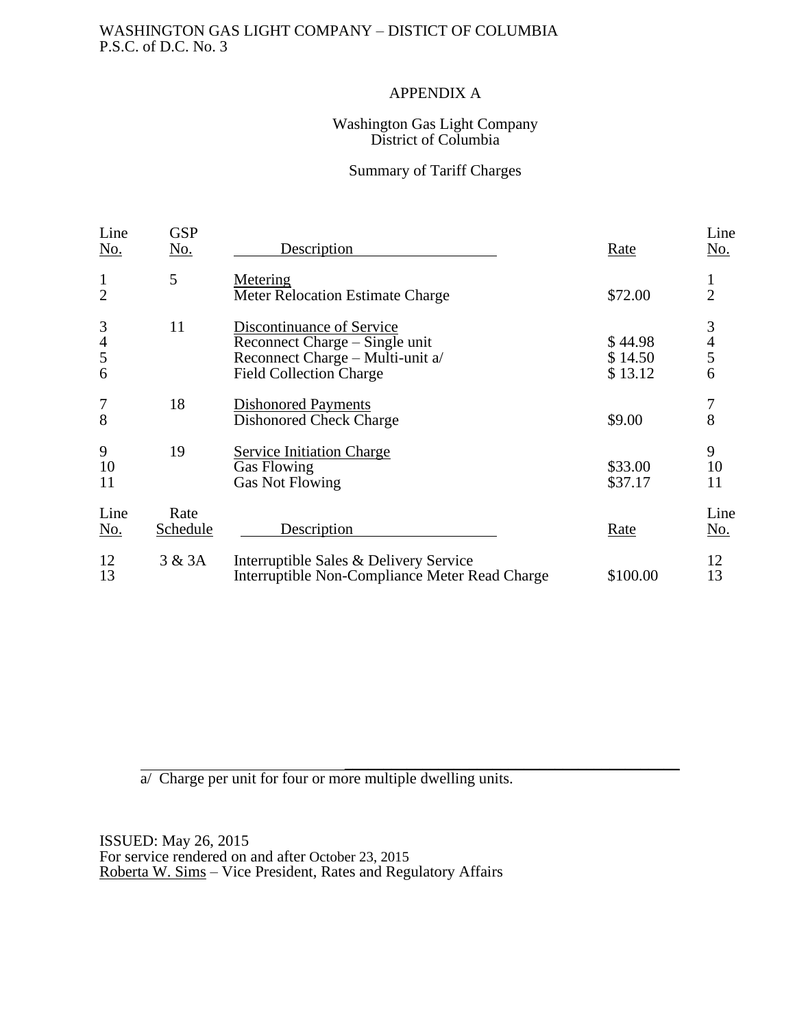WASHINGTON GAS LIGHT COMPANY – DISTICT OF COLUMBIA
P.S.C. of D.C. No. 3

# APPENDIX A

Washington Gas Light Company
District of Columbia

Summary of Tariff Charges

| Line No. | GSP No. | Description | Rate | Line No. |
|---|---|---|---|---|
| 1 | 5 | Metering | | 1 |
| 2 | | Meter Relocation Estimate Charge | $72.00 | 2 |
| 3 | 11 | Discontinuance of Service | | 3 |
| 4 | | Reconnect Charge – Single unit | $ 44.98 | 4 |
| 5 | | Reconnect Charge – Multi-unit a/ | $ 14.50 | 5 |
| 6 | | Field Collection Charge | $ 13.12 | 6 |
| 7 | 18 | Dishonored Payments | | 7 |
| 8 | | Dishonored Check Charge | $9.00 | 8 |
| 9 | 19 | Service Initiation Charge | | 9 |
| 10 | | Gas Flowing | $33.00 | 10 |
| 11 | | Gas Not Flowing | $37.17 | 11 |
| **Line No.** | **Rate Schedule** | **Description** | **Rate** | **Line No.** |
| 12 | 3 & 3A | Interruptible Sales & Delivery Service | | 12 |
| 13 | | Interruptible Non-Compliance Meter Read Charge | $100.00 | 13 |

a/ Charge per unit for four or more multiple dwelling units.

ISSUED: May 26, 2015
For service rendered on and after October 23, 2015
Roberta W. Sims – Vice President, Rates and Regulatory Affairs